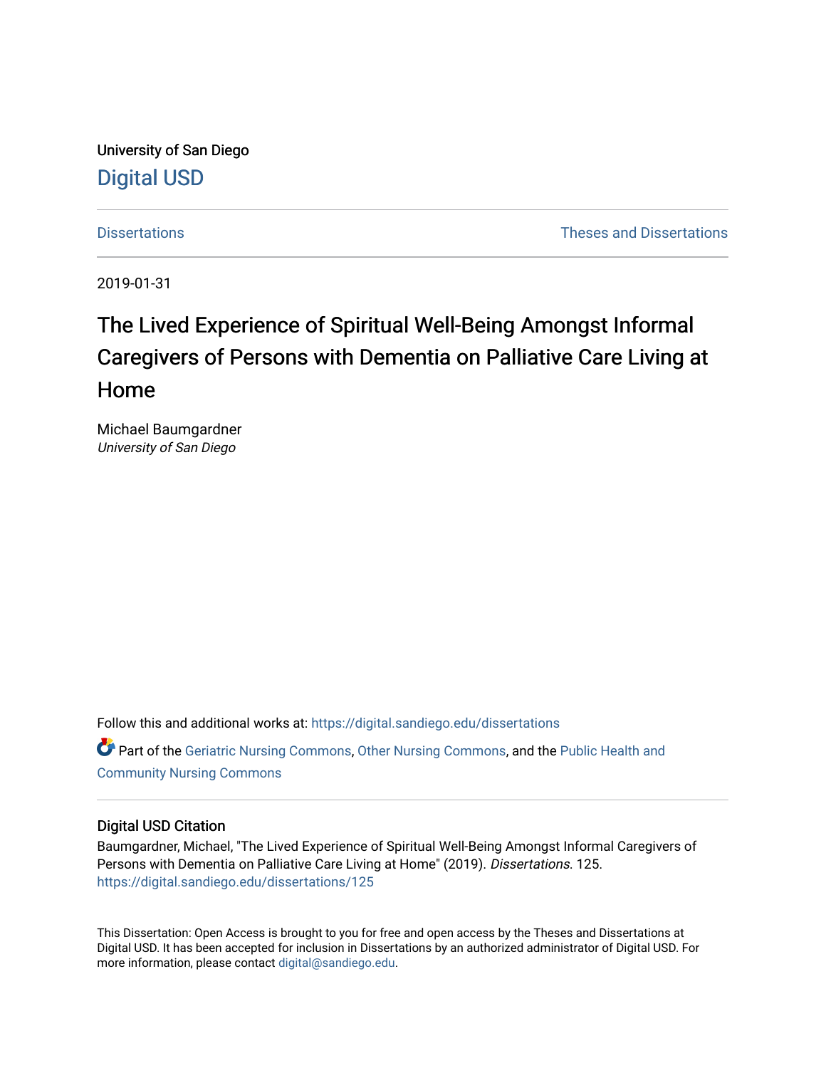University of San Diego

Digital USD

Dissertations | Theses and Dissertations

2019-01-31

# The Lived Experience of Spiritual Well-Being Amongst Informal Caregivers of Persons with Dementia on Palliative Care Living at Home

Michael Baumgardner
*University of San Diego*

Follow this and additional works at: https://digital.sandiego.edu/dissertations

Part of the Geriatric Nursing Commons, Other Nursing Commons, and the Public Health and Community Nursing Commons

## Digital USD Citation

Baumgardner, Michael, "The Lived Experience of Spiritual Well-Being Amongst Informal Caregivers of Persons with Dementia on Palliative Care Living at Home" (2019). *Dissertations*. 125.
https://digital.sandiego.edu/dissertations/125

This Dissertation: Open Access is brought to you for free and open access by the Theses and Dissertations at Digital USD. It has been accepted for inclusion in Dissertations by an authorized administrator of Digital USD. For more information, please contact digital@sandiego.edu.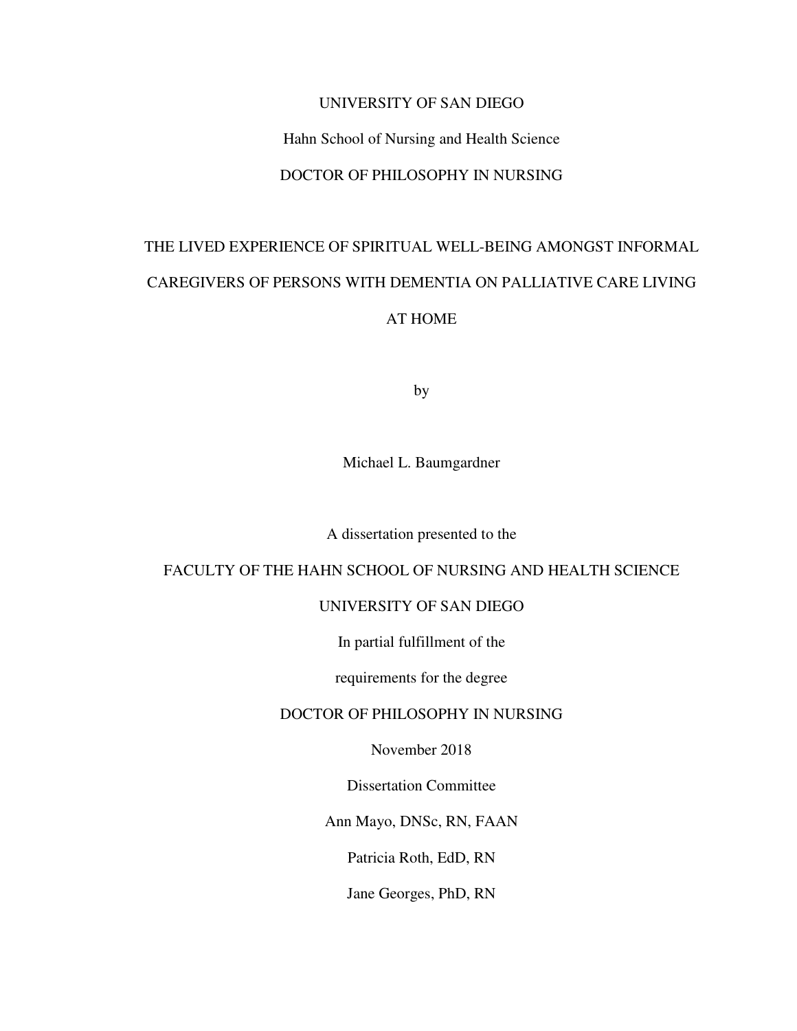UNIVERSITY OF SAN DIEGO

Hahn School of Nursing and Health Science

DOCTOR OF PHILOSOPHY IN NURSING

# THE LIVED EXPERIENCE OF SPIRITUAL WELL-BEING AMONGST INFORMAL CAREGIVERS OF PERSONS WITH DEMENTIA ON PALLIATIVE CARE LIVING AT HOME

by

Michael L. Baumgardner

A dissertation presented to the

FACULTY OF THE HAHN SCHOOL OF NURSING AND HEALTH SCIENCE

UNIVERSITY OF SAN DIEGO

In partial fulfillment of the

requirements for the degree

DOCTOR OF PHILOSOPHY IN NURSING

November 2018

Dissertation Committee

Ann Mayo, DNSc, RN, FAAN

Patricia Roth, EdD, RN

Jane Georges, PhD, RN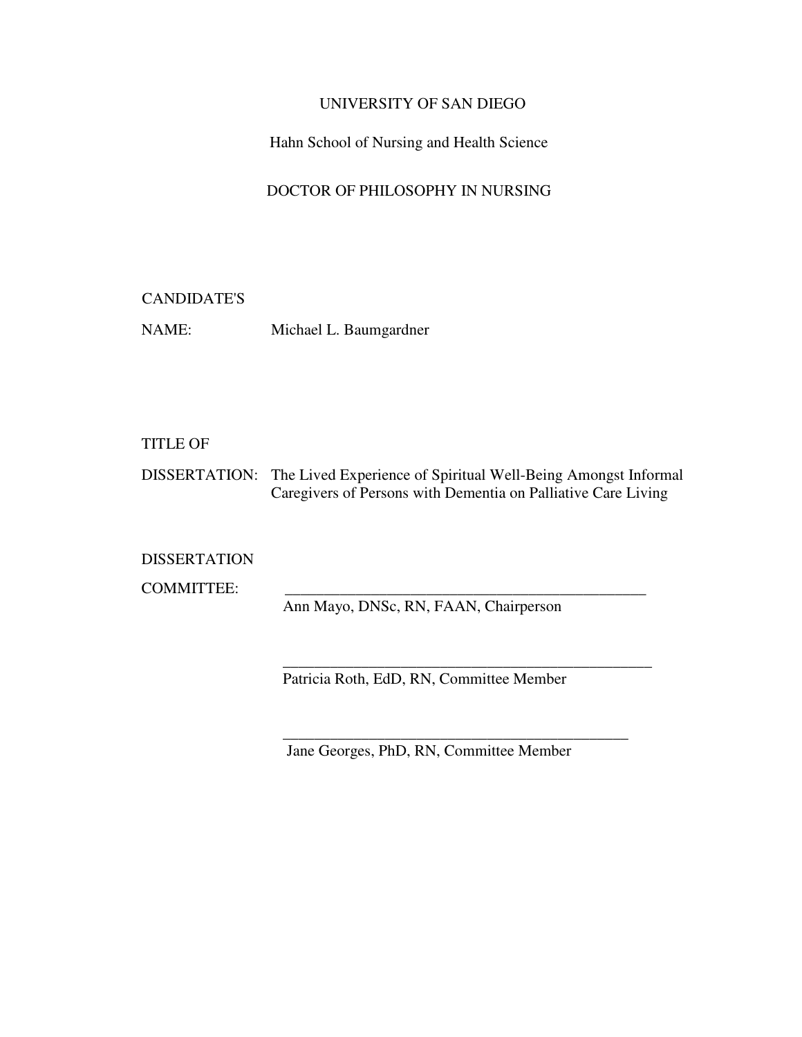UNIVERSITY OF SAN DIEGO

Hahn School of Nursing and Health Science

DOCTOR OF PHILOSOPHY IN NURSING

CANDIDATE'S

NAME: Michael L. Baumgardner

TITLE OF

DISSERTATION: The Lived Experience of Spiritual Well-Being Amongst Informal Caregivers of Persons with Dementia on Palliative Care Living

DISSERTATION

COMMITTEE:

_______________________________________________
Ann Mayo, DNSc, RN, FAAN, Chairperson

_______________________________________________
Patricia Roth, EdD, RN, Committee Member

_______________________________________________
Jane Georges, PhD, RN, Committee Member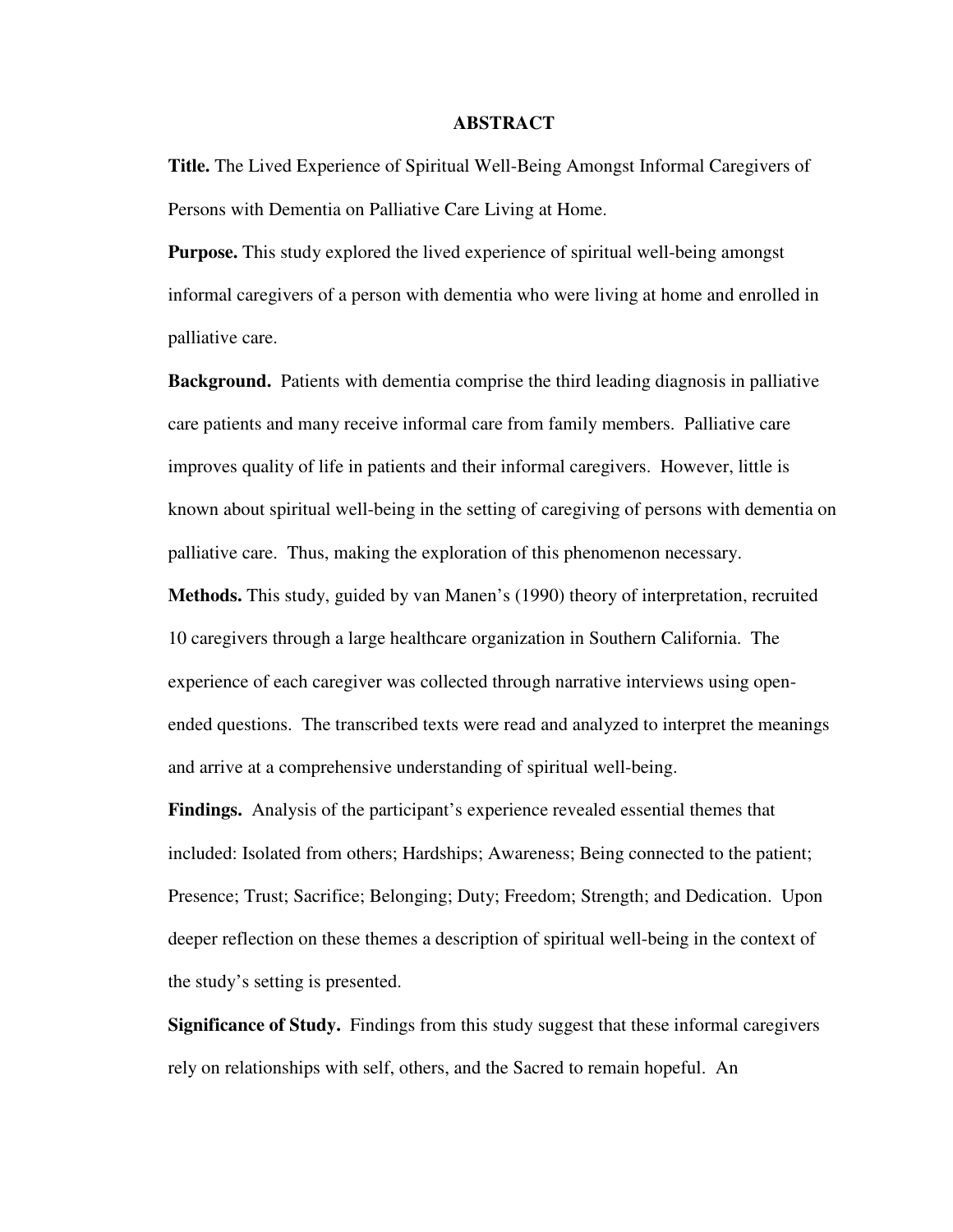# ABSTRACT

**Title.** The Lived Experience of Spiritual Well-Being Amongst Informal Caregivers of Persons with Dementia on Palliative Care Living at Home.

**Purpose.** This study explored the lived experience of spiritual well-being amongst informal caregivers of a person with dementia who were living at home and enrolled in palliative care.

**Background.** Patients with dementia comprise the third leading diagnosis in palliative care patients and many receive informal care from family members. Palliative care improves quality of life in patients and their informal caregivers. However, little is known about spiritual well-being in the setting of caregiving of persons with dementia on palliative care. Thus, making the exploration of this phenomenon necessary.

**Methods.** This study, guided by van Manen's (1990) theory of interpretation, recruited 10 caregivers through a large healthcare organization in Southern California. The experience of each caregiver was collected through narrative interviews using open-ended questions. The transcribed texts were read and analyzed to interpret the meanings and arrive at a comprehensive understanding of spiritual well-being.

**Findings.** Analysis of the participant's experience revealed essential themes that included: Isolated from others; Hardships; Awareness; Being connected to the patient; Presence; Trust; Sacrifice; Belonging; Duty; Freedom; Strength; and Dedication. Upon deeper reflection on these themes a description of spiritual well-being in the context of the study's setting is presented.

**Significance of Study.** Findings from this study suggest that these informal caregivers rely on relationships with self, others, and the Sacred to remain hopeful. An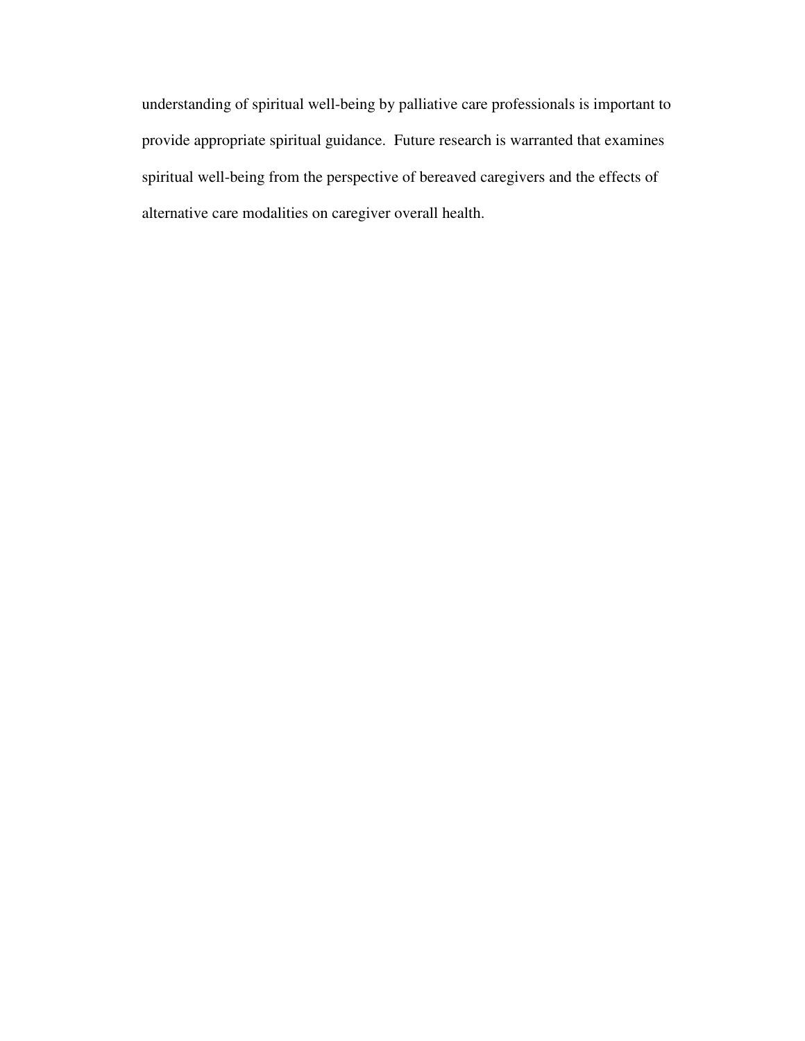understanding of spiritual well-being by palliative care professionals is important to provide appropriate spiritual guidance. Future research is warranted that examines spiritual well-being from the perspective of bereaved caregivers and the effects of alternative care modalities on caregiver overall health.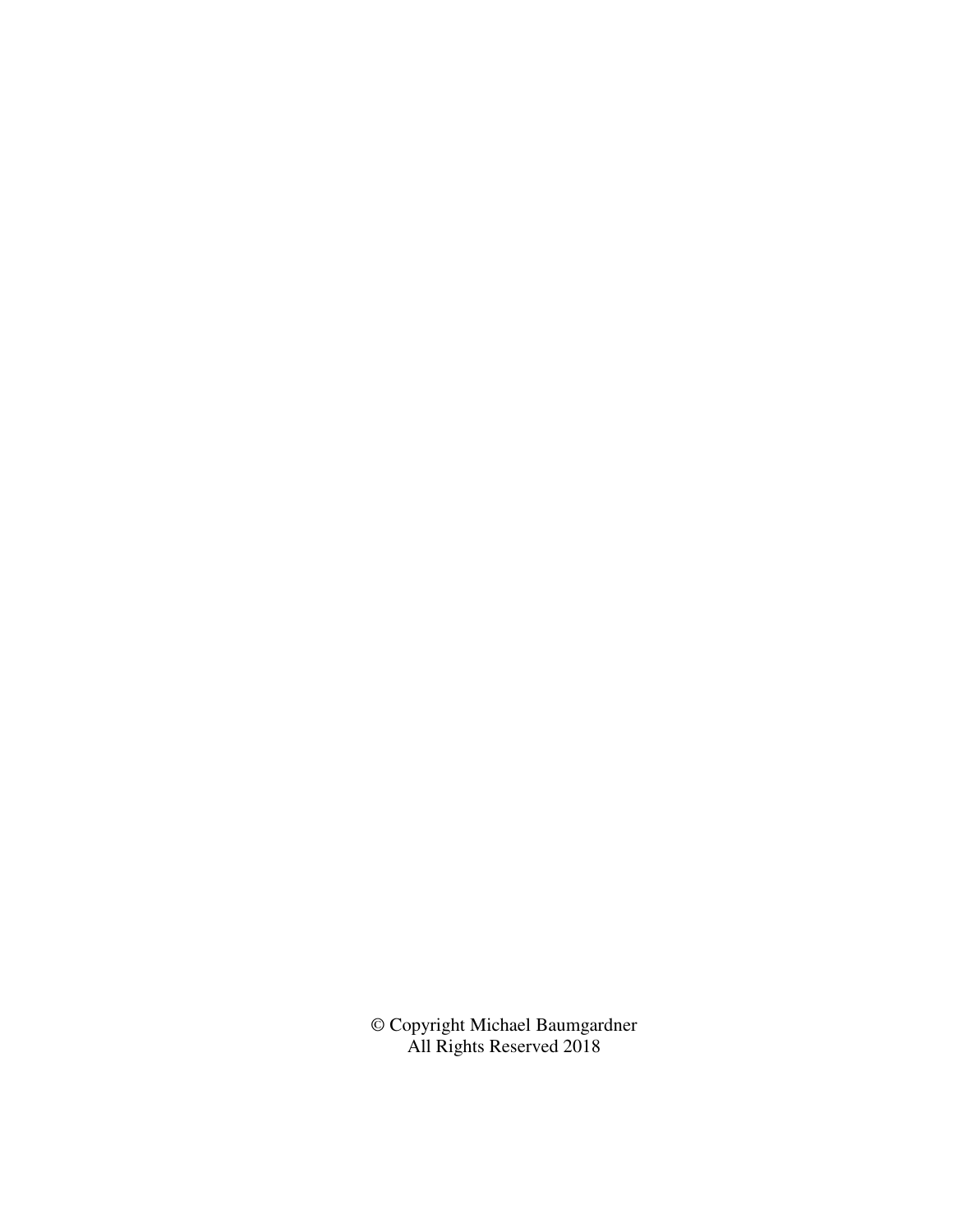© Copyright Michael Baumgardner
All Rights Reserved 2018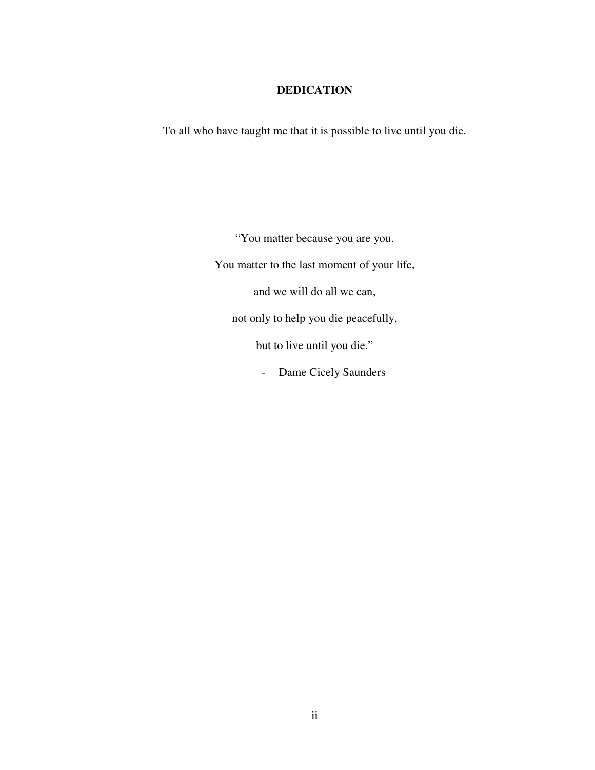# DEDICATION

To all who have taught me that it is possible to live until you die.

"You matter because you are you.

You matter to the last moment of your life,

and we will do all we can,

not only to help you die peacefully,

but to live until you die."

- Dame Cicely Saunders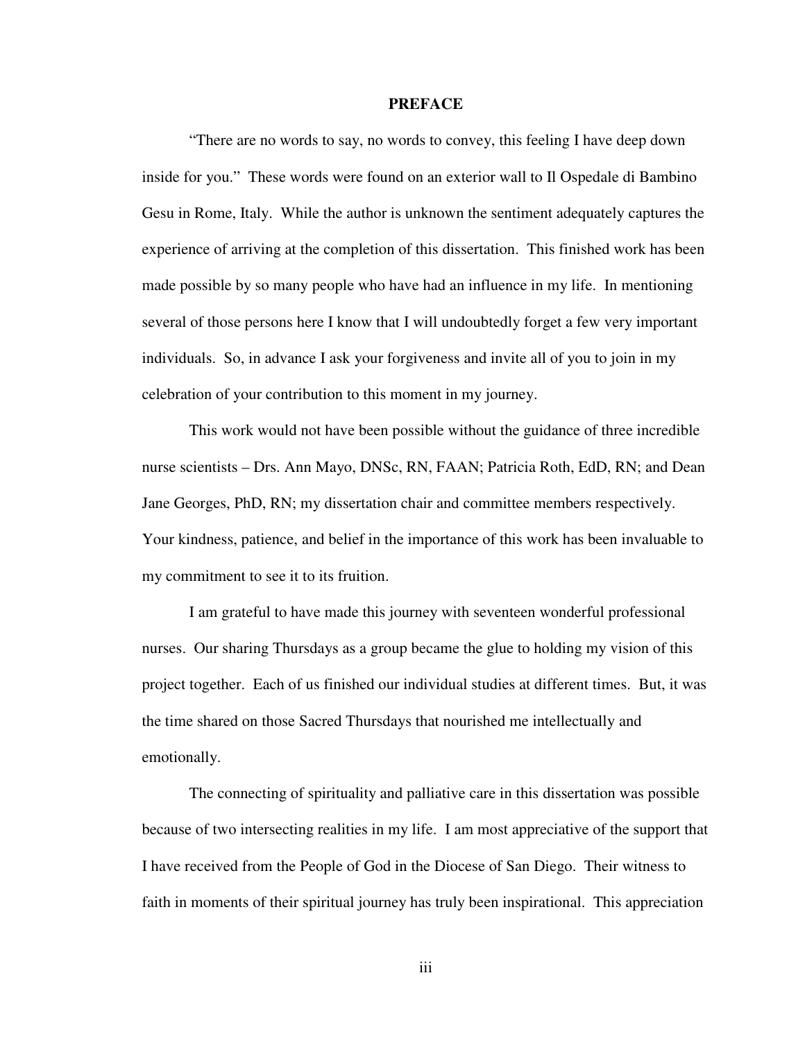# PREFACE

"There are no words to say, no words to convey, this feeling I have deep down inside for you." These words were found on an exterior wall to Il Ospedale di Bambino Gesu in Rome, Italy. While the author is unknown the sentiment adequately captures the experience of arriving at the completion of this dissertation. This finished work has been made possible by so many people who have had an influence in my life. In mentioning several of those persons here I know that I will undoubtedly forget a few very important individuals. So, in advance I ask your forgiveness and invite all of you to join in my celebration of your contribution to this moment in my journey.

This work would not have been possible without the guidance of three incredible nurse scientists – Drs. Ann Mayo, DNSc, RN, FAAN; Patricia Roth, EdD, RN; and Dean Jane Georges, PhD, RN; my dissertation chair and committee members respectively. Your kindness, patience, and belief in the importance of this work has been invaluable to my commitment to see it to its fruition.

I am grateful to have made this journey with seventeen wonderful professional nurses. Our sharing Thursdays as a group became the glue to holding my vision of this project together. Each of us finished our individual studies at different times. But, it was the time shared on those Sacred Thursdays that nourished me intellectually and emotionally.

The connecting of spirituality and palliative care in this dissertation was possible because of two intersecting realities in my life. I am most appreciative of the support that I have received from the People of God in the Diocese of San Diego. Their witness to faith in moments of their spiritual journey has truly been inspirational. This appreciation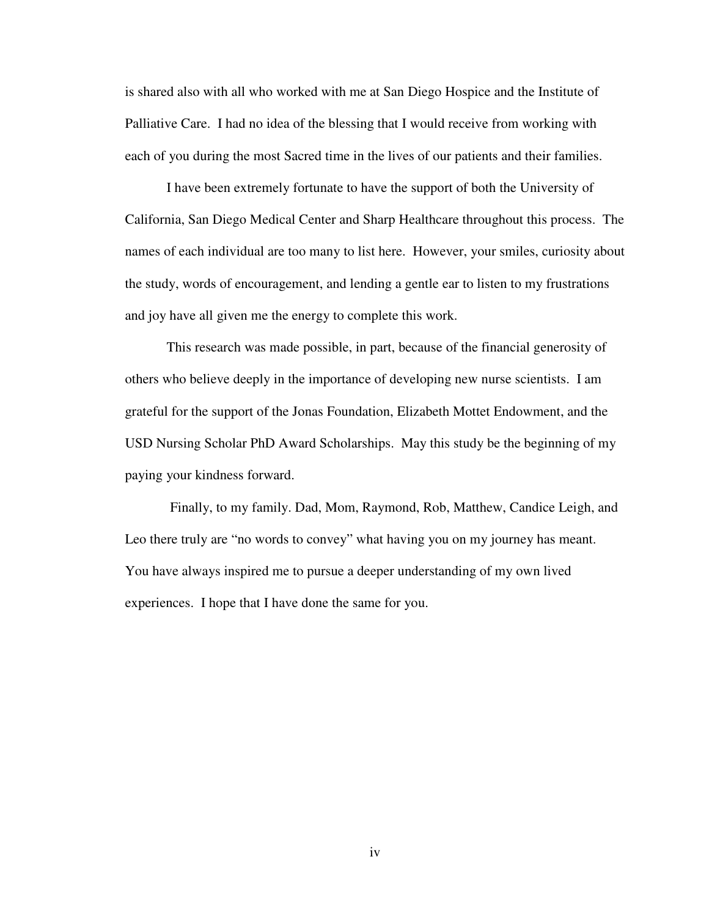is shared also with all who worked with me at San Diego Hospice and the Institute of Palliative Care. I had no idea of the blessing that I would receive from working with each of you during the most Sacred time in the lives of our patients and their families.

I have been extremely fortunate to have the support of both the University of California, San Diego Medical Center and Sharp Healthcare throughout this process. The names of each individual are too many to list here. However, your smiles, curiosity about the study, words of encouragement, and lending a gentle ear to listen to my frustrations and joy have all given me the energy to complete this work.

This research was made possible, in part, because of the financial generosity of others who believe deeply in the importance of developing new nurse scientists. I am grateful for the support of the Jonas Foundation, Elizabeth Mottet Endowment, and the USD Nursing Scholar PhD Award Scholarships. May this study be the beginning of my paying your kindness forward.

Finally, to my family. Dad, Mom, Raymond, Rob, Matthew, Candice Leigh, and Leo there truly are "no words to convey" what having you on my journey has meant. You have always inspired me to pursue a deeper understanding of my own lived experiences. I hope that I have done the same for you.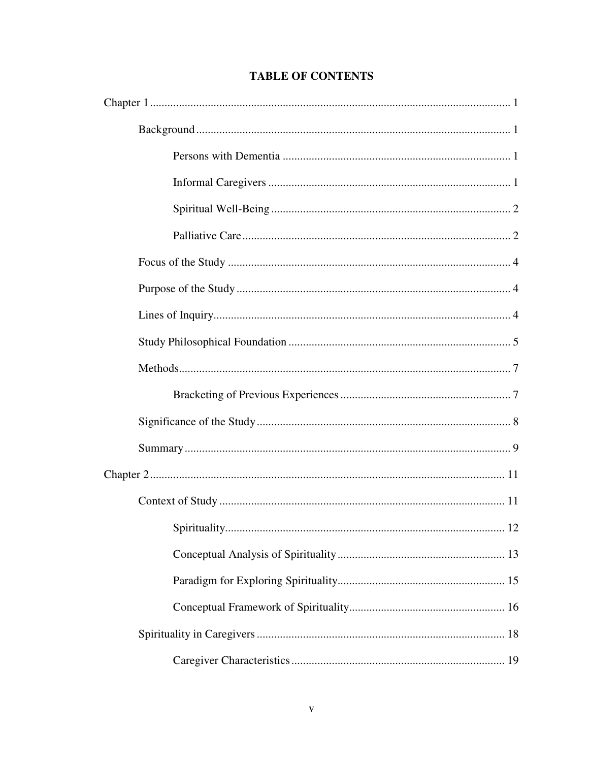# TABLE OF CONTENTS

Chapter 1 ........................................................................................................................ 1

- Background ............................................................................................................ 1
  - Persons with Dementia ..................................................................................... 1
  - Informal Caregivers ......................................................................................... 1
  - Spiritual Well-Being ........................................................................................ 2
  - Palliative Care .................................................................................................. 2
- Focus of the Study ................................................................................................ 4
- Purpose of the Study ............................................................................................. 4
- Lines of Inquiry ..................................................................................................... 4
- Study Philosophical Foundation ........................................................................... 5
- Methods ................................................................................................................. 7
  - Bracketing of Previous Experiences ................................................................ 7
- Significance of the Study ...................................................................................... 8
- Summary ............................................................................................................... 9

Chapter 2 ...................................................................................................................... 11

- Context of Study .................................................................................................. 11
  - Spirituality ....................................................................................................... 12
  - Conceptual Analysis of Spirituality ................................................................ 13
  - Paradigm for Exploring Spirituality ................................................................ 15
  - Conceptual Framework of Spirituality ............................................................ 16
- Spirituality in Caregivers ..................................................................................... 18
  - Caregiver Characteristics ................................................................................ 19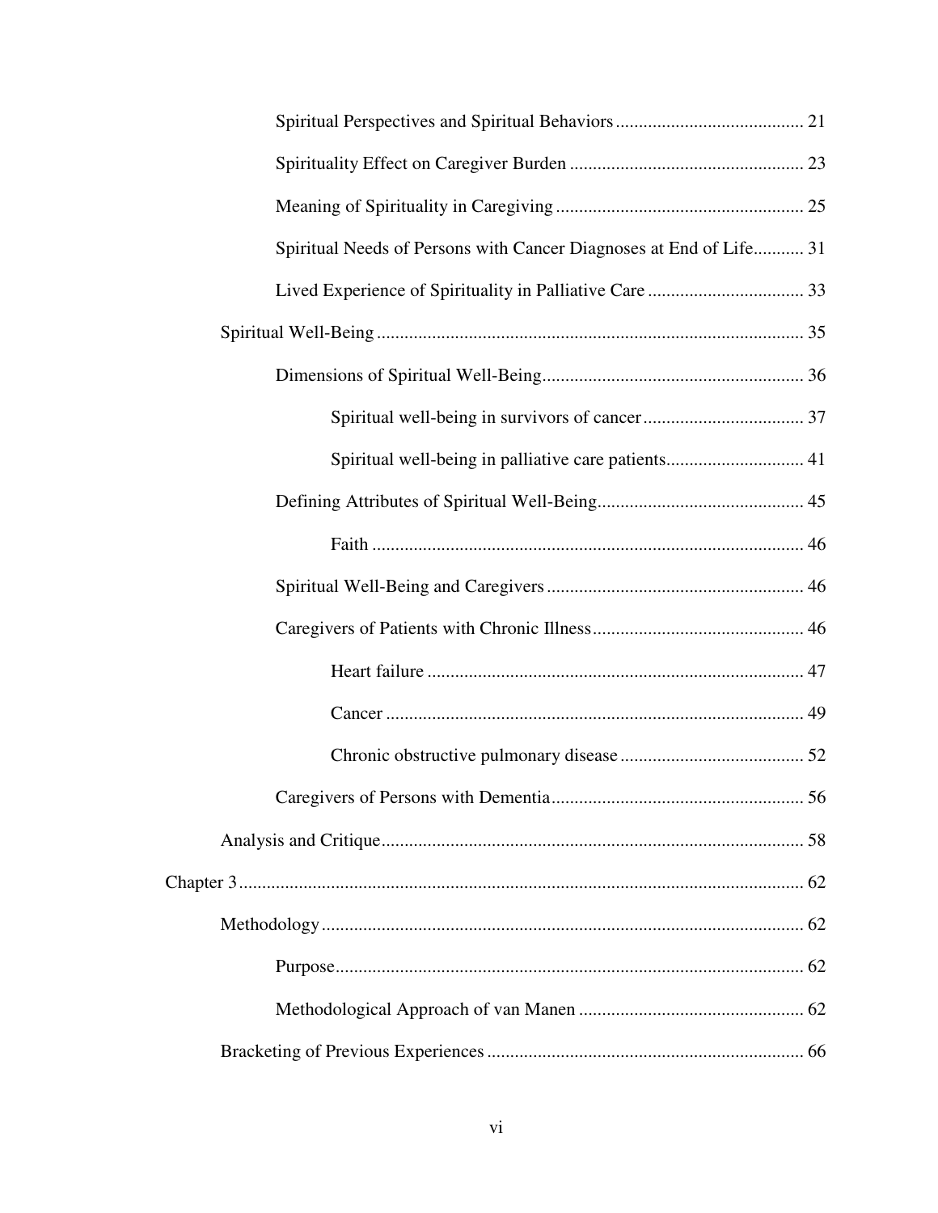Spiritual Perspectives and Spiritual Behaviors ........................................ 21

Spirituality Effect on Caregiver Burden .................................................. 23

Meaning of Spirituality in Caregiving ..................................................... 25

Spiritual Needs of Persons with Cancer Diagnoses at End of Life........... 31

Lived Experience of Spirituality in Palliative Care ................................. 33

Spiritual Well-Being ............................................................................................ 35

Dimensions of Spiritual Well-Being......................................................... 36

Spiritual well-being in survivors of cancer ................................... 37

Spiritual well-being in palliative care patients.............................. 41

Defining Attributes of Spiritual Well-Being............................................. 45

Faith ............................................................................................. 46

Spiritual Well-Being and Caregivers ....................................................... 46

Caregivers of Patients with Chronic Illness............................................. 46

Heart failure ................................................................................. 47

Cancer .......................................................................................... 49

Chronic obstructive pulmonary disease ........................................ 52

Caregivers of Persons with Dementia...................................................... 56

Analysis and Critique........................................................................................... 58

Chapter 3 ......................................................................................................................... 62

Methodology ........................................................................................................ 62

Purpose..................................................................................................... 62

Methodological Approach of van Manen ................................................ 62

Bracketing of Previous Experiences .................................................................... 66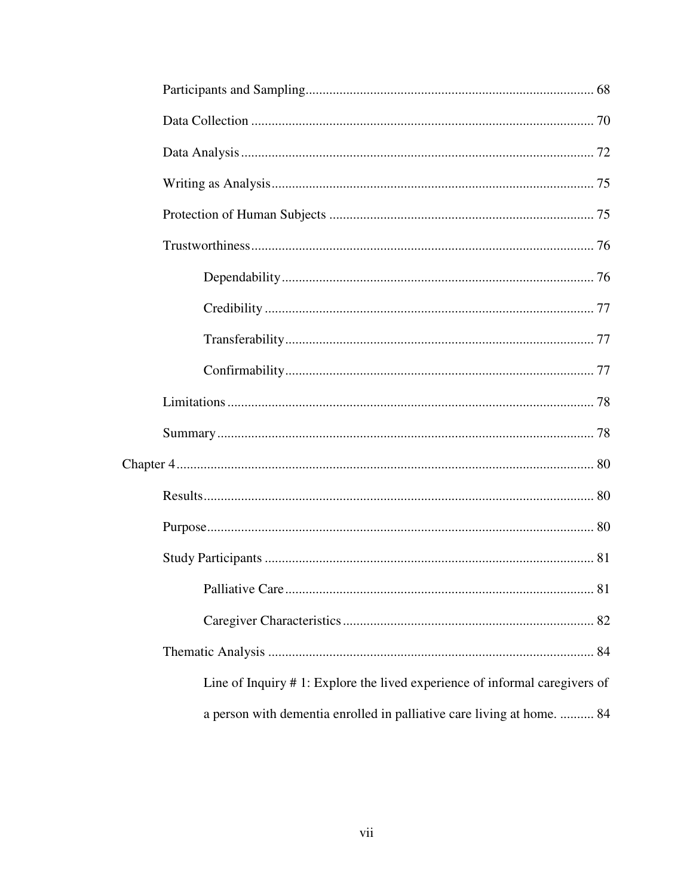- Participants and Sampling .................................................................................... 68
- Data Collection .................................................................................................... 70
- Data Analysis ........................................................................................................ 72
- Writing as Analysis .............................................................................................. 75
- Protection of Human Subjects ............................................................................. 75
- Trustworthiness .................................................................................................... 76
  - Dependability ........................................................................................... 76
  - Credibility ................................................................................................ 77
  - Transferability .......................................................................................... 77
  - Confirmability .......................................................................................... 77
- Limitations ........................................................................................................... 78
- Summary .............................................................................................................. 78

Chapter 4 .......................................................................................................................... 80

- Results .................................................................................................................. 80
- Purpose ................................................................................................................. 80
- Study Participants ................................................................................................ 81
  - Palliative Care .......................................................................................... 81
  - Caregiver Characteristics ......................................................................... 82
- Thematic Analysis ............................................................................................... 84
  - Line of Inquiry # 1: Explore the lived experience of informal caregivers of a person with dementia enrolled in palliative care living at home. .......... 84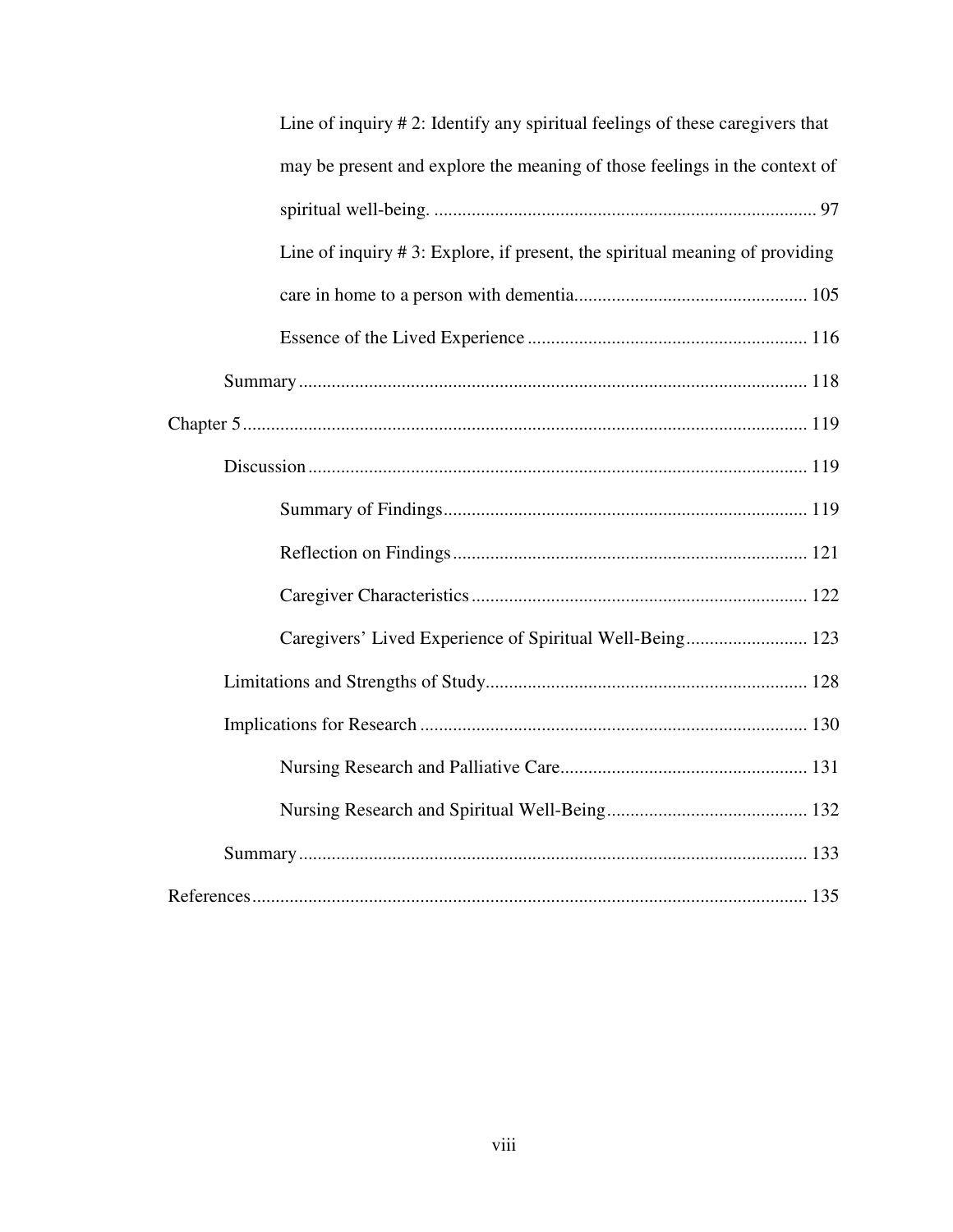Line of inquiry # 2: Identify any spiritual feelings of these caregivers that may be present and explore the meaning of those feelings in the context of spiritual well-being. ..... 97

Line of inquiry # 3: Explore, if present, the spiritual meaning of providing care in home to a person with dementia..... 105

Essence of the Lived Experience ..... 116

Summary ..... 118

Chapter 5 ..... 119

Discussion ..... 119

Summary of Findings ..... 119

Reflection on Findings ..... 121

Caregiver Characteristics ..... 122

Caregivers' Lived Experience of Spiritual Well-Being ..... 123

Limitations and Strengths of Study ..... 128

Implications for Research ..... 130

Nursing Research and Palliative Care ..... 131

Nursing Research and Spiritual Well-Being ..... 132

Summary ..... 133

References ..... 135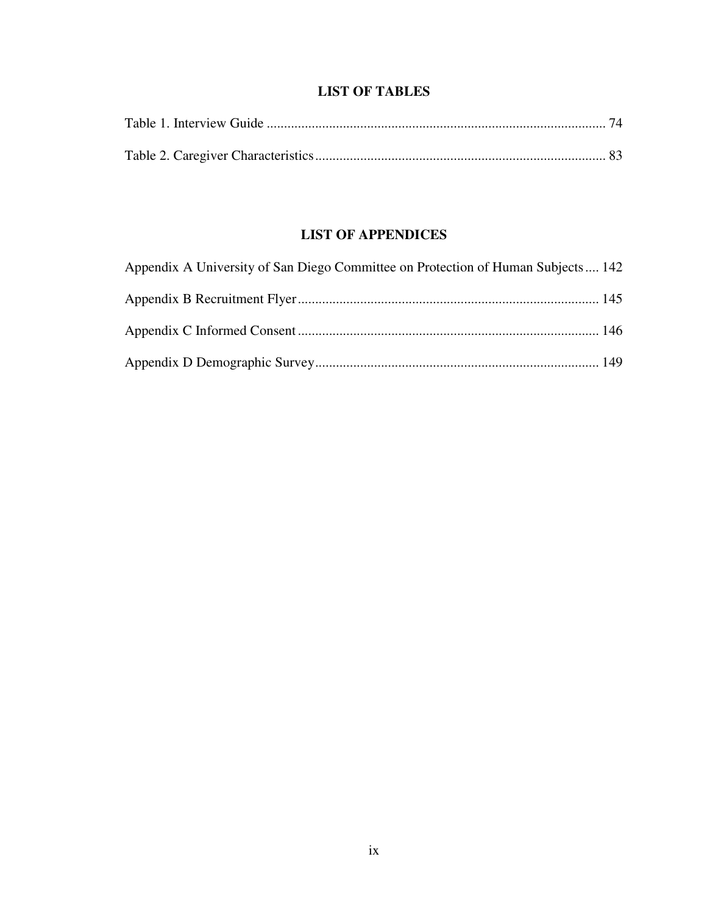## LIST OF TABLES

Table 1. Interview Guide ................................................................................................ 74

Table 2. Caregiver Characteristics .................................................................................. 83

## LIST OF APPENDICES

Appendix A University of San Diego Committee on Protection of Human Subjects .... 142

Appendix B Recruitment Flyer ...................................................................................... 145

Appendix C Informed Consent ...................................................................................... 146

Appendix D Demographic Survey ................................................................................. 149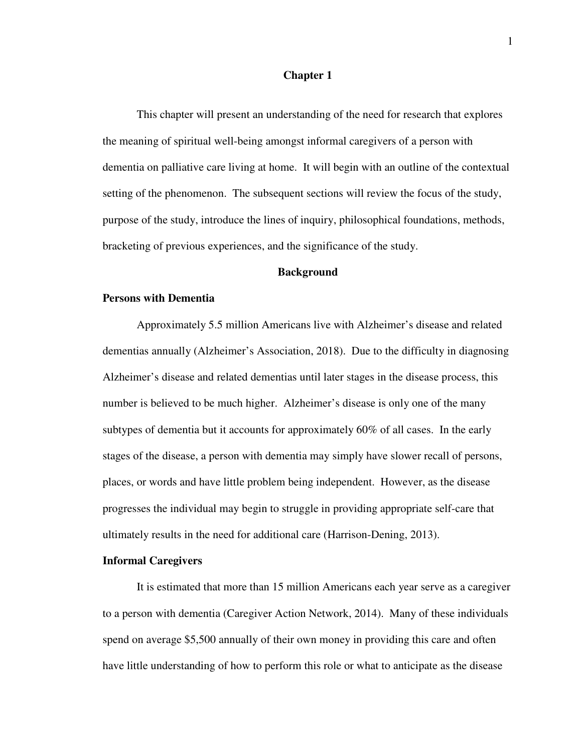# Chapter 1

This chapter will present an understanding of the need for research that explores the meaning of spiritual well-being amongst informal caregivers of a person with dementia on palliative care living at home. It will begin with an outline of the contextual setting of the phenomenon. The subsequent sections will review the focus of the study, purpose of the study, introduce the lines of inquiry, philosophical foundations, methods, bracketing of previous experiences, and the significance of the study.

## Background

### Persons with Dementia

Approximately 5.5 million Americans live with Alzheimer's disease and related dementias annually (Alzheimer's Association, 2018). Due to the difficulty in diagnosing Alzheimer's disease and related dementias until later stages in the disease process, this number is believed to be much higher. Alzheimer's disease is only one of the many subtypes of dementia but it accounts for approximately 60% of all cases. In the early stages of the disease, a person with dementia may simply have slower recall of persons, places, or words and have little problem being independent. However, as the disease progresses the individual may begin to struggle in providing appropriate self-care that ultimately results in the need for additional care (Harrison-Dening, 2013).

### Informal Caregivers

It is estimated that more than 15 million Americans each year serve as a caregiver to a person with dementia (Caregiver Action Network, 2014). Many of these individuals spend on average $5,500 annually of their own money in providing this care and often have little understanding of how to perform this role or what to anticipate as the disease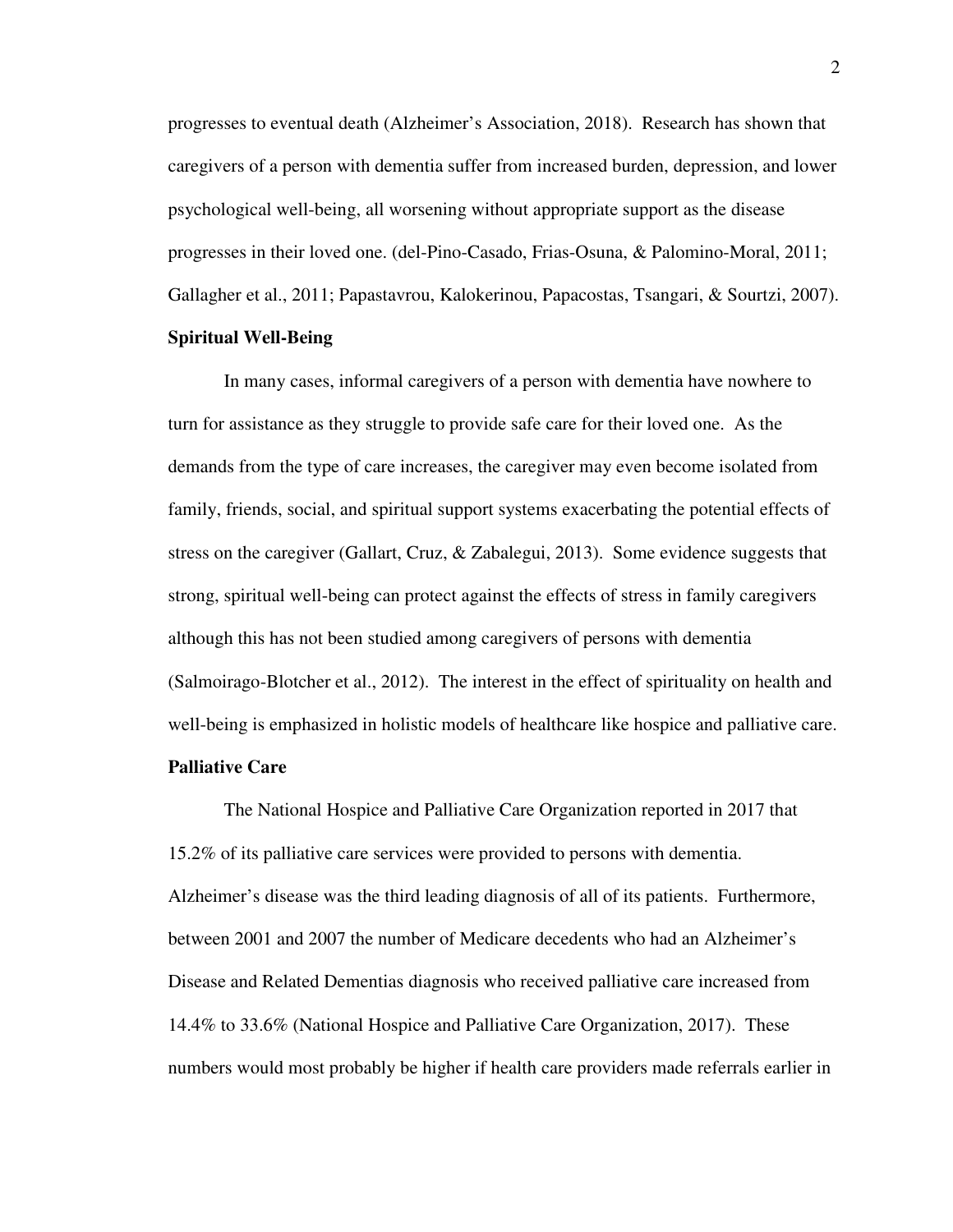progresses to eventual death (Alzheimer's Association, 2018). Research has shown that caregivers of a person with dementia suffer from increased burden, depression, and lower psychological well-being, all worsening without appropriate support as the disease progresses in their loved one. (del-Pino-Casado, Frias-Osuna, & Palomino-Moral, 2011; Gallagher et al., 2011; Papastavrou, Kalokerinou, Papacostas, Tsangari, & Sourtzi, 2007).

**Spiritual Well-Being**

In many cases, informal caregivers of a person with dementia have nowhere to turn for assistance as they struggle to provide safe care for their loved one. As the demands from the type of care increases, the caregiver may even become isolated from family, friends, social, and spiritual support systems exacerbating the potential effects of stress on the caregiver (Gallart, Cruz, & Zabalegui, 2013). Some evidence suggests that strong, spiritual well-being can protect against the effects of stress in family caregivers although this has not been studied among caregivers of persons with dementia (Salmoirago-Blotcher et al., 2012). The interest in the effect of spirituality on health and well-being is emphasized in holistic models of healthcare like hospice and palliative care.

**Palliative Care**

The National Hospice and Palliative Care Organization reported in 2017 that 15.2% of its palliative care services were provided to persons with dementia. Alzheimer's disease was the third leading diagnosis of all of its patients. Furthermore, between 2001 and 2007 the number of Medicare decedents who had an Alzheimer's Disease and Related Dementias diagnosis who received palliative care increased from 14.4% to 33.6% (National Hospice and Palliative Care Organization, 2017). These numbers would most probably be higher if health care providers made referrals earlier in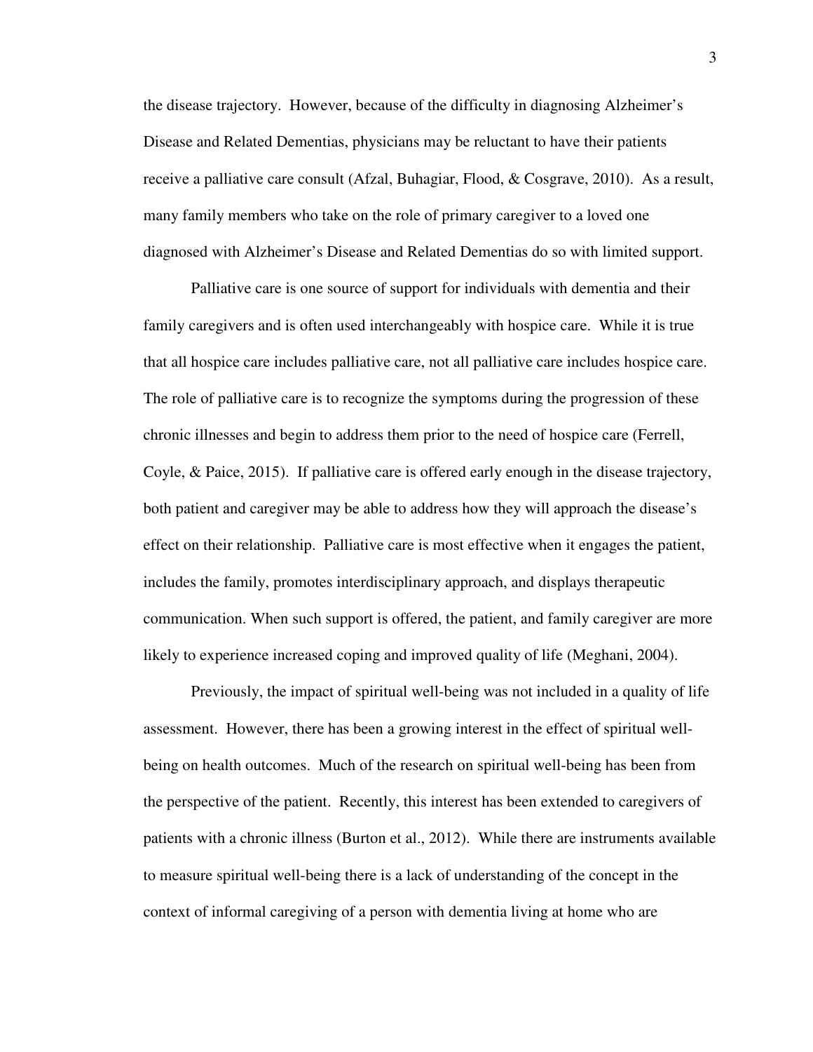the disease trajectory. However, because of the difficulty in diagnosing Alzheimer's Disease and Related Dementias, physicians may be reluctant to have their patients receive a palliative care consult (Afzal, Buhagiar, Flood, & Cosgrave, 2010). As a result, many family members who take on the role of primary caregiver to a loved one diagnosed with Alzheimer's Disease and Related Dementias do so with limited support.

Palliative care is one source of support for individuals with dementia and their family caregivers and is often used interchangeably with hospice care. While it is true that all hospice care includes palliative care, not all palliative care includes hospice care. The role of palliative care is to recognize the symptoms during the progression of these chronic illnesses and begin to address them prior to the need of hospice care (Ferrell, Coyle, & Paice, 2015). If palliative care is offered early enough in the disease trajectory, both patient and caregiver may be able to address how they will approach the disease's effect on their relationship. Palliative care is most effective when it engages the patient, includes the family, promotes interdisciplinary approach, and displays therapeutic communication. When such support is offered, the patient, and family caregiver are more likely to experience increased coping and improved quality of life (Meghani, 2004).

Previously, the impact of spiritual well-being was not included in a quality of life assessment. However, there has been a growing interest in the effect of spiritual well-being on health outcomes. Much of the research on spiritual well-being has been from the perspective of the patient. Recently, this interest has been extended to caregivers of patients with a chronic illness (Burton et al., 2012). While there are instruments available to measure spiritual well-being there is a lack of understanding of the concept in the context of informal caregiving of a person with dementia living at home who are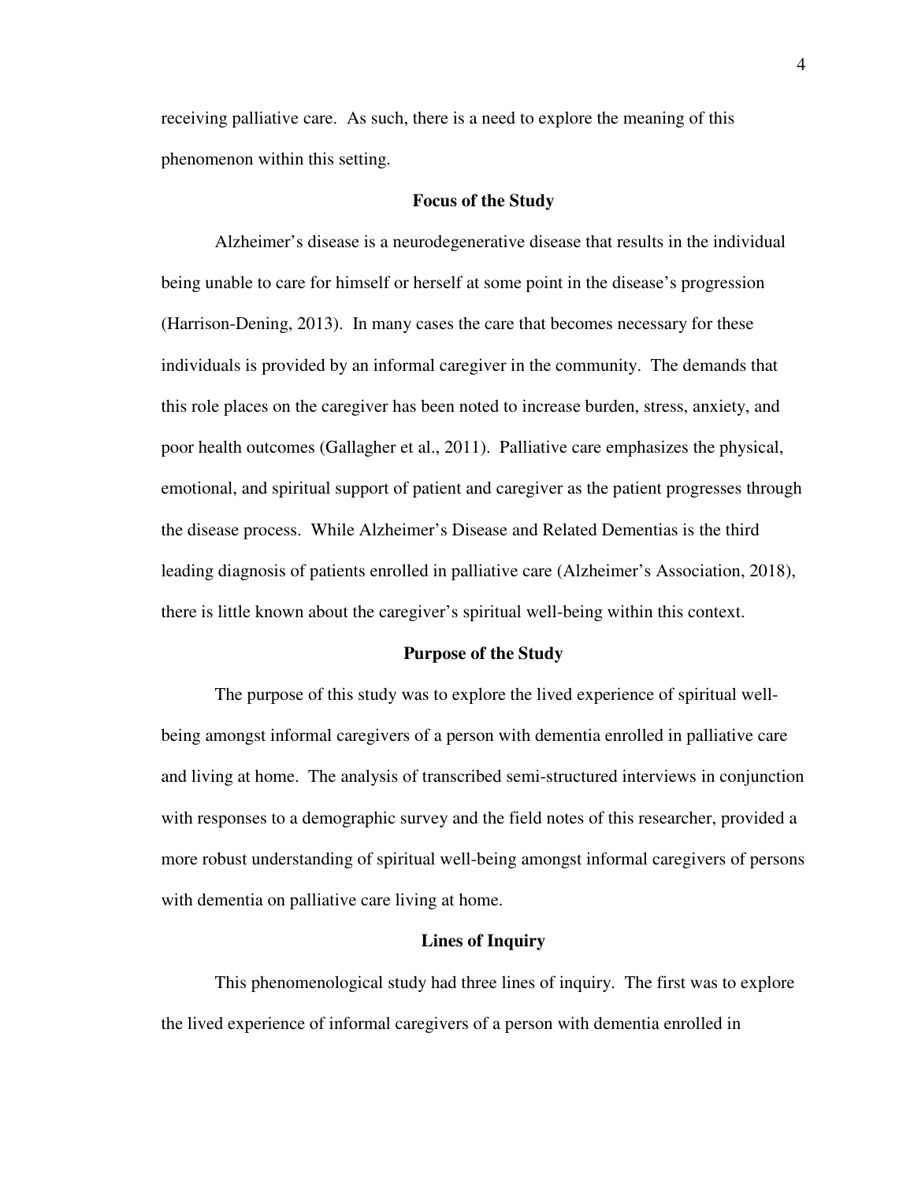receiving palliative care. As such, there is a need to explore the meaning of this phenomenon within this setting.

## Focus of the Study

Alzheimer's disease is a neurodegenerative disease that results in the individual being unable to care for himself or herself at some point in the disease's progression (Harrison-Dening, 2013). In many cases the care that becomes necessary for these individuals is provided by an informal caregiver in the community. The demands that this role places on the caregiver has been noted to increase burden, stress, anxiety, and poor health outcomes (Gallagher et al., 2011). Palliative care emphasizes the physical, emotional, and spiritual support of patient and caregiver as the patient progresses through the disease process. While Alzheimer's Disease and Related Dementias is the third leading diagnosis of patients enrolled in palliative care (Alzheimer's Association, 2018), there is little known about the caregiver's spiritual well-being within this context.

## Purpose of the Study

The purpose of this study was to explore the lived experience of spiritual well-being amongst informal caregivers of a person with dementia enrolled in palliative care and living at home. The analysis of transcribed semi-structured interviews in conjunction with responses to a demographic survey and the field notes of this researcher, provided a more robust understanding of spiritual well-being amongst informal caregivers of persons with dementia on palliative care living at home.

## Lines of Inquiry

This phenomenological study had three lines of inquiry. The first was to explore the lived experience of informal caregivers of a person with dementia enrolled in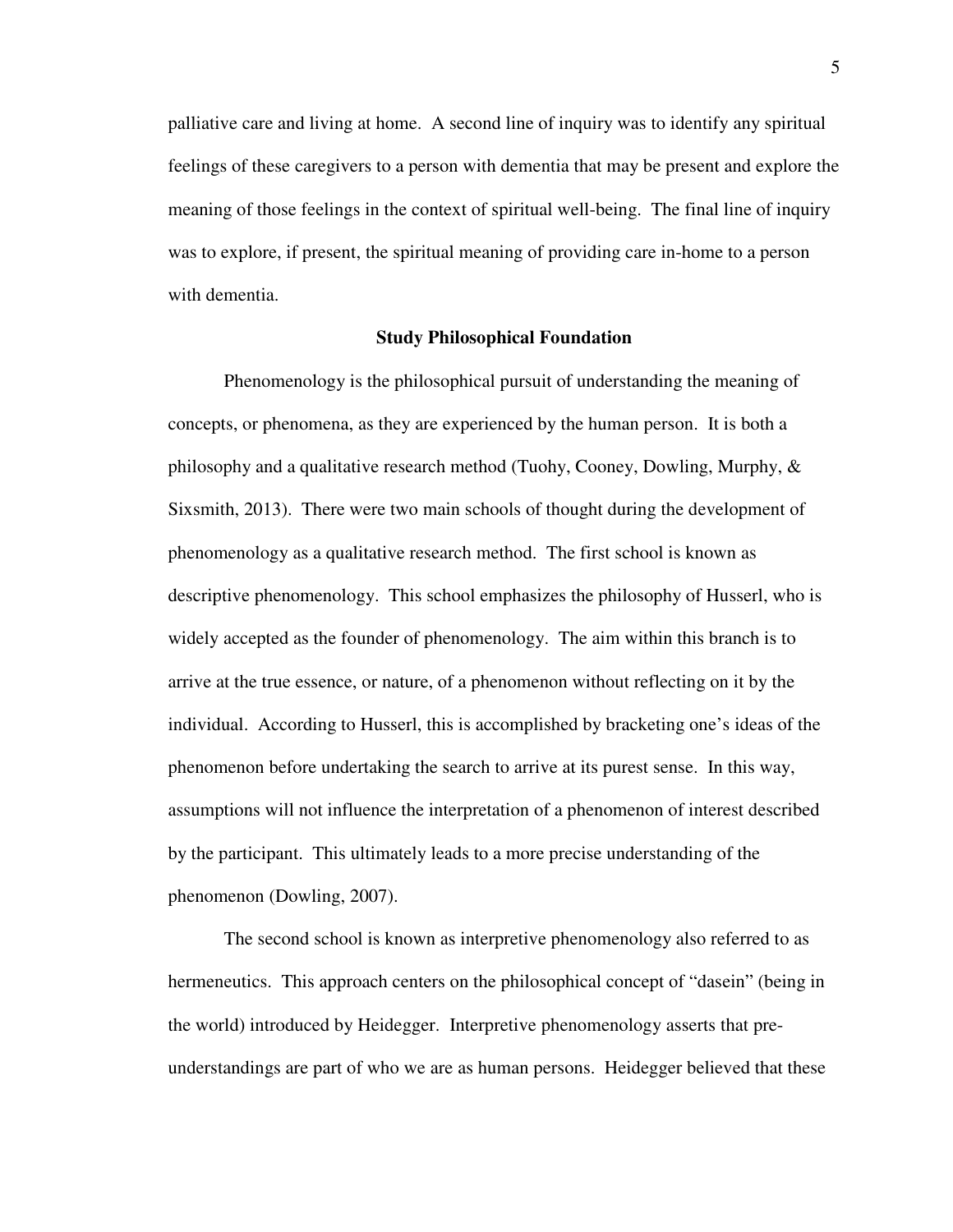palliative care and living at home. A second line of inquiry was to identify any spiritual feelings of these caregivers to a person with dementia that may be present and explore the meaning of those feelings in the context of spiritual well-being. The final line of inquiry was to explore, if present, the spiritual meaning of providing care in-home to a person with dementia.

## Study Philosophical Foundation

Phenomenology is the philosophical pursuit of understanding the meaning of concepts, or phenomena, as they are experienced by the human person. It is both a philosophy and a qualitative research method (Tuohy, Cooney, Dowling, Murphy, & Sixsmith, 2013). There were two main schools of thought during the development of phenomenology as a qualitative research method. The first school is known as descriptive phenomenology. This school emphasizes the philosophy of Husserl, who is widely accepted as the founder of phenomenology. The aim within this branch is to arrive at the true essence, or nature, of a phenomenon without reflecting on it by the individual. According to Husserl, this is accomplished by bracketing one's ideas of the phenomenon before undertaking the search to arrive at its purest sense. In this way, assumptions will not influence the interpretation of a phenomenon of interest described by the participant. This ultimately leads to a more precise understanding of the phenomenon (Dowling, 2007).

The second school is known as interpretive phenomenology also referred to as hermeneutics. This approach centers on the philosophical concept of "dasein" (being in the world) introduced by Heidegger. Interpretive phenomenology asserts that pre-understandings are part of who we are as human persons. Heidegger believed that these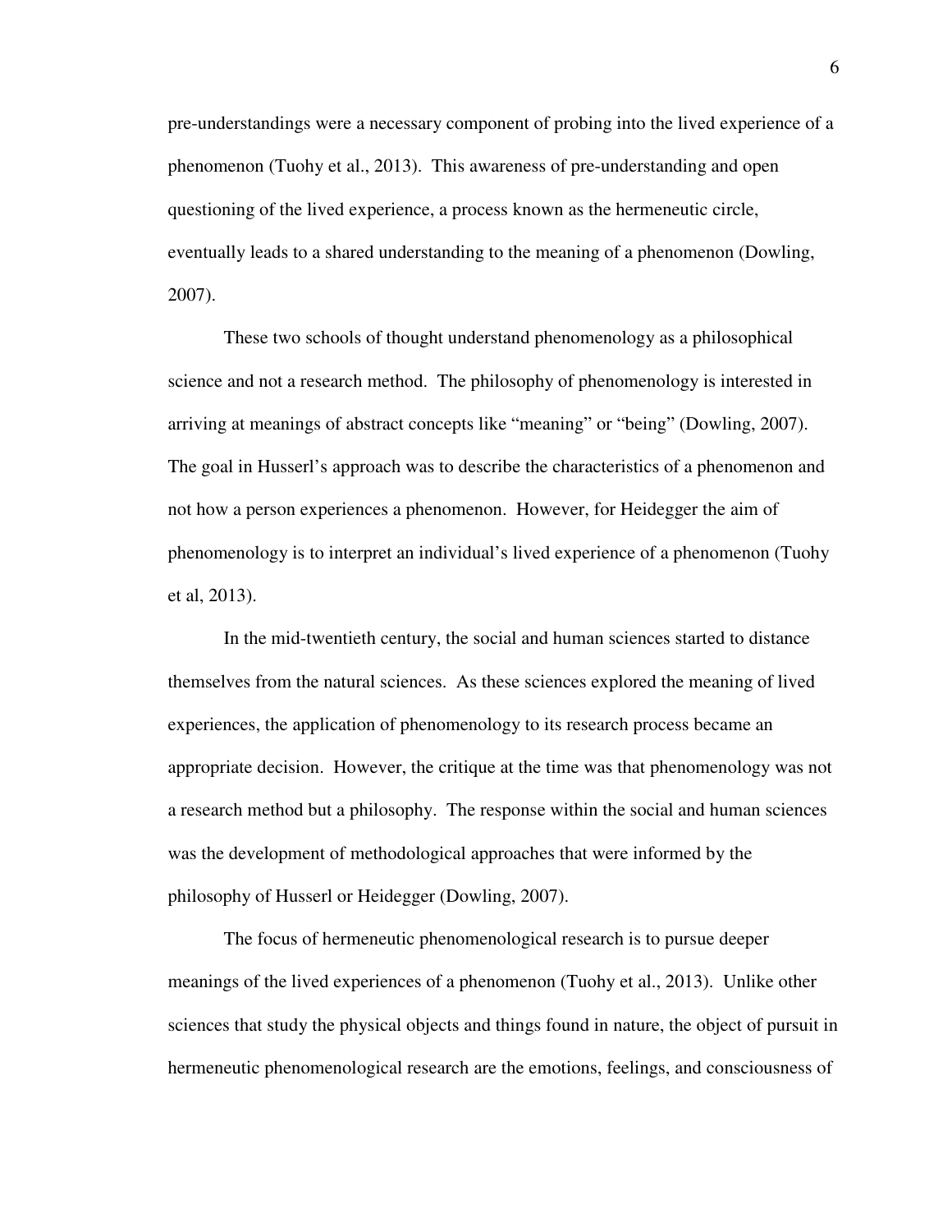pre-understandings were a necessary component of probing into the lived experience of a phenomenon (Tuohy et al., 2013). This awareness of pre-understanding and open questioning of the lived experience, a process known as the hermeneutic circle, eventually leads to a shared understanding to the meaning of a phenomenon (Dowling, 2007).

These two schools of thought understand phenomenology as a philosophical science and not a research method. The philosophy of phenomenology is interested in arriving at meanings of abstract concepts like "meaning" or "being" (Dowling, 2007). The goal in Husserl's approach was to describe the characteristics of a phenomenon and not how a person experiences a phenomenon. However, for Heidegger the aim of phenomenology is to interpret an individual's lived experience of a phenomenon (Tuohy et al, 2013).

In the mid-twentieth century, the social and human sciences started to distance themselves from the natural sciences. As these sciences explored the meaning of lived experiences, the application of phenomenology to its research process became an appropriate decision. However, the critique at the time was that phenomenology was not a research method but a philosophy. The response within the social and human sciences was the development of methodological approaches that were informed by the philosophy of Husserl or Heidegger (Dowling, 2007).

The focus of hermeneutic phenomenological research is to pursue deeper meanings of the lived experiences of a phenomenon (Tuohy et al., 2013). Unlike other sciences that study the physical objects and things found in nature, the object of pursuit in hermeneutic phenomenological research are the emotions, feelings, and consciousness of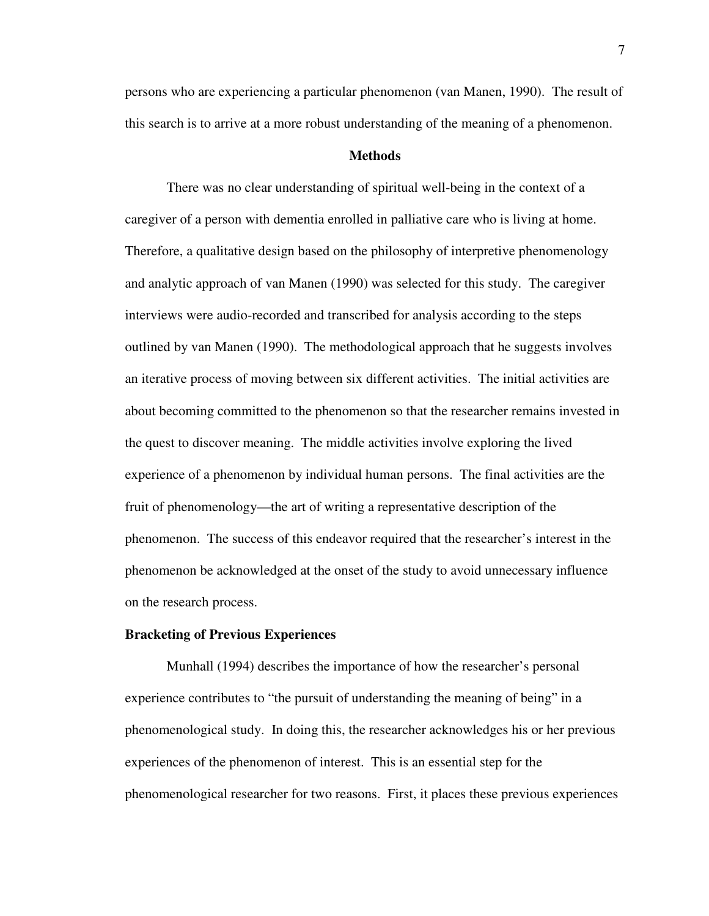persons who are experiencing a particular phenomenon (van Manen, 1990). The result of this search is to arrive at a more robust understanding of the meaning of a phenomenon.

## Methods

There was no clear understanding of spiritual well-being in the context of a caregiver of a person with dementia enrolled in palliative care who is living at home. Therefore, a qualitative design based on the philosophy of interpretive phenomenology and analytic approach of van Manen (1990) was selected for this study. The caregiver interviews were audio-recorded and transcribed for analysis according to the steps outlined by van Manen (1990). The methodological approach that he suggests involves an iterative process of moving between six different activities. The initial activities are about becoming committed to the phenomenon so that the researcher remains invested in the quest to discover meaning. The middle activities involve exploring the lived experience of a phenomenon by individual human persons. The final activities are the fruit of phenomenology—the art of writing a representative description of the phenomenon. The success of this endeavor required that the researcher's interest in the phenomenon be acknowledged at the onset of the study to avoid unnecessary influence on the research process.

### Bracketing of Previous Experiences

Munhall (1994) describes the importance of how the researcher's personal experience contributes to "the pursuit of understanding the meaning of being" in a phenomenological study. In doing this, the researcher acknowledges his or her previous experiences of the phenomenon of interest. This is an essential step for the phenomenological researcher for two reasons. First, it places these previous experiences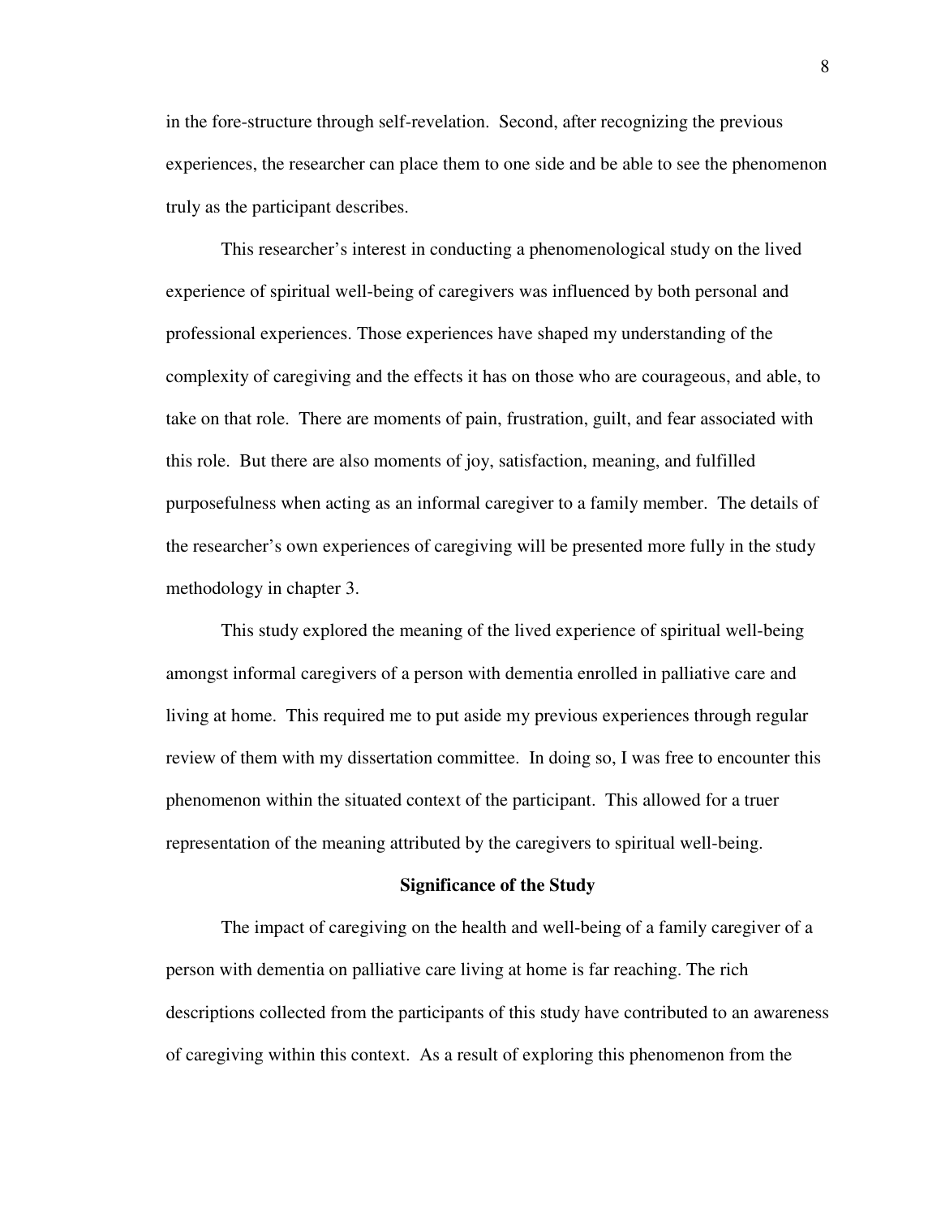in the fore-structure through self-revelation. Second, after recognizing the previous experiences, the researcher can place them to one side and be able to see the phenomenon truly as the participant describes.

This researcher's interest in conducting a phenomenological study on the lived experience of spiritual well-being of caregivers was influenced by both personal and professional experiences. Those experiences have shaped my understanding of the complexity of caregiving and the effects it has on those who are courageous, and able, to take on that role. There are moments of pain, frustration, guilt, and fear associated with this role. But there are also moments of joy, satisfaction, meaning, and fulfilled purposefulness when acting as an informal caregiver to a family member. The details of the researcher's own experiences of caregiving will be presented more fully in the study methodology in chapter 3.

This study explored the meaning of the lived experience of spiritual well-being amongst informal caregivers of a person with dementia enrolled in palliative care and living at home. This required me to put aside my previous experiences through regular review of them with my dissertation committee. In doing so, I was free to encounter this phenomenon within the situated context of the participant. This allowed for a truer representation of the meaning attributed by the caregivers to spiritual well-being.

## Significance of the Study

The impact of caregiving on the health and well-being of a family caregiver of a person with dementia on palliative care living at home is far reaching. The rich descriptions collected from the participants of this study have contributed to an awareness of caregiving within this context. As a result of exploring this phenomenon from the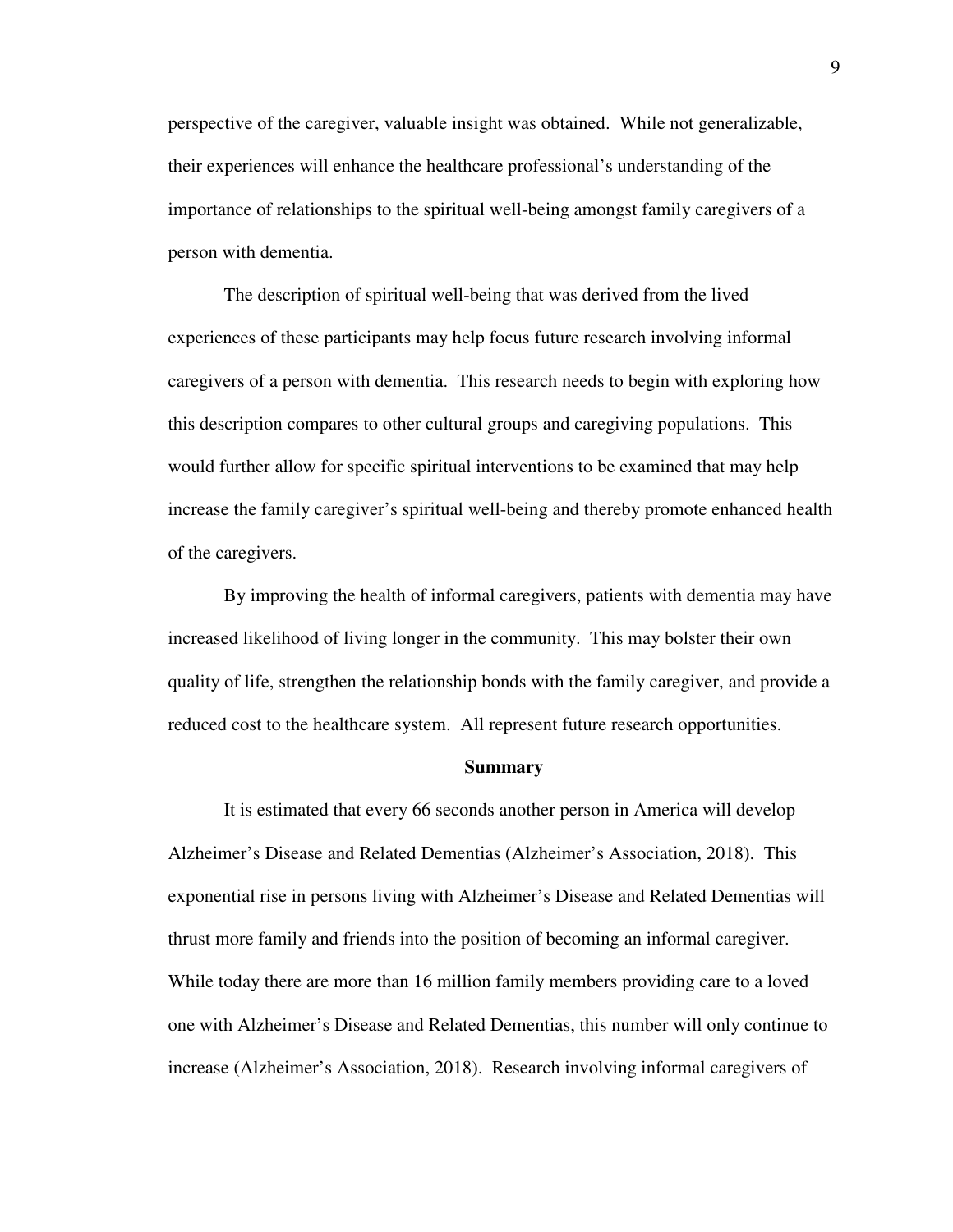perspective of the caregiver, valuable insight was obtained. While not generalizable, their experiences will enhance the healthcare professional's understanding of the importance of relationships to the spiritual well-being amongst family caregivers of a person with dementia.

The description of spiritual well-being that was derived from the lived experiences of these participants may help focus future research involving informal caregivers of a person with dementia. This research needs to begin with exploring how this description compares to other cultural groups and caregiving populations. This would further allow for specific spiritual interventions to be examined that may help increase the family caregiver's spiritual well-being and thereby promote enhanced health of the caregivers.

By improving the health of informal caregivers, patients with dementia may have increased likelihood of living longer in the community. This may bolster their own quality of life, strengthen the relationship bonds with the family caregiver, and provide a reduced cost to the healthcare system. All represent future research opportunities.

## Summary

It is estimated that every 66 seconds another person in America will develop Alzheimer's Disease and Related Dementias (Alzheimer's Association, 2018). This exponential rise in persons living with Alzheimer's Disease and Related Dementias will thrust more family and friends into the position of becoming an informal caregiver. While today there are more than 16 million family members providing care to a loved one with Alzheimer's Disease and Related Dementias, this number will only continue to increase (Alzheimer's Association, 2018). Research involving informal caregivers of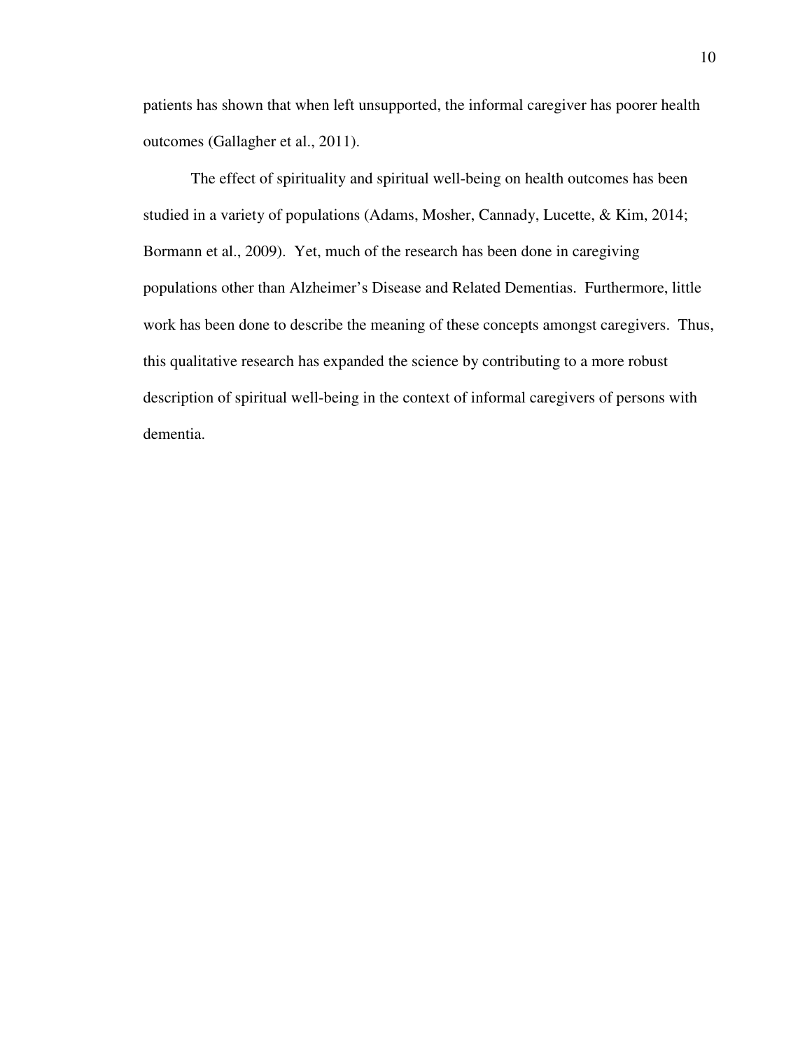patients has shown that when left unsupported, the informal caregiver has poorer health outcomes (Gallagher et al., 2011).

The effect of spirituality and spiritual well-being on health outcomes has been studied in a variety of populations (Adams, Mosher, Cannady, Lucette, & Kim, 2014; Bormann et al., 2009). Yet, much of the research has been done in caregiving populations other than Alzheimer's Disease and Related Dementias. Furthermore, little work has been done to describe the meaning of these concepts amongst caregivers. Thus, this qualitative research has expanded the science by contributing to a more robust description of spiritual well-being in the context of informal caregivers of persons with dementia.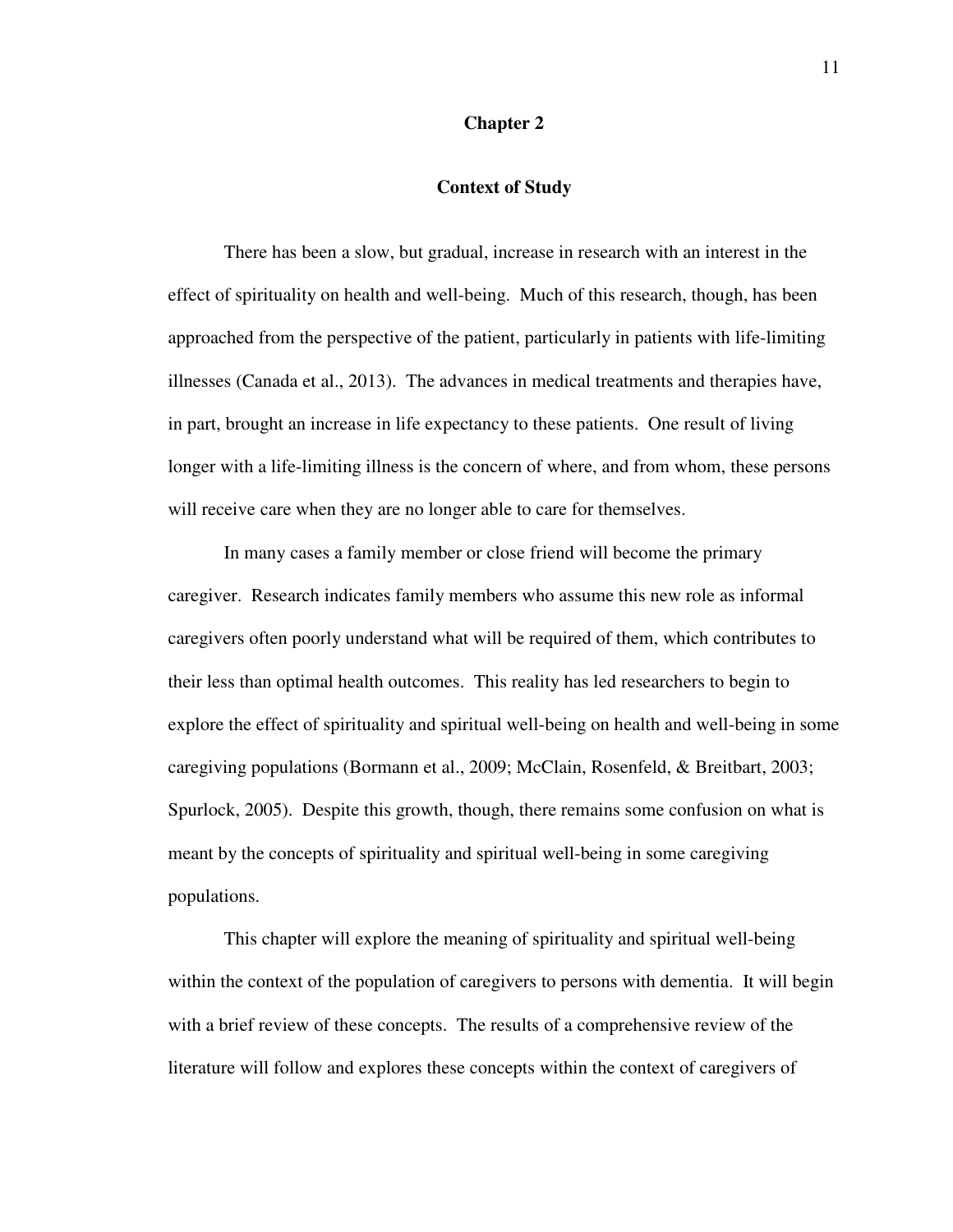# Chapter 2

## Context of Study

There has been a slow, but gradual, increase in research with an interest in the effect of spirituality on health and well-being. Much of this research, though, has been approached from the perspective of the patient, particularly in patients with life-limiting illnesses (Canada et al., 2013). The advances in medical treatments and therapies have, in part, brought an increase in life expectancy to these patients. One result of living longer with a life-limiting illness is the concern of where, and from whom, these persons will receive care when they are no longer able to care for themselves.

In many cases a family member or close friend will become the primary caregiver. Research indicates family members who assume this new role as informal caregivers often poorly understand what will be required of them, which contributes to their less than optimal health outcomes. This reality has led researchers to begin to explore the effect of spirituality and spiritual well-being on health and well-being in some caregiving populations (Bormann et al., 2009; McClain, Rosenfeld, & Breitbart, 2003; Spurlock, 2005). Despite this growth, though, there remains some confusion on what is meant by the concepts of spirituality and spiritual well-being in some caregiving populations.

This chapter will explore the meaning of spirituality and spiritual well-being within the context of the population of caregivers to persons with dementia. It will begin with a brief review of these concepts. The results of a comprehensive review of the literature will follow and explores these concepts within the context of caregivers of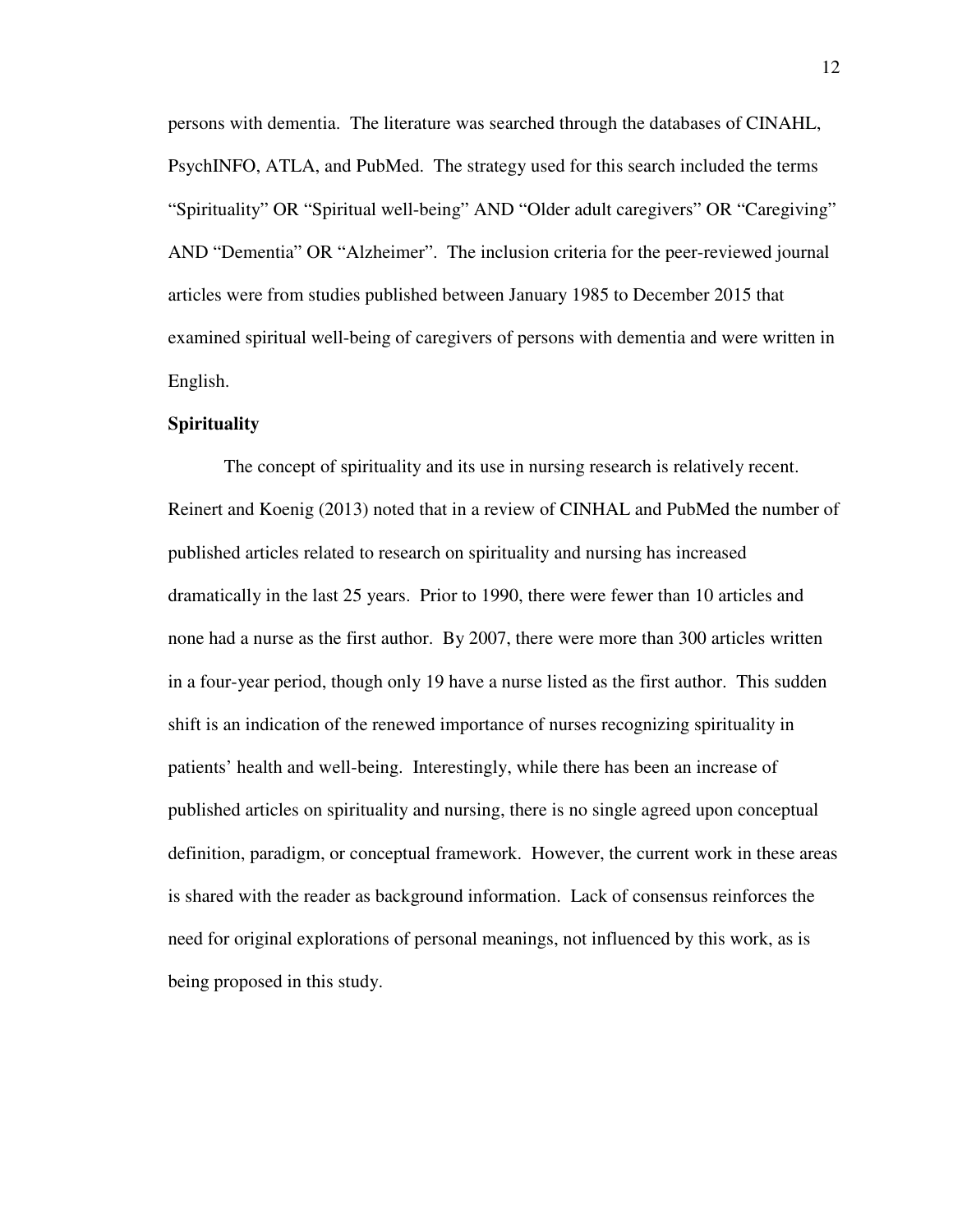persons with dementia. The literature was searched through the databases of CINAHL, PsychINFO, ATLA, and PubMed. The strategy used for this search included the terms "Spirituality" OR "Spiritual well-being" AND "Older adult caregivers" OR "Caregiving" AND "Dementia" OR "Alzheimer". The inclusion criteria for the peer-reviewed journal articles were from studies published between January 1985 to December 2015 that examined spiritual well-being of caregivers of persons with dementia and were written in English.

**Spirituality**

The concept of spirituality and its use in nursing research is relatively recent. Reinert and Koenig (2013) noted that in a review of CINHAL and PubMed the number of published articles related to research on spirituality and nursing has increased dramatically in the last 25 years. Prior to 1990, there were fewer than 10 articles and none had a nurse as the first author. By 2007, there were more than 300 articles written in a four-year period, though only 19 have a nurse listed as the first author. This sudden shift is an indication of the renewed importance of nurses recognizing spirituality in patients' health and well-being. Interestingly, while there has been an increase of published articles on spirituality and nursing, there is no single agreed upon conceptual definition, paradigm, or conceptual framework. However, the current work in these areas is shared with the reader as background information. Lack of consensus reinforces the need for original explorations of personal meanings, not influenced by this work, as is being proposed in this study.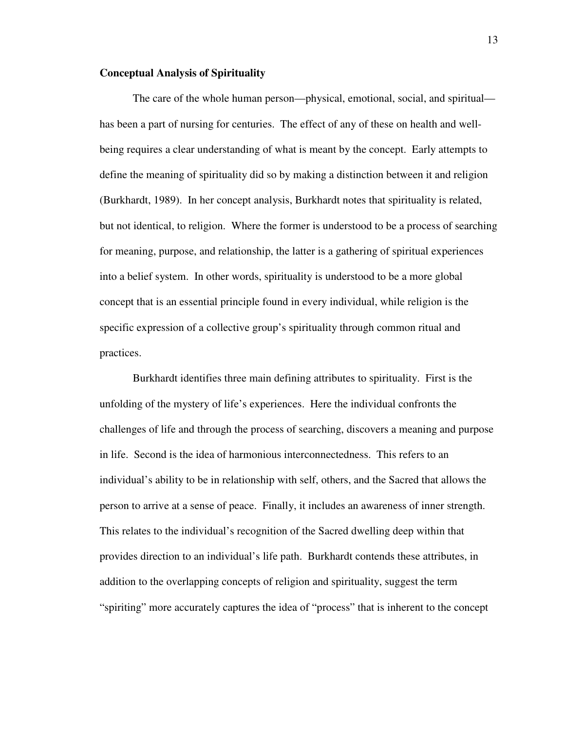## Conceptual Analysis of Spirituality

The care of the whole human person—physical, emotional, social, and spiritual—has been a part of nursing for centuries. The effect of any of these on health and well-being requires a clear understanding of what is meant by the concept. Early attempts to define the meaning of spirituality did so by making a distinction between it and religion (Burkhardt, 1989). In her concept analysis, Burkhardt notes that spirituality is related, but not identical, to religion. Where the former is understood to be a process of searching for meaning, purpose, and relationship, the latter is a gathering of spiritual experiences into a belief system. In other words, spirituality is understood to be a more global concept that is an essential principle found in every individual, while religion is the specific expression of a collective group's spirituality through common ritual and practices.

Burkhardt identifies three main defining attributes to spirituality. First is the unfolding of the mystery of life's experiences. Here the individual confronts the challenges of life and through the process of searching, discovers a meaning and purpose in life. Second is the idea of harmonious interconnectedness. This refers to an individual's ability to be in relationship with self, others, and the Sacred that allows the person to arrive at a sense of peace. Finally, it includes an awareness of inner strength. This relates to the individual's recognition of the Sacred dwelling deep within that provides direction to an individual's life path. Burkhardt contends these attributes, in addition to the overlapping concepts of religion and spirituality, suggest the term "spiriting" more accurately captures the idea of "process" that is inherent to the concept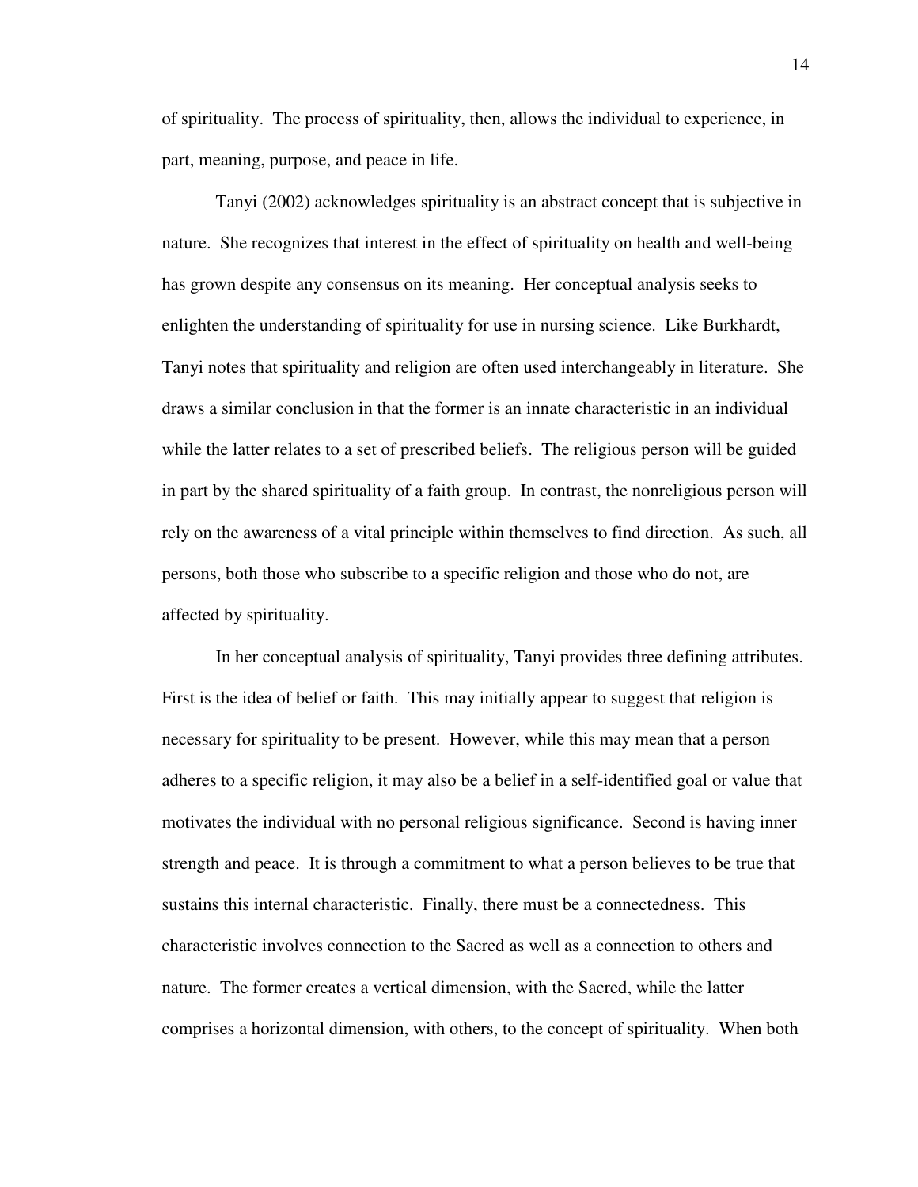of spirituality. The process of spirituality, then, allows the individual to experience, in part, meaning, purpose, and peace in life.

Tanyi (2002) acknowledges spirituality is an abstract concept that is subjective in nature. She recognizes that interest in the effect of spirituality on health and well-being has grown despite any consensus on its meaning. Her conceptual analysis seeks to enlighten the understanding of spirituality for use in nursing science. Like Burkhardt, Tanyi notes that spirituality and religion are often used interchangeably in literature. She draws a similar conclusion in that the former is an innate characteristic in an individual while the latter relates to a set of prescribed beliefs. The religious person will be guided in part by the shared spirituality of a faith group. In contrast, the nonreligious person will rely on the awareness of a vital principle within themselves to find direction. As such, all persons, both those who subscribe to a specific religion and those who do not, are affected by spirituality.

In her conceptual analysis of spirituality, Tanyi provides three defining attributes. First is the idea of belief or faith. This may initially appear to suggest that religion is necessary for spirituality to be present. However, while this may mean that a person adheres to a specific religion, it may also be a belief in a self-identified goal or value that motivates the individual with no personal religious significance. Second is having inner strength and peace. It is through a commitment to what a person believes to be true that sustains this internal characteristic. Finally, there must be a connectedness. This characteristic involves connection to the Sacred as well as a connection to others and nature. The former creates a vertical dimension, with the Sacred, while the latter comprises a horizontal dimension, with others, to the concept of spirituality. When both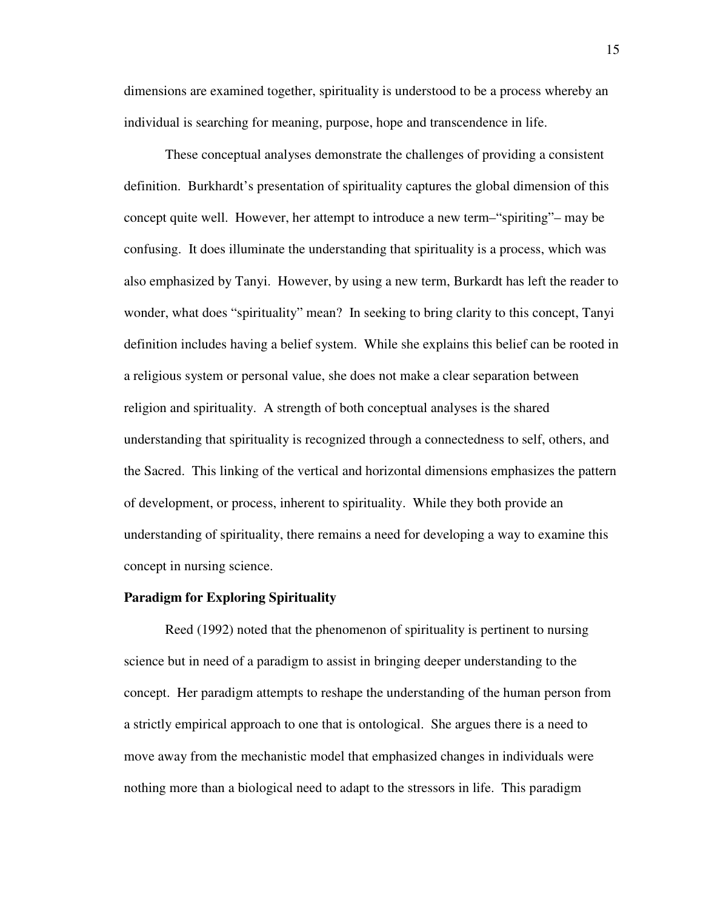dimensions are examined together, spirituality is understood to be a process whereby an individual is searching for meaning, purpose, hope and transcendence in life.

These conceptual analyses demonstrate the challenges of providing a consistent definition. Burkhardt's presentation of spirituality captures the global dimension of this concept quite well. However, her attempt to introduce a new term–"spiriting"– may be confusing. It does illuminate the understanding that spirituality is a process, which was also emphasized by Tanyi. However, by using a new term, Burkardt has left the reader to wonder, what does "spirituality" mean? In seeking to bring clarity to this concept, Tanyi definition includes having a belief system. While she explains this belief can be rooted in a religious system or personal value, she does not make a clear separation between religion and spirituality. A strength of both conceptual analyses is the shared understanding that spirituality is recognized through a connectedness to self, others, and the Sacred. This linking of the vertical and horizontal dimensions emphasizes the pattern of development, or process, inherent to spirituality. While they both provide an understanding of spirituality, there remains a need for developing a way to examine this concept in nursing science.

**Paradigm for Exploring Spirituality**

Reed (1992) noted that the phenomenon of spirituality is pertinent to nursing science but in need of a paradigm to assist in bringing deeper understanding to the concept. Her paradigm attempts to reshape the understanding of the human person from a strictly empirical approach to one that is ontological. She argues there is a need to move away from the mechanistic model that emphasized changes in individuals were nothing more than a biological need to adapt to the stressors in life. This paradigm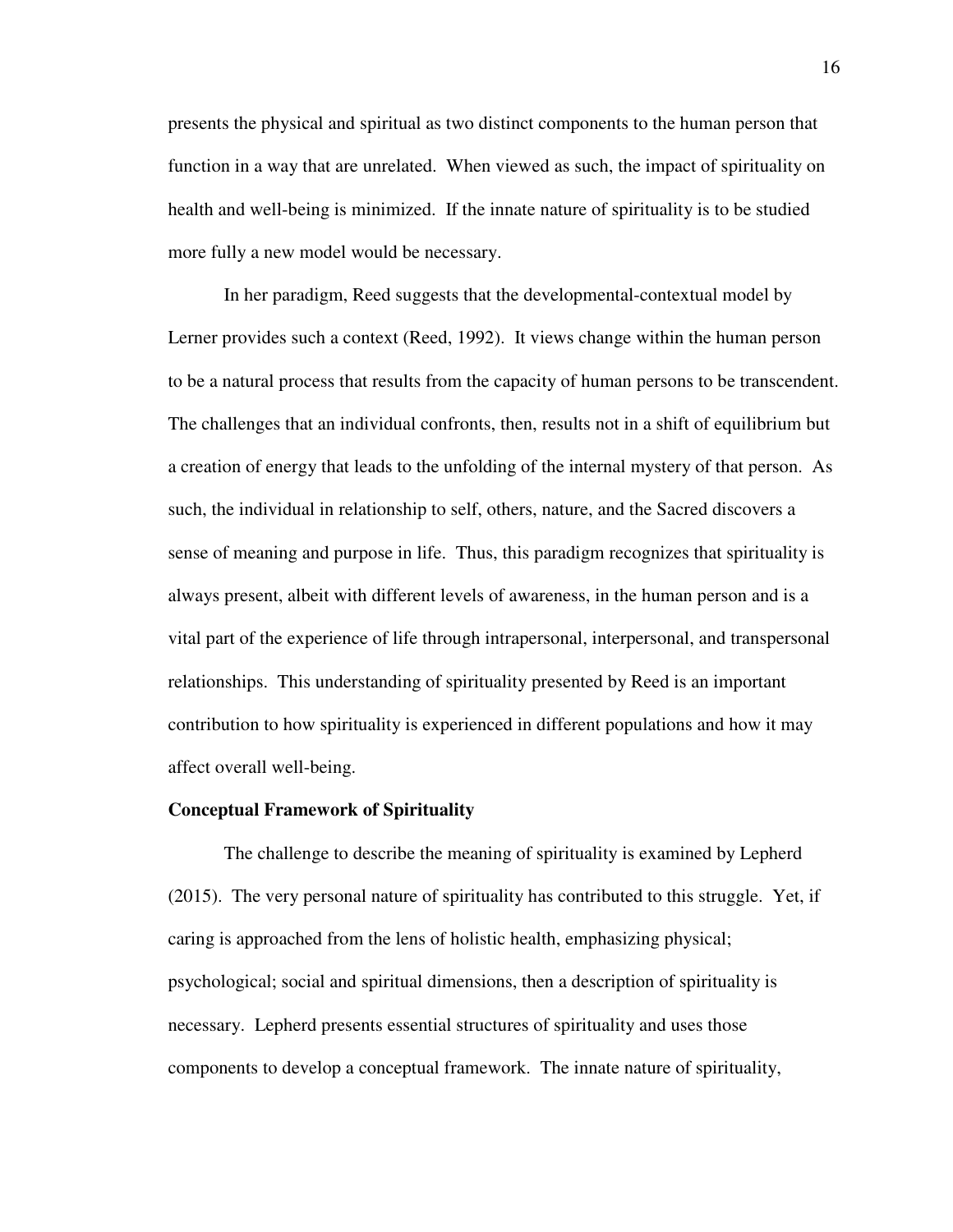presents the physical and spiritual as two distinct components to the human person that function in a way that are unrelated. When viewed as such, the impact of spirituality on health and well-being is minimized. If the innate nature of spirituality is to be studied more fully a new model would be necessary.

In her paradigm, Reed suggests that the developmental-contextual model by Lerner provides such a context (Reed, 1992). It views change within the human person to be a natural process that results from the capacity of human persons to be transcendent. The challenges that an individual confronts, then, results not in a shift of equilibrium but a creation of energy that leads to the unfolding of the internal mystery of that person. As such, the individual in relationship to self, others, nature, and the Sacred discovers a sense of meaning and purpose in life. Thus, this paradigm recognizes that spirituality is always present, albeit with different levels of awareness, in the human person and is a vital part of the experience of life through intrapersonal, interpersonal, and transpersonal relationships. This understanding of spirituality presented by Reed is an important contribution to how spirituality is experienced in different populations and how it may affect overall well-being.

**Conceptual Framework of Spirituality**

The challenge to describe the meaning of spirituality is examined by Lepherd (2015). The very personal nature of spirituality has contributed to this struggle. Yet, if caring is approached from the lens of holistic health, emphasizing physical; psychological; social and spiritual dimensions, then a description of spirituality is necessary. Lepherd presents essential structures of spirituality and uses those components to develop a conceptual framework. The innate nature of spirituality,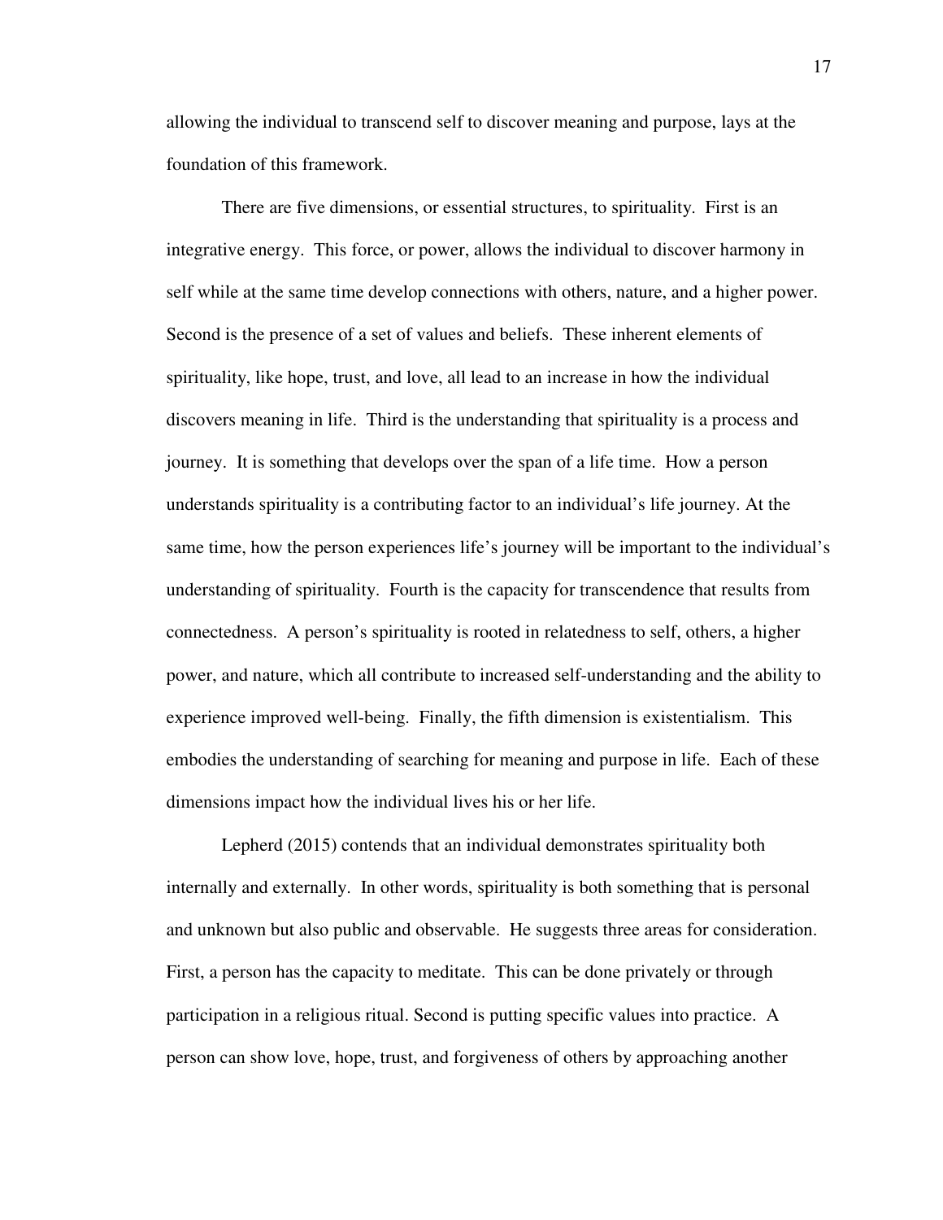allowing the individual to transcend self to discover meaning and purpose, lays at the foundation of this framework.

There are five dimensions, or essential structures, to spirituality. First is an integrative energy. This force, or power, allows the individual to discover harmony in self while at the same time develop connections with others, nature, and a higher power. Second is the presence of a set of values and beliefs. These inherent elements of spirituality, like hope, trust, and love, all lead to an increase in how the individual discovers meaning in life. Third is the understanding that spirituality is a process and journey. It is something that develops over the span of a life time. How a person understands spirituality is a contributing factor to an individual's life journey. At the same time, how the person experiences life's journey will be important to the individual's understanding of spirituality. Fourth is the capacity for transcendence that results from connectedness. A person's spirituality is rooted in relatedness to self, others, a higher power, and nature, which all contribute to increased self-understanding and the ability to experience improved well-being. Finally, the fifth dimension is existentialism. This embodies the understanding of searching for meaning and purpose in life. Each of these dimensions impact how the individual lives his or her life.

Lepherd (2015) contends that an individual demonstrates spirituality both internally and externally. In other words, spirituality is both something that is personal and unknown but also public and observable. He suggests three areas for consideration. First, a person has the capacity to meditate. This can be done privately or through participation in a religious ritual. Second is putting specific values into practice. A person can show love, hope, trust, and forgiveness of others by approaching another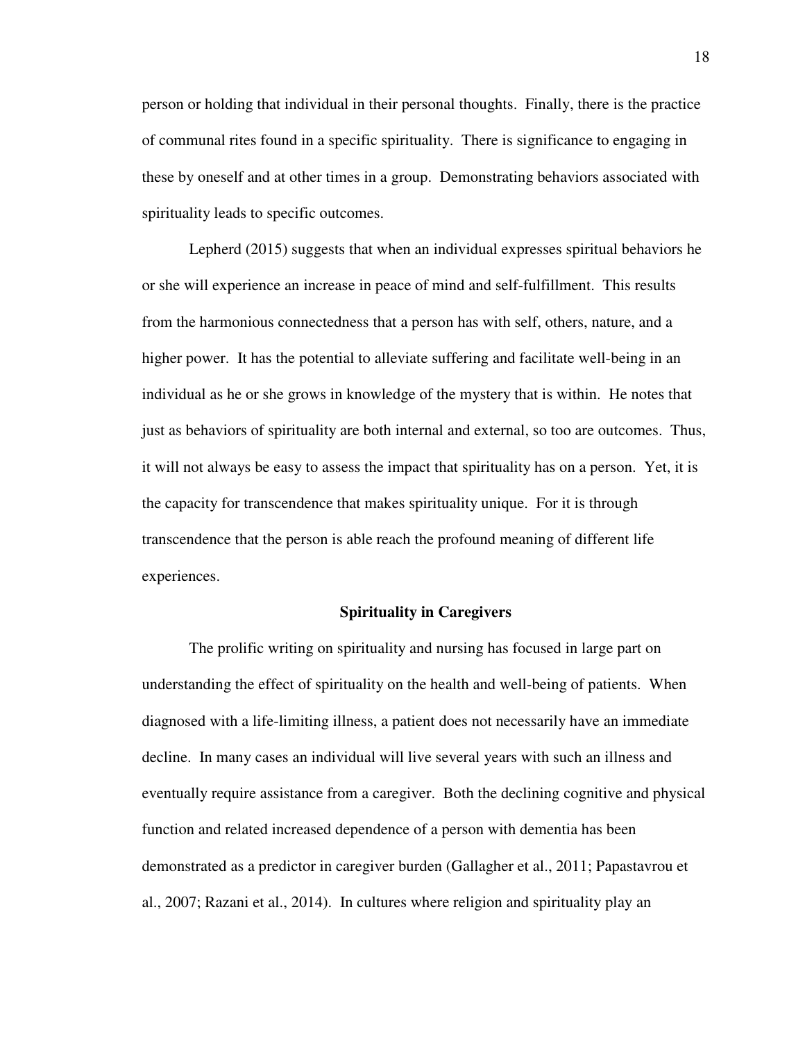person or holding that individual in their personal thoughts. Finally, there is the practice of communal rites found in a specific spirituality. There is significance to engaging in these by oneself and at other times in a group. Demonstrating behaviors associated with spirituality leads to specific outcomes.

Lepherd (2015) suggests that when an individual expresses spiritual behaviors he or she will experience an increase in peace of mind and self-fulfillment. This results from the harmonious connectedness that a person has with self, others, nature, and a higher power. It has the potential to alleviate suffering and facilitate well-being in an individual as he or she grows in knowledge of the mystery that is within. He notes that just as behaviors of spirituality are both internal and external, so too are outcomes. Thus, it will not always be easy to assess the impact that spirituality has on a person. Yet, it is the capacity for transcendence that makes spirituality unique. For it is through transcendence that the person is able reach the profound meaning of different life experiences.

## Spirituality in Caregivers

The prolific writing on spirituality and nursing has focused in large part on understanding the effect of spirituality on the health and well-being of patients. When diagnosed with a life-limiting illness, a patient does not necessarily have an immediate decline. In many cases an individual will live several years with such an illness and eventually require assistance from a caregiver. Both the declining cognitive and physical function and related increased dependence of a person with dementia has been demonstrated as a predictor in caregiver burden (Gallagher et al., 2011; Papastavrou et al., 2007; Razani et al., 2014). In cultures where religion and spirituality play an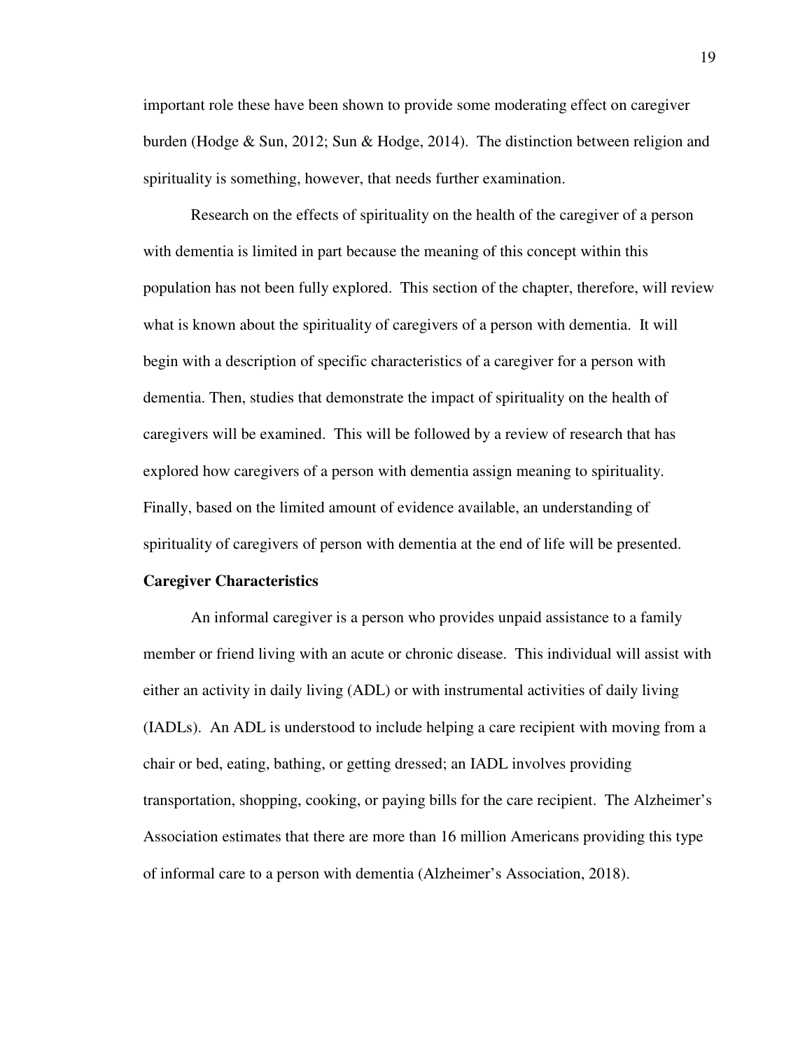important role these have been shown to provide some moderating effect on caregiver burden (Hodge & Sun, 2012; Sun & Hodge, 2014). The distinction between religion and spirituality is something, however, that needs further examination.

Research on the effects of spirituality on the health of the caregiver of a person with dementia is limited in part because the meaning of this concept within this population has not been fully explored. This section of the chapter, therefore, will review what is known about the spirituality of caregivers of a person with dementia. It will begin with a description of specific characteristics of a caregiver for a person with dementia. Then, studies that demonstrate the impact of spirituality on the health of caregivers will be examined. This will be followed by a review of research that has explored how caregivers of a person with dementia assign meaning to spirituality. Finally, based on the limited amount of evidence available, an understanding of spirituality of caregivers of person with dementia at the end of life will be presented.

**Caregiver Characteristics**

An informal caregiver is a person who provides unpaid assistance to a family member or friend living with an acute or chronic disease. This individual will assist with either an activity in daily living (ADL) or with instrumental activities of daily living (IADLs). An ADL is understood to include helping a care recipient with moving from a chair or bed, eating, bathing, or getting dressed; an IADL involves providing transportation, shopping, cooking, or paying bills for the care recipient. The Alzheimer's Association estimates that there are more than 16 million Americans providing this type of informal care to a person with dementia (Alzheimer's Association, 2018).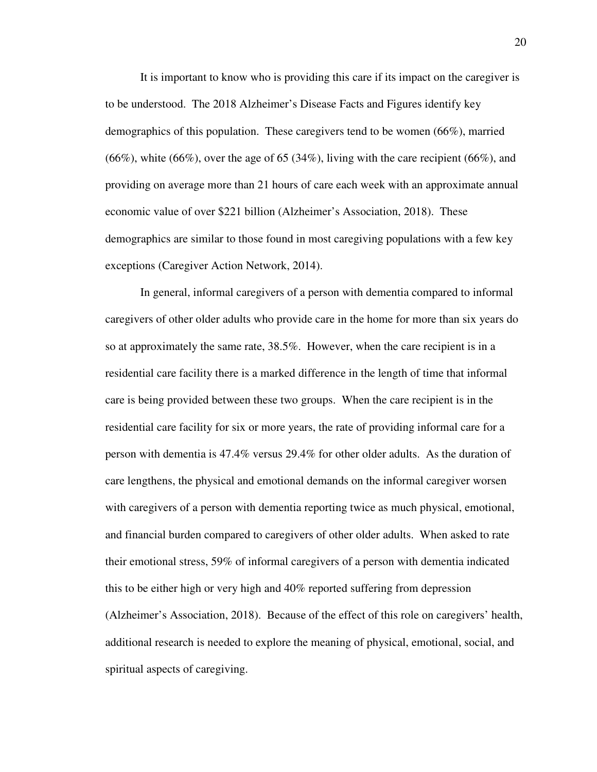It is important to know who is providing this care if its impact on the caregiver is to be understood. The 2018 Alzheimer's Disease Facts and Figures identify key demographics of this population. These caregivers tend to be women (66%), married (66%), white (66%), over the age of 65 (34%), living with the care recipient (66%), and providing on average more than 21 hours of care each week with an approximate annual economic value of over $221 billion (Alzheimer's Association, 2018). These demographics are similar to those found in most caregiving populations with a few key exceptions (Caregiver Action Network, 2014).

In general, informal caregivers of a person with dementia compared to informal caregivers of other older adults who provide care in the home for more than six years do so at approximately the same rate, 38.5%. However, when the care recipient is in a residential care facility there is a marked difference in the length of time that informal care is being provided between these two groups. When the care recipient is in the residential care facility for six or more years, the rate of providing informal care for a person with dementia is 47.4% versus 29.4% for other older adults. As the duration of care lengthens, the physical and emotional demands on the informal caregiver worsen with caregivers of a person with dementia reporting twice as much physical, emotional, and financial burden compared to caregivers of other older adults. When asked to rate their emotional stress, 59% of informal caregivers of a person with dementia indicated this to be either high or very high and 40% reported suffering from depression (Alzheimer's Association, 2018). Because of the effect of this role on caregivers' health, additional research is needed to explore the meaning of physical, emotional, social, and spiritual aspects of caregiving.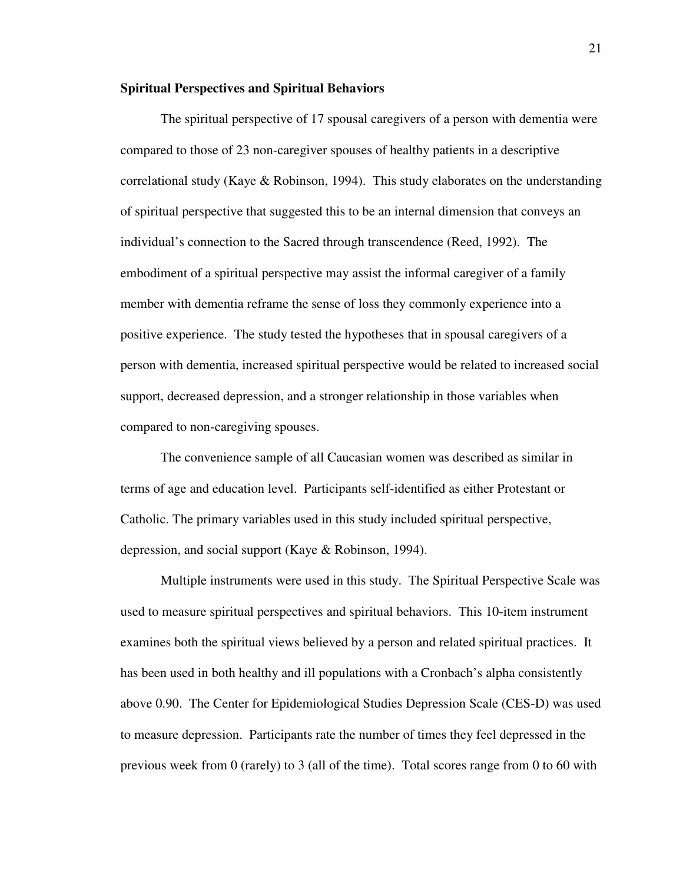**Spiritual Perspectives and Spiritual Behaviors**

The spiritual perspective of 17 spousal caregivers of a person with dementia were compared to those of 23 non-caregiver spouses of healthy patients in a descriptive correlational study (Kaye & Robinson, 1994). This study elaborates on the understanding of spiritual perspective that suggested this to be an internal dimension that conveys an individual's connection to the Sacred through transcendence (Reed, 1992). The embodiment of a spiritual perspective may assist the informal caregiver of a family member with dementia reframe the sense of loss they commonly experience into a positive experience. The study tested the hypotheses that in spousal caregivers of a person with dementia, increased spiritual perspective would be related to increased social support, decreased depression, and a stronger relationship in those variables when compared to non-caregiving spouses.

The convenience sample of all Caucasian women was described as similar in terms of age and education level. Participants self-identified as either Protestant or Catholic. The primary variables used in this study included spiritual perspective, depression, and social support (Kaye & Robinson, 1994).

Multiple instruments were used in this study. The Spiritual Perspective Scale was used to measure spiritual perspectives and spiritual behaviors. This 10-item instrument examines both the spiritual views believed by a person and related spiritual practices. It has been used in both healthy and ill populations with a Cronbach's alpha consistently above 0.90. The Center for Epidemiological Studies Depression Scale (CES-D) was used to measure depression. Participants rate the number of times they feel depressed in the previous week from 0 (rarely) to 3 (all of the time). Total scores range from 0 to 60 with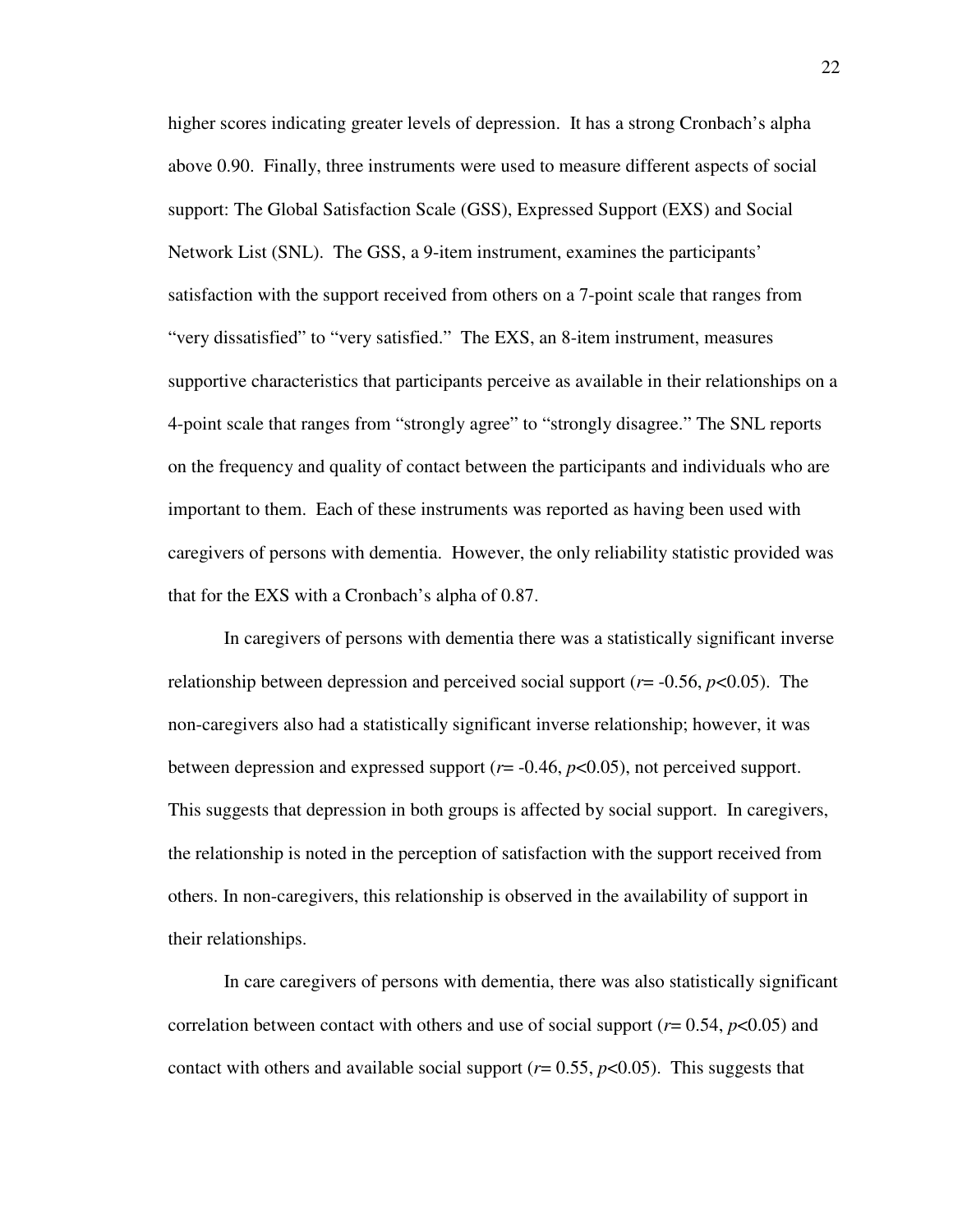higher scores indicating greater levels of depression. It has a strong Cronbach's alpha above 0.90. Finally, three instruments were used to measure different aspects of social support: The Global Satisfaction Scale (GSS), Expressed Support (EXS) and Social Network List (SNL). The GSS, a 9-item instrument, examines the participants' satisfaction with the support received from others on a 7-point scale that ranges from "very dissatisfied" to "very satisfied." The EXS, an 8-item instrument, measures supportive characteristics that participants perceive as available in their relationships on a 4-point scale that ranges from "strongly agree" to "strongly disagree." The SNL reports on the frequency and quality of contact between the participants and individuals who are important to them. Each of these instruments was reported as having been used with caregivers of persons with dementia. However, the only reliability statistic provided was that for the EXS with a Cronbach's alpha of 0.87.

In caregivers of persons with dementia there was a statistically significant inverse relationship between depression and perceived social support ($r$= -0.56, $p$<0.05). The non-caregivers also had a statistically significant inverse relationship; however, it was between depression and expressed support ($r$= -0.46, $p$<0.05), not perceived support. This suggests that depression in both groups is affected by social support. In caregivers, the relationship is noted in the perception of satisfaction with the support received from others. In non-caregivers, this relationship is observed in the availability of support in their relationships.

In care caregivers of persons with dementia, there was also statistically significant correlation between contact with others and use of social support ($r$= 0.54, $p$<0.05) and contact with others and available social support ($r$= 0.55, $p$<0.05). This suggests that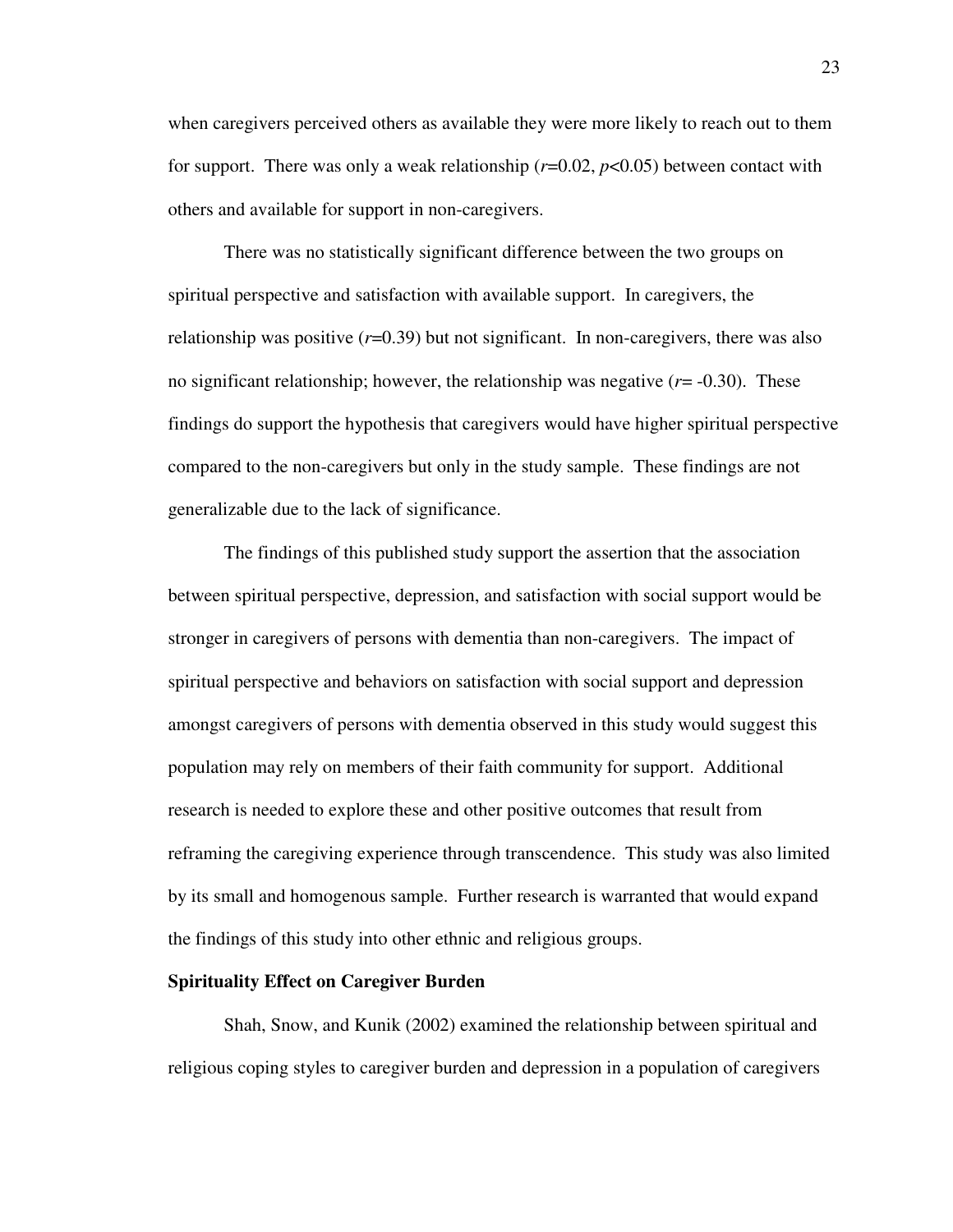when caregivers perceived others as available they were more likely to reach out to them for support. There was only a weak relationship ($r$=0.02, $p$<0.05) between contact with others and available for support in non-caregivers.

There was no statistically significant difference between the two groups on spiritual perspective and satisfaction with available support. In caregivers, the relationship was positive ($r$=0.39) but not significant. In non-caregivers, there was also no significant relationship; however, the relationship was negative ($r$= -0.30). These findings do support the hypothesis that caregivers would have higher spiritual perspective compared to the non-caregivers but only in the study sample. These findings are not generalizable due to the lack of significance.

The findings of this published study support the assertion that the association between spiritual perspective, depression, and satisfaction with social support would be stronger in caregivers of persons with dementia than non-caregivers. The impact of spiritual perspective and behaviors on satisfaction with social support and depression amongst caregivers of persons with dementia observed in this study would suggest this population may rely on members of their faith community for support. Additional research is needed to explore these and other positive outcomes that result from reframing the caregiving experience through transcendence. This study was also limited by its small and homogenous sample. Further research is warranted that would expand the findings of this study into other ethnic and religious groups.

**Spirituality Effect on Caregiver Burden**

Shah, Snow, and Kunik (2002) examined the relationship between spiritual and religious coping styles to caregiver burden and depression in a population of caregivers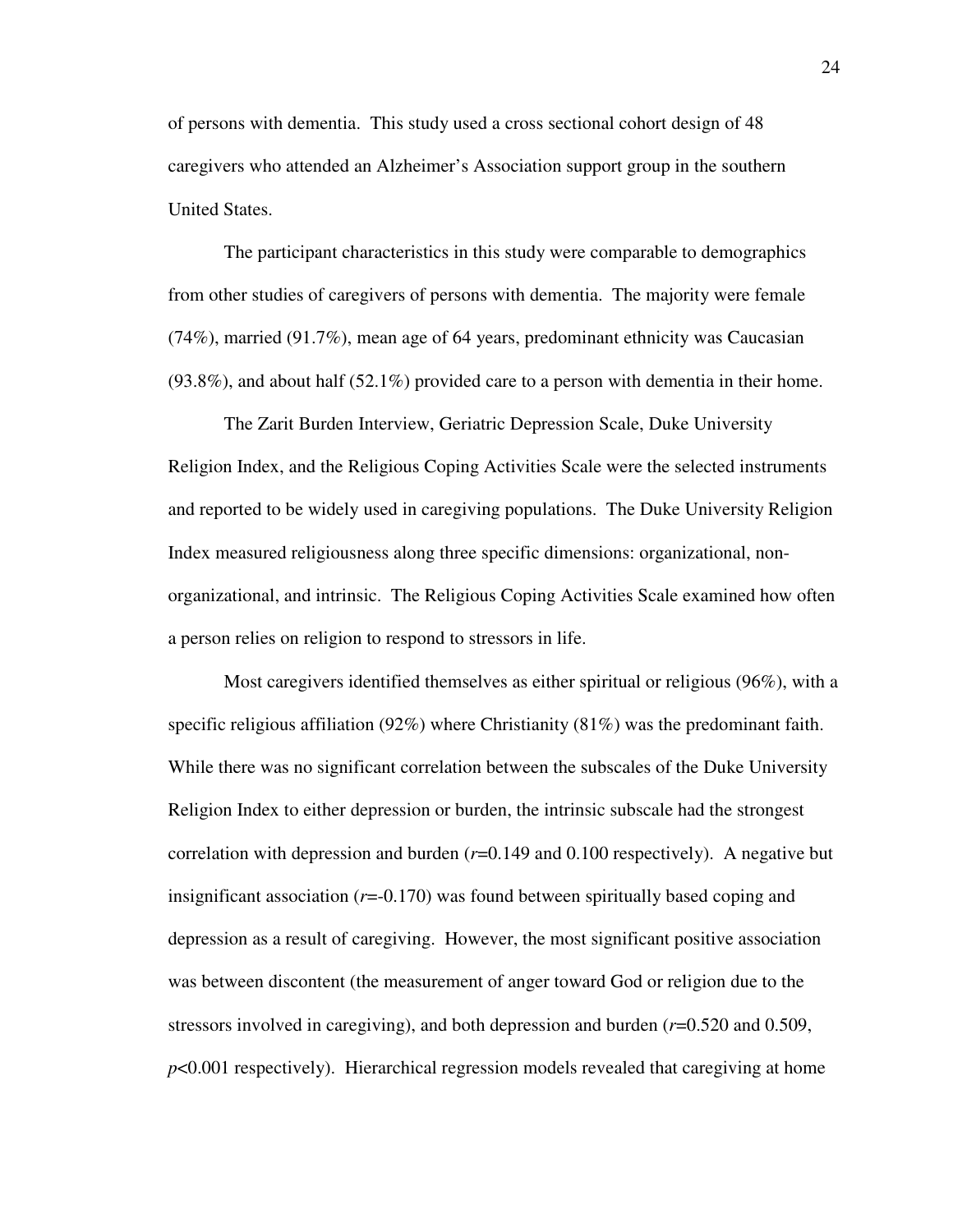of persons with dementia. This study used a cross sectional cohort design of 48 caregivers who attended an Alzheimer's Association support group in the southern United States.

The participant characteristics in this study were comparable to demographics from other studies of caregivers of persons with dementia. The majority were female (74%), married (91.7%), mean age of 64 years, predominant ethnicity was Caucasian (93.8%), and about half (52.1%) provided care to a person with dementia in their home.

The Zarit Burden Interview, Geriatric Depression Scale, Duke University Religion Index, and the Religious Coping Activities Scale were the selected instruments and reported to be widely used in caregiving populations. The Duke University Religion Index measured religiousness along three specific dimensions: organizational, non-organizational, and intrinsic. The Religious Coping Activities Scale examined how often a person relies on religion to respond to stressors in life.

Most caregivers identified themselves as either spiritual or religious (96%), with a specific religious affiliation (92%) where Christianity (81%) was the predominant faith. While there was no significant correlation between the subscales of the Duke University Religion Index to either depression or burden, the intrinsic subscale had the strongest correlation with depression and burden ($r$=0.149 and 0.100 respectively). A negative but insignificant association ($r$=-0.170) was found between spiritually based coping and depression as a result of caregiving. However, the most significant positive association was between discontent (the measurement of anger toward God or religion due to the stressors involved in caregiving), and both depression and burden ($r$=0.520 and 0.509, $p$<0.001 respectively). Hierarchical regression models revealed that caregiving at home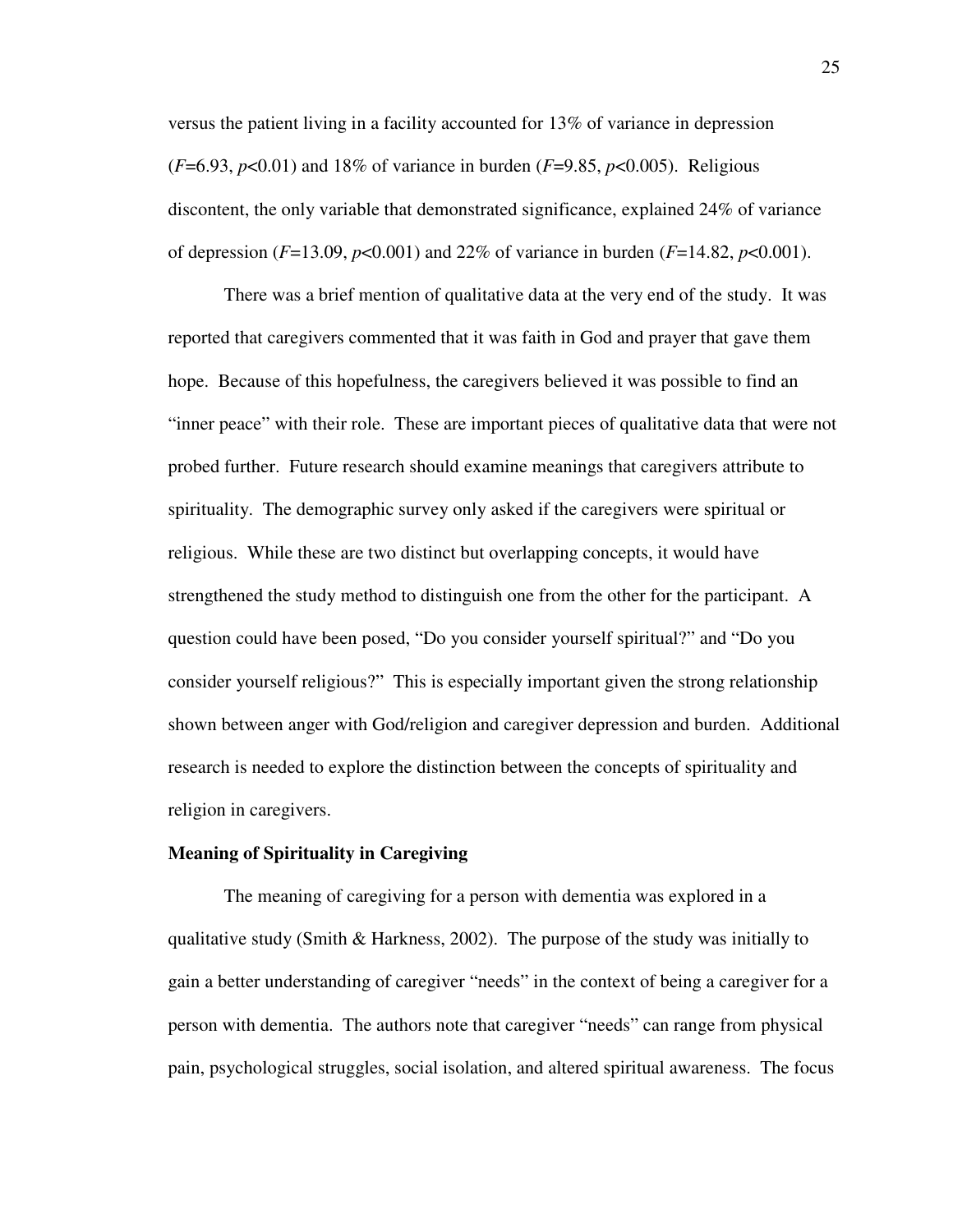versus the patient living in a facility accounted for 13% of variance in depression ($F$=6.93, $p$<0.01) and 18% of variance in burden ($F$=9.85, $p$<0.005). Religious discontent, the only variable that demonstrated significance, explained 24% of variance of depression ($F$=13.09, $p$<0.001) and 22% of variance in burden ($F$=14.82, $p$<0.001).

There was a brief mention of qualitative data at the very end of the study. It was reported that caregivers commented that it was faith in God and prayer that gave them hope. Because of this hopefulness, the caregivers believed it was possible to find an "inner peace" with their role. These are important pieces of qualitative data that were not probed further. Future research should examine meanings that caregivers attribute to spirituality. The demographic survey only asked if the caregivers were spiritual or religious. While these are two distinct but overlapping concepts, it would have strengthened the study method to distinguish one from the other for the participant. A question could have been posed, "Do you consider yourself spiritual?" and "Do you consider yourself religious?" This is especially important given the strong relationship shown between anger with God/religion and caregiver depression and burden. Additional research is needed to explore the distinction between the concepts of spirituality and religion in caregivers.

**Meaning of Spirituality in Caregiving**

The meaning of caregiving for a person with dementia was explored in a qualitative study (Smith & Harkness, 2002). The purpose of the study was initially to gain a better understanding of caregiver "needs" in the context of being a caregiver for a person with dementia. The authors note that caregiver "needs" can range from physical pain, psychological struggles, social isolation, and altered spiritual awareness. The focus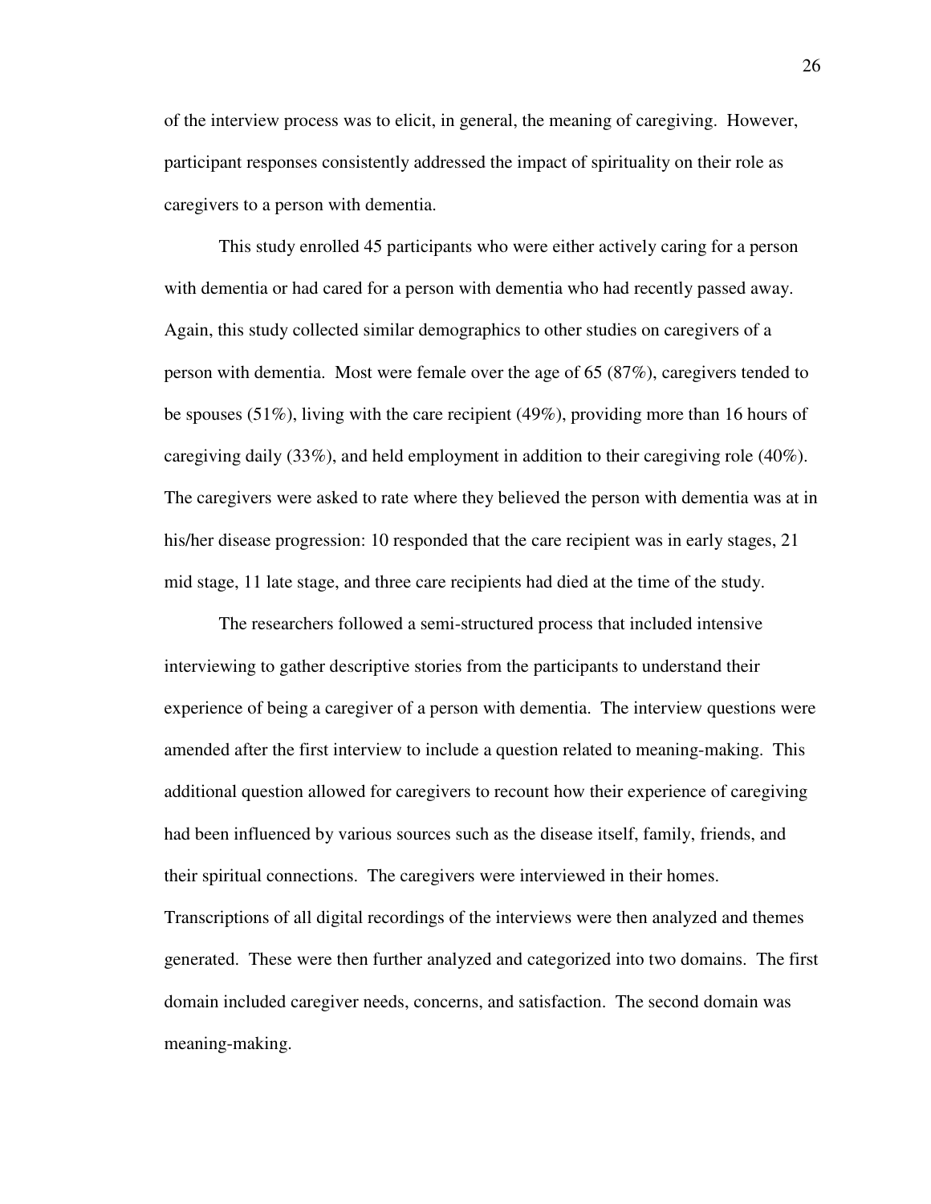of the interview process was to elicit, in general, the meaning of caregiving. However, participant responses consistently addressed the impact of spirituality on their role as caregivers to a person with dementia.

This study enrolled 45 participants who were either actively caring for a person with dementia or had cared for a person with dementia who had recently passed away. Again, this study collected similar demographics to other studies on caregivers of a person with dementia. Most were female over the age of 65 (87%), caregivers tended to be spouses (51%), living with the care recipient (49%), providing more than 16 hours of caregiving daily (33%), and held employment in addition to their caregiving role (40%). The caregivers were asked to rate where they believed the person with dementia was at in his/her disease progression: 10 responded that the care recipient was in early stages, 21 mid stage, 11 late stage, and three care recipients had died at the time of the study.

The researchers followed a semi-structured process that included intensive interviewing to gather descriptive stories from the participants to understand their experience of being a caregiver of a person with dementia. The interview questions were amended after the first interview to include a question related to meaning-making. This additional question allowed for caregivers to recount how their experience of caregiving had been influenced by various sources such as the disease itself, family, friends, and their spiritual connections. The caregivers were interviewed in their homes. Transcriptions of all digital recordings of the interviews were then analyzed and themes generated. These were then further analyzed and categorized into two domains. The first domain included caregiver needs, concerns, and satisfaction. The second domain was meaning-making.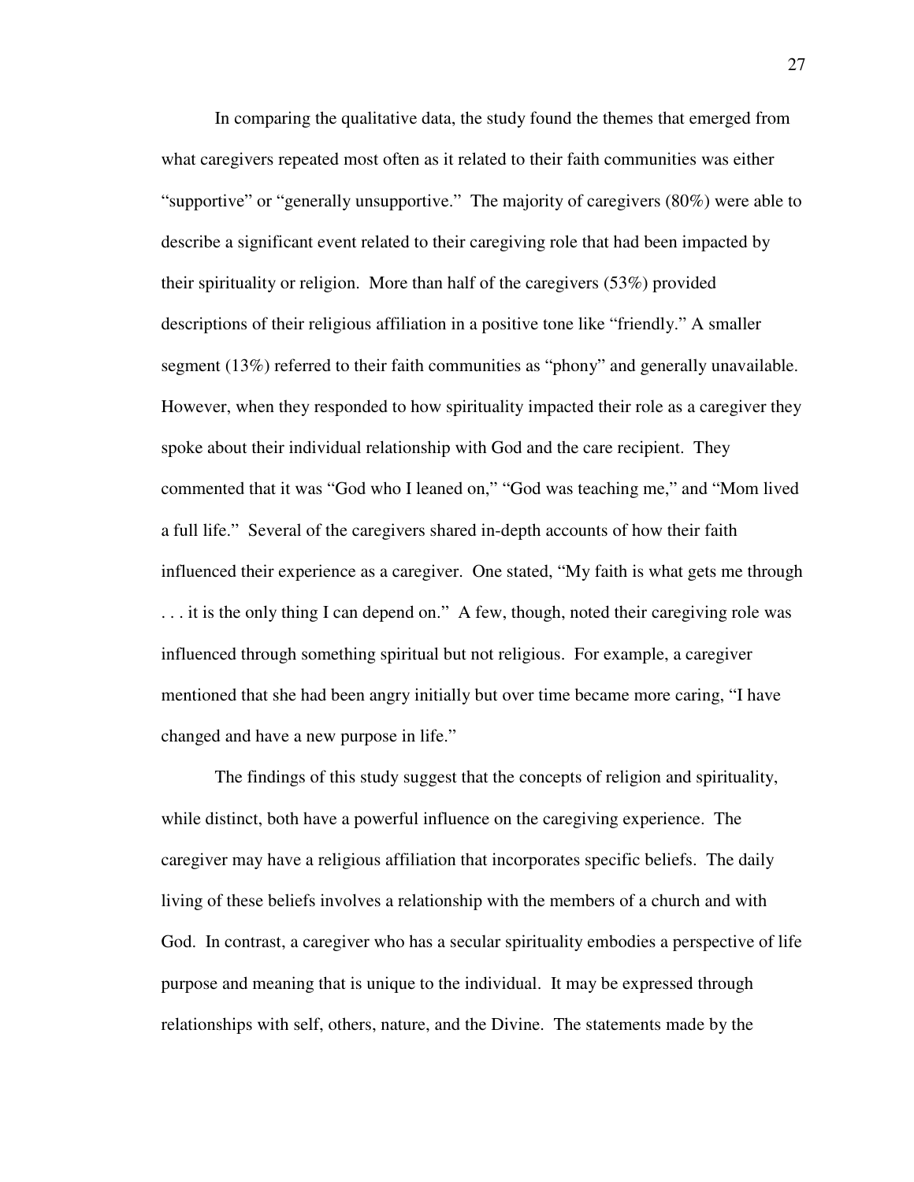In comparing the qualitative data, the study found the themes that emerged from what caregivers repeated most often as it related to their faith communities was either "supportive" or "generally unsupportive." The majority of caregivers (80%) were able to describe a significant event related to their caregiving role that had been impacted by their spirituality or religion. More than half of the caregivers (53%) provided descriptions of their religious affiliation in a positive tone like "friendly." A smaller segment (13%) referred to their faith communities as "phony" and generally unavailable. However, when they responded to how spirituality impacted their role as a caregiver they spoke about their individual relationship with God and the care recipient. They commented that it was "God who I leaned on," "God was teaching me," and "Mom lived a full life." Several of the caregivers shared in-depth accounts of how their faith influenced their experience as a caregiver. One stated, "My faith is what gets me through . . . it is the only thing I can depend on." A few, though, noted their caregiving role was influenced through something spiritual but not religious. For example, a caregiver mentioned that she had been angry initially but over time became more caring, "I have changed and have a new purpose in life."

The findings of this study suggest that the concepts of religion and spirituality, while distinct, both have a powerful influence on the caregiving experience. The caregiver may have a religious affiliation that incorporates specific beliefs. The daily living of these beliefs involves a relationship with the members of a church and with God. In contrast, a caregiver who has a secular spirituality embodies a perspective of life purpose and meaning that is unique to the individual. It may be expressed through relationships with self, others, nature, and the Divine. The statements made by the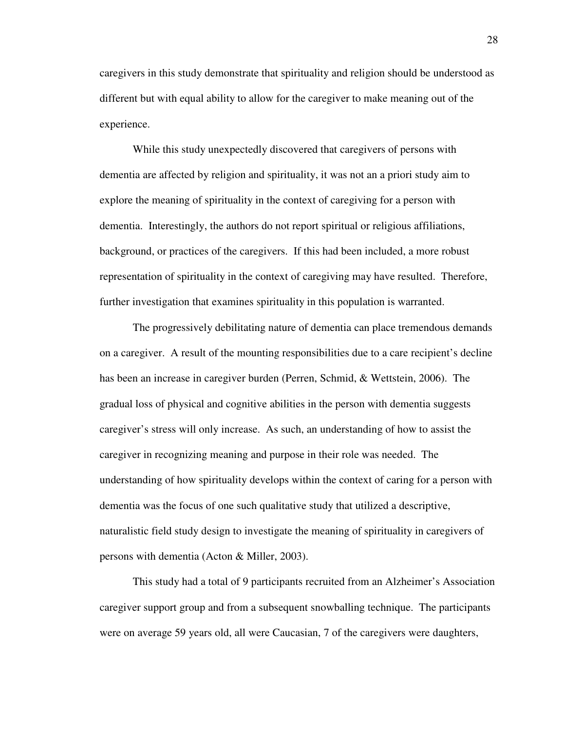caregivers in this study demonstrate that spirituality and religion should be understood as different but with equal ability to allow for the caregiver to make meaning out of the experience.

While this study unexpectedly discovered that caregivers of persons with dementia are affected by religion and spirituality, it was not an a priori study aim to explore the meaning of spirituality in the context of caregiving for a person with dementia. Interestingly, the authors do not report spiritual or religious affiliations, background, or practices of the caregivers. If this had been included, a more robust representation of spirituality in the context of caregiving may have resulted. Therefore, further investigation that examines spirituality in this population is warranted.

The progressively debilitating nature of dementia can place tremendous demands on a caregiver. A result of the mounting responsibilities due to a care recipient's decline has been an increase in caregiver burden (Perren, Schmid, & Wettstein, 2006). The gradual loss of physical and cognitive abilities in the person with dementia suggests caregiver's stress will only increase. As such, an understanding of how to assist the caregiver in recognizing meaning and purpose in their role was needed. The understanding of how spirituality develops within the context of caring for a person with dementia was the focus of one such qualitative study that utilized a descriptive, naturalistic field study design to investigate the meaning of spirituality in caregivers of persons with dementia (Acton & Miller, 2003).

This study had a total of 9 participants recruited from an Alzheimer's Association caregiver support group and from a subsequent snowballing technique. The participants were on average 59 years old, all were Caucasian, 7 of the caregivers were daughters,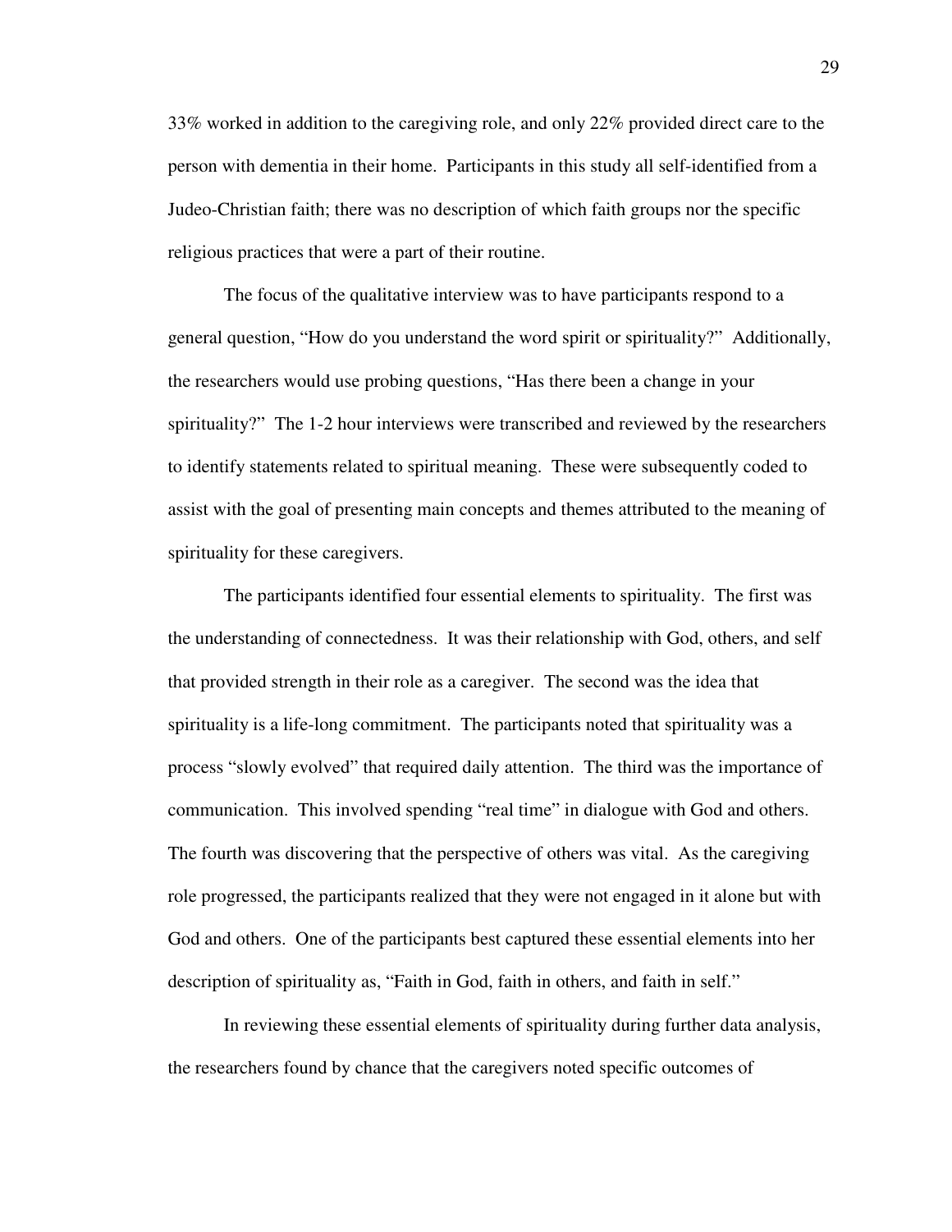33% worked in addition to the caregiving role, and only 22% provided direct care to the person with dementia in their home. Participants in this study all self-identified from a Judeo-Christian faith; there was no description of which faith groups nor the specific religious practices that were a part of their routine.

The focus of the qualitative interview was to have participants respond to a general question, "How do you understand the word spirit or spirituality?" Additionally, the researchers would use probing questions, "Has there been a change in your spirituality?" The 1-2 hour interviews were transcribed and reviewed by the researchers to identify statements related to spiritual meaning. These were subsequently coded to assist with the goal of presenting main concepts and themes attributed to the meaning of spirituality for these caregivers.

The participants identified four essential elements to spirituality. The first was the understanding of connectedness. It was their relationship with God, others, and self that provided strength in their role as a caregiver. The second was the idea that spirituality is a life-long commitment. The participants noted that spirituality was a process "slowly evolved" that required daily attention. The third was the importance of communication. This involved spending "real time" in dialogue with God and others. The fourth was discovering that the perspective of others was vital. As the caregiving role progressed, the participants realized that they were not engaged in it alone but with God and others. One of the participants best captured these essential elements into her description of spirituality as, "Faith in God, faith in others, and faith in self."

In reviewing these essential elements of spirituality during further data analysis, the researchers found by chance that the caregivers noted specific outcomes of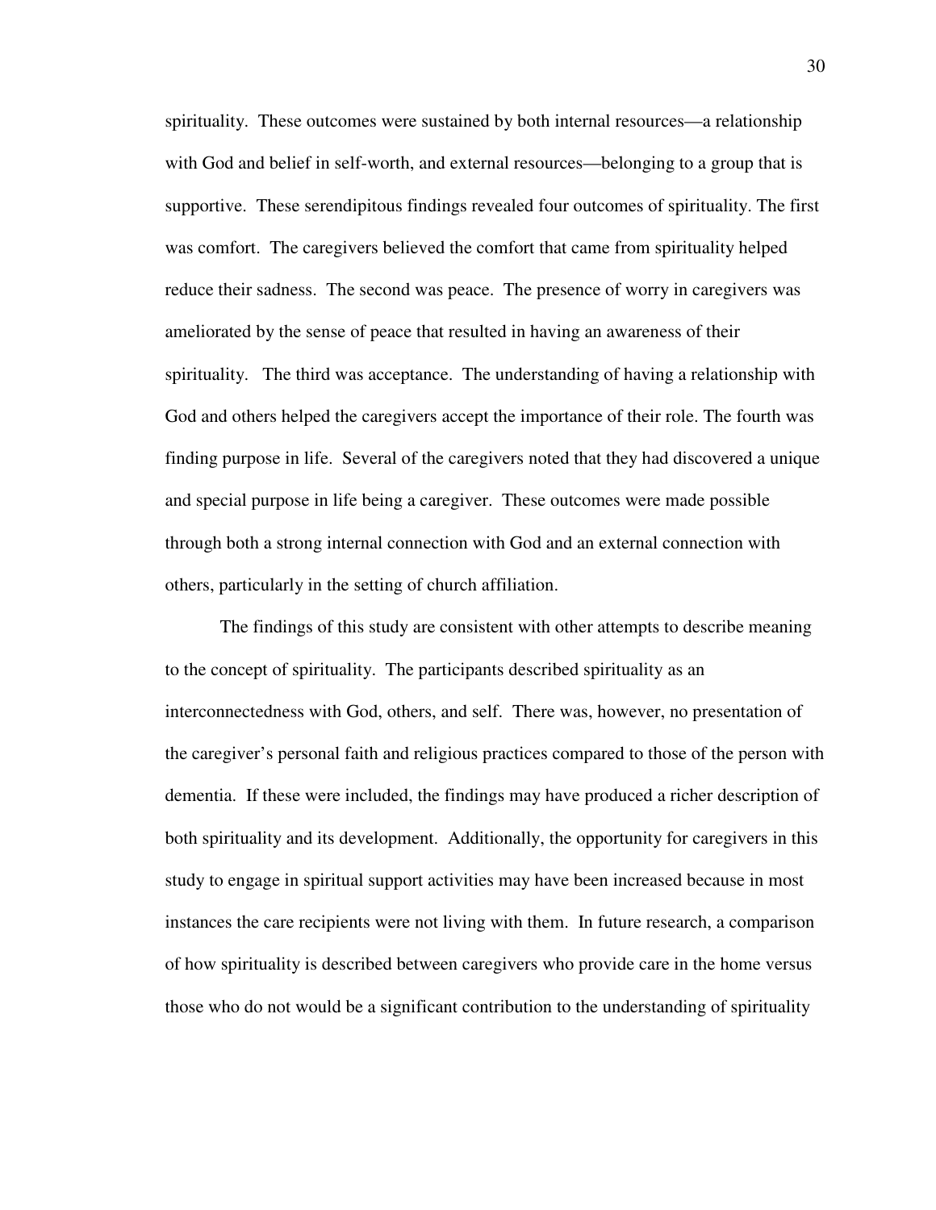spirituality. These outcomes were sustained by both internal resources—a relationship with God and belief in self-worth, and external resources—belonging to a group that is supportive. These serendipitous findings revealed four outcomes of spirituality. The first was comfort. The caregivers believed the comfort that came from spirituality helped reduce their sadness. The second was peace. The presence of worry in caregivers was ameliorated by the sense of peace that resulted in having an awareness of their spirituality. The third was acceptance. The understanding of having a relationship with God and others helped the caregivers accept the importance of their role. The fourth was finding purpose in life. Several of the caregivers noted that they had discovered a unique and special purpose in life being a caregiver. These outcomes were made possible through both a strong internal connection with God and an external connection with others, particularly in the setting of church affiliation.

The findings of this study are consistent with other attempts to describe meaning to the concept of spirituality. The participants described spirituality as an interconnectedness with God, others, and self. There was, however, no presentation of the caregiver's personal faith and religious practices compared to those of the person with dementia. If these were included, the findings may have produced a richer description of both spirituality and its development. Additionally, the opportunity for caregivers in this study to engage in spiritual support activities may have been increased because in most instances the care recipients were not living with them. In future research, a comparison of how spirituality is described between caregivers who provide care in the home versus those who do not would be a significant contribution to the understanding of spirituality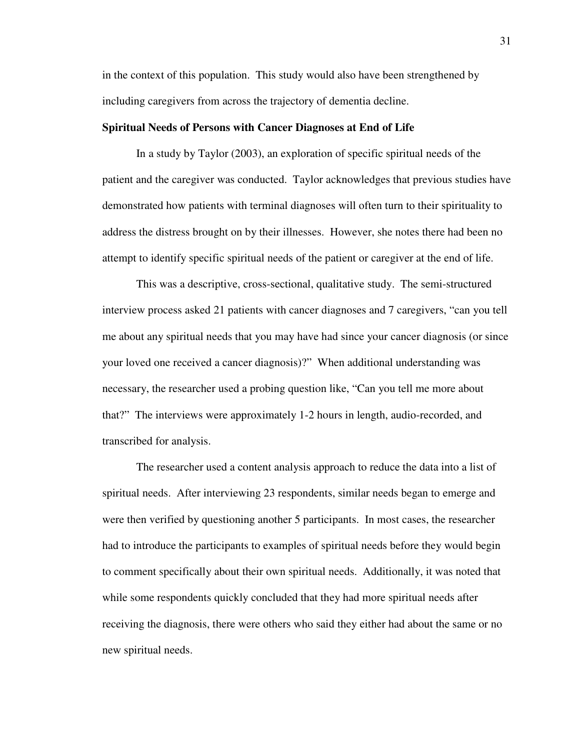in the context of this population. This study would also have been strengthened by including caregivers from across the trajectory of dementia decline.

**Spiritual Needs of Persons with Cancer Diagnoses at End of Life**

In a study by Taylor (2003), an exploration of specific spiritual needs of the patient and the caregiver was conducted. Taylor acknowledges that previous studies have demonstrated how patients with terminal diagnoses will often turn to their spirituality to address the distress brought on by their illnesses. However, she notes there had been no attempt to identify specific spiritual needs of the patient or caregiver at the end of life.

This was a descriptive, cross-sectional, qualitative study. The semi-structured interview process asked 21 patients with cancer diagnoses and 7 caregivers, "can you tell me about any spiritual needs that you may have had since your cancer diagnosis (or since your loved one received a cancer diagnosis)?" When additional understanding was necessary, the researcher used a probing question like, "Can you tell me more about that?" The interviews were approximately 1-2 hours in length, audio-recorded, and transcribed for analysis.

The researcher used a content analysis approach to reduce the data into a list of spiritual needs. After interviewing 23 respondents, similar needs began to emerge and were then verified by questioning another 5 participants. In most cases, the researcher had to introduce the participants to examples of spiritual needs before they would begin to comment specifically about their own spiritual needs. Additionally, it was noted that while some respondents quickly concluded that they had more spiritual needs after receiving the diagnosis, there were others who said they either had about the same or no new spiritual needs.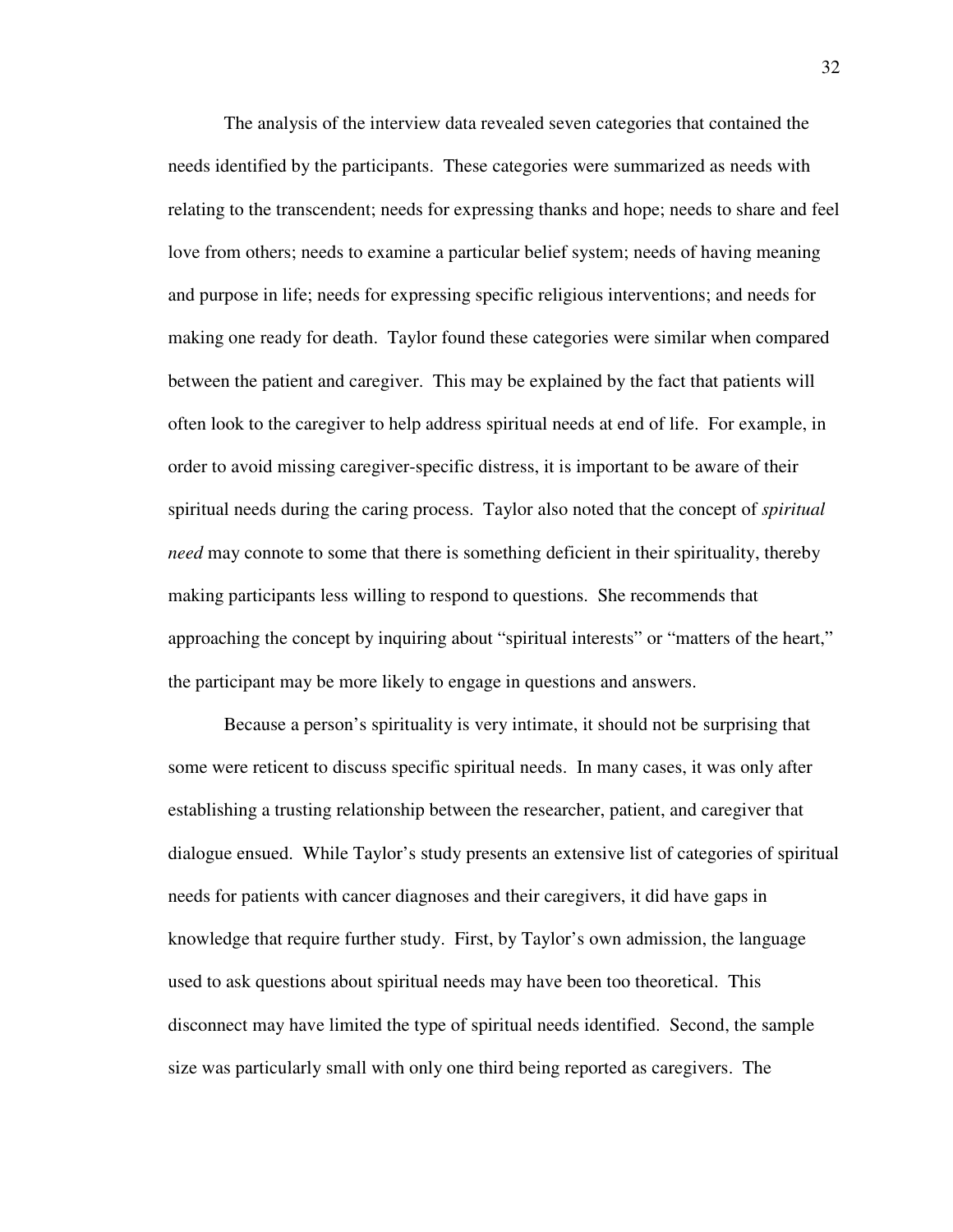The analysis of the interview data revealed seven categories that contained the needs identified by the participants. These categories were summarized as needs with relating to the transcendent; needs for expressing thanks and hope; needs to share and feel love from others; needs to examine a particular belief system; needs of having meaning and purpose in life; needs for expressing specific religious interventions; and needs for making one ready for death. Taylor found these categories were similar when compared between the patient and caregiver. This may be explained by the fact that patients will often look to the caregiver to help address spiritual needs at end of life. For example, in order to avoid missing caregiver-specific distress, it is important to be aware of their spiritual needs during the caring process. Taylor also noted that the concept of *spiritual need* may connote to some that there is something deficient in their spirituality, thereby making participants less willing to respond to questions. She recommends that approaching the concept by inquiring about "spiritual interests" or "matters of the heart," the participant may be more likely to engage in questions and answers.

Because a person's spirituality is very intimate, it should not be surprising that some were reticent to discuss specific spiritual needs. In many cases, it was only after establishing a trusting relationship between the researcher, patient, and caregiver that dialogue ensued. While Taylor's study presents an extensive list of categories of spiritual needs for patients with cancer diagnoses and their caregivers, it did have gaps in knowledge that require further study. First, by Taylor's own admission, the language used to ask questions about spiritual needs may have been too theoretical. This disconnect may have limited the type of spiritual needs identified. Second, the sample size was particularly small with only one third being reported as caregivers. The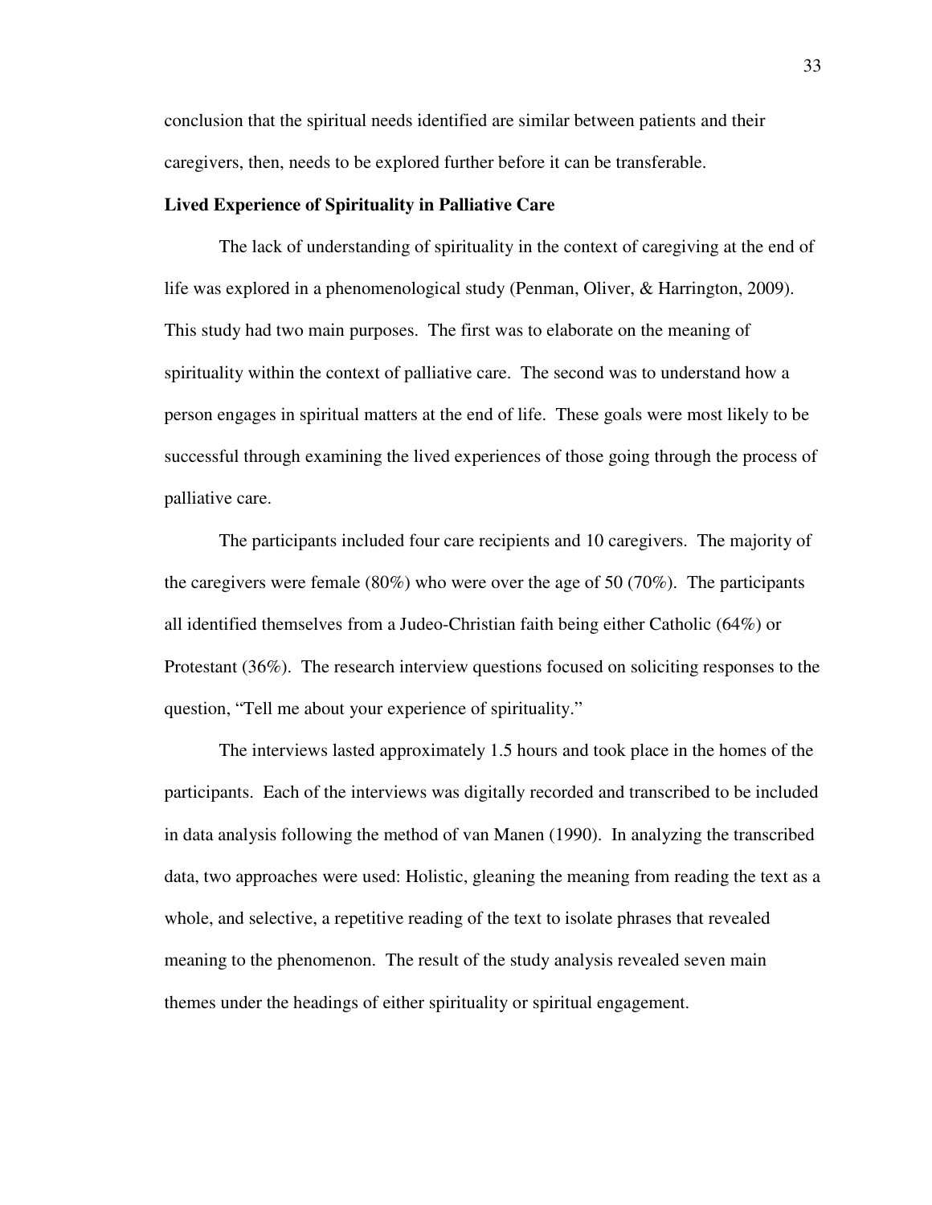conclusion that the spiritual needs identified are similar between patients and their caregivers, then, needs to be explored further before it can be transferable.

**Lived Experience of Spirituality in Palliative Care**

The lack of understanding of spirituality in the context of caregiving at the end of life was explored in a phenomenological study (Penman, Oliver, & Harrington, 2009). This study had two main purposes. The first was to elaborate on the meaning of spirituality within the context of palliative care. The second was to understand how a person engages in spiritual matters at the end of life. These goals were most likely to be successful through examining the lived experiences of those going through the process of palliative care.

The participants included four care recipients and 10 caregivers. The majority of the caregivers were female (80%) who were over the age of 50 (70%). The participants all identified themselves from a Judeo-Christian faith being either Catholic (64%) or Protestant (36%). The research interview questions focused on soliciting responses to the question, "Tell me about your experience of spirituality."

The interviews lasted approximately 1.5 hours and took place in the homes of the participants. Each of the interviews was digitally recorded and transcribed to be included in data analysis following the method of van Manen (1990). In analyzing the transcribed data, two approaches were used: Holistic, gleaning the meaning from reading the text as a whole, and selective, a repetitive reading of the text to isolate phrases that revealed meaning to the phenomenon. The result of the study analysis revealed seven main themes under the headings of either spirituality or spiritual engagement.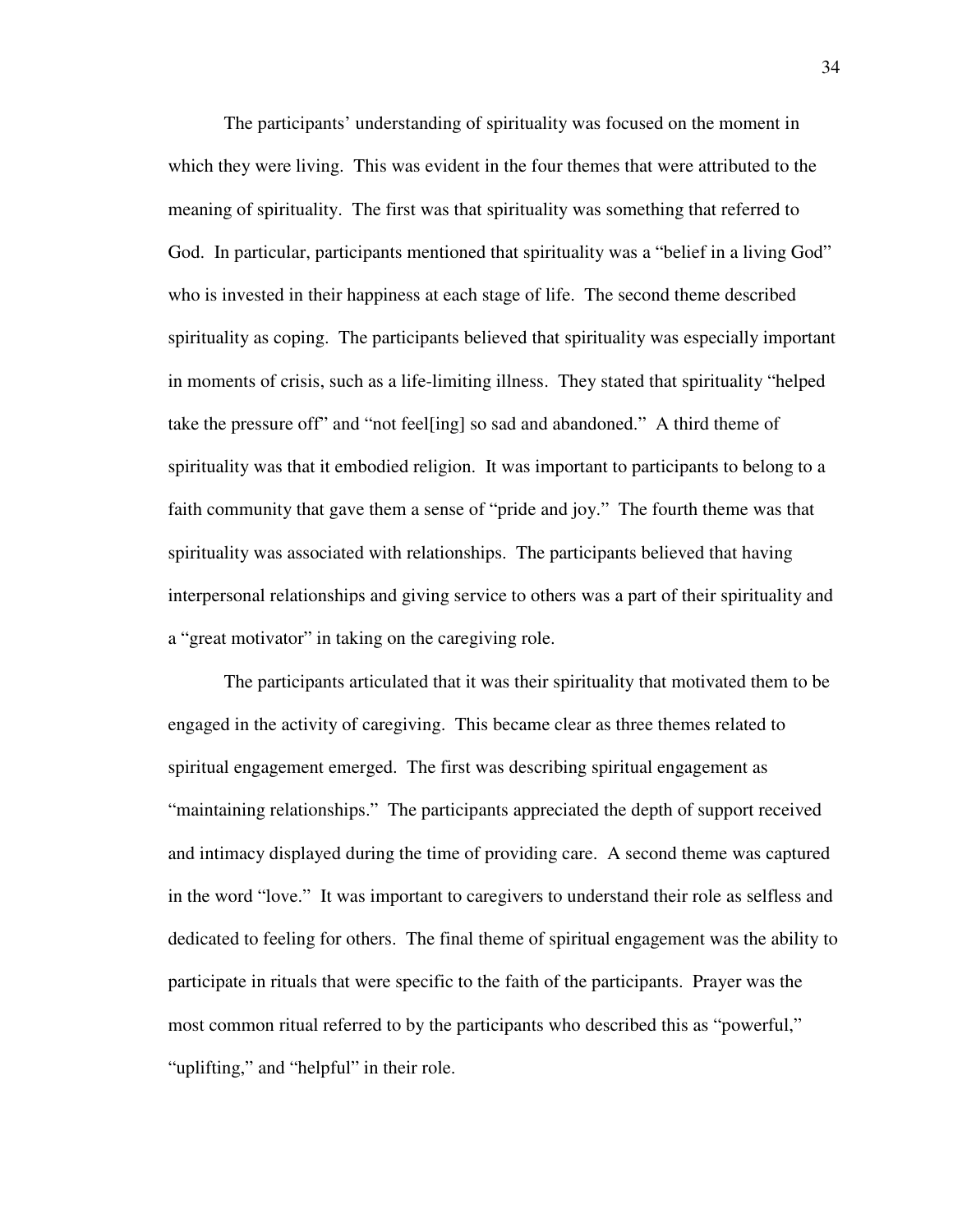The participants' understanding of spirituality was focused on the moment in which they were living. This was evident in the four themes that were attributed to the meaning of spirituality. The first was that spirituality was something that referred to God. In particular, participants mentioned that spirituality was a "belief in a living God" who is invested in their happiness at each stage of life. The second theme described spirituality as coping. The participants believed that spirituality was especially important in moments of crisis, such as a life-limiting illness. They stated that spirituality "helped take the pressure off" and "not feel[ing] so sad and abandoned." A third theme of spirituality was that it embodied religion. It was important to participants to belong to a faith community that gave them a sense of "pride and joy." The fourth theme was that spirituality was associated with relationships. The participants believed that having interpersonal relationships and giving service to others was a part of their spirituality and a "great motivator" in taking on the caregiving role.

The participants articulated that it was their spirituality that motivated them to be engaged in the activity of caregiving. This became clear as three themes related to spiritual engagement emerged. The first was describing spiritual engagement as "maintaining relationships." The participants appreciated the depth of support received and intimacy displayed during the time of providing care. A second theme was captured in the word "love." It was important to caregivers to understand their role as selfless and dedicated to feeling for others. The final theme of spiritual engagement was the ability to participate in rituals that were specific to the faith of the participants. Prayer was the most common ritual referred to by the participants who described this as "powerful," "uplifting," and "helpful" in their role.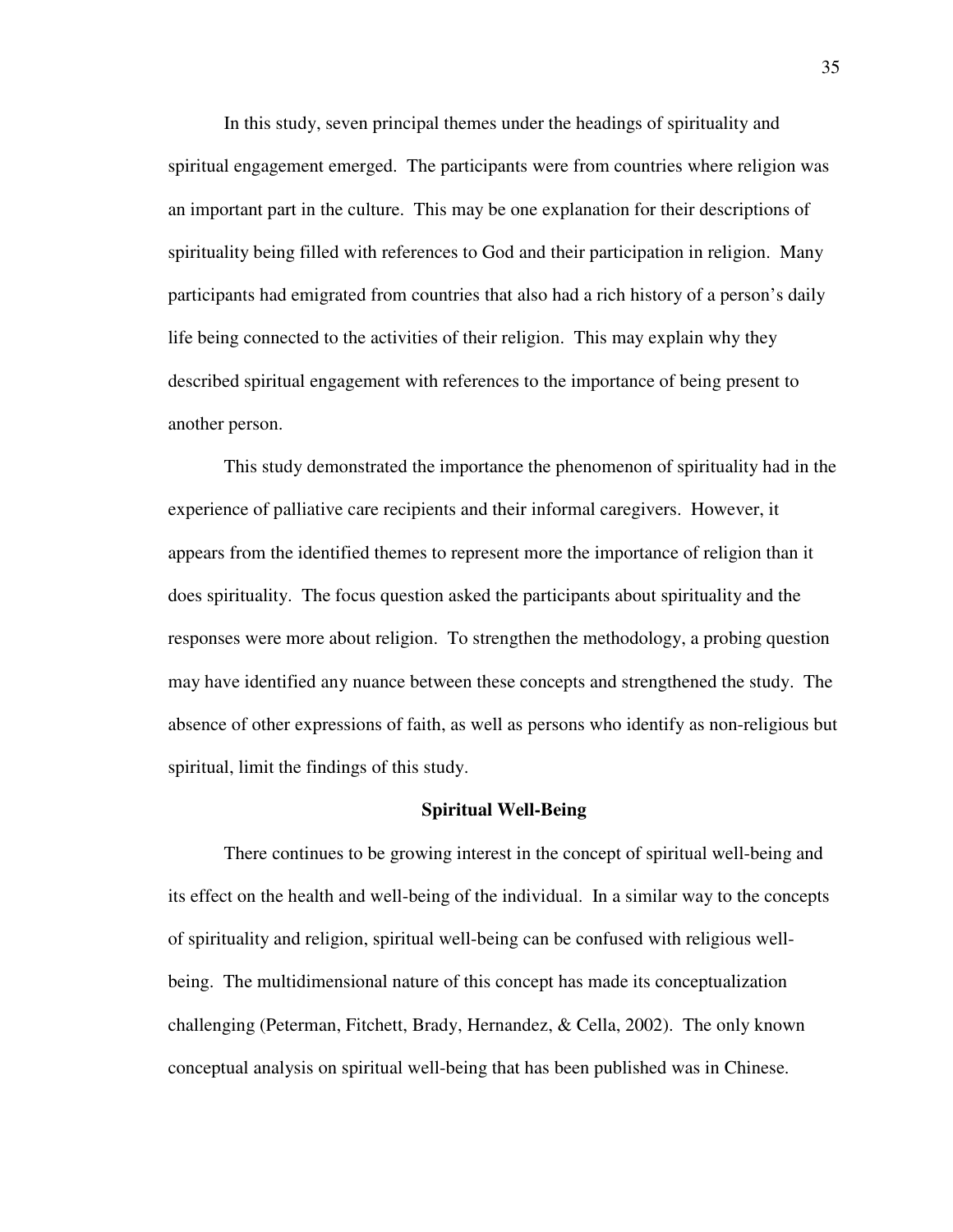In this study, seven principal themes under the headings of spirituality and spiritual engagement emerged. The participants were from countries where religion was an important part in the culture. This may be one explanation for their descriptions of spirituality being filled with references to God and their participation in religion. Many participants had emigrated from countries that also had a rich history of a person's daily life being connected to the activities of their religion. This may explain why they described spiritual engagement with references to the importance of being present to another person.

This study demonstrated the importance the phenomenon of spirituality had in the experience of palliative care recipients and their informal caregivers. However, it appears from the identified themes to represent more the importance of religion than it does spirituality. The focus question asked the participants about spirituality and the responses were more about religion. To strengthen the methodology, a probing question may have identified any nuance between these concepts and strengthened the study. The absence of other expressions of faith, as well as persons who identify as non-religious but spiritual, limit the findings of this study.

## Spiritual Well-Being

There continues to be growing interest in the concept of spiritual well-being and its effect on the health and well-being of the individual. In a similar way to the concepts of spirituality and religion, spiritual well-being can be confused with religious well-being. The multidimensional nature of this concept has made its conceptualization challenging (Peterman, Fitchett, Brady, Hernandez, & Cella, 2002). The only known conceptual analysis on spiritual well-being that has been published was in Chinese.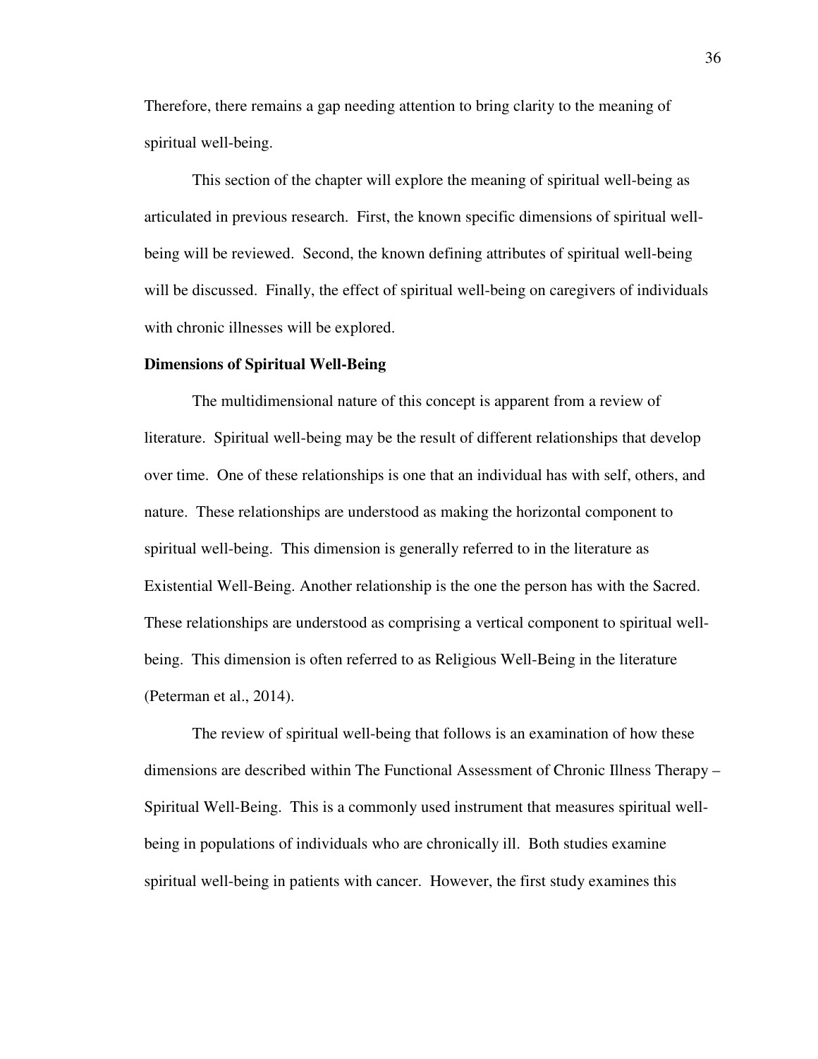Therefore, there remains a gap needing attention to bring clarity to the meaning of spiritual well-being.

This section of the chapter will explore the meaning of spiritual well-being as articulated in previous research. First, the known specific dimensions of spiritual well-being will be reviewed. Second, the known defining attributes of spiritual well-being will be discussed. Finally, the effect of spiritual well-being on caregivers of individuals with chronic illnesses will be explored.

**Dimensions of Spiritual Well-Being**

The multidimensional nature of this concept is apparent from a review of literature. Spiritual well-being may be the result of different relationships that develop over time. One of these relationships is one that an individual has with self, others, and nature. These relationships are understood as making the horizontal component to spiritual well-being. This dimension is generally referred to in the literature as Existential Well-Being. Another relationship is the one the person has with the Sacred. These relationships are understood as comprising a vertical component to spiritual well-being. This dimension is often referred to as Religious Well-Being in the literature (Peterman et al., 2014).

The review of spiritual well-being that follows is an examination of how these dimensions are described within The Functional Assessment of Chronic Illness Therapy – Spiritual Well-Being. This is a commonly used instrument that measures spiritual well-being in populations of individuals who are chronically ill. Both studies examine spiritual well-being in patients with cancer. However, the first study examines this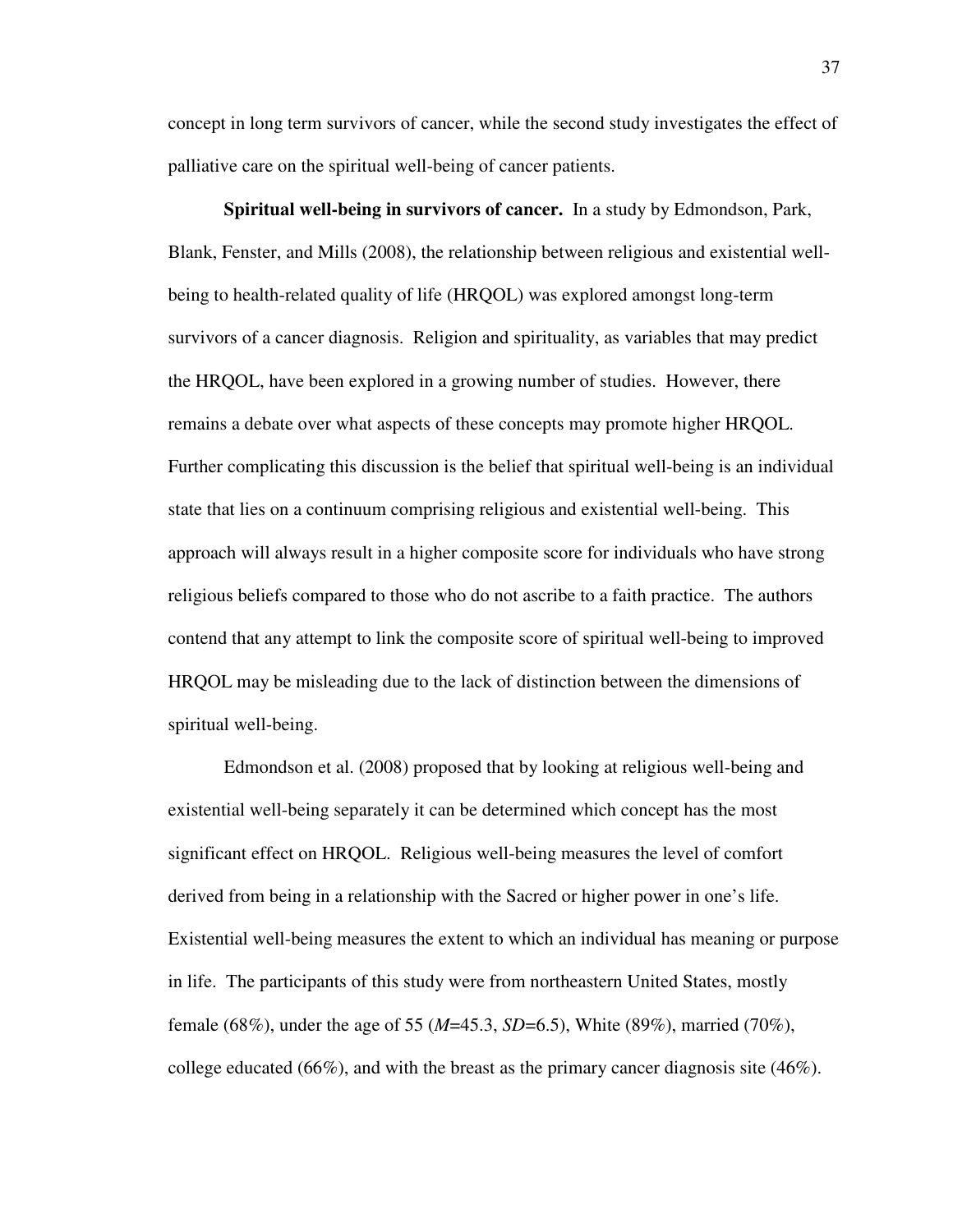concept in long term survivors of cancer, while the second study investigates the effect of palliative care on the spiritual well-being of cancer patients.

**Spiritual well-being in survivors of cancer.** In a study by Edmondson, Park, Blank, Fenster, and Mills (2008), the relationship between religious and existential well-being to health-related quality of life (HRQOL) was explored amongst long-term survivors of a cancer diagnosis. Religion and spirituality, as variables that may predict the HRQOL, have been explored in a growing number of studies. However, there remains a debate over what aspects of these concepts may promote higher HRQOL. Further complicating this discussion is the belief that spiritual well-being is an individual state that lies on a continuum comprising religious and existential well-being. This approach will always result in a higher composite score for individuals who have strong religious beliefs compared to those who do not ascribe to a faith practice. The authors contend that any attempt to link the composite score of spiritual well-being to improved HRQOL may be misleading due to the lack of distinction between the dimensions of spiritual well-being.

Edmondson et al. (2008) proposed that by looking at religious well-being and existential well-being separately it can be determined which concept has the most significant effect on HRQOL. Religious well-being measures the level of comfort derived from being in a relationship with the Sacred or higher power in one's life. Existential well-being measures the extent to which an individual has meaning or purpose in life. The participants of this study were from northeastern United States, mostly female (68%), under the age of 55 ($M$=45.3, $SD$=6.5), White (89%), married (70%), college educated (66%), and with the breast as the primary cancer diagnosis site (46%).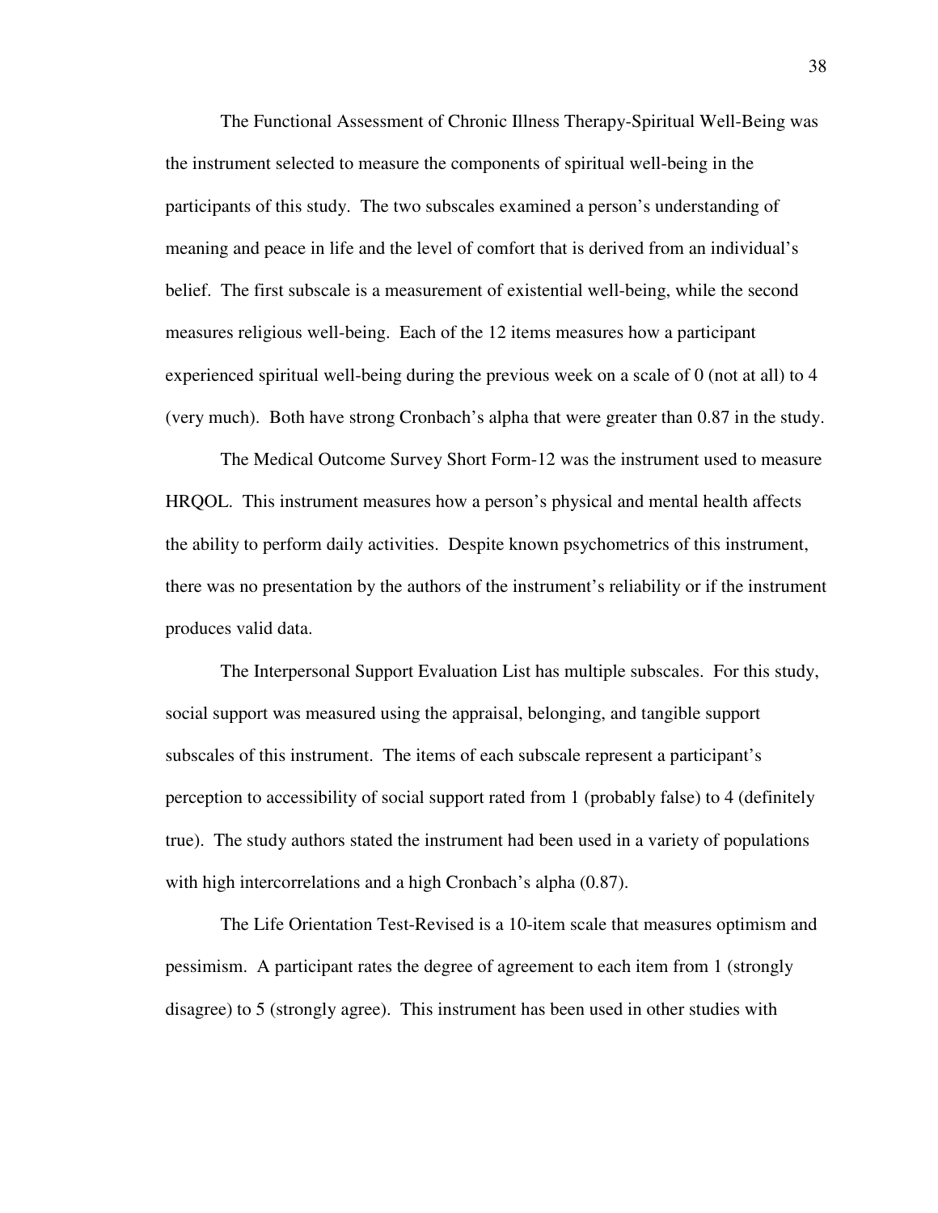The Functional Assessment of Chronic Illness Therapy-Spiritual Well-Being was the instrument selected to measure the components of spiritual well-being in the participants of this study. The two subscales examined a person's understanding of meaning and peace in life and the level of comfort that is derived from an individual's belief. The first subscale is a measurement of existential well-being, while the second measures religious well-being. Each of the 12 items measures how a participant experienced spiritual well-being during the previous week on a scale of 0 (not at all) to 4 (very much). Both have strong Cronbach's alpha that were greater than 0.87 in the study.

The Medical Outcome Survey Short Form-12 was the instrument used to measure HRQOL. This instrument measures how a person's physical and mental health affects the ability to perform daily activities. Despite known psychometrics of this instrument, there was no presentation by the authors of the instrument's reliability or if the instrument produces valid data.

The Interpersonal Support Evaluation List has multiple subscales. For this study, social support was measured using the appraisal, belonging, and tangible support subscales of this instrument. The items of each subscale represent a participant's perception to accessibility of social support rated from 1 (probably false) to 4 (definitely true). The study authors stated the instrument had been used in a variety of populations with high intercorrelations and a high Cronbach's alpha (0.87).

The Life Orientation Test-Revised is a 10-item scale that measures optimism and pessimism. A participant rates the degree of agreement to each item from 1 (strongly disagree) to 5 (strongly agree). This instrument has been used in other studies with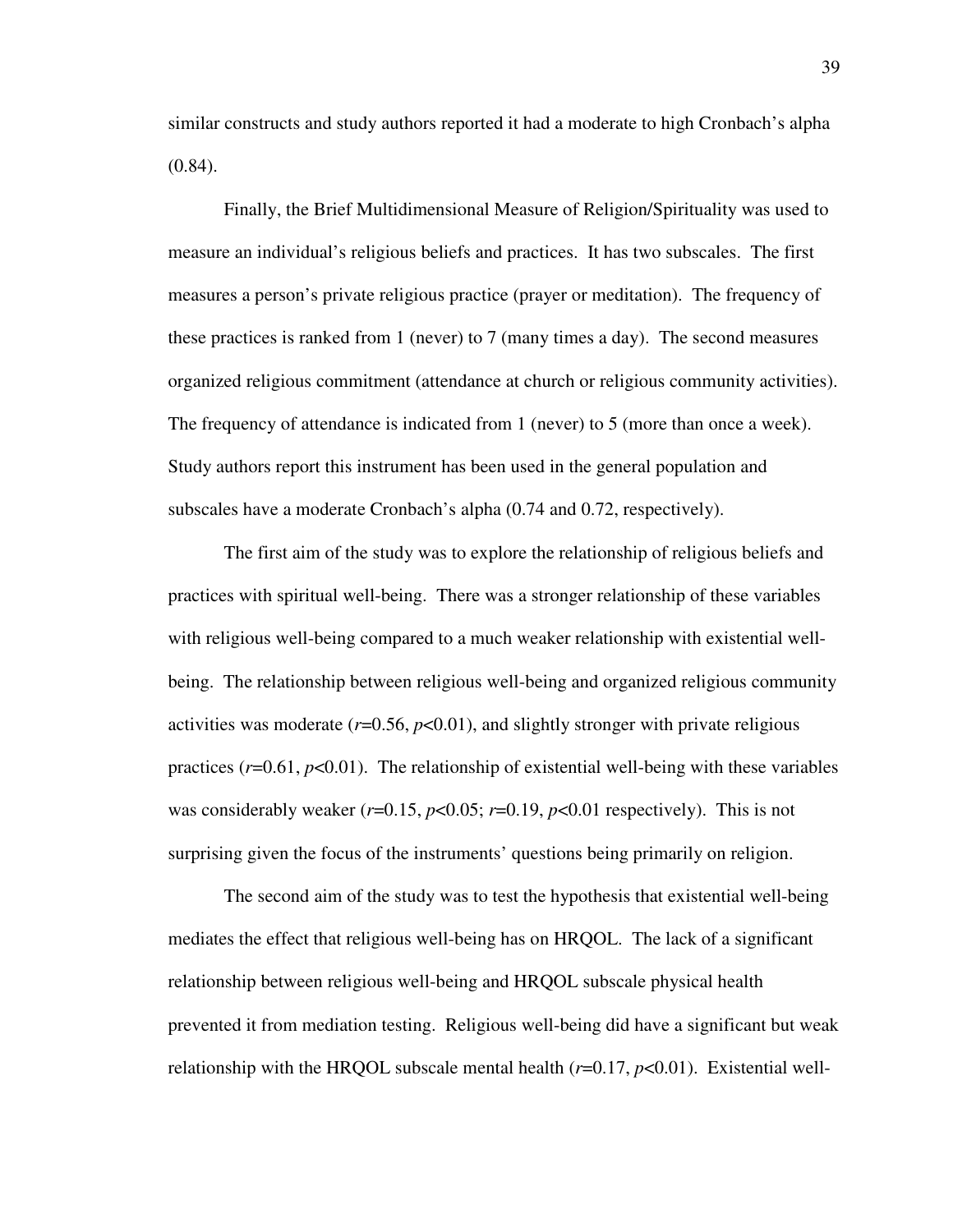similar constructs and study authors reported it had a moderate to high Cronbach's alpha (0.84).

Finally, the Brief Multidimensional Measure of Religion/Spirituality was used to measure an individual's religious beliefs and practices. It has two subscales. The first measures a person's private religious practice (prayer or meditation). The frequency of these practices is ranked from 1 (never) to 7 (many times a day). The second measures organized religious commitment (attendance at church or religious community activities). The frequency of attendance is indicated from 1 (never) to 5 (more than once a week). Study authors report this instrument has been used in the general population and subscales have a moderate Cronbach's alpha (0.74 and 0.72, respectively).

The first aim of the study was to explore the relationship of religious beliefs and practices with spiritual well-being. There was a stronger relationship of these variables with religious well-being compared to a much weaker relationship with existential well-being. The relationship between religious well-being and organized religious community activities was moderate ($r$=0.56, $p$<0.01), and slightly stronger with private religious practices ($r$=0.61, $p$<0.01). The relationship of existential well-being with these variables was considerably weaker ($r$=0.15, $p$<0.05; $r$=0.19, $p$<0.01 respectively). This is not surprising given the focus of the instruments' questions being primarily on religion.

The second aim of the study was to test the hypothesis that existential well-being mediates the effect that religious well-being has on HRQOL. The lack of a significant relationship between religious well-being and HRQOL subscale physical health prevented it from mediation testing. Religious well-being did have a significant but weak relationship with the HRQOL subscale mental health ($r$=0.17, $p$<0.01). Existential well-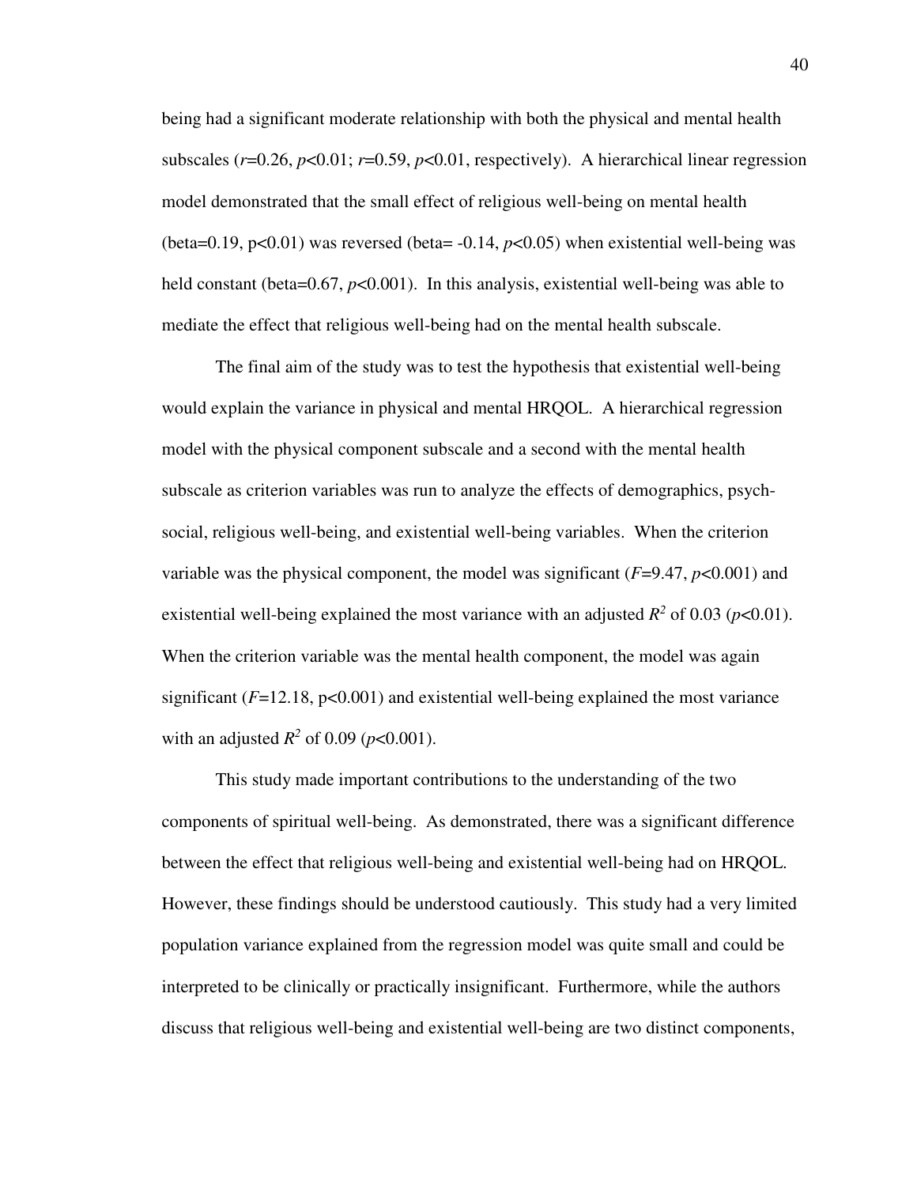being had a significant moderate relationship with both the physical and mental health subscales ($r$=0.26, $p$<0.01; $r$=0.59, $p$<0.01, respectively). A hierarchical linear regression model demonstrated that the small effect of religious well-being on mental health (beta=0.19, p<0.01) was reversed (beta= -0.14, $p$<0.05) when existential well-being was held constant (beta=0.67, $p$<0.001). In this analysis, existential well-being was able to mediate the effect that religious well-being had on the mental health subscale.

The final aim of the study was to test the hypothesis that existential well-being would explain the variance in physical and mental HRQOL. A hierarchical regression model with the physical component subscale and a second with the mental health subscale as criterion variables was run to analyze the effects of demographics, psych-social, religious well-being, and existential well-being variables. When the criterion variable was the physical component, the model was significant ($F$=9.47, $p$<0.001) and existential well-being explained the most variance with an adjusted $R^2$ of 0.03 ($p$<0.01). When the criterion variable was the mental health component, the model was again significant ($F$=12.18, p<0.001) and existential well-being explained the most variance with an adjusted $R^2$ of 0.09 ($p$<0.001).

This study made important contributions to the understanding of the two components of spiritual well-being. As demonstrated, there was a significant difference between the effect that religious well-being and existential well-being had on HRQOL. However, these findings should be understood cautiously. This study had a very limited population variance explained from the regression model was quite small and could be interpreted to be clinically or practically insignificant. Furthermore, while the authors discuss that religious well-being and existential well-being are two distinct components,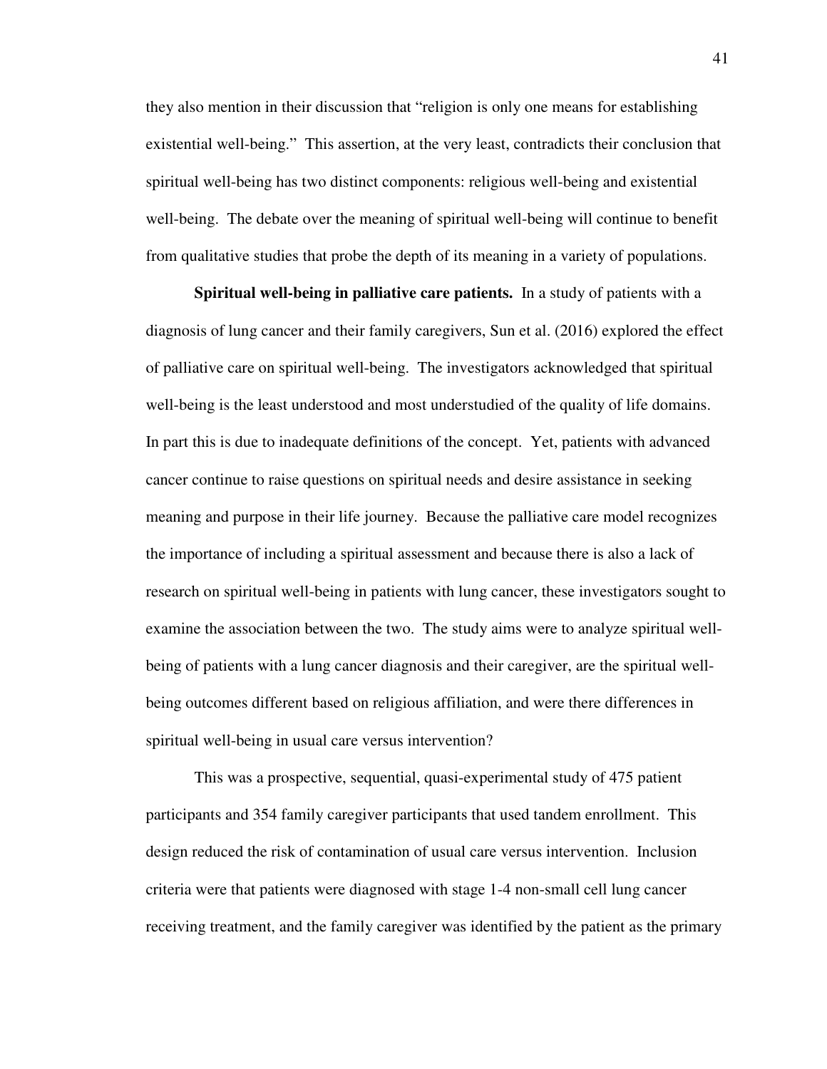they also mention in their discussion that "religion is only one means for establishing existential well-being." This assertion, at the very least, contradicts their conclusion that spiritual well-being has two distinct components: religious well-being and existential well-being. The debate over the meaning of spiritual well-being will continue to benefit from qualitative studies that probe the depth of its meaning in a variety of populations.

**Spiritual well-being in palliative care patients.** In a study of patients with a diagnosis of lung cancer and their family caregivers, Sun et al. (2016) explored the effect of palliative care on spiritual well-being. The investigators acknowledged that spiritual well-being is the least understood and most understudied of the quality of life domains. In part this is due to inadequate definitions of the concept. Yet, patients with advanced cancer continue to raise questions on spiritual needs and desire assistance in seeking meaning and purpose in their life journey. Because the palliative care model recognizes the importance of including a spiritual assessment and because there is also a lack of research on spiritual well-being in patients with lung cancer, these investigators sought to examine the association between the two. The study aims were to analyze spiritual well-being of patients with a lung cancer diagnosis and their caregiver, are the spiritual well-being outcomes different based on religious affiliation, and were there differences in spiritual well-being in usual care versus intervention?

This was a prospective, sequential, quasi-experimental study of 475 patient participants and 354 family caregiver participants that used tandem enrollment. This design reduced the risk of contamination of usual care versus intervention. Inclusion criteria were that patients were diagnosed with stage 1-4 non-small cell lung cancer receiving treatment, and the family caregiver was identified by the patient as the primary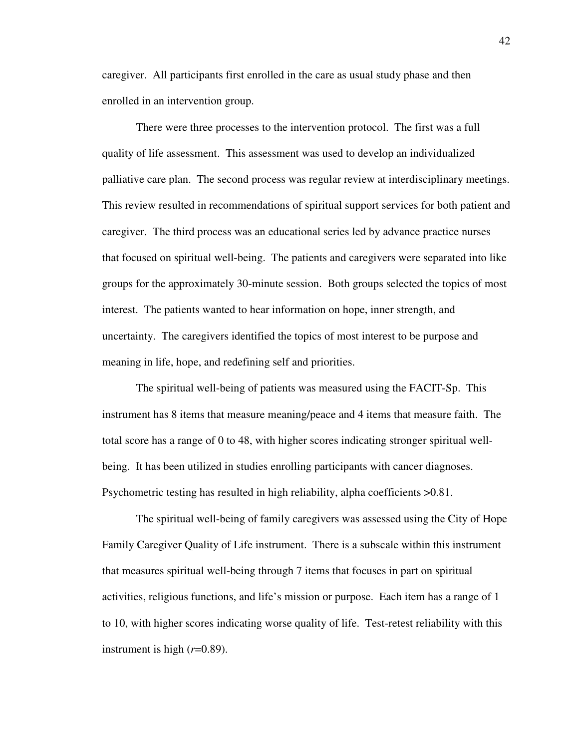caregiver. All participants first enrolled in the care as usual study phase and then enrolled in an intervention group.

There were three processes to the intervention protocol. The first was a full quality of life assessment. This assessment was used to develop an individualized palliative care plan. The second process was regular review at interdisciplinary meetings. This review resulted in recommendations of spiritual support services for both patient and caregiver. The third process was an educational series led by advance practice nurses that focused on spiritual well-being. The patients and caregivers were separated into like groups for the approximately 30-minute session. Both groups selected the topics of most interest. The patients wanted to hear information on hope, inner strength, and uncertainty. The caregivers identified the topics of most interest to be purpose and meaning in life, hope, and redefining self and priorities.

The spiritual well-being of patients was measured using the FACIT-Sp. This instrument has 8 items that measure meaning/peace and 4 items that measure faith. The total score has a range of 0 to 48, with higher scores indicating stronger spiritual well-being. It has been utilized in studies enrolling participants with cancer diagnoses. Psychometric testing has resulted in high reliability, alpha coefficients >0.81.

The spiritual well-being of family caregivers was assessed using the City of Hope Family Caregiver Quality of Life instrument. There is a subscale within this instrument that measures spiritual well-being through 7 items that focuses in part on spiritual activities, religious functions, and life's mission or purpose. Each item has a range of 1 to 10, with higher scores indicating worse quality of life. Test-retest reliability with this instrument is high ($r$=0.89).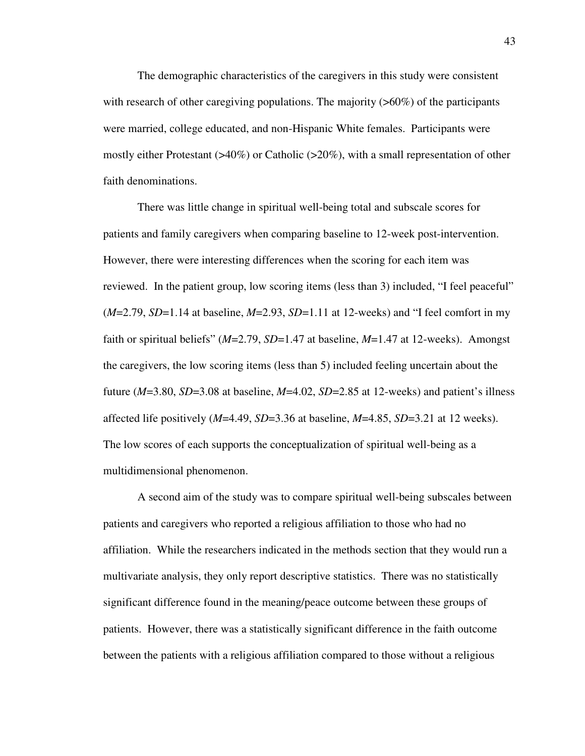The demographic characteristics of the caregivers in this study were consistent with research of other caregiving populations. The majority (>60%) of the participants were married, college educated, and non-Hispanic White females. Participants were mostly either Protestant (>40%) or Catholic (>20%), with a small representation of other faith denominations.

There was little change in spiritual well-being total and subscale scores for patients and family caregivers when comparing baseline to 12-week post-intervention. However, there were interesting differences when the scoring for each item was reviewed. In the patient group, low scoring items (less than 3) included, "I feel peaceful" (*M*=2.79, *SD*=1.14 at baseline, *M*=2.93, *SD*=1.11 at 12-weeks) and "I feel comfort in my faith or spiritual beliefs" (*M*=2.79, *SD*=1.47 at baseline, *M*=1.47 at 12-weeks). Amongst the caregivers, the low scoring items (less than 5) included feeling uncertain about the future (*M*=3.80, *SD*=3.08 at baseline, *M*=4.02, *SD*=2.85 at 12-weeks) and patient's illness affected life positively (*M*=4.49, *SD*=3.36 at baseline, *M*=4.85, *SD*=3.21 at 12 weeks). The low scores of each supports the conceptualization of spiritual well-being as a multidimensional phenomenon.

A second aim of the study was to compare spiritual well-being subscales between patients and caregivers who reported a religious affiliation to those who had no affiliation. While the researchers indicated in the methods section that they would run a multivariate analysis, they only report descriptive statistics. There was no statistically significant difference found in the meaning/peace outcome between these groups of patients. However, there was a statistically significant difference in the faith outcome between the patients with a religious affiliation compared to those without a religious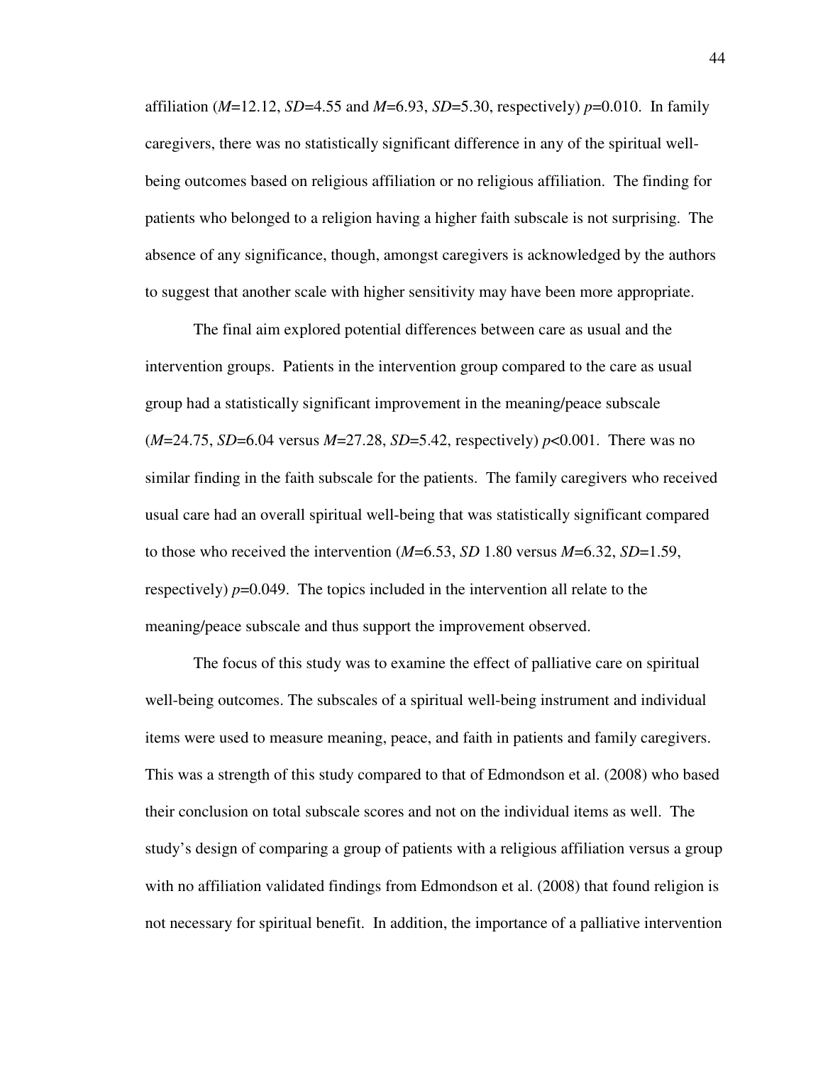affiliation (*M*=12.12, *SD*=4.55 and *M*=6.93, *SD*=5.30, respectively) $p$=0.010. In family caregivers, there was no statistically significant difference in any of the spiritual well-being outcomes based on religious affiliation or no religious affiliation. The finding for patients who belonged to a religion having a higher faith subscale is not surprising. The absence of any significance, though, amongst caregivers is acknowledged by the authors to suggest that another scale with higher sensitivity may have been more appropriate.

The final aim explored potential differences between care as usual and the intervention groups. Patients in the intervention group compared to the care as usual group had a statistically significant improvement in the meaning/peace subscale (*M*=24.75, *SD*=6.04 versus *M*=27.28, *SD*=5.42, respectively) $p<0.001$. There was no similar finding in the faith subscale for the patients. The family caregivers who received usual care had an overall spiritual well-being that was statistically significant compared to those who received the intervention (*M*=6.53, *SD* 1.80 versus *M*=6.32, *SD*=1.59, respectively) $p$=0.049. The topics included in the intervention all relate to the meaning/peace subscale and thus support the improvement observed.

The focus of this study was to examine the effect of palliative care on spiritual well-being outcomes. The subscales of a spiritual well-being instrument and individual items were used to measure meaning, peace, and faith in patients and family caregivers. This was a strength of this study compared to that of Edmondson et al. (2008) who based their conclusion on total subscale scores and not on the individual items as well. The study's design of comparing a group of patients with a religious affiliation versus a group with no affiliation validated findings from Edmondson et al. (2008) that found religion is not necessary for spiritual benefit. In addition, the importance of a palliative intervention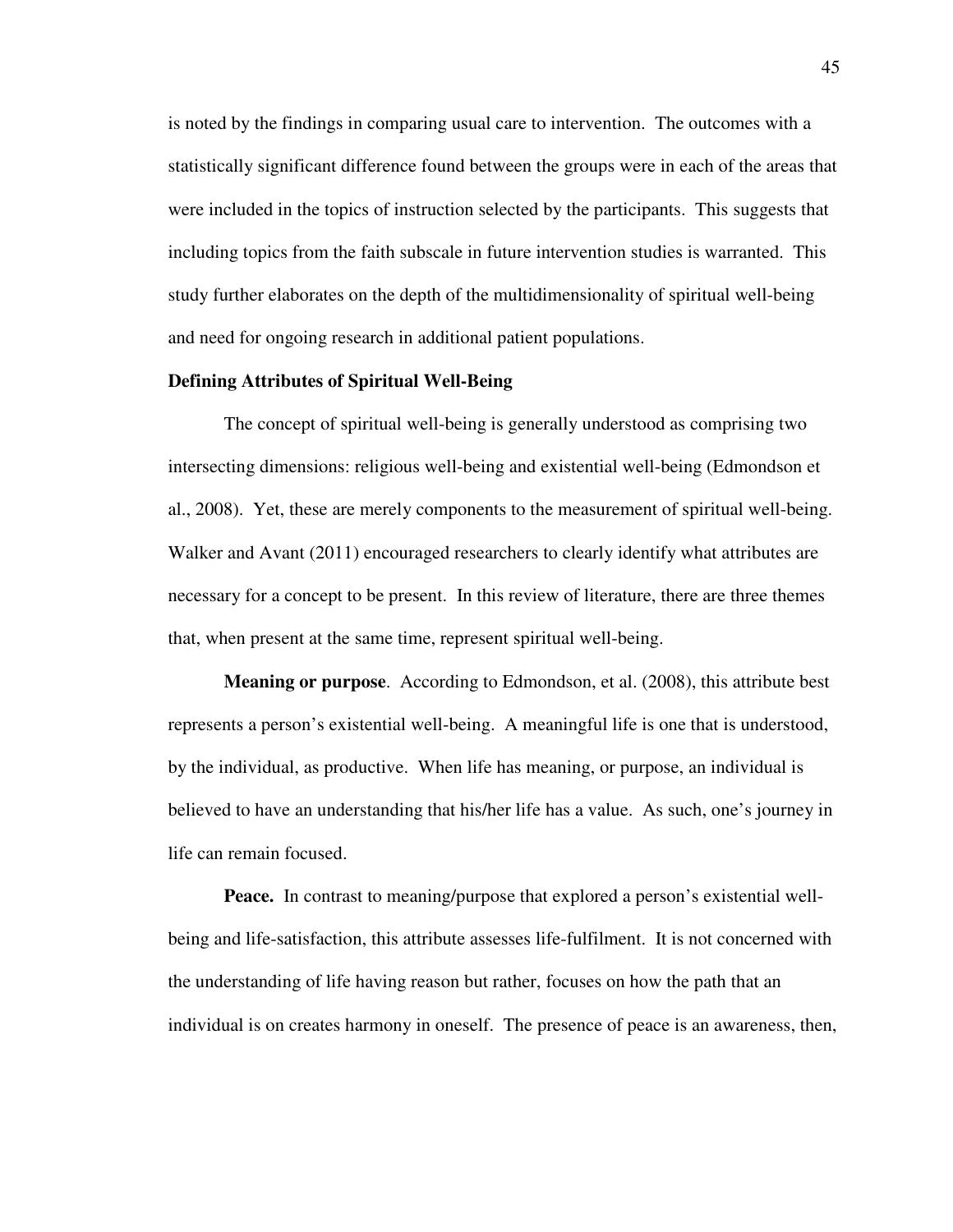is noted by the findings in comparing usual care to intervention. The outcomes with a statistically significant difference found between the groups were in each of the areas that were included in the topics of instruction selected by the participants. This suggests that including topics from the faith subscale in future intervention studies is warranted. This study further elaborates on the depth of the multidimensionality of spiritual well-being and need for ongoing research in additional patient populations.

## Defining Attributes of Spiritual Well-Being

The concept of spiritual well-being is generally understood as comprising two intersecting dimensions: religious well-being and existential well-being (Edmondson et al., 2008). Yet, these are merely components to the measurement of spiritual well-being. Walker and Avant (2011) encouraged researchers to clearly identify what attributes are necessary for a concept to be present. In this review of literature, there are three themes that, when present at the same time, represent spiritual well-being.

**Meaning or purpose**. According to Edmondson, et al. (2008), this attribute best represents a person's existential well-being. A meaningful life is one that is understood, by the individual, as productive. When life has meaning, or purpose, an individual is believed to have an understanding that his/her life has a value. As such, one's journey in life can remain focused.

**Peace.** In contrast to meaning/purpose that explored a person's existential well-being and life-satisfaction, this attribute assesses life-fulfilment. It is not concerned with the understanding of life having reason but rather, focuses on how the path that an individual is on creates harmony in oneself. The presence of peace is an awareness, then,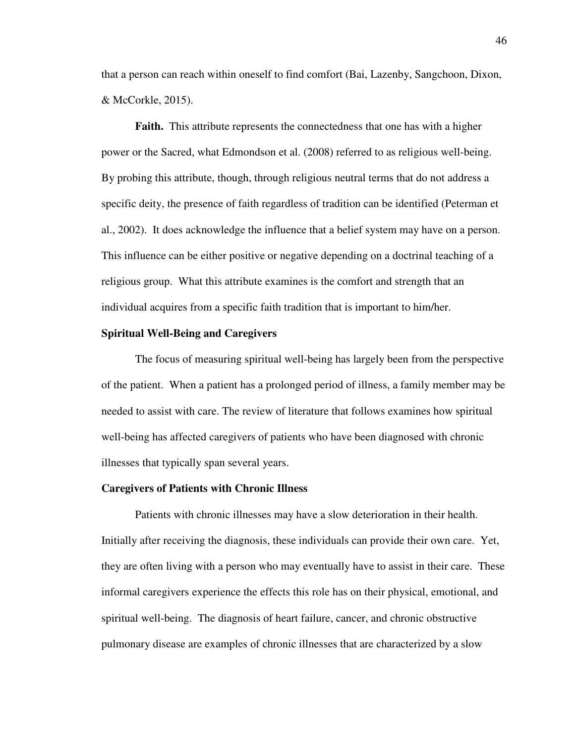that a person can reach within oneself to find comfort (Bai, Lazenby, Sangchoon, Dixon, & McCorkle, 2015).

**Faith.** This attribute represents the connectedness that one has with a higher power or the Sacred, what Edmondson et al. (2008) referred to as religious well-being. By probing this attribute, though, through religious neutral terms that do not address a specific deity, the presence of faith regardless of tradition can be identified (Peterman et al., 2002). It does acknowledge the influence that a belief system may have on a person. This influence can be either positive or negative depending on a doctrinal teaching of a religious group. What this attribute examines is the comfort and strength that an individual acquires from a specific faith tradition that is important to him/her.

## Spiritual Well-Being and Caregivers

The focus of measuring spiritual well-being has largely been from the perspective of the patient. When a patient has a prolonged period of illness, a family member may be needed to assist with care. The review of literature that follows examines how spiritual well-being has affected caregivers of patients who have been diagnosed with chronic illnesses that typically span several years.

## Caregivers of Patients with Chronic Illness

Patients with chronic illnesses may have a slow deterioration in their health. Initially after receiving the diagnosis, these individuals can provide their own care. Yet, they are often living with a person who may eventually have to assist in their care. These informal caregivers experience the effects this role has on their physical, emotional, and spiritual well-being. The diagnosis of heart failure, cancer, and chronic obstructive pulmonary disease are examples of chronic illnesses that are characterized by a slow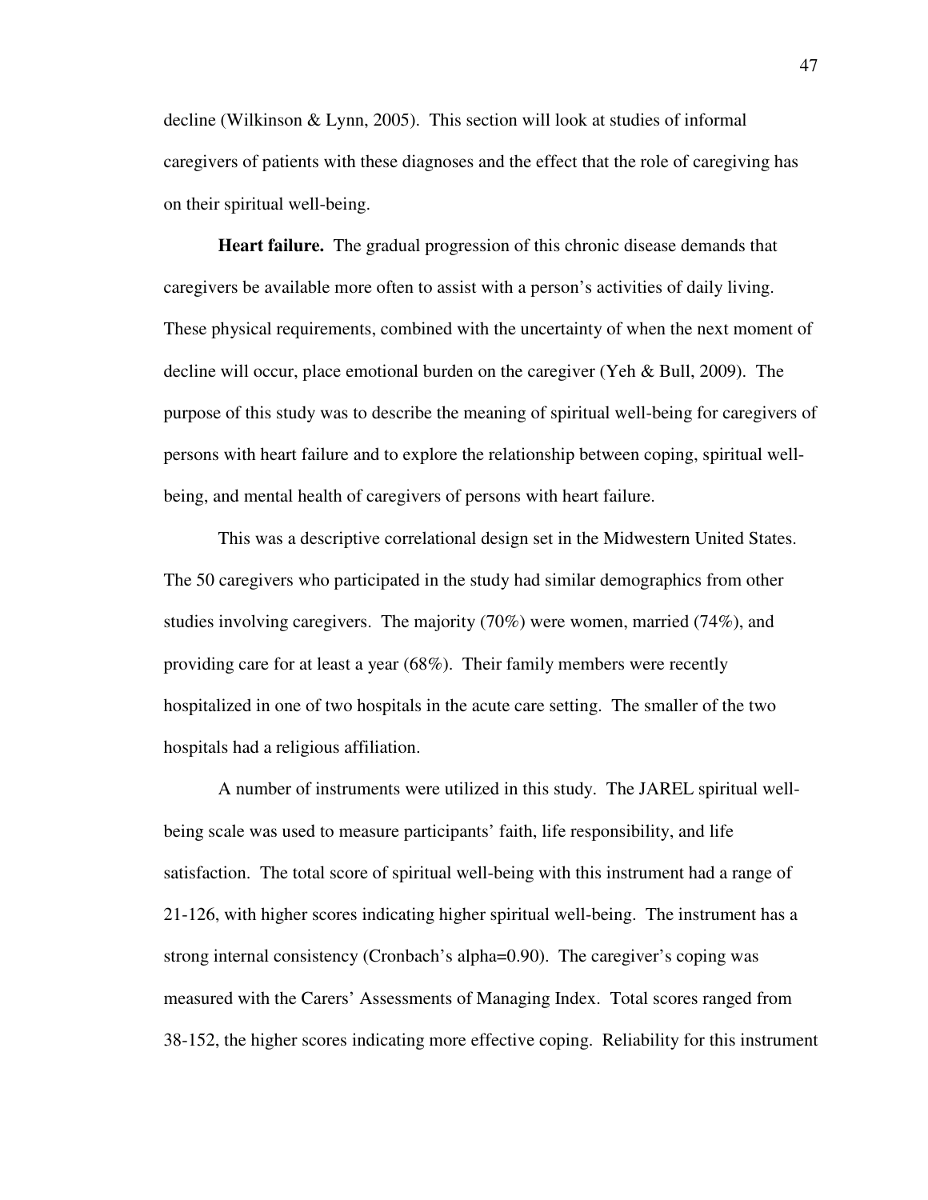decline (Wilkinson & Lynn, 2005). This section will look at studies of informal caregivers of patients with these diagnoses and the effect that the role of caregiving has on their spiritual well-being.

**Heart failure.** The gradual progression of this chronic disease demands that caregivers be available more often to assist with a person's activities of daily living. These physical requirements, combined with the uncertainty of when the next moment of decline will occur, place emotional burden on the caregiver (Yeh & Bull, 2009). The purpose of this study was to describe the meaning of spiritual well-being for caregivers of persons with heart failure and to explore the relationship between coping, spiritual well-being, and mental health of caregivers of persons with heart failure.

This was a descriptive correlational design set in the Midwestern United States. The 50 caregivers who participated in the study had similar demographics from other studies involving caregivers. The majority (70%) were women, married (74%), and providing care for at least a year (68%). Their family members were recently hospitalized in one of two hospitals in the acute care setting. The smaller of the two hospitals had a religious affiliation.

A number of instruments were utilized in this study. The JAREL spiritual well-being scale was used to measure participants' faith, life responsibility, and life satisfaction. The total score of spiritual well-being with this instrument had a range of 21-126, with higher scores indicating higher spiritual well-being. The instrument has a strong internal consistency (Cronbach's alpha=0.90). The caregiver's coping was measured with the Carers' Assessments of Managing Index. Total scores ranged from 38-152, the higher scores indicating more effective coping. Reliability for this instrument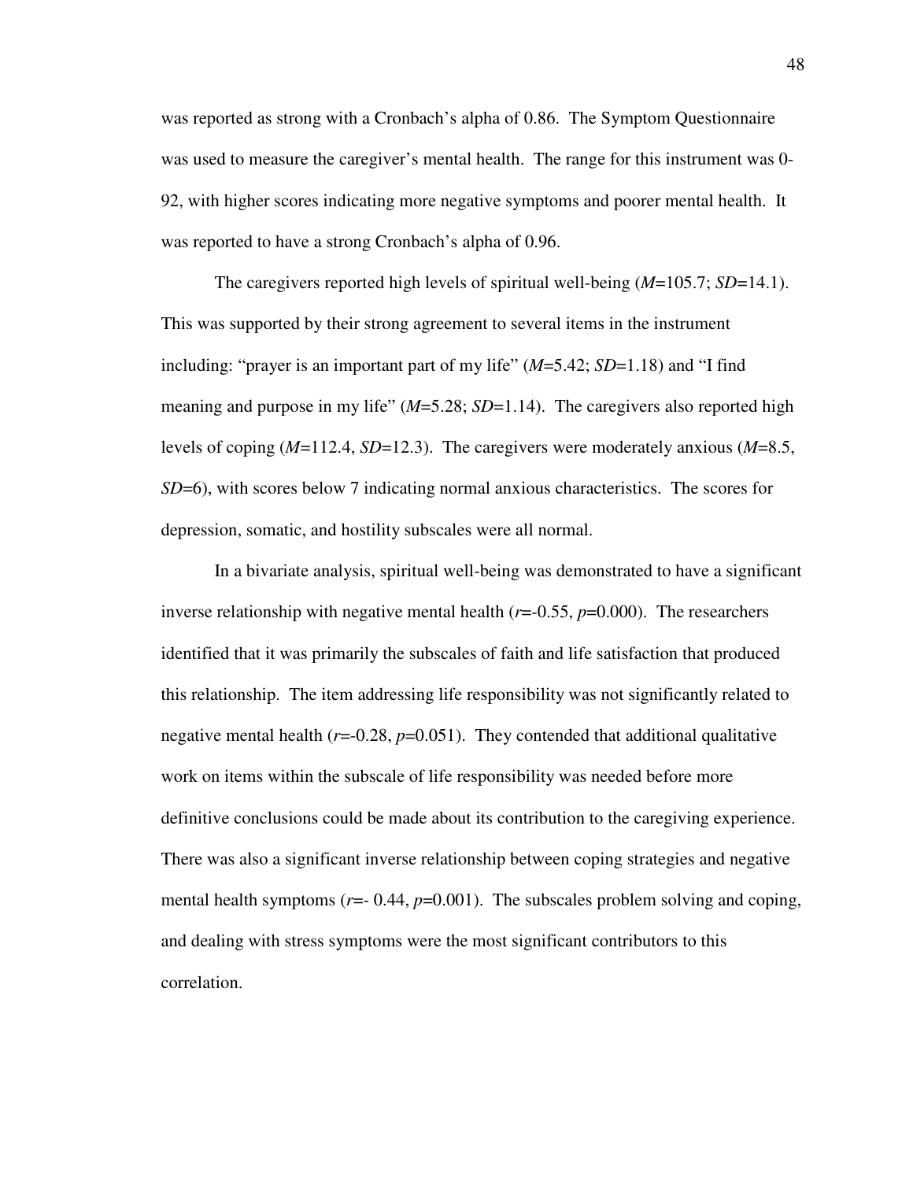was reported as strong with a Cronbach's alpha of 0.86. The Symptom Questionnaire was used to measure the caregiver's mental health. The range for this instrument was 0-92, with higher scores indicating more negative symptoms and poorer mental health. It was reported to have a strong Cronbach's alpha of 0.96.

The caregivers reported high levels of spiritual well-being ($M$=105.7; $SD$=14.1). This was supported by their strong agreement to several items in the instrument including: "prayer is an important part of my life" ($M$=5.42; $SD$=1.18) and "I find meaning and purpose in my life" ($M$=5.28; $SD$=1.14). The caregivers also reported high levels of coping ($M$=112.4, $SD$=12.3). The caregivers were moderately anxious ($M$=8.5, $SD$=6), with scores below 7 indicating normal anxious characteristics. The scores for depression, somatic, and hostility subscales were all normal.

In a bivariate analysis, spiritual well-being was demonstrated to have a significant inverse relationship with negative mental health ($r$=-0.55, $p$=0.000). The researchers identified that it was primarily the subscales of faith and life satisfaction that produced this relationship. The item addressing life responsibility was not significantly related to negative mental health ($r$=-0.28, $p$=0.051). They contended that additional qualitative work on items within the subscale of life responsibility was needed before more definitive conclusions could be made about its contribution to the caregiving experience. There was also a significant inverse relationship between coping strategies and negative mental health symptoms ($r$=- 0.44, $p$=0.001). The subscales problem solving and coping, and dealing with stress symptoms were the most significant contributors to this correlation.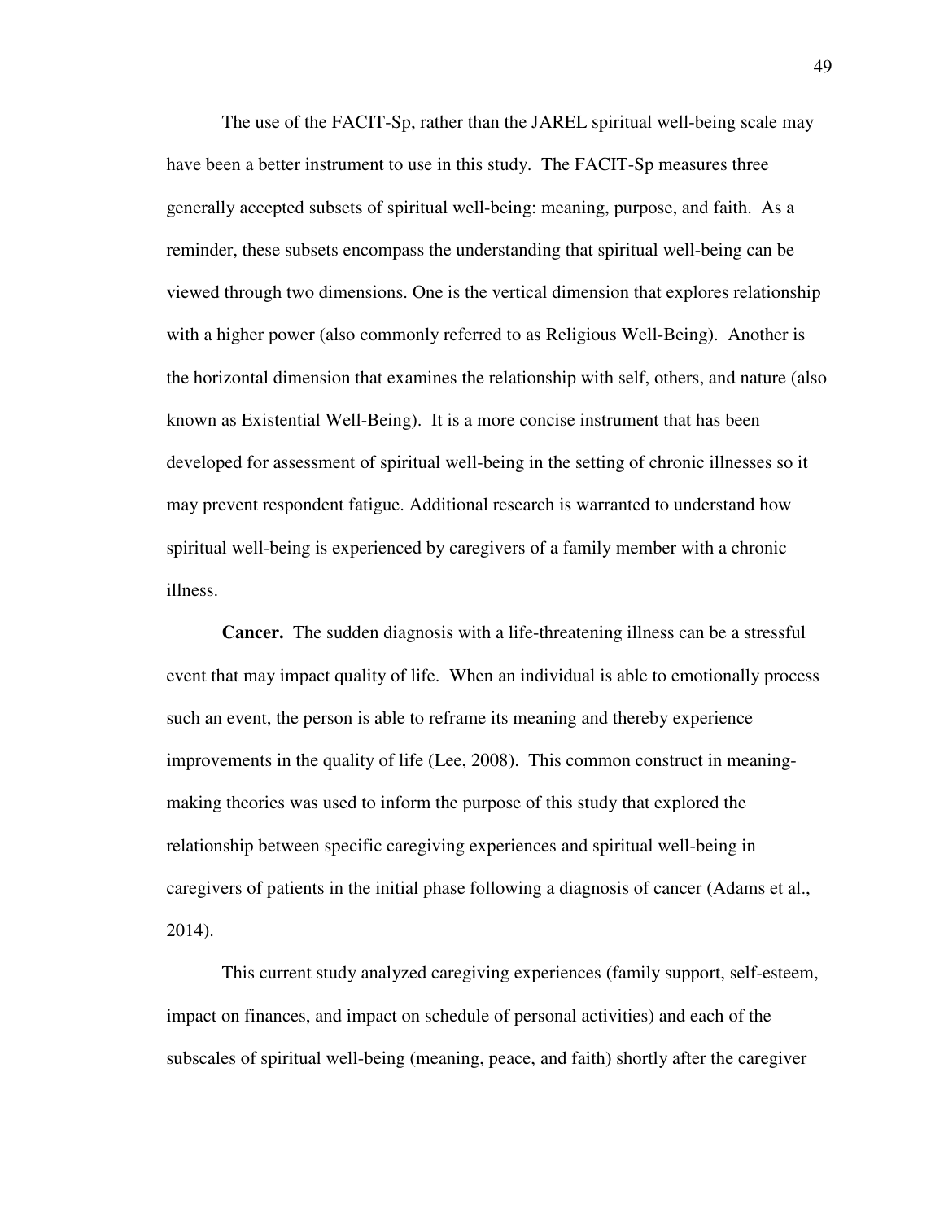The use of the FACIT-Sp, rather than the JAREL spiritual well-being scale may have been a better instrument to use in this study. The FACIT-Sp measures three generally accepted subsets of spiritual well-being: meaning, purpose, and faith. As a reminder, these subsets encompass the understanding that spiritual well-being can be viewed through two dimensions. One is the vertical dimension that explores relationship with a higher power (also commonly referred to as Religious Well-Being). Another is the horizontal dimension that examines the relationship with self, others, and nature (also known as Existential Well-Being). It is a more concise instrument that has been developed for assessment of spiritual well-being in the setting of chronic illnesses so it may prevent respondent fatigue. Additional research is warranted to understand how spiritual well-being is experienced by caregivers of a family member with a chronic illness.

**Cancer.** The sudden diagnosis with a life-threatening illness can be a stressful event that may impact quality of life. When an individual is able to emotionally process such an event, the person is able to reframe its meaning and thereby experience improvements in the quality of life (Lee, 2008). This common construct in meaning-making theories was used to inform the purpose of this study that explored the relationship between specific caregiving experiences and spiritual well-being in caregivers of patients in the initial phase following a diagnosis of cancer (Adams et al., 2014).

This current study analyzed caregiving experiences (family support, self-esteem, impact on finances, and impact on schedule of personal activities) and each of the subscales of spiritual well-being (meaning, peace, and faith) shortly after the caregiver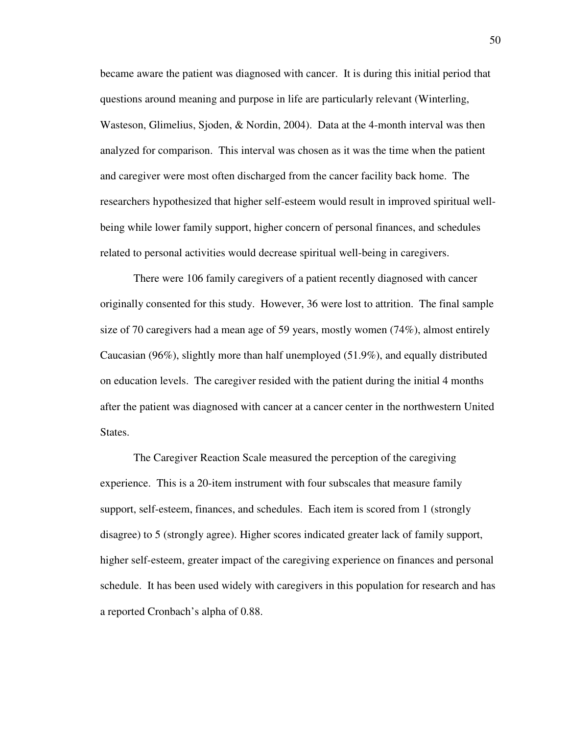became aware the patient was diagnosed with cancer. It is during this initial period that questions around meaning and purpose in life are particularly relevant (Winterling, Wasteson, Glimelius, Sjoden, & Nordin, 2004). Data at the 4-month interval was then analyzed for comparison. This interval was chosen as it was the time when the patient and caregiver were most often discharged from the cancer facility back home. The researchers hypothesized that higher self-esteem would result in improved spiritual well-being while lower family support, higher concern of personal finances, and schedules related to personal activities would decrease spiritual well-being in caregivers.

There were 106 family caregivers of a patient recently diagnosed with cancer originally consented for this study. However, 36 were lost to attrition. The final sample size of 70 caregivers had a mean age of 59 years, mostly women (74%), almost entirely Caucasian (96%), slightly more than half unemployed (51.9%), and equally distributed on education levels. The caregiver resided with the patient during the initial 4 months after the patient was diagnosed with cancer at a cancer center in the northwestern United States.

The Caregiver Reaction Scale measured the perception of the caregiving experience. This is a 20-item instrument with four subscales that measure family support, self-esteem, finances, and schedules. Each item is scored from 1 (strongly disagree) to 5 (strongly agree). Higher scores indicated greater lack of family support, higher self-esteem, greater impact of the caregiving experience on finances and personal schedule. It has been used widely with caregivers in this population for research and has a reported Cronbach's alpha of 0.88.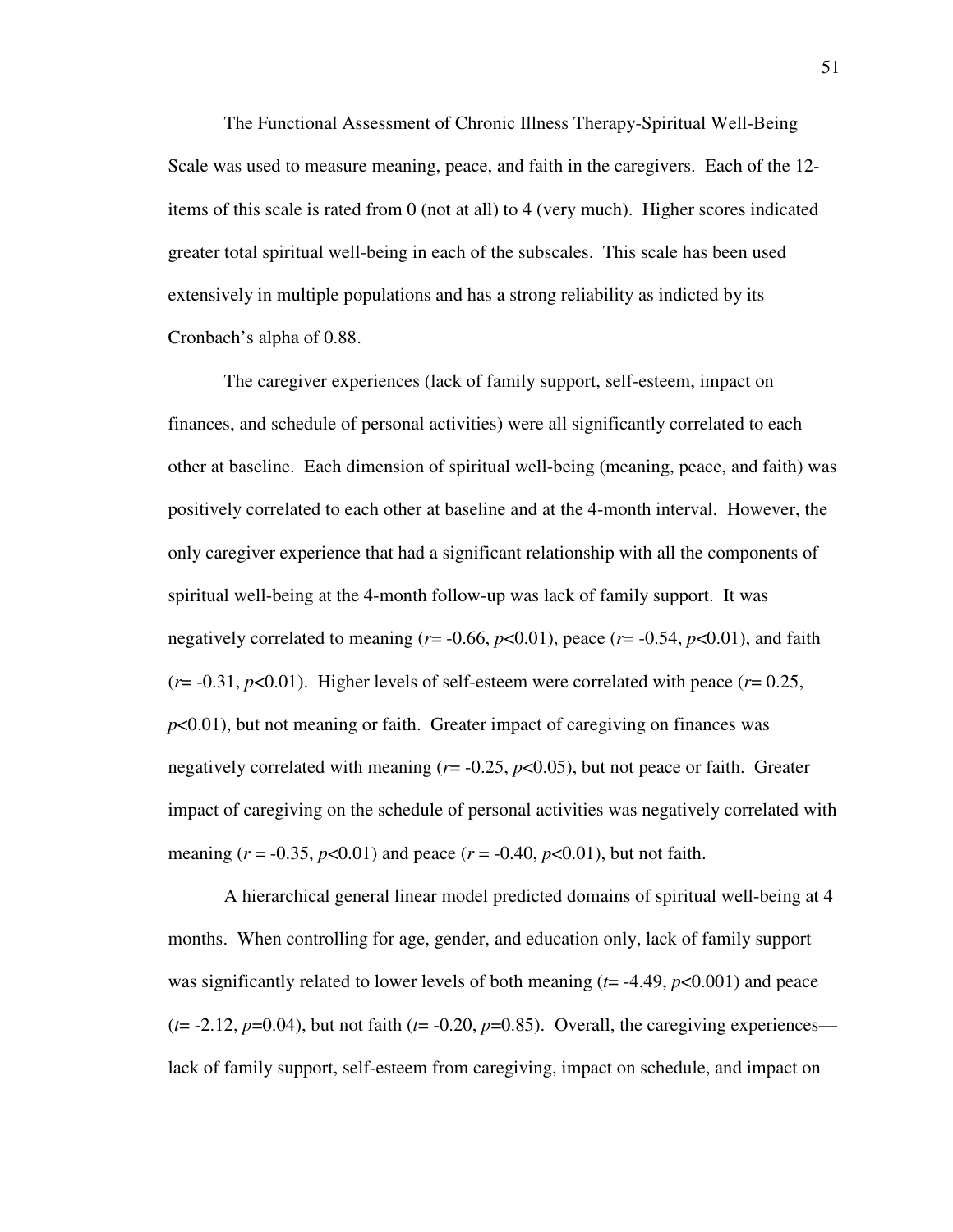The Functional Assessment of Chronic Illness Therapy-Spiritual Well-Being Scale was used to measure meaning, peace, and faith in the caregivers. Each of the 12-items of this scale is rated from 0 (not at all) to 4 (very much). Higher scores indicated greater total spiritual well-being in each of the subscales. This scale has been used extensively in multiple populations and has a strong reliability as indicted by its Cronbach's alpha of 0.88.

The caregiver experiences (lack of family support, self-esteem, impact on finances, and schedule of personal activities) were all significantly correlated to each other at baseline. Each dimension of spiritual well-being (meaning, peace, and faith) was positively correlated to each other at baseline and at the 4-month interval. However, the only caregiver experience that had a significant relationship with all the components of spiritual well-being at the 4-month follow-up was lack of family support. It was negatively correlated to meaning ($r$= -0.66, $p$<0.01), peace ($r$= -0.54, $p$<0.01), and faith ($r$= -0.31, $p$<0.01). Higher levels of self-esteem were correlated with peace ($r$= 0.25, $p$<0.01), but not meaning or faith. Greater impact of caregiving on finances was negatively correlated with meaning ($r$= -0.25, $p$<0.05), but not peace or faith. Greater impact of caregiving on the schedule of personal activities was negatively correlated with meaning ($r$ = -0.35, $p$<0.01) and peace ($r$ = -0.40, $p$<0.01), but not faith.

A hierarchical general linear model predicted domains of spiritual well-being at 4 months. When controlling for age, gender, and education only, lack of family support was significantly related to lower levels of both meaning ($t$= -4.49, $p$<0.001) and peace ($t$= -2.12, $p$=0.04), but not faith ($t$= -0.20, $p$=0.85). Overall, the caregiving experiences—lack of family support, self-esteem from caregiving, impact on schedule, and impact on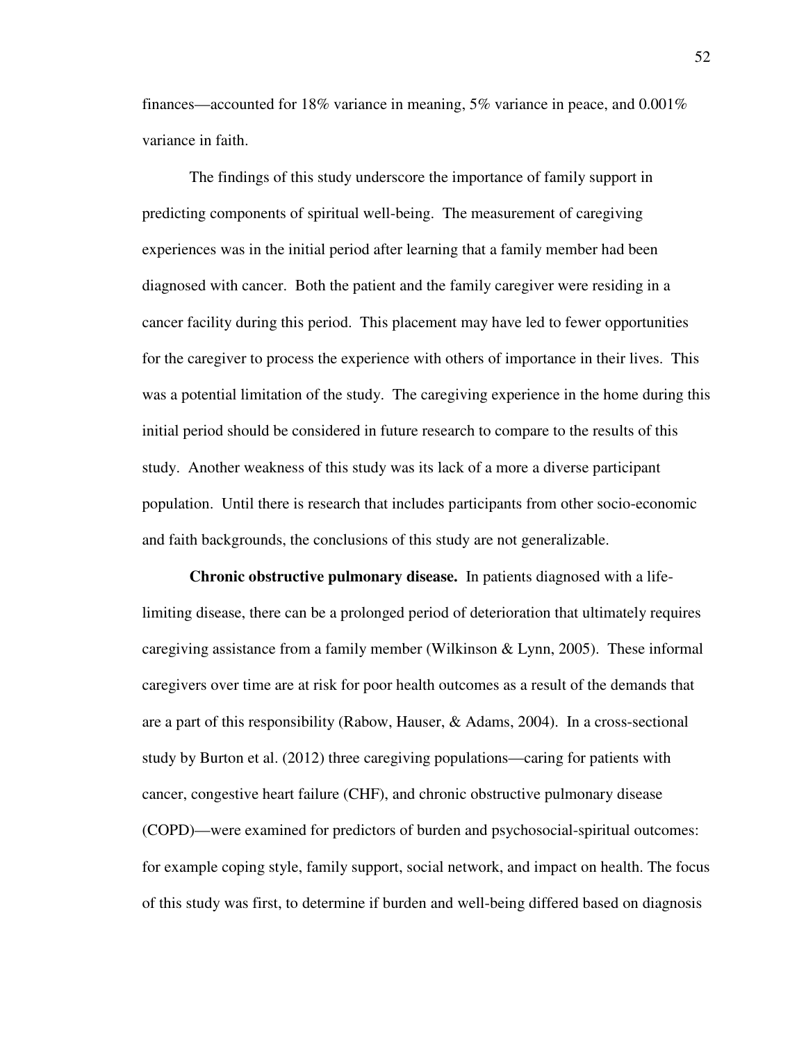finances—accounted for 18% variance in meaning, 5% variance in peace, and 0.001% variance in faith.

The findings of this study underscore the importance of family support in predicting components of spiritual well-being. The measurement of caregiving experiences was in the initial period after learning that a family member had been diagnosed with cancer. Both the patient and the family caregiver were residing in a cancer facility during this period. This placement may have led to fewer opportunities for the caregiver to process the experience with others of importance in their lives. This was a potential limitation of the study. The caregiving experience in the home during this initial period should be considered in future research to compare to the results of this study. Another weakness of this study was its lack of a more a diverse participant population. Until there is research that includes participants from other socio-economic and faith backgrounds, the conclusions of this study are not generalizable.

**Chronic obstructive pulmonary disease.** In patients diagnosed with a life-limiting disease, there can be a prolonged period of deterioration that ultimately requires caregiving assistance from a family member (Wilkinson & Lynn, 2005). These informal caregivers over time are at risk for poor health outcomes as a result of the demands that are a part of this responsibility (Rabow, Hauser, & Adams, 2004). In a cross-sectional study by Burton et al. (2012) three caregiving populations—caring for patients with cancer, congestive heart failure (CHF), and chronic obstructive pulmonary disease (COPD)—were examined for predictors of burden and psychosocial-spiritual outcomes: for example coping style, family support, social network, and impact on health. The focus of this study was first, to determine if burden and well-being differed based on diagnosis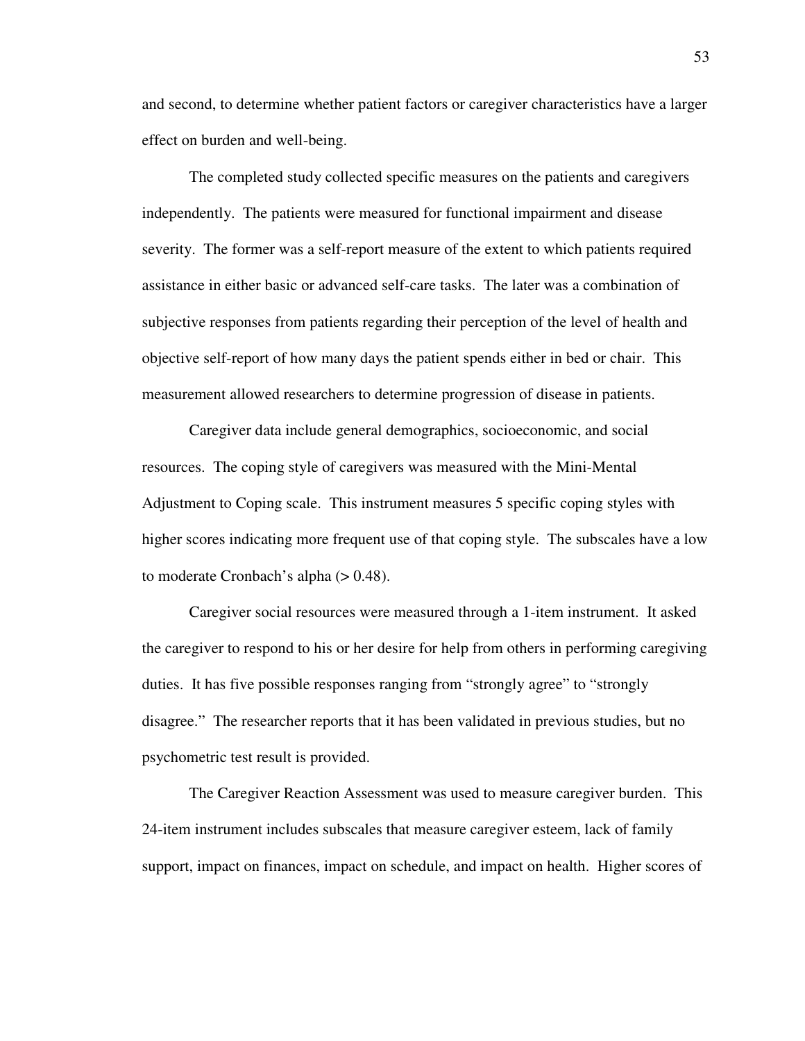and second, to determine whether patient factors or caregiver characteristics have a larger effect on burden and well-being.

The completed study collected specific measures on the patients and caregivers independently. The patients were measured for functional impairment and disease severity. The former was a self-report measure of the extent to which patients required assistance in either basic or advanced self-care tasks. The later was a combination of subjective responses from patients regarding their perception of the level of health and objective self-report of how many days the patient spends either in bed or chair. This measurement allowed researchers to determine progression of disease in patients.

Caregiver data include general demographics, socioeconomic, and social resources. The coping style of caregivers was measured with the Mini-Mental Adjustment to Coping scale. This instrument measures 5 specific coping styles with higher scores indicating more frequent use of that coping style. The subscales have a low to moderate Cronbach's alpha (> 0.48).

Caregiver social resources were measured through a 1-item instrument. It asked the caregiver to respond to his or her desire for help from others in performing caregiving duties. It has five possible responses ranging from "strongly agree" to "strongly disagree." The researcher reports that it has been validated in previous studies, but no psychometric test result is provided.

The Caregiver Reaction Assessment was used to measure caregiver burden. This 24-item instrument includes subscales that measure caregiver esteem, lack of family support, impact on finances, impact on schedule, and impact on health. Higher scores of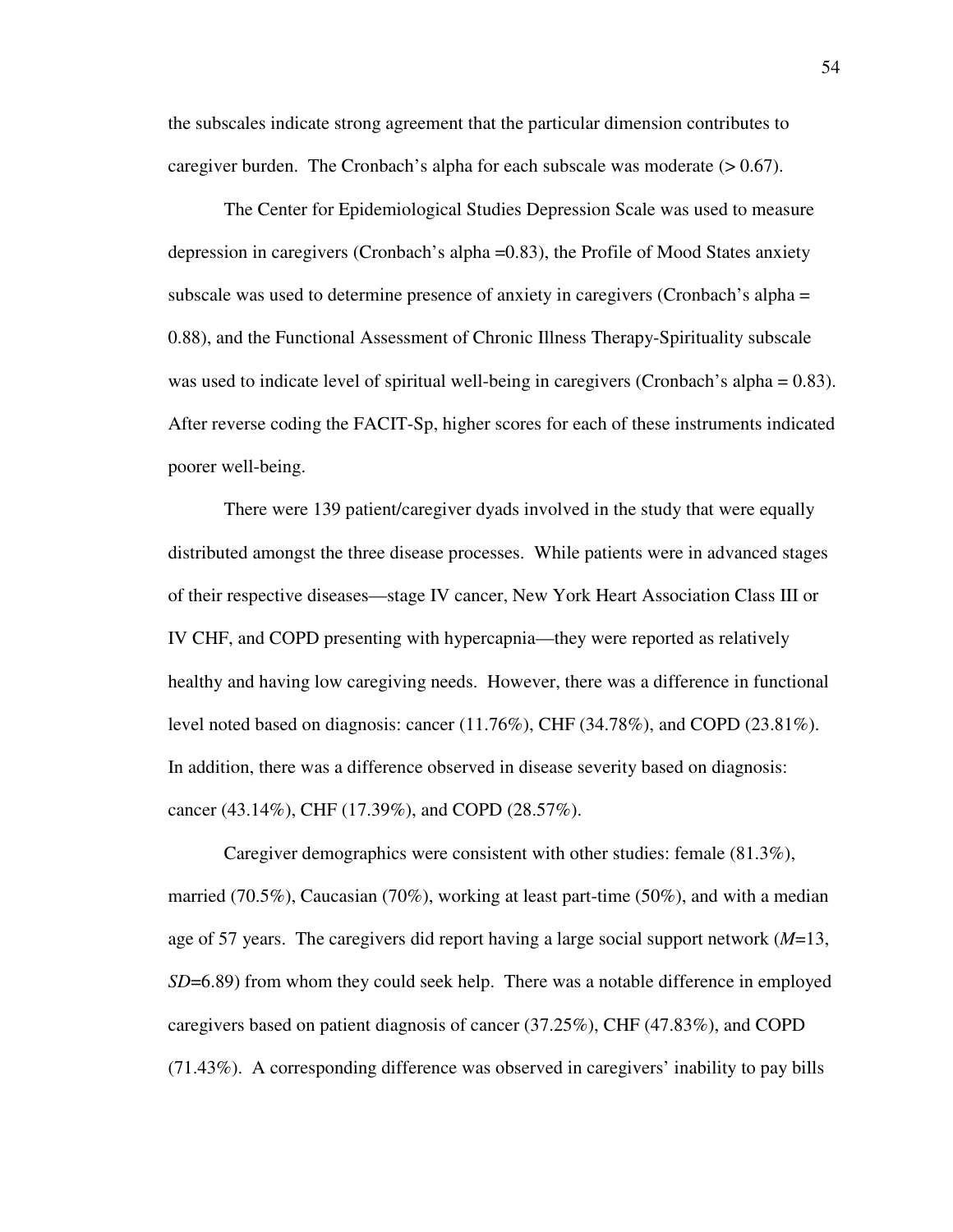the subscales indicate strong agreement that the particular dimension contributes to caregiver burden. The Cronbach's alpha for each subscale was moderate (> 0.67).

The Center for Epidemiological Studies Depression Scale was used to measure depression in caregivers (Cronbach's alpha =0.83), the Profile of Mood States anxiety subscale was used to determine presence of anxiety in caregivers (Cronbach's alpha = 0.88), and the Functional Assessment of Chronic Illness Therapy-Spirituality subscale was used to indicate level of spiritual well-being in caregivers (Cronbach's alpha = 0.83). After reverse coding the FACIT-Sp, higher scores for each of these instruments indicated poorer well-being.

There were 139 patient/caregiver dyads involved in the study that were equally distributed amongst the three disease processes. While patients were in advanced stages of their respective diseases—stage IV cancer, New York Heart Association Class III or IV CHF, and COPD presenting with hypercapnia—they were reported as relatively healthy and having low caregiving needs. However, there was a difference in functional level noted based on diagnosis: cancer (11.76%), CHF (34.78%), and COPD (23.81%). In addition, there was a difference observed in disease severity based on diagnosis: cancer (43.14%), CHF (17.39%), and COPD (28.57%).

Caregiver demographics were consistent with other studies: female (81.3%), married (70.5%), Caucasian (70%), working at least part-time (50%), and with a median age of 57 years. The caregivers did report having a large social support network (*M*=13, *SD*=6.89) from whom they could seek help. There was a notable difference in employed caregivers based on patient diagnosis of cancer (37.25%), CHF (47.83%), and COPD (71.43%). A corresponding difference was observed in caregivers' inability to pay bills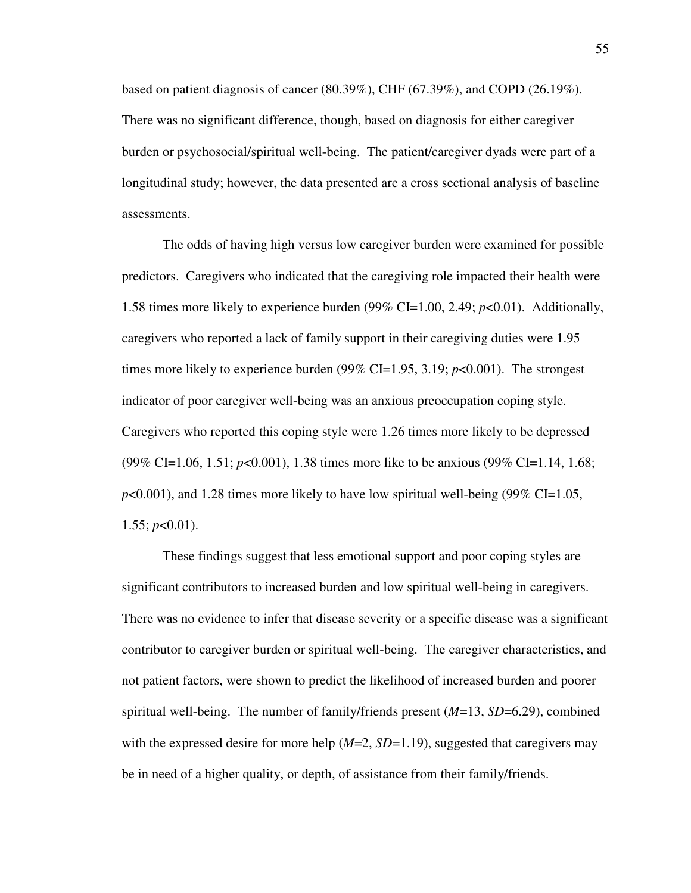based on patient diagnosis of cancer (80.39%), CHF (67.39%), and COPD (26.19%). There was no significant difference, though, based on diagnosis for either caregiver burden or psychosocial/spiritual well-being. The patient/caregiver dyads were part of a longitudinal study; however, the data presented are a cross sectional analysis of baseline assessments.

The odds of having high versus low caregiver burden were examined for possible predictors. Caregivers who indicated that the caregiving role impacted their health were 1.58 times more likely to experience burden (99% CI=1.00, 2.49; $p<0.01$). Additionally, caregivers who reported a lack of family support in their caregiving duties were 1.95 times more likely to experience burden (99% CI=1.95, 3.19; $p<0.001$). The strongest indicator of poor caregiver well-being was an anxious preoccupation coping style. Caregivers who reported this coping style were 1.26 times more likely to be depressed (99% CI=1.06, 1.51; $p<0.001$), 1.38 times more like to be anxious (99% CI=1.14, 1.68; $p<0.001$), and 1.28 times more likely to have low spiritual well-being (99% CI=1.05, 1.55; $p<0.01$).

These findings suggest that less emotional support and poor coping styles are significant contributors to increased burden and low spiritual well-being in caregivers. There was no evidence to infer that disease severity or a specific disease was a significant contributor to caregiver burden or spiritual well-being. The caregiver characteristics, and not patient factors, were shown to predict the likelihood of increased burden and poorer spiritual well-being. The number of family/friends present ($M$=13, $SD$=6.29), combined with the expressed desire for more help ($M$=2, $SD$=1.19), suggested that caregivers may be in need of a higher quality, or depth, of assistance from their family/friends.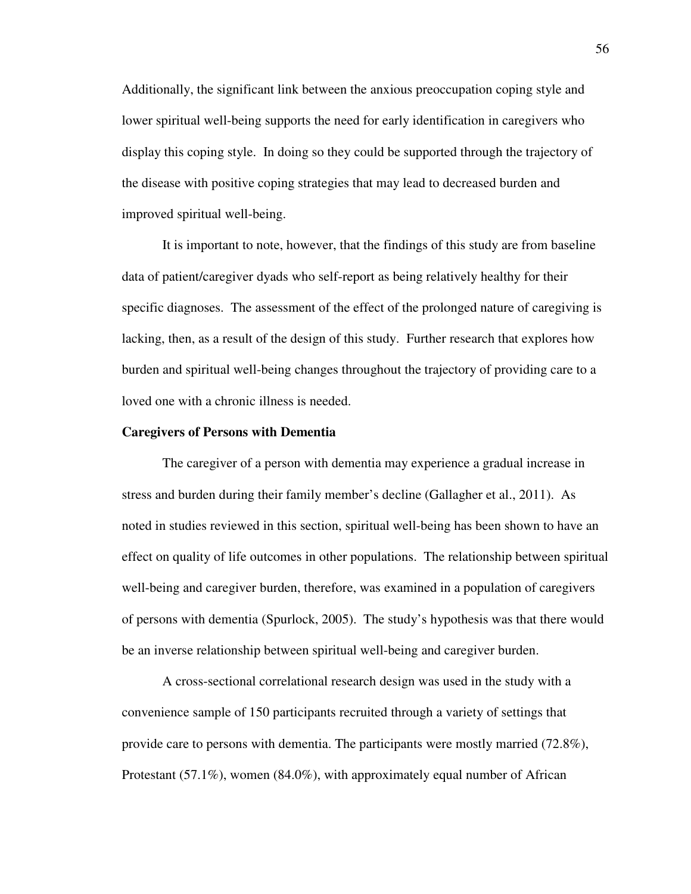Additionally, the significant link between the anxious preoccupation coping style and lower spiritual well-being supports the need for early identification in caregivers who display this coping style. In doing so they could be supported through the trajectory of the disease with positive coping strategies that may lead to decreased burden and improved spiritual well-being.

It is important to note, however, that the findings of this study are from baseline data of patient/caregiver dyads who self-report as being relatively healthy for their specific diagnoses. The assessment of the effect of the prolonged nature of caregiving is lacking, then, as a result of the design of this study. Further research that explores how burden and spiritual well-being changes throughout the trajectory of providing care to a loved one with a chronic illness is needed.

**Caregivers of Persons with Dementia**

The caregiver of a person with dementia may experience a gradual increase in stress and burden during their family member's decline (Gallagher et al., 2011). As noted in studies reviewed in this section, spiritual well-being has been shown to have an effect on quality of life outcomes in other populations. The relationship between spiritual well-being and caregiver burden, therefore, was examined in a population of caregivers of persons with dementia (Spurlock, 2005). The study's hypothesis was that there would be an inverse relationship between spiritual well-being and caregiver burden.

A cross-sectional correlational research design was used in the study with a convenience sample of 150 participants recruited through a variety of settings that provide care to persons with dementia. The participants were mostly married (72.8%), Protestant (57.1%), women (84.0%), with approximately equal number of African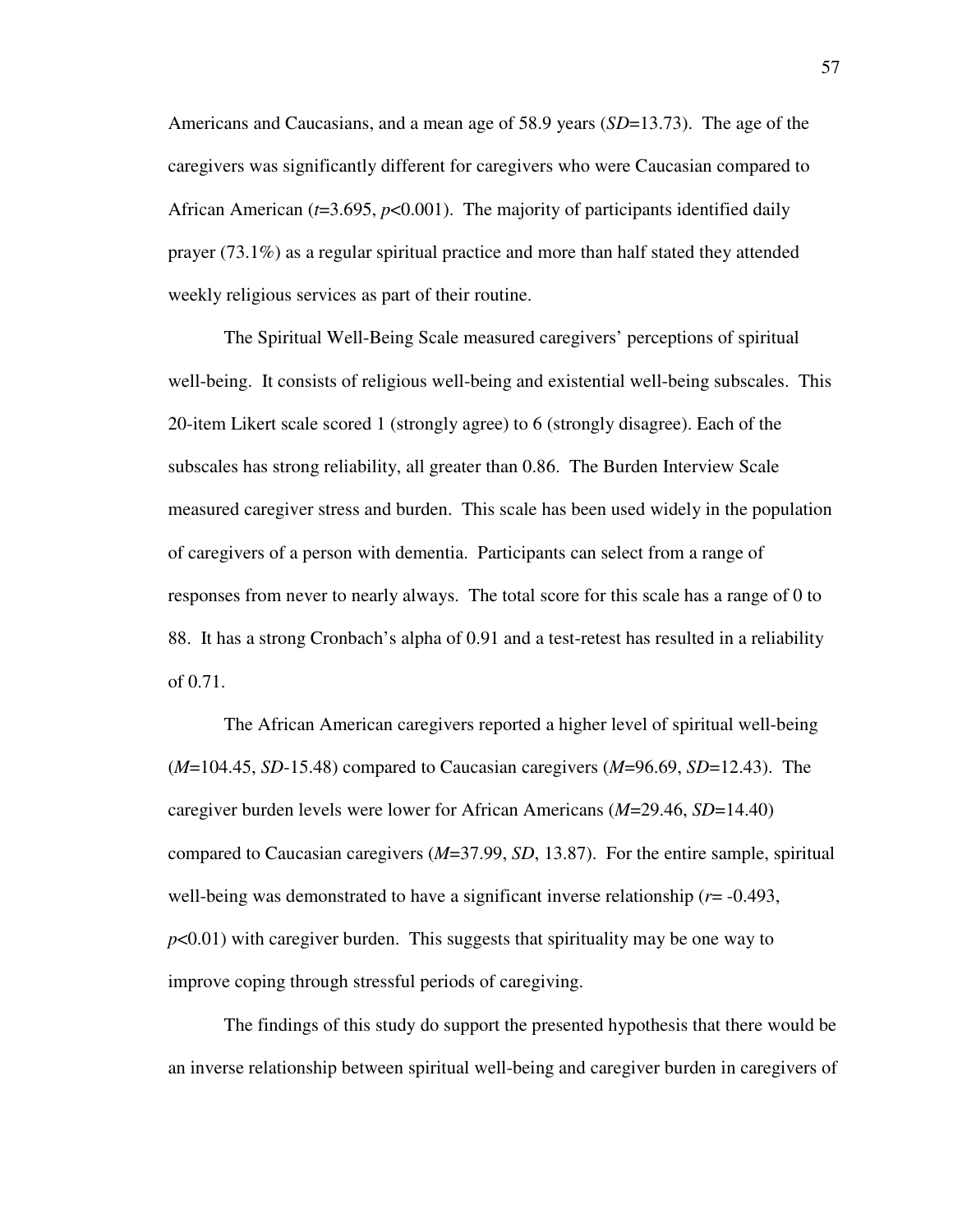Americans and Caucasians, and a mean age of 58.9 years ($SD$=13.73). The age of the caregivers was significantly different for caregivers who were Caucasian compared to African American ($t$=3.695, $p$<0.001). The majority of participants identified daily prayer (73.1%) as a regular spiritual practice and more than half stated they attended weekly religious services as part of their routine.

The Spiritual Well-Being Scale measured caregivers' perceptions of spiritual well-being. It consists of religious well-being and existential well-being subscales. This 20-item Likert scale scored 1 (strongly agree) to 6 (strongly disagree). Each of the subscales has strong reliability, all greater than 0.86. The Burden Interview Scale measured caregiver stress and burden. This scale has been used widely in the population of caregivers of a person with dementia. Participants can select from a range of responses from never to nearly always. The total score for this scale has a range of 0 to 88. It has a strong Cronbach's alpha of 0.91 and a test-retest has resulted in a reliability of 0.71.

The African American caregivers reported a higher level of spiritual well-being ($M$=104.45, $SD$-15.48) compared to Caucasian caregivers ($M$=96.69, $SD$=12.43). The caregiver burden levels were lower for African Americans ($M$=29.46, $SD$=14.40) compared to Caucasian caregivers ($M$=37.99, $SD$, 13.87). For the entire sample, spiritual well-being was demonstrated to have a significant inverse relationship ($r$= -0.493, $p$<0.01) with caregiver burden. This suggests that spirituality may be one way to improve coping through stressful periods of caregiving.

The findings of this study do support the presented hypothesis that there would be an inverse relationship between spiritual well-being and caregiver burden in caregivers of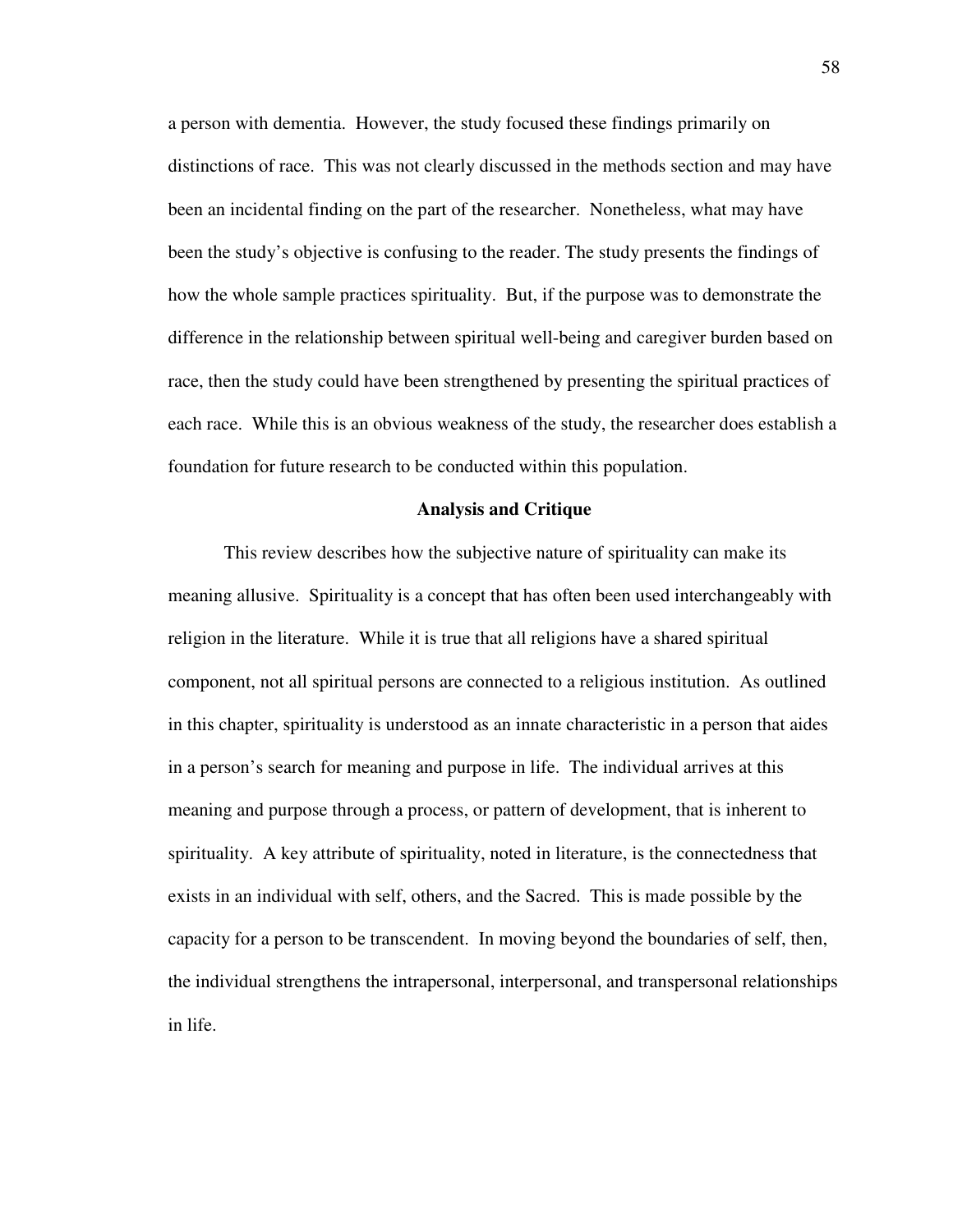a person with dementia. However, the study focused these findings primarily on distinctions of race. This was not clearly discussed in the methods section and may have been an incidental finding on the part of the researcher. Nonetheless, what may have been the study's objective is confusing to the reader. The study presents the findings of how the whole sample practices spirituality. But, if the purpose was to demonstrate the difference in the relationship between spiritual well-being and caregiver burden based on race, then the study could have been strengthened by presenting the spiritual practices of each race. While this is an obvious weakness of the study, the researcher does establish a foundation for future research to be conducted within this population.

## Analysis and Critique

This review describes how the subjective nature of spirituality can make its meaning allusive. Spirituality is a concept that has often been used interchangeably with religion in the literature. While it is true that all religions have a shared spiritual component, not all spiritual persons are connected to a religious institution. As outlined in this chapter, spirituality is understood as an innate characteristic in a person that aides in a person's search for meaning and purpose in life. The individual arrives at this meaning and purpose through a process, or pattern of development, that is inherent to spirituality. A key attribute of spirituality, noted in literature, is the connectedness that exists in an individual with self, others, and the Sacred. This is made possible by the capacity for a person to be transcendent. In moving beyond the boundaries of self, then, the individual strengthens the intrapersonal, interpersonal, and transpersonal relationships in life.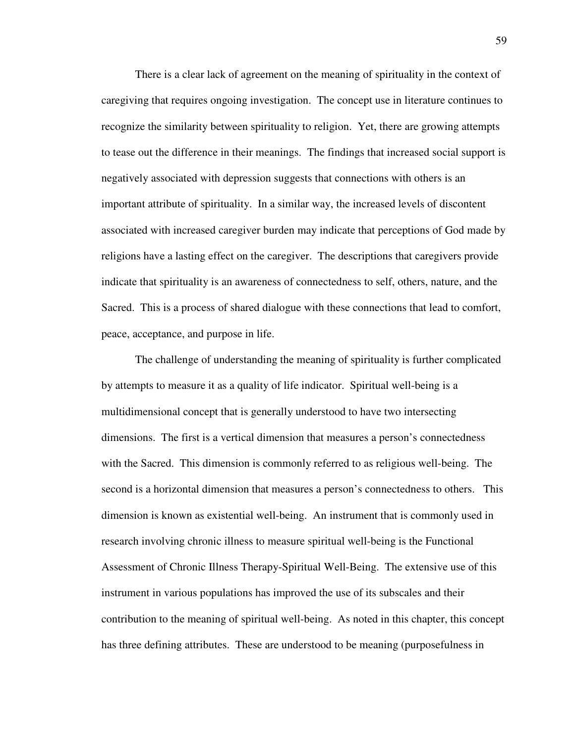There is a clear lack of agreement on the meaning of spirituality in the context of caregiving that requires ongoing investigation. The concept use in literature continues to recognize the similarity between spirituality to religion. Yet, there are growing attempts to tease out the difference in their meanings. The findings that increased social support is negatively associated with depression suggests that connections with others is an important attribute of spirituality. In a similar way, the increased levels of discontent associated with increased caregiver burden may indicate that perceptions of God made by religions have a lasting effect on the caregiver. The descriptions that caregivers provide indicate that spirituality is an awareness of connectedness to self, others, nature, and the Sacred. This is a process of shared dialogue with these connections that lead to comfort, peace, acceptance, and purpose in life.

The challenge of understanding the meaning of spirituality is further complicated by attempts to measure it as a quality of life indicator. Spiritual well-being is a multidimensional concept that is generally understood to have two intersecting dimensions. The first is a vertical dimension that measures a person's connectedness with the Sacred. This dimension is commonly referred to as religious well-being. The second is a horizontal dimension that measures a person's connectedness to others. This dimension is known as existential well-being. An instrument that is commonly used in research involving chronic illness to measure spiritual well-being is the Functional Assessment of Chronic Illness Therapy-Spiritual Well-Being. The extensive use of this instrument in various populations has improved the use of its subscales and their contribution to the meaning of spiritual well-being. As noted in this chapter, this concept has three defining attributes. These are understood to be meaning (purposefulness in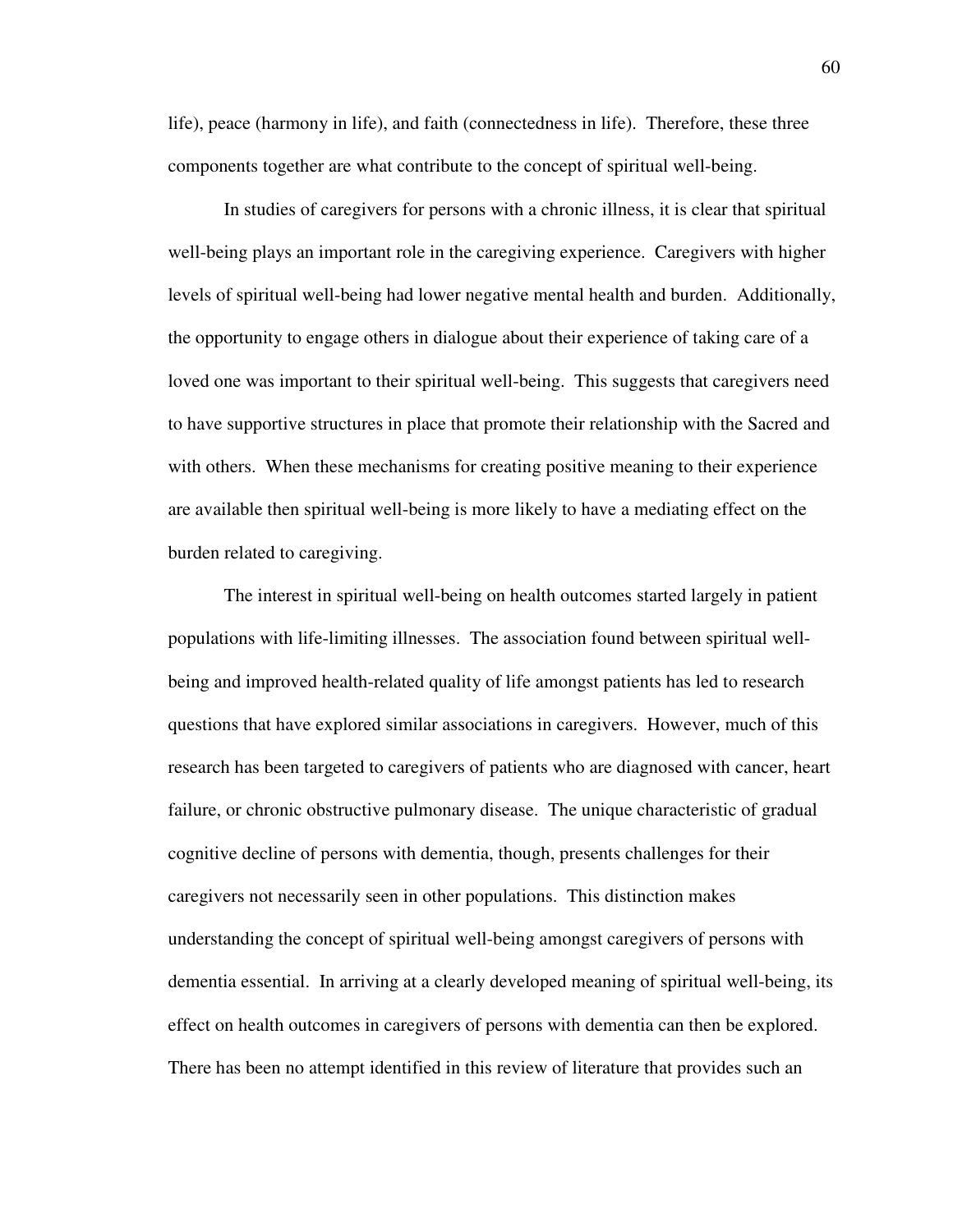life), peace (harmony in life), and faith (connectedness in life). Therefore, these three components together are what contribute to the concept of spiritual well-being.

In studies of caregivers for persons with a chronic illness, it is clear that spiritual well-being plays an important role in the caregiving experience. Caregivers with higher levels of spiritual well-being had lower negative mental health and burden. Additionally, the opportunity to engage others in dialogue about their experience of taking care of a loved one was important to their spiritual well-being. This suggests that caregivers need to have supportive structures in place that promote their relationship with the Sacred and with others. When these mechanisms for creating positive meaning to their experience are available then spiritual well-being is more likely to have a mediating effect on the burden related to caregiving.

The interest in spiritual well-being on health outcomes started largely in patient populations with life-limiting illnesses. The association found between spiritual well-being and improved health-related quality of life amongst patients has led to research questions that have explored similar associations in caregivers. However, much of this research has been targeted to caregivers of patients who are diagnosed with cancer, heart failure, or chronic obstructive pulmonary disease. The unique characteristic of gradual cognitive decline of persons with dementia, though, presents challenges for their caregivers not necessarily seen in other populations. This distinction makes understanding the concept of spiritual well-being amongst caregivers of persons with dementia essential. In arriving at a clearly developed meaning of spiritual well-being, its effect on health outcomes in caregivers of persons with dementia can then be explored. There has been no attempt identified in this review of literature that provides such an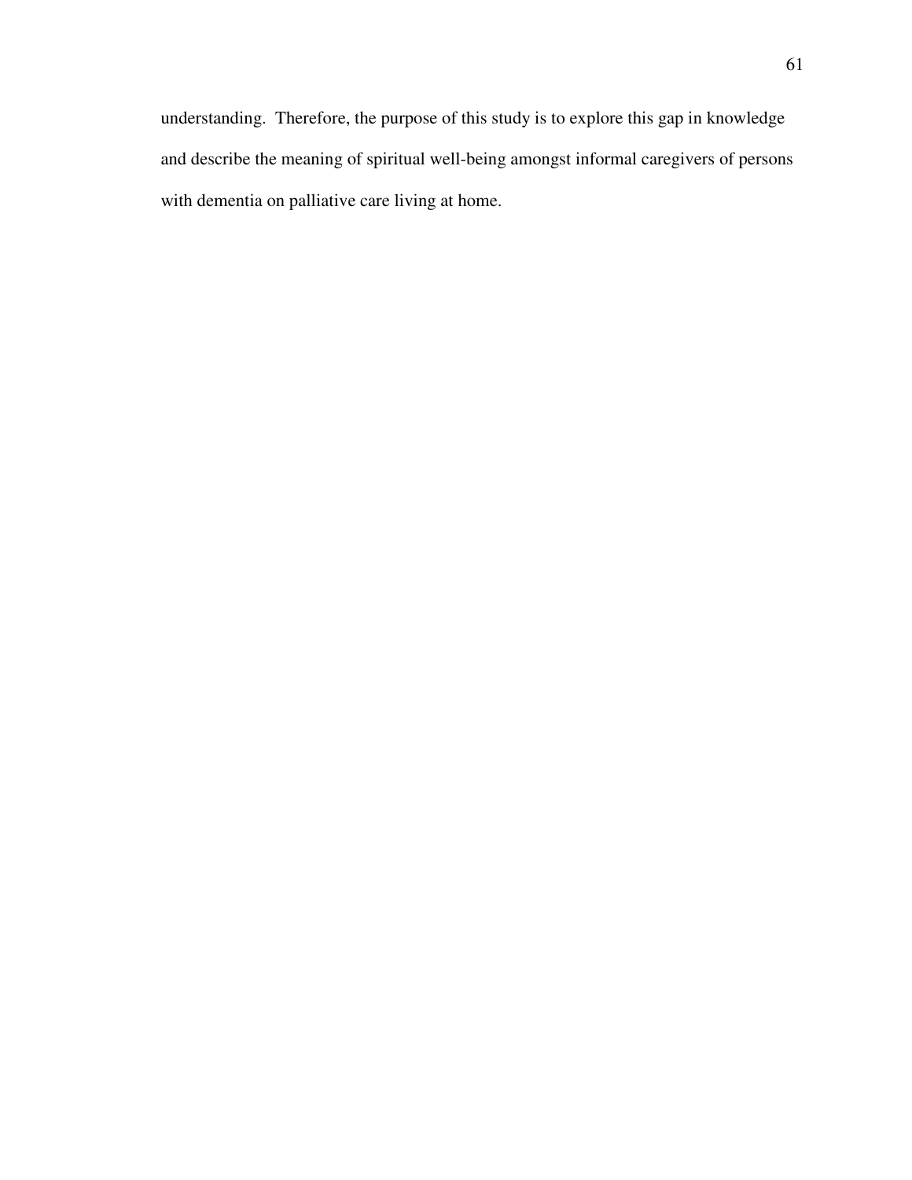understanding. Therefore, the purpose of this study is to explore this gap in knowledge and describe the meaning of spiritual well-being amongst informal caregivers of persons with dementia on palliative care living at home.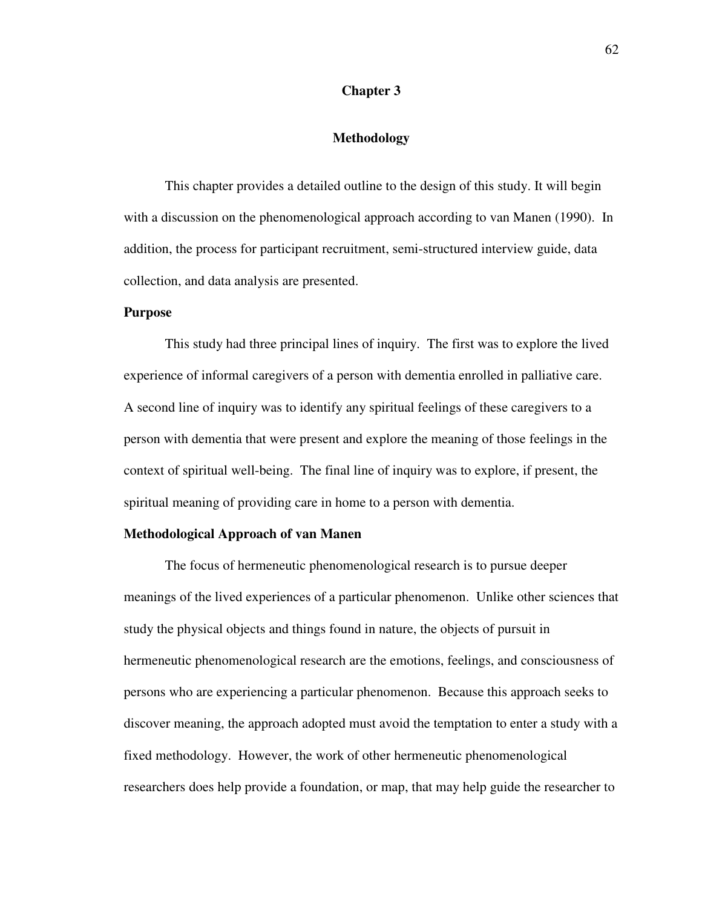# Chapter 3

# Methodology

This chapter provides a detailed outline to the design of this study. It will begin with a discussion on the phenomenological approach according to van Manen (1990). In addition, the process for participant recruitment, semi-structured interview guide, data collection, and data analysis are presented.

## Purpose

This study had three principal lines of inquiry. The first was to explore the lived experience of informal caregivers of a person with dementia enrolled in palliative care. A second line of inquiry was to identify any spiritual feelings of these caregivers to a person with dementia that were present and explore the meaning of those feelings in the context of spiritual well-being. The final line of inquiry was to explore, if present, the spiritual meaning of providing care in home to a person with dementia.

## Methodological Approach of van Manen

The focus of hermeneutic phenomenological research is to pursue deeper meanings of the lived experiences of a particular phenomenon. Unlike other sciences that study the physical objects and things found in nature, the objects of pursuit in hermeneutic phenomenological research are the emotions, feelings, and consciousness of persons who are experiencing a particular phenomenon. Because this approach seeks to discover meaning, the approach adopted must avoid the temptation to enter a study with a fixed methodology. However, the work of other hermeneutic phenomenological researchers does help provide a foundation, or map, that may help guide the researcher to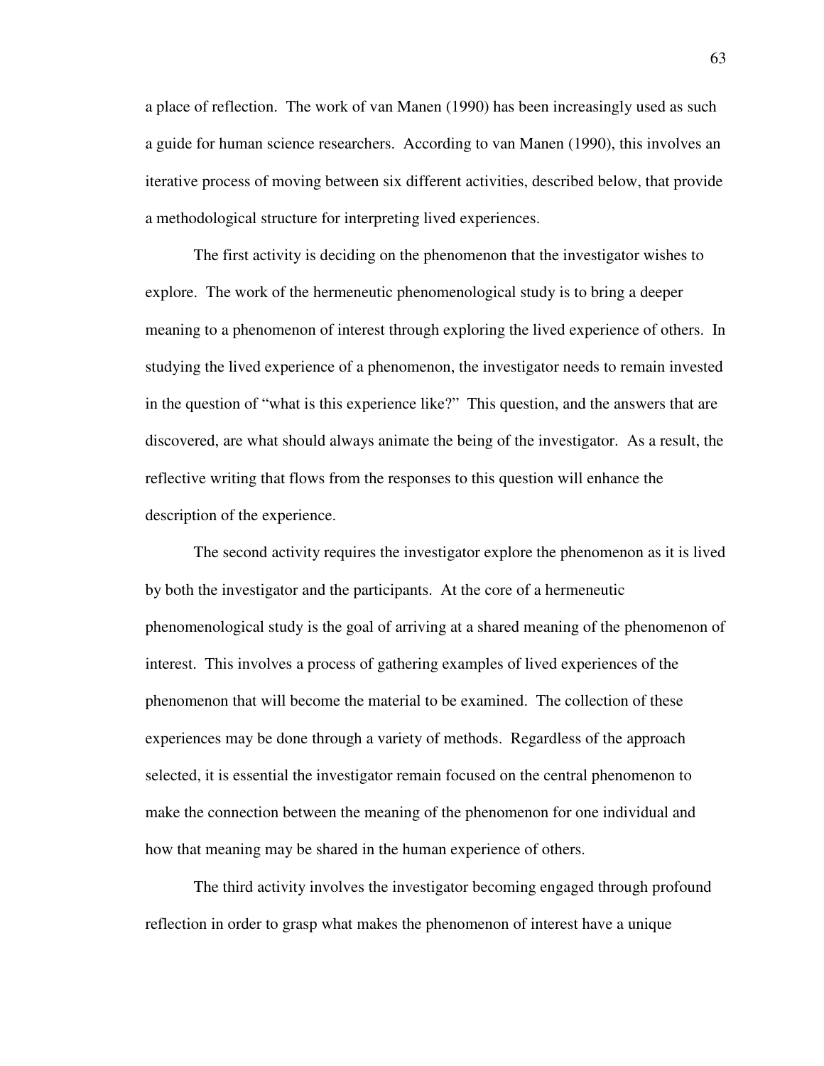a place of reflection. The work of van Manen (1990) has been increasingly used as such a guide for human science researchers. According to van Manen (1990), this involves an iterative process of moving between six different activities, described below, that provide a methodological structure for interpreting lived experiences.

The first activity is deciding on the phenomenon that the investigator wishes to explore. The work of the hermeneutic phenomenological study is to bring a deeper meaning to a phenomenon of interest through exploring the lived experience of others. In studying the lived experience of a phenomenon, the investigator needs to remain invested in the question of "what is this experience like?" This question, and the answers that are discovered, are what should always animate the being of the investigator. As a result, the reflective writing that flows from the responses to this question will enhance the description of the experience.

The second activity requires the investigator explore the phenomenon as it is lived by both the investigator and the participants. At the core of a hermeneutic phenomenological study is the goal of arriving at a shared meaning of the phenomenon of interest. This involves a process of gathering examples of lived experiences of the phenomenon that will become the material to be examined. The collection of these experiences may be done through a variety of methods. Regardless of the approach selected, it is essential the investigator remain focused on the central phenomenon to make the connection between the meaning of the phenomenon for one individual and how that meaning may be shared in the human experience of others.

The third activity involves the investigator becoming engaged through profound reflection in order to grasp what makes the phenomenon of interest have a unique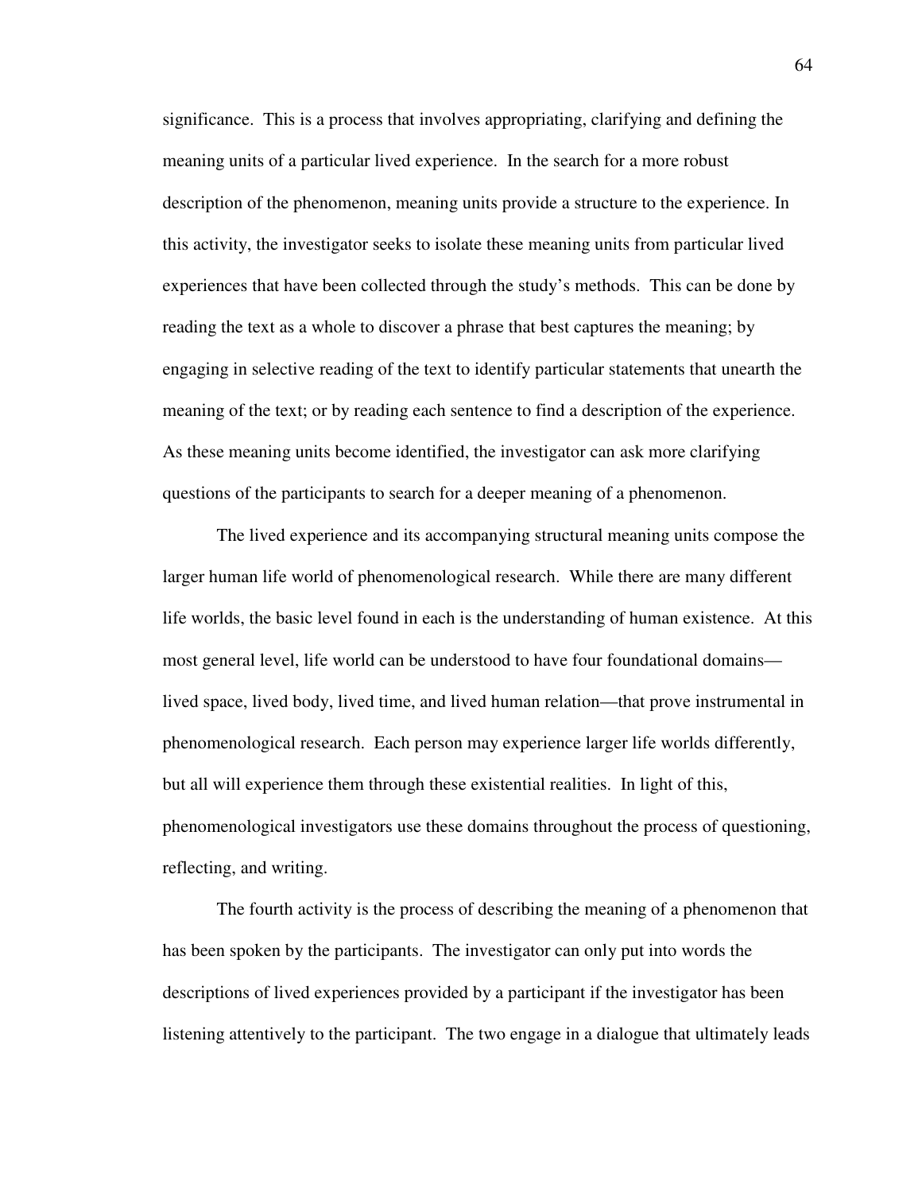significance. This is a process that involves appropriating, clarifying and defining the meaning units of a particular lived experience. In the search for a more robust description of the phenomenon, meaning units provide a structure to the experience. In this activity, the investigator seeks to isolate these meaning units from particular lived experiences that have been collected through the study's methods. This can be done by reading the text as a whole to discover a phrase that best captures the meaning; by engaging in selective reading of the text to identify particular statements that unearth the meaning of the text; or by reading each sentence to find a description of the experience. As these meaning units become identified, the investigator can ask more clarifying questions of the participants to search for a deeper meaning of a phenomenon.

The lived experience and its accompanying structural meaning units compose the larger human life world of phenomenological research. While there are many different life worlds, the basic level found in each is the understanding of human existence. At this most general level, life world can be understood to have four foundational domains—lived space, lived body, lived time, and lived human relation—that prove instrumental in phenomenological research. Each person may experience larger life worlds differently, but all will experience them through these existential realities. In light of this, phenomenological investigators use these domains throughout the process of questioning, reflecting, and writing.

The fourth activity is the process of describing the meaning of a phenomenon that has been spoken by the participants. The investigator can only put into words the descriptions of lived experiences provided by a participant if the investigator has been listening attentively to the participant. The two engage in a dialogue that ultimately leads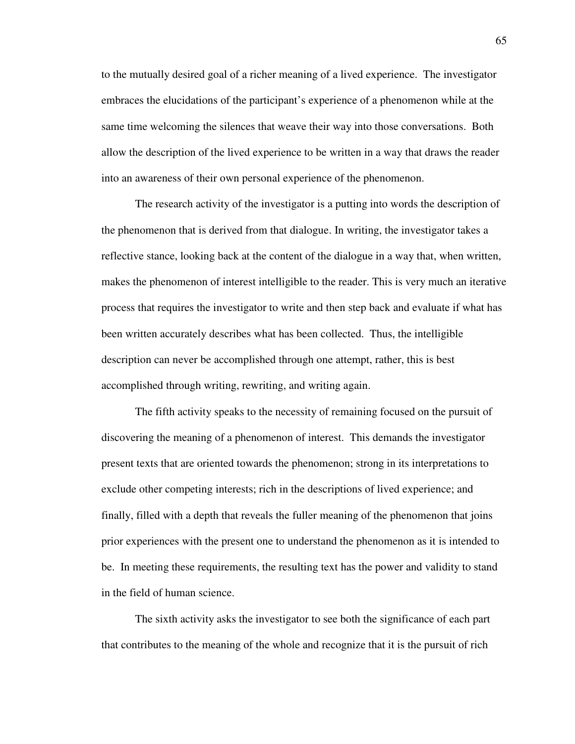to the mutually desired goal of a richer meaning of a lived experience. The investigator embraces the elucidations of the participant's experience of a phenomenon while at the same time welcoming the silences that weave their way into those conversations. Both allow the description of the lived experience to be written in a way that draws the reader into an awareness of their own personal experience of the phenomenon.

The research activity of the investigator is a putting into words the description of the phenomenon that is derived from that dialogue. In writing, the investigator takes a reflective stance, looking back at the content of the dialogue in a way that, when written, makes the phenomenon of interest intelligible to the reader. This is very much an iterative process that requires the investigator to write and then step back and evaluate if what has been written accurately describes what has been collected. Thus, the intelligible description can never be accomplished through one attempt, rather, this is best accomplished through writing, rewriting, and writing again.

The fifth activity speaks to the necessity of remaining focused on the pursuit of discovering the meaning of a phenomenon of interest. This demands the investigator present texts that are oriented towards the phenomenon; strong in its interpretations to exclude other competing interests; rich in the descriptions of lived experience; and finally, filled with a depth that reveals the fuller meaning of the phenomenon that joins prior experiences with the present one to understand the phenomenon as it is intended to be. In meeting these requirements, the resulting text has the power and validity to stand in the field of human science.

The sixth activity asks the investigator to see both the significance of each part that contributes to the meaning of the whole and recognize that it is the pursuit of rich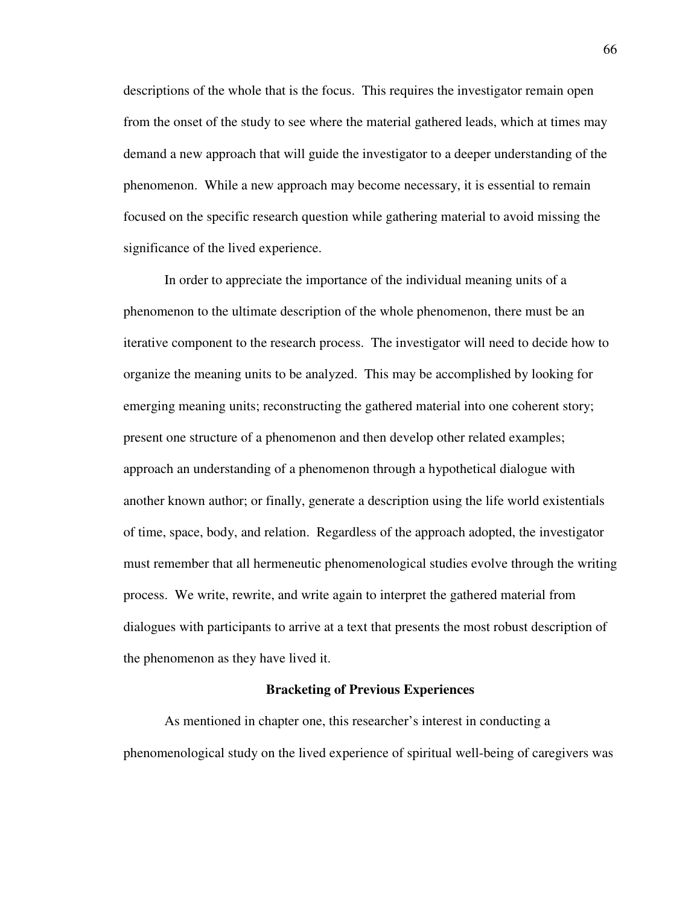descriptions of the whole that is the focus. This requires the investigator remain open from the onset of the study to see where the material gathered leads, which at times may demand a new approach that will guide the investigator to a deeper understanding of the phenomenon. While a new approach may become necessary, it is essential to remain focused on the specific research question while gathering material to avoid missing the significance of the lived experience.

In order to appreciate the importance of the individual meaning units of a phenomenon to the ultimate description of the whole phenomenon, there must be an iterative component to the research process. The investigator will need to decide how to organize the meaning units to be analyzed. This may be accomplished by looking for emerging meaning units; reconstructing the gathered material into one coherent story; present one structure of a phenomenon and then develop other related examples; approach an understanding of a phenomenon through a hypothetical dialogue with another known author; or finally, generate a description using the life world existentials of time, space, body, and relation. Regardless of the approach adopted, the investigator must remember that all hermeneutic phenomenological studies evolve through the writing process. We write, rewrite, and write again to interpret the gathered material from dialogues with participants to arrive at a text that presents the most robust description of the phenomenon as they have lived it.

## Bracketing of Previous Experiences

As mentioned in chapter one, this researcher's interest in conducting a phenomenological study on the lived experience of spiritual well-being of caregivers was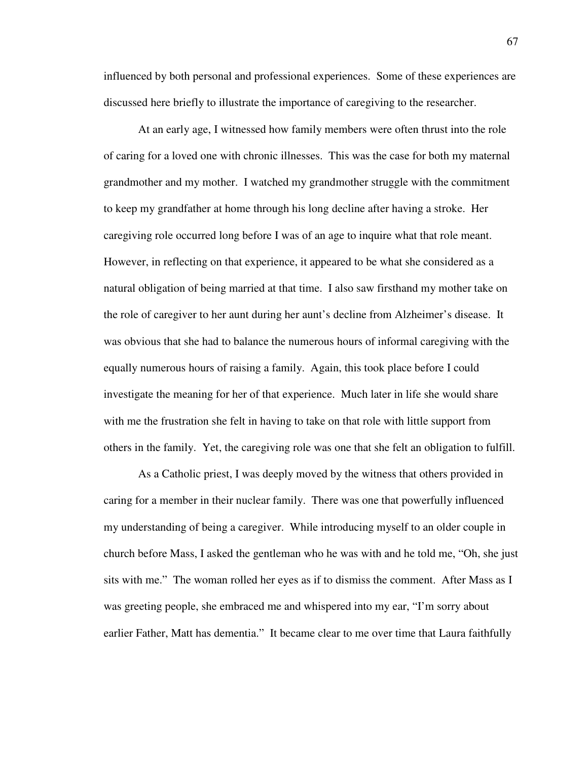influenced by both personal and professional experiences. Some of these experiences are discussed here briefly to illustrate the importance of caregiving to the researcher.

At an early age, I witnessed how family members were often thrust into the role of caring for a loved one with chronic illnesses. This was the case for both my maternal grandmother and my mother. I watched my grandmother struggle with the commitment to keep my grandfather at home through his long decline after having a stroke. Her caregiving role occurred long before I was of an age to inquire what that role meant. However, in reflecting on that experience, it appeared to be what she considered as a natural obligation of being married at that time. I also saw firsthand my mother take on the role of caregiver to her aunt during her aunt's decline from Alzheimer's disease. It was obvious that she had to balance the numerous hours of informal caregiving with the equally numerous hours of raising a family. Again, this took place before I could investigate the meaning for her of that experience. Much later in life she would share with me the frustration she felt in having to take on that role with little support from others in the family. Yet, the caregiving role was one that she felt an obligation to fulfill.

As a Catholic priest, I was deeply moved by the witness that others provided in caring for a member in their nuclear family. There was one that powerfully influenced my understanding of being a caregiver. While introducing myself to an older couple in church before Mass, I asked the gentleman who he was with and he told me, "Oh, she just sits with me." The woman rolled her eyes as if to dismiss the comment. After Mass as I was greeting people, she embraced me and whispered into my ear, "I'm sorry about earlier Father, Matt has dementia." It became clear to me over time that Laura faithfully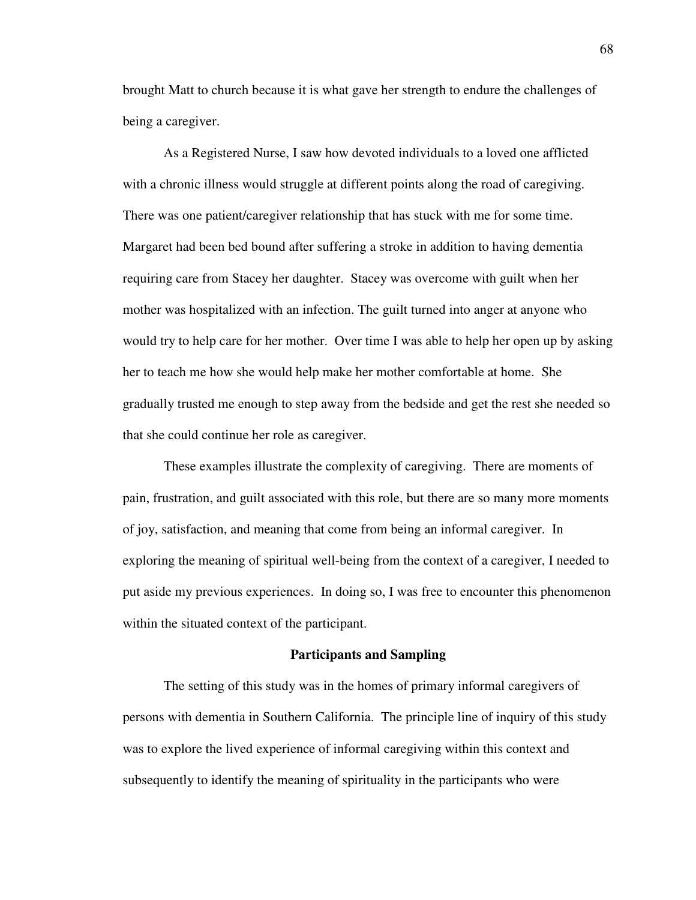brought Matt to church because it is what gave her strength to endure the challenges of being a caregiver.

As a Registered Nurse, I saw how devoted individuals to a loved one afflicted with a chronic illness would struggle at different points along the road of caregiving. There was one patient/caregiver relationship that has stuck with me for some time. Margaret had been bed bound after suffering a stroke in addition to having dementia requiring care from Stacey her daughter. Stacey was overcome with guilt when her mother was hospitalized with an infection. The guilt turned into anger at anyone who would try to help care for her mother. Over time I was able to help her open up by asking her to teach me how she would help make her mother comfortable at home. She gradually trusted me enough to step away from the bedside and get the rest she needed so that she could continue her role as caregiver.

These examples illustrate the complexity of caregiving. There are moments of pain, frustration, and guilt associated with this role, but there are so many more moments of joy, satisfaction, and meaning that come from being an informal caregiver. In exploring the meaning of spiritual well-being from the context of a caregiver, I needed to put aside my previous experiences. In doing so, I was free to encounter this phenomenon within the situated context of the participant.

## Participants and Sampling

The setting of this study was in the homes of primary informal caregivers of persons with dementia in Southern California. The principle line of inquiry of this study was to explore the lived experience of informal caregiving within this context and subsequently to identify the meaning of spirituality in the participants who were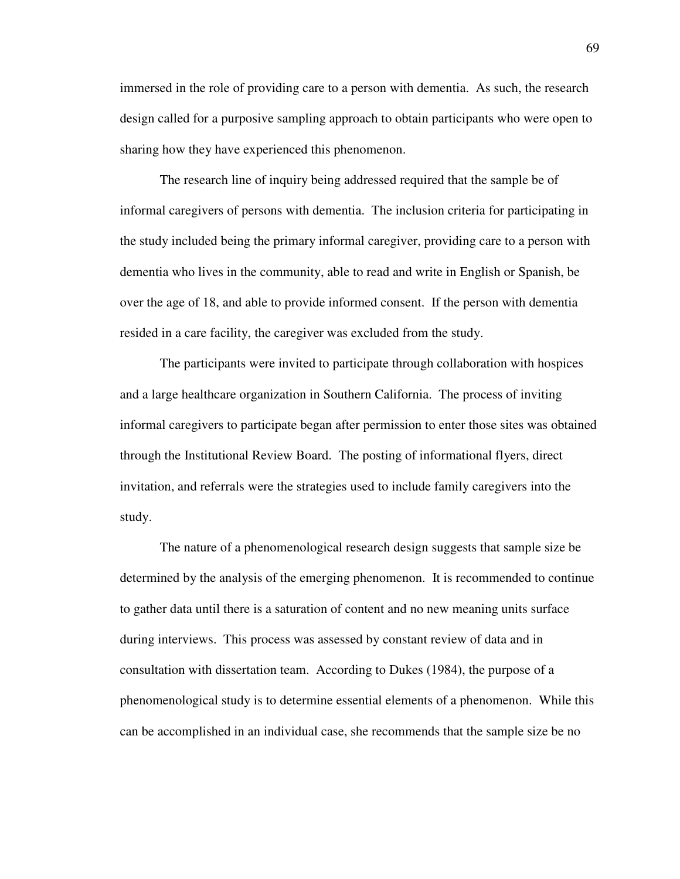immersed in the role of providing care to a person with dementia. As such, the research design called for a purposive sampling approach to obtain participants who were open to sharing how they have experienced this phenomenon.

The research line of inquiry being addressed required that the sample be of informal caregivers of persons with dementia. The inclusion criteria for participating in the study included being the primary informal caregiver, providing care to a person with dementia who lives in the community, able to read and write in English or Spanish, be over the age of 18, and able to provide informed consent. If the person with dementia resided in a care facility, the caregiver was excluded from the study.

The participants were invited to participate through collaboration with hospices and a large healthcare organization in Southern California. The process of inviting informal caregivers to participate began after permission to enter those sites was obtained through the Institutional Review Board. The posting of informational flyers, direct invitation, and referrals were the strategies used to include family caregivers into the study.

The nature of a phenomenological research design suggests that sample size be determined by the analysis of the emerging phenomenon. It is recommended to continue to gather data until there is a saturation of content and no new meaning units surface during interviews. This process was assessed by constant review of data and in consultation with dissertation team. According to Dukes (1984), the purpose of a phenomenological study is to determine essential elements of a phenomenon. While this can be accomplished in an individual case, she recommends that the sample size be no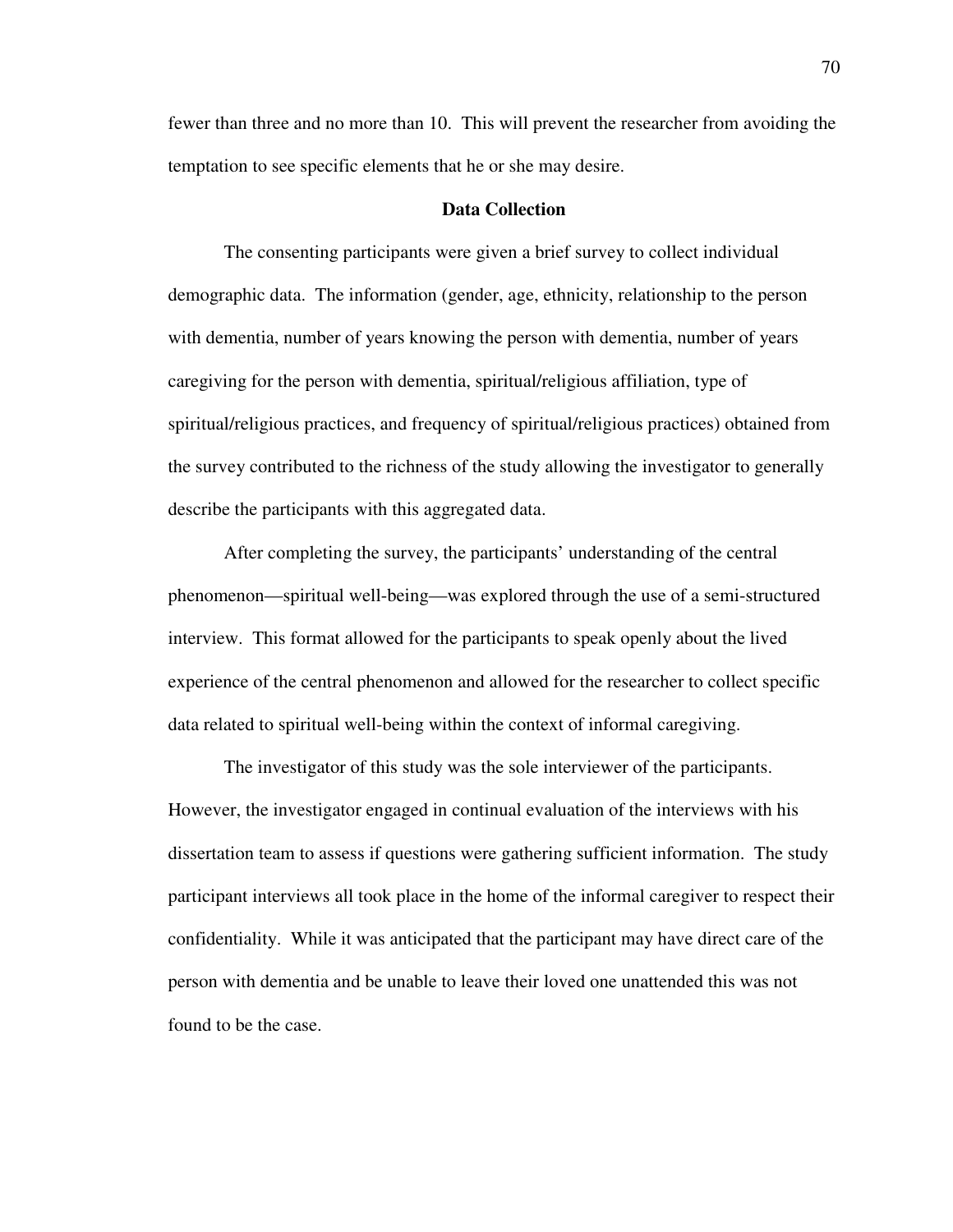fewer than three and no more than 10. This will prevent the researcher from avoiding the temptation to see specific elements that he or she may desire.

## Data Collection

The consenting participants were given a brief survey to collect individual demographic data. The information (gender, age, ethnicity, relationship to the person with dementia, number of years knowing the person with dementia, number of years caregiving for the person with dementia, spiritual/religious affiliation, type of spiritual/religious practices, and frequency of spiritual/religious practices) obtained from the survey contributed to the richness of the study allowing the investigator to generally describe the participants with this aggregated data.

After completing the survey, the participants' understanding of the central phenomenon—spiritual well-being—was explored through the use of a semi-structured interview. This format allowed for the participants to speak openly about the lived experience of the central phenomenon and allowed for the researcher to collect specific data related to spiritual well-being within the context of informal caregiving.

The investigator of this study was the sole interviewer of the participants. However, the investigator engaged in continual evaluation of the interviews with his dissertation team to assess if questions were gathering sufficient information. The study participant interviews all took place in the home of the informal caregiver to respect their confidentiality. While it was anticipated that the participant may have direct care of the person with dementia and be unable to leave their loved one unattended this was not found to be the case.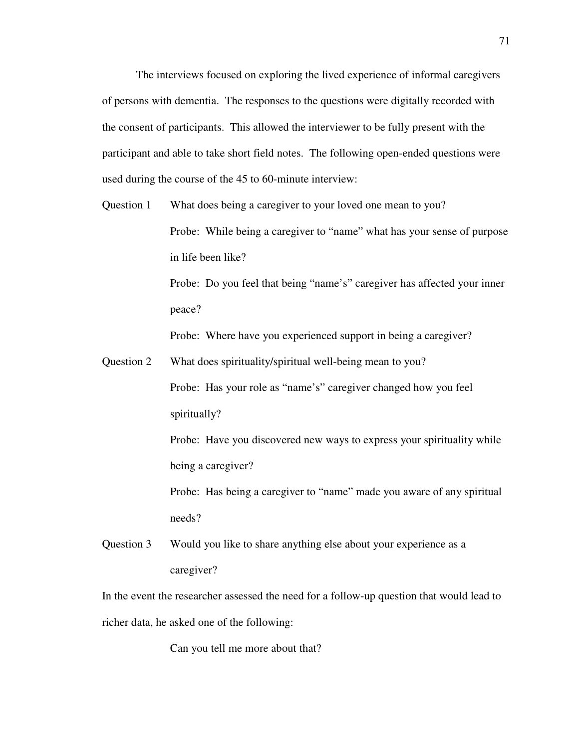The interviews focused on exploring the lived experience of informal caregivers of persons with dementia. The responses to the questions were digitally recorded with the consent of participants. This allowed the interviewer to be fully present with the participant and able to take short field notes. The following open-ended questions were used during the course of the 45 to 60-minute interview:

Question 1 What does being a caregiver to your loved one mean to you?

Probe: While being a caregiver to "name" what has your sense of purpose in life been like?

Probe: Do you feel that being "name's" caregiver has affected your inner peace?

Probe: Where have you experienced support in being a caregiver?

Question 2 What does spirituality/spiritual well-being mean to you?

Probe: Has your role as "name's" caregiver changed how you feel spiritually?

Probe: Have you discovered new ways to express your spirituality while being a caregiver?

Probe: Has being a caregiver to "name" made you aware of any spiritual needs?

Question 3 Would you like to share anything else about your experience as a caregiver?

In the event the researcher assessed the need for a follow-up question that would lead to richer data, he asked one of the following:

Can you tell me more about that?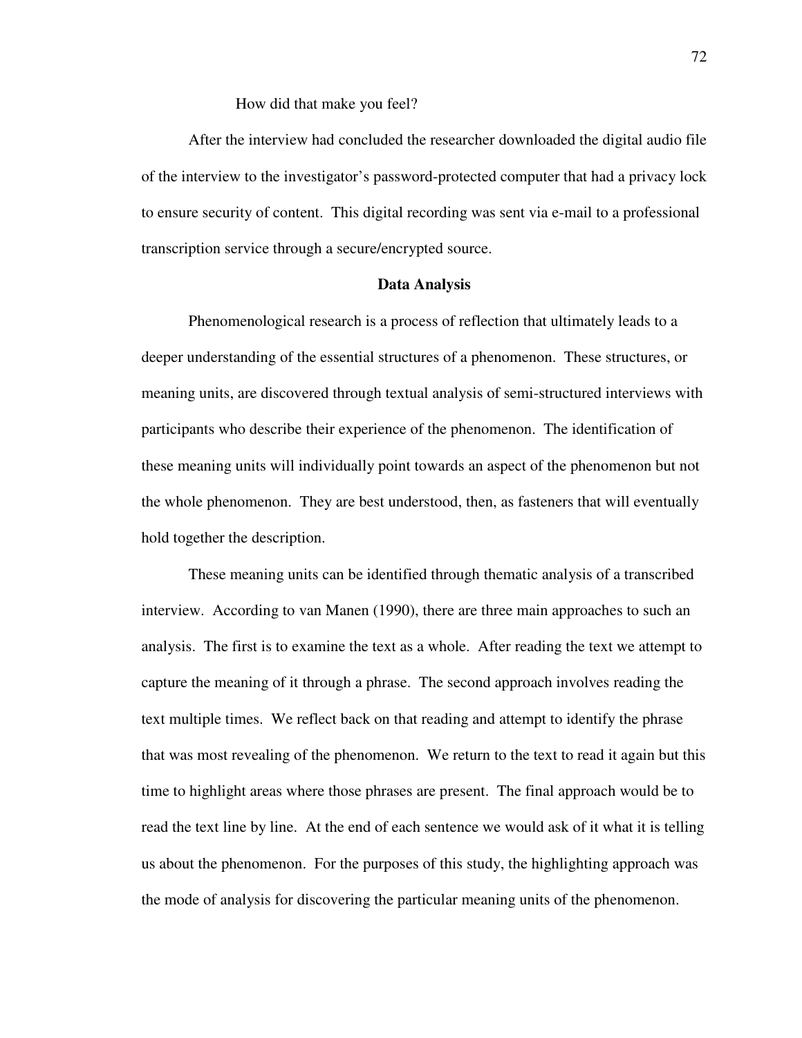How did that make you feel?

After the interview had concluded the researcher downloaded the digital audio file of the interview to the investigator's password-protected computer that had a privacy lock to ensure security of content. This digital recording was sent via e-mail to a professional transcription service through a secure/encrypted source.

## Data Analysis

Phenomenological research is a process of reflection that ultimately leads to a deeper understanding of the essential structures of a phenomenon. These structures, or meaning units, are discovered through textual analysis of semi-structured interviews with participants who describe their experience of the phenomenon. The identification of these meaning units will individually point towards an aspect of the phenomenon but not the whole phenomenon. They are best understood, then, as fasteners that will eventually hold together the description.

These meaning units can be identified through thematic analysis of a transcribed interview. According to van Manen (1990), there are three main approaches to such an analysis. The first is to examine the text as a whole. After reading the text we attempt to capture the meaning of it through a phrase. The second approach involves reading the text multiple times. We reflect back on that reading and attempt to identify the phrase that was most revealing of the phenomenon. We return to the text to read it again but this time to highlight areas where those phrases are present. The final approach would be to read the text line by line. At the end of each sentence we would ask of it what it is telling us about the phenomenon. For the purposes of this study, the highlighting approach was the mode of analysis for discovering the particular meaning units of the phenomenon.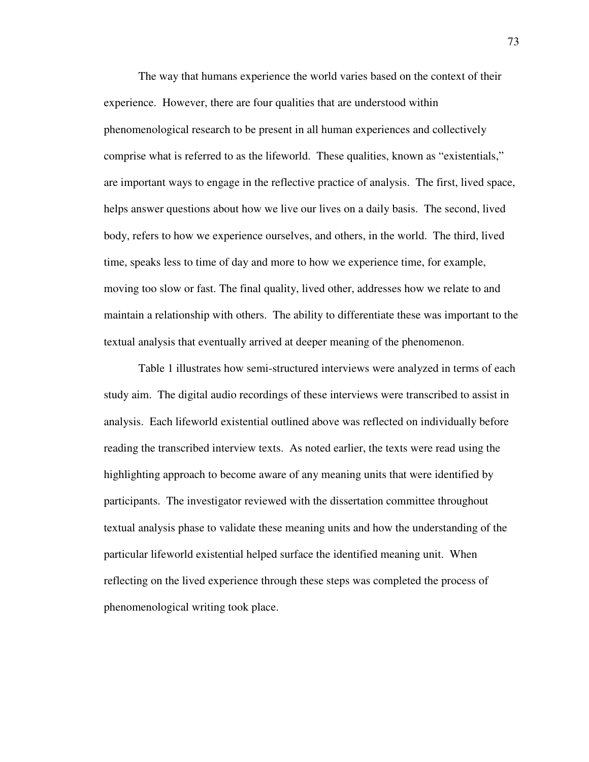The way that humans experience the world varies based on the context of their experience. However, there are four qualities that are understood within phenomenological research to be present in all human experiences and collectively comprise what is referred to as the lifeworld. These qualities, known as "existentials," are important ways to engage in the reflective practice of analysis. The first, lived space, helps answer questions about how we live our lives on a daily basis. The second, lived body, refers to how we experience ourselves, and others, in the world. The third, lived time, speaks less to time of day and more to how we experience time, for example, moving too slow or fast. The final quality, lived other, addresses how we relate to and maintain a relationship with others. The ability to differentiate these was important to the textual analysis that eventually arrived at deeper meaning of the phenomenon.

Table 1 illustrates how semi-structured interviews were analyzed in terms of each study aim. The digital audio recordings of these interviews were transcribed to assist in analysis. Each lifeworld existential outlined above was reflected on individually before reading the transcribed interview texts. As noted earlier, the texts were read using the highlighting approach to become aware of any meaning units that were identified by participants. The investigator reviewed with the dissertation committee throughout textual analysis phase to validate these meaning units and how the understanding of the particular lifeworld existential helped surface the identified meaning unit. When reflecting on the lived experience through these steps was completed the process of phenomenological writing took place.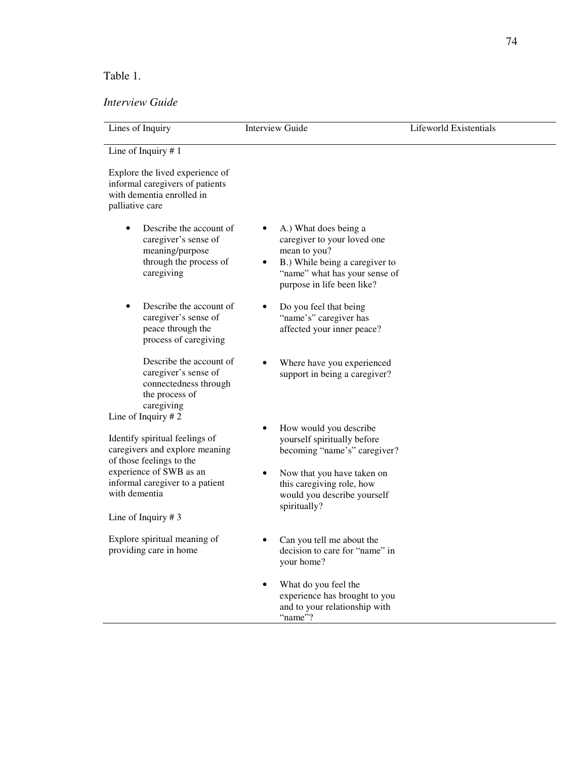Table 1.

*Interview Guide*

| Lines of Inquiry | Interview Guide | Lifeworld Existentials |
|---|---|---|
| Line of Inquiry # 1<br><br>Explore the lived experience of informal caregivers of patients with dementia enrolled in palliative care | | |
| • Describe the account of caregiver's sense of meaning/purpose through the process of caregiving | • A.) What does being a caregiver to your loved one mean to you?<br>• B.) While being a caregiver to "name" what has your sense of purpose in life been like? | |
| • Describe the account of caregiver's sense of peace through the process of caregiving | • Do you feel that being "name's" caregiver has affected your inner peace? | |
| Describe the account of caregiver's sense of connectedness through the process of caregiving | • Where have you experienced support in being a caregiver? | |
| Line of Inquiry # 2<br><br>Identify spiritual feelings of caregivers and explore meaning of those feelings to the experience of SWB as an informal caregiver to a patient with dementia | • How would you describe yourself spiritually before becoming "name's" caregiver?<br>• Now that you have taken on this caregiving role, how would you describe yourself spiritually? | |
| Line of Inquiry # 3<br><br>Explore spiritual meaning of providing care in home | • Can you tell me about the decision to care for "name" in your home?<br>• What do you feel the experience has brought to you and to your relationship with "name"? | |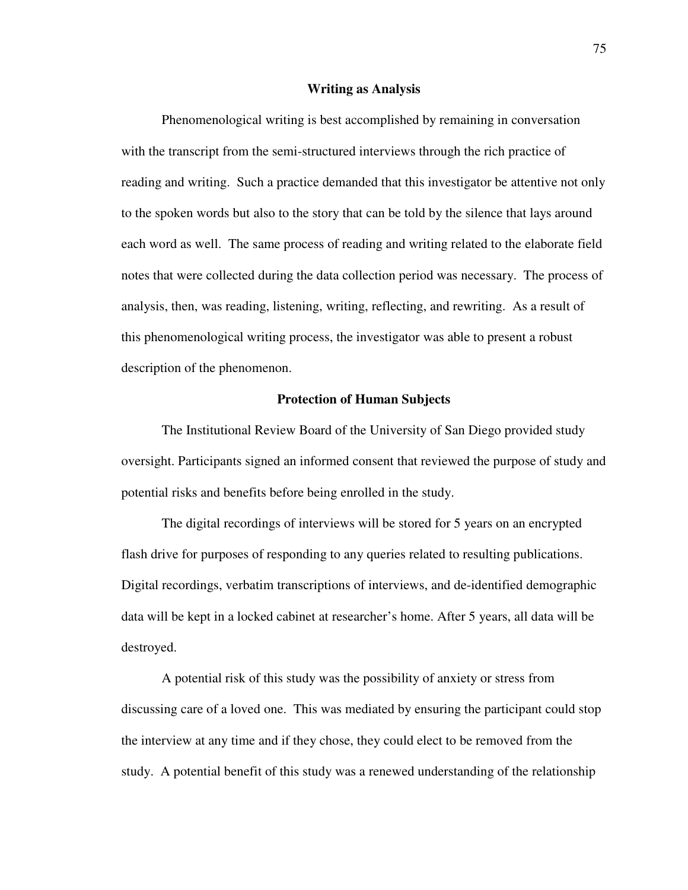## Writing as Analysis

Phenomenological writing is best accomplished by remaining in conversation with the transcript from the semi-structured interviews through the rich practice of reading and writing. Such a practice demanded that this investigator be attentive not only to the spoken words but also to the story that can be told by the silence that lays around each word as well. The same process of reading and writing related to the elaborate field notes that were collected during the data collection period was necessary. The process of analysis, then, was reading, listening, writing, reflecting, and rewriting. As a result of this phenomenological writing process, the investigator was able to present a robust description of the phenomenon.

## Protection of Human Subjects

The Institutional Review Board of the University of San Diego provided study oversight. Participants signed an informed consent that reviewed the purpose of study and potential risks and benefits before being enrolled in the study.

The digital recordings of interviews will be stored for 5 years on an encrypted flash drive for purposes of responding to any queries related to resulting publications. Digital recordings, verbatim transcriptions of interviews, and de-identified demographic data will be kept in a locked cabinet at researcher's home. After 5 years, all data will be destroyed.

A potential risk of this study was the possibility of anxiety or stress from discussing care of a loved one. This was mediated by ensuring the participant could stop the interview at any time and if they chose, they could elect to be removed from the study. A potential benefit of this study was a renewed understanding of the relationship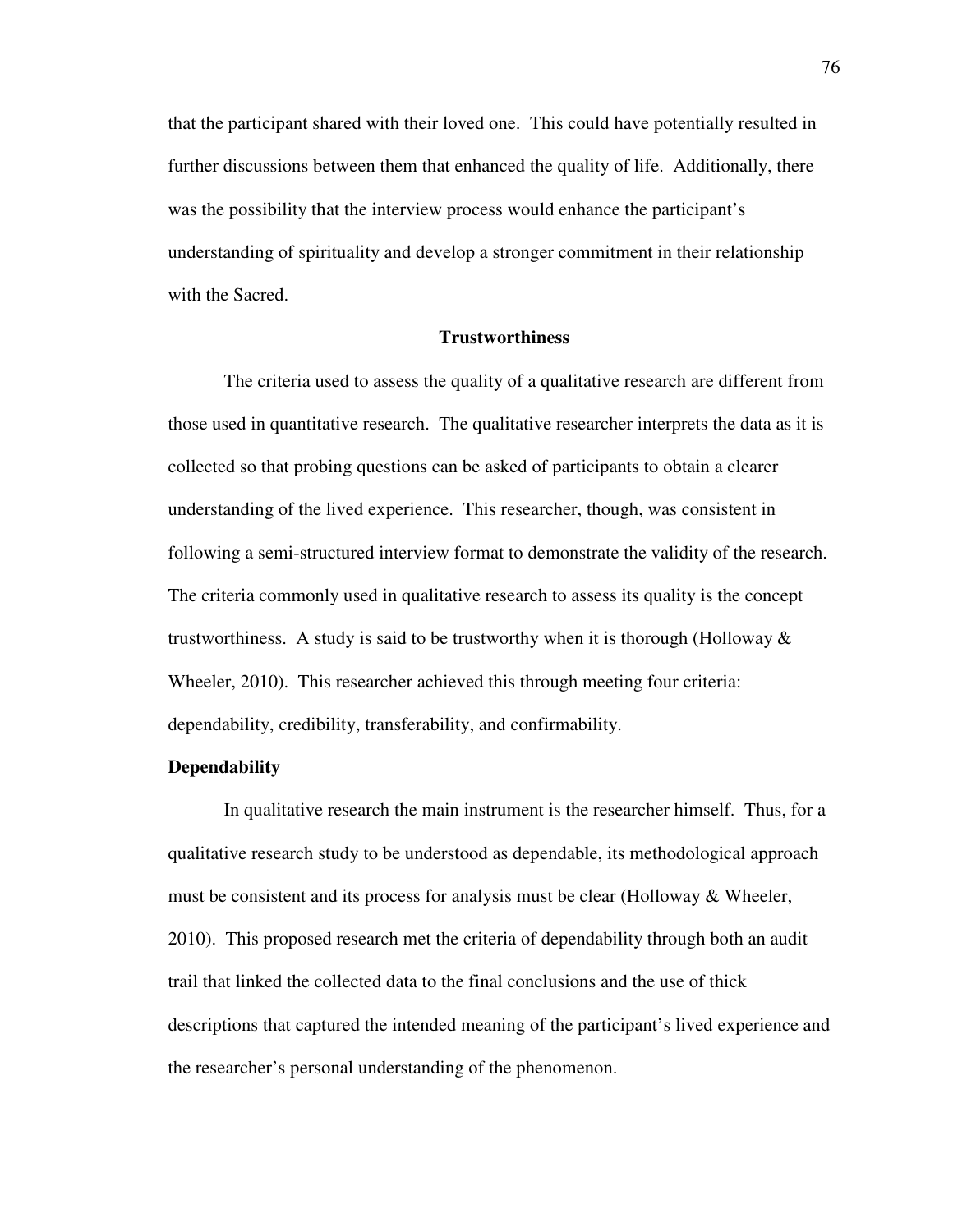that the participant shared with their loved one. This could have potentially resulted in further discussions between them that enhanced the quality of life. Additionally, there was the possibility that the interview process would enhance the participant's understanding of spirituality and develop a stronger commitment in their relationship with the Sacred.

## Trustworthiness

The criteria used to assess the quality of a qualitative research are different from those used in quantitative research. The qualitative researcher interprets the data as it is collected so that probing questions can be asked of participants to obtain a clearer understanding of the lived experience. This researcher, though, was consistent in following a semi-structured interview format to demonstrate the validity of the research. The criteria commonly used in qualitative research to assess its quality is the concept trustworthiness. A study is said to be trustworthy when it is thorough (Holloway & Wheeler, 2010). This researcher achieved this through meeting four criteria: dependability, credibility, transferability, and confirmability.

### Dependability

In qualitative research the main instrument is the researcher himself. Thus, for a qualitative research study to be understood as dependable, its methodological approach must be consistent and its process for analysis must be clear (Holloway & Wheeler, 2010). This proposed research met the criteria of dependability through both an audit trail that linked the collected data to the final conclusions and the use of thick descriptions that captured the intended meaning of the participant's lived experience and the researcher's personal understanding of the phenomenon.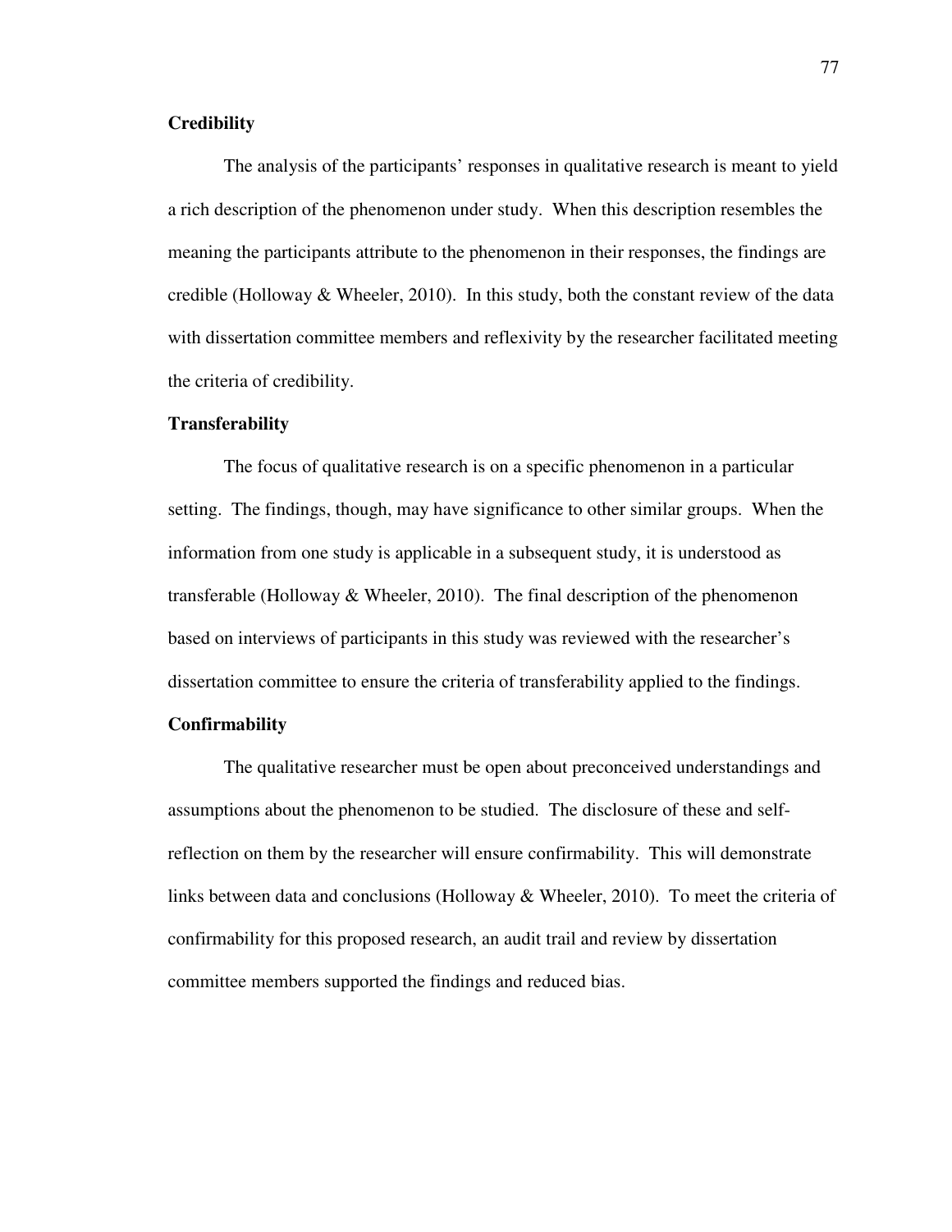### Credibility

The analysis of the participants' responses in qualitative research is meant to yield a rich description of the phenomenon under study. When this description resembles the meaning the participants attribute to the phenomenon in their responses, the findings are credible (Holloway & Wheeler, 2010). In this study, both the constant review of the data with dissertation committee members and reflexivity by the researcher facilitated meeting the criteria of credibility.

### Transferability

The focus of qualitative research is on a specific phenomenon in a particular setting. The findings, though, may have significance to other similar groups. When the information from one study is applicable in a subsequent study, it is understood as transferable (Holloway & Wheeler, 2010). The final description of the phenomenon based on interviews of participants in this study was reviewed with the researcher's dissertation committee to ensure the criteria of transferability applied to the findings.

### Confirmability

The qualitative researcher must be open about preconceived understandings and assumptions about the phenomenon to be studied. The disclosure of these and self-reflection on them by the researcher will ensure confirmability. This will demonstrate links between data and conclusions (Holloway & Wheeler, 2010). To meet the criteria of confirmability for this proposed research, an audit trail and review by dissertation committee members supported the findings and reduced bias.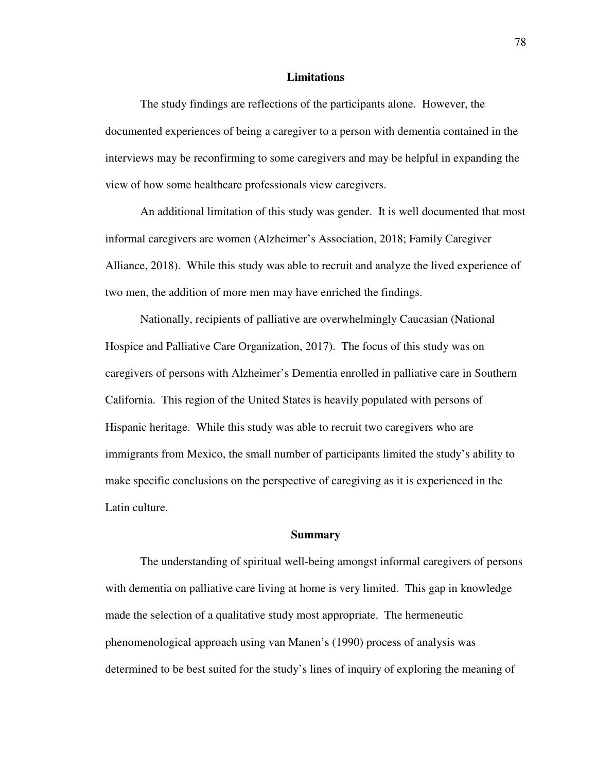## Limitations

The study findings are reflections of the participants alone. However, the documented experiences of being a caregiver to a person with dementia contained in the interviews may be reconfirming to some caregivers and may be helpful in expanding the view of how some healthcare professionals view caregivers.

An additional limitation of this study was gender. It is well documented that most informal caregivers are women (Alzheimer's Association, 2018; Family Caregiver Alliance, 2018). While this study was able to recruit and analyze the lived experience of two men, the addition of more men may have enriched the findings.

Nationally, recipients of palliative are overwhelmingly Caucasian (National Hospice and Palliative Care Organization, 2017). The focus of this study was on caregivers of persons with Alzheimer's Dementia enrolled in palliative care in Southern California. This region of the United States is heavily populated with persons of Hispanic heritage. While this study was able to recruit two caregivers who are immigrants from Mexico, the small number of participants limited the study's ability to make specific conclusions on the perspective of caregiving as it is experienced in the Latin culture.

## Summary

The understanding of spiritual well-being amongst informal caregivers of persons with dementia on palliative care living at home is very limited. This gap in knowledge made the selection of a qualitative study most appropriate. The hermeneutic phenomenological approach using van Manen's (1990) process of analysis was determined to be best suited for the study's lines of inquiry of exploring the meaning of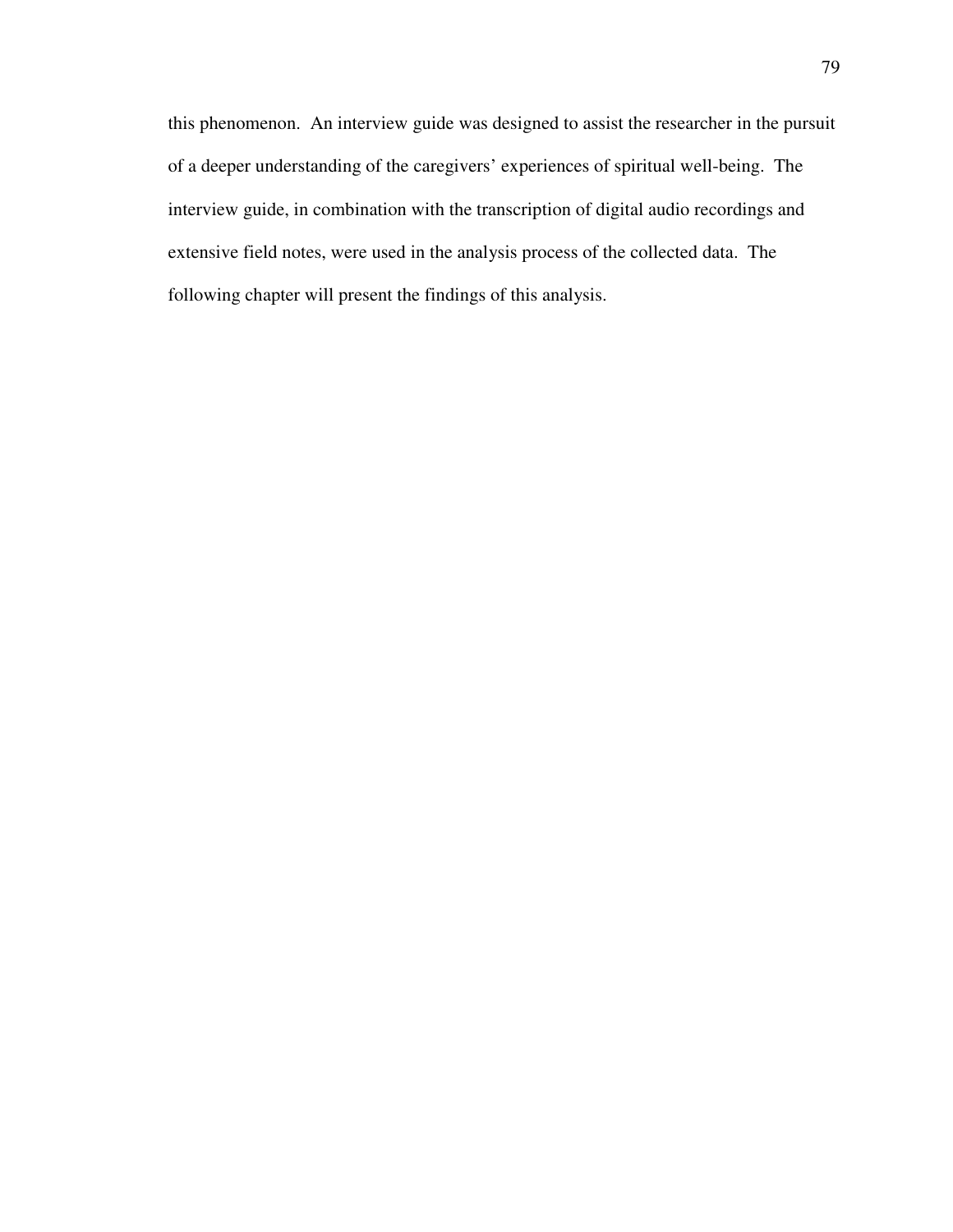this phenomenon. An interview guide was designed to assist the researcher in the pursuit of a deeper understanding of the caregivers' experiences of spiritual well-being. The interview guide, in combination with the transcription of digital audio recordings and extensive field notes, were used in the analysis process of the collected data. The following chapter will present the findings of this analysis.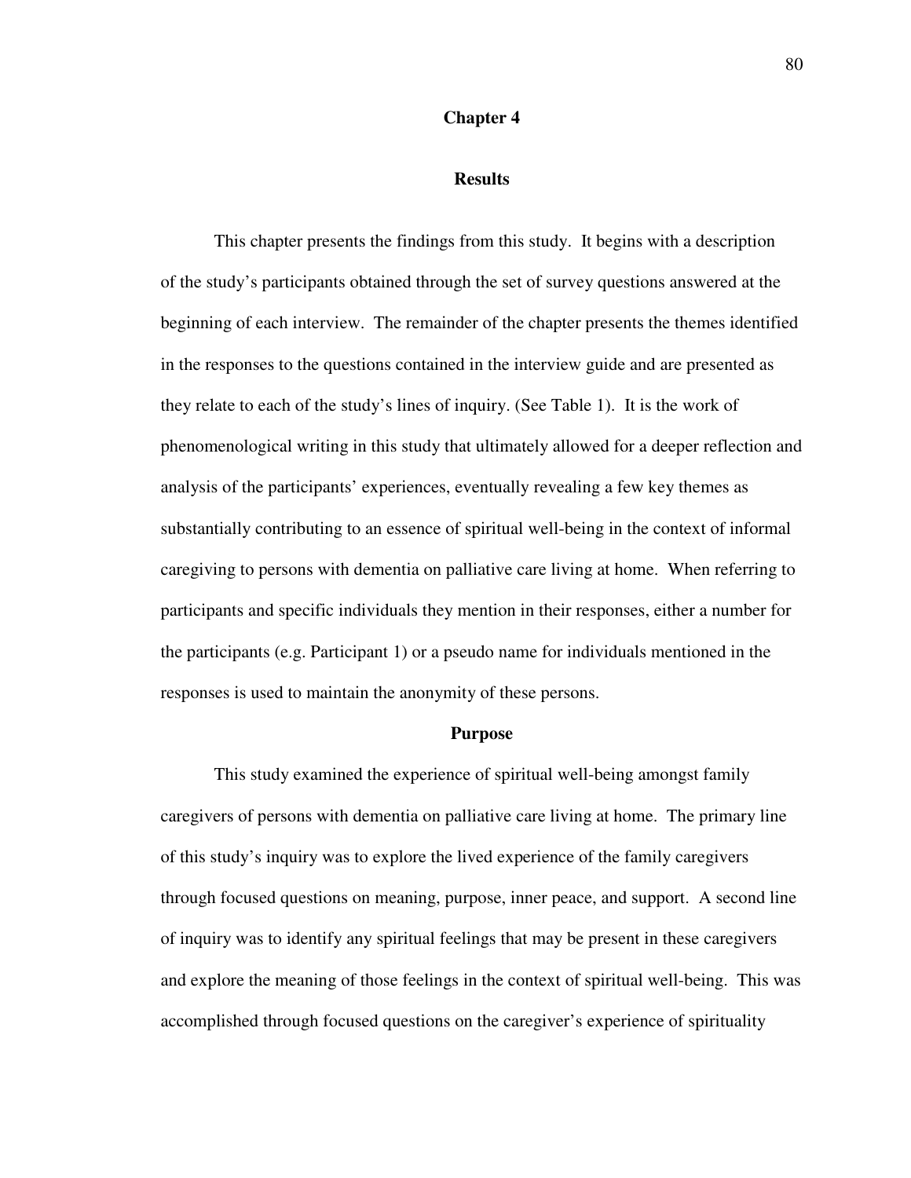# Chapter 4

## Results

This chapter presents the findings from this study. It begins with a description of the study's participants obtained through the set of survey questions answered at the beginning of each interview. The remainder of the chapter presents the themes identified in the responses to the questions contained in the interview guide and are presented as they relate to each of the study's lines of inquiry. (See Table 1). It is the work of phenomenological writing in this study that ultimately allowed for a deeper reflection and analysis of the participants' experiences, eventually revealing a few key themes as substantially contributing to an essence of spiritual well-being in the context of informal caregiving to persons with dementia on palliative care living at home. When referring to participants and specific individuals they mention in their responses, either a number for the participants (e.g. Participant 1) or a pseudo name for individuals mentioned in the responses is used to maintain the anonymity of these persons.

## Purpose

This study examined the experience of spiritual well-being amongst family caregivers of persons with dementia on palliative care living at home. The primary line of this study's inquiry was to explore the lived experience of the family caregivers through focused questions on meaning, purpose, inner peace, and support. A second line of inquiry was to identify any spiritual feelings that may be present in these caregivers and explore the meaning of those feelings in the context of spiritual well-being. This was accomplished through focused questions on the caregiver's experience of spirituality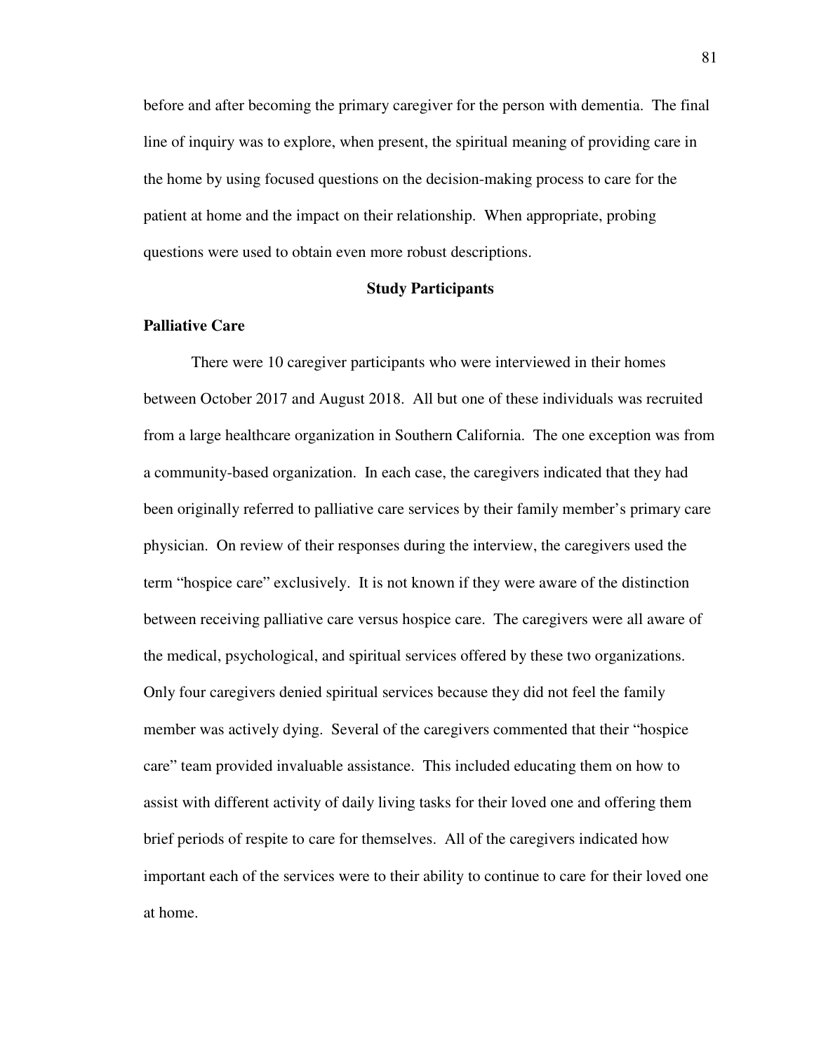before and after becoming the primary caregiver for the person with dementia. The final line of inquiry was to explore, when present, the spiritual meaning of providing care in the home by using focused questions on the decision-making process to care for the patient at home and the impact on their relationship. When appropriate, probing questions were used to obtain even more robust descriptions.

## Study Participants

### Palliative Care

There were 10 caregiver participants who were interviewed in their homes between October 2017 and August 2018. All but one of these individuals was recruited from a large healthcare organization in Southern California. The one exception was from a community-based organization. In each case, the caregivers indicated that they had been originally referred to palliative care services by their family member's primary care physician. On review of their responses during the interview, the caregivers used the term "hospice care" exclusively. It is not known if they were aware of the distinction between receiving palliative care versus hospice care. The caregivers were all aware of the medical, psychological, and spiritual services offered by these two organizations. Only four caregivers denied spiritual services because they did not feel the family member was actively dying. Several of the caregivers commented that their "hospice care" team provided invaluable assistance. This included educating them on how to assist with different activity of daily living tasks for their loved one and offering them brief periods of respite to care for themselves. All of the caregivers indicated how important each of the services were to their ability to continue to care for their loved one at home.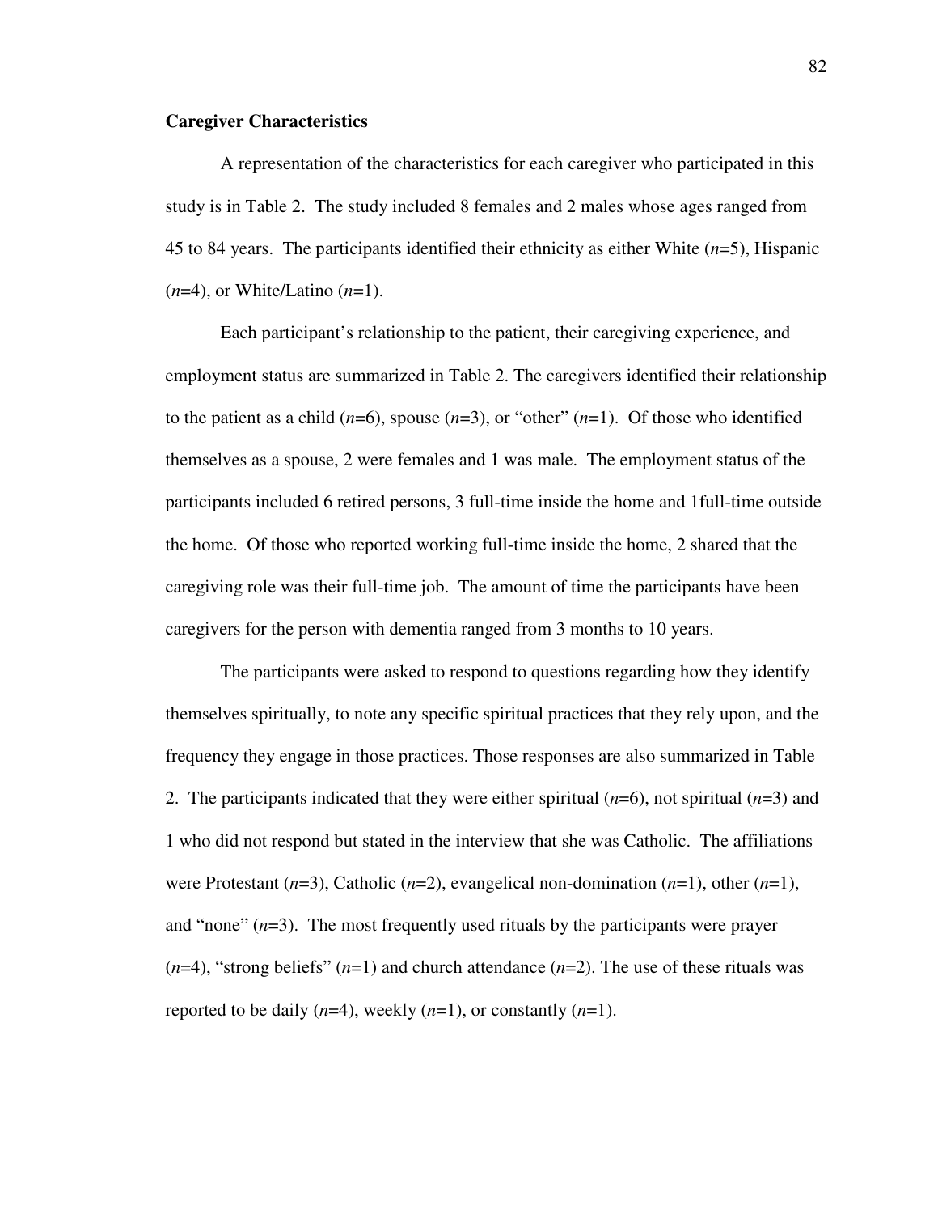**Caregiver Characteristics**

A representation of the characteristics for each caregiver who participated in this study is in Table 2. The study included 8 females and 2 males whose ages ranged from 45 to 84 years. The participants identified their ethnicity as either White ($n$=5), Hispanic ($n$=4), or White/Latino ($n$=1).

Each participant's relationship to the patient, their caregiving experience, and employment status are summarized in Table 2. The caregivers identified their relationship to the patient as a child ($n$=6), spouse ($n$=3), or "other" ($n$=1). Of those who identified themselves as a spouse, 2 were females and 1 was male. The employment status of the participants included 6 retired persons, 3 full-time inside the home and 1full-time outside the home. Of those who reported working full-time inside the home, 2 shared that the caregiving role was their full-time job. The amount of time the participants have been caregivers for the person with dementia ranged from 3 months to 10 years.

The participants were asked to respond to questions regarding how they identify themselves spiritually, to note any specific spiritual practices that they rely upon, and the frequency they engage in those practices. Those responses are also summarized in Table 2. The participants indicated that they were either spiritual ($n$=6), not spiritual ($n$=3) and 1 who did not respond but stated in the interview that she was Catholic. The affiliations were Protestant ($n$=3), Catholic ($n$=2), evangelical non-domination ($n$=1), other ($n$=1), and "none" ($n$=3). The most frequently used rituals by the participants were prayer ($n$=4), "strong beliefs" ($n$=1) and church attendance ($n$=2). The use of these rituals was reported to be daily ($n$=4), weekly ($n$=1), or constantly ($n$=1).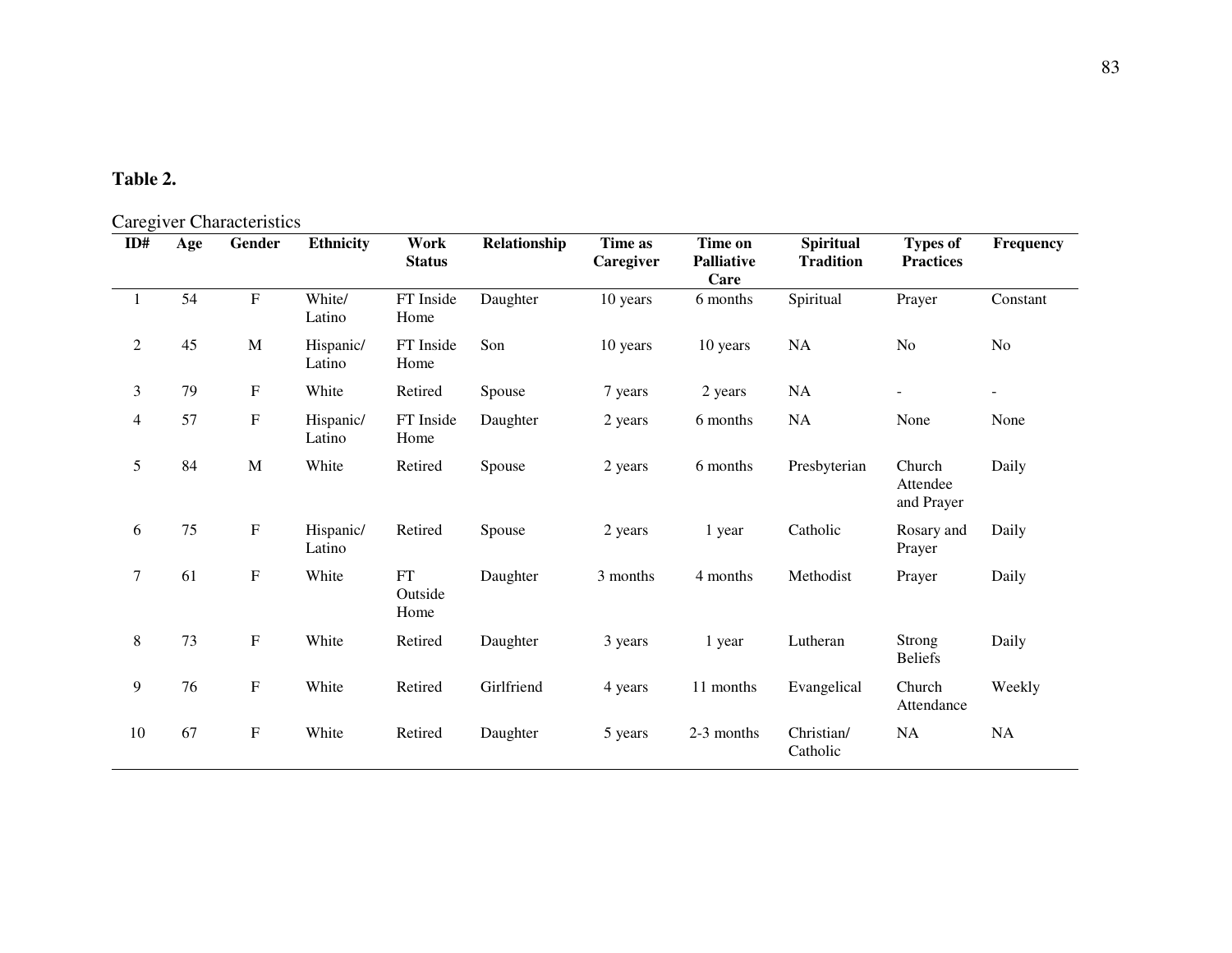**Table 2.**

Caregiver Characteristics

| ID# | Age | Gender | Ethnicity | Work Status | Relationship | Time as Caregiver | Time on Palliative Care | Spiritual Tradition | Types of Practices | Frequency |
|---|---|---|---|---|---|---|---|---|---|---|
| 1 | 54 | F | White/ Latino | FT Inside Home | Daughter | 10 years | 6 months | Spiritual | Prayer | Constant |
| 2 | 45 | M | Hispanic/ Latino | FT Inside Home | Son | 10 years | 10 years | NA | No | No |
| 3 | 79 | F | White | Retired | Spouse | 7 years | 2 years | NA | - | - |
| 4 | 57 | F | Hispanic/ Latino | FT Inside Home | Daughter | 2 years | 6 months | NA | None | None |
| 5 | 84 | M | White | Retired | Spouse | 2 years | 6 months | Presbyterian | Church Attendee and Prayer | Daily |
| 6 | 75 | F | Hispanic/ Latino | Retired | Spouse | 2 years | 1 year | Catholic | Rosary and Prayer | Daily |
| 7 | 61 | F | White | FT Outside Home | Daughter | 3 months | 4 months | Methodist | Prayer | Daily |
| 8 | 73 | F | White | Retired | Daughter | 3 years | 1 year | Lutheran | Strong Beliefs | Daily |
| 9 | 76 | F | White | Retired | Girlfriend | 4 years | 11 months | Evangelical | Church Attendance | Weekly |
| 10 | 67 | F | White | Retired | Daughter | 5 years | 2-3 months | Christian/ Catholic | NA | NA |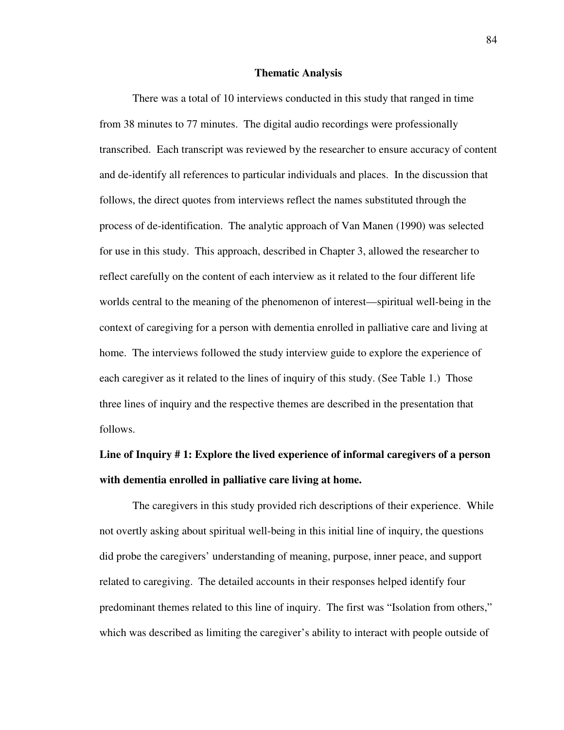## Thematic Analysis

There was a total of 10 interviews conducted in this study that ranged in time from 38 minutes to 77 minutes. The digital audio recordings were professionally transcribed. Each transcript was reviewed by the researcher to ensure accuracy of content and de-identify all references to particular individuals and places. In the discussion that follows, the direct quotes from interviews reflect the names substituted through the process of de-identification. The analytic approach of Van Manen (1990) was selected for use in this study. This approach, described in Chapter 3, allowed the researcher to reflect carefully on the content of each interview as it related to the four different life worlds central to the meaning of the phenomenon of interest—spiritual well-being in the context of caregiving for a person with dementia enrolled in palliative care and living at home. The interviews followed the study interview guide to explore the experience of each caregiver as it related to the lines of inquiry of this study. (See Table 1.) Those three lines of inquiry and the respective themes are described in the presentation that follows.

### Line of Inquiry # 1: Explore the lived experience of informal caregivers of a person with dementia enrolled in palliative care living at home.

The caregivers in this study provided rich descriptions of their experience. While not overtly asking about spiritual well-being in this initial line of inquiry, the questions did probe the caregivers' understanding of meaning, purpose, inner peace, and support related to caregiving. The detailed accounts in their responses helped identify four predominant themes related to this line of inquiry. The first was "Isolation from others," which was described as limiting the caregiver's ability to interact with people outside of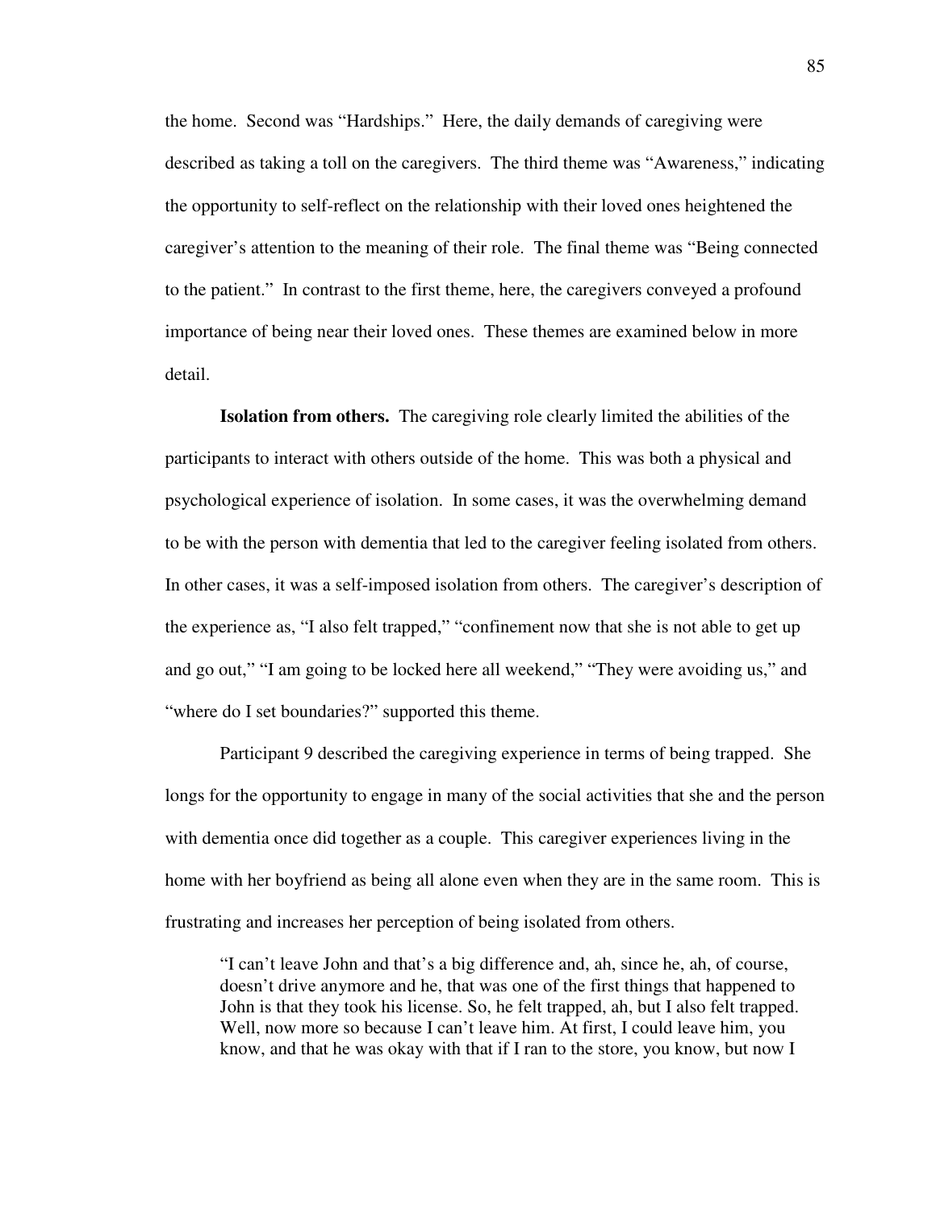the home. Second was "Hardships." Here, the daily demands of caregiving were described as taking a toll on the caregivers. The third theme was "Awareness," indicating the opportunity to self-reflect on the relationship with their loved ones heightened the caregiver's attention to the meaning of their role. The final theme was "Being connected to the patient." In contrast to the first theme, here, the caregivers conveyed a profound importance of being near their loved ones. These themes are examined below in more detail.

**Isolation from others.** The caregiving role clearly limited the abilities of the participants to interact with others outside of the home. This was both a physical and psychological experience of isolation. In some cases, it was the overwhelming demand to be with the person with dementia that led to the caregiver feeling isolated from others. In other cases, it was a self-imposed isolation from others. The caregiver's description of the experience as, "I also felt trapped," "confinement now that she is not able to get up and go out," "I am going to be locked here all weekend," "They were avoiding us," and "where do I set boundaries?" supported this theme.

Participant 9 described the caregiving experience in terms of being trapped. She longs for the opportunity to engage in many of the social activities that she and the person with dementia once did together as a couple. This caregiver experiences living in the home with her boyfriend as being all alone even when they are in the same room. This is frustrating and increases her perception of being isolated from others.

> "I can't leave John and that's a big difference and, ah, since he, ah, of course, doesn't drive anymore and he, that was one of the first things that happened to John is that they took his license. So, he felt trapped, ah, but I also felt trapped. Well, now more so because I can't leave him. At first, I could leave him, you know, and that he was okay with that if I ran to the store, you know, but now I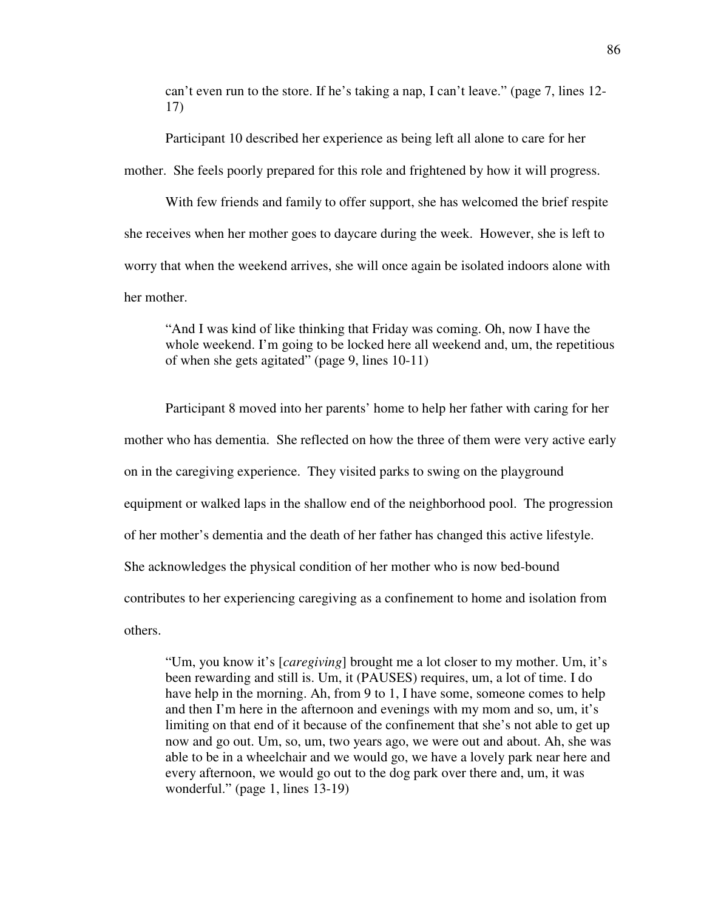> can't even run to the store. If he's taking a nap, I can't leave." (page 7, lines 12-17)

Participant 10 described her experience as being left all alone to care for her mother. She feels poorly prepared for this role and frightened by how it will progress.

With few friends and family to offer support, she has welcomed the brief respite she receives when her mother goes to daycare during the week. However, she is left to worry that when the weekend arrives, she will once again be isolated indoors alone with her mother.

> "And I was kind of like thinking that Friday was coming. Oh, now I have the whole weekend. I'm going to be locked here all weekend and, um, the repetitious of when she gets agitated" (page 9, lines 10-11)

Participant 8 moved into her parents' home to help her father with caring for her mother who has dementia. She reflected on how the three of them were very active early on in the caregiving experience. They visited parks to swing on the playground equipment or walked laps in the shallow end of the neighborhood pool. The progression of her mother's dementia and the death of her father has changed this active lifestyle. She acknowledges the physical condition of her mother who is now bed-bound contributes to her experiencing caregiving as a confinement to home and isolation from others.

> "Um, you know it's [*caregiving*] brought me a lot closer to my mother. Um, it's been rewarding and still is. Um, it (PAUSES) requires, um, a lot of time. I do have help in the morning. Ah, from 9 to 1, I have some, someone comes to help and then I'm here in the afternoon and evenings with my mom and so, um, it's limiting on that end of it because of the confinement that she's not able to get up now and go out. Um, so, um, two years ago, we were out and about. Ah, she was able to be in a wheelchair and we would go, we have a lovely park near here and every afternoon, we would go out to the dog park over there and, um, it was wonderful." (page 1, lines 13-19)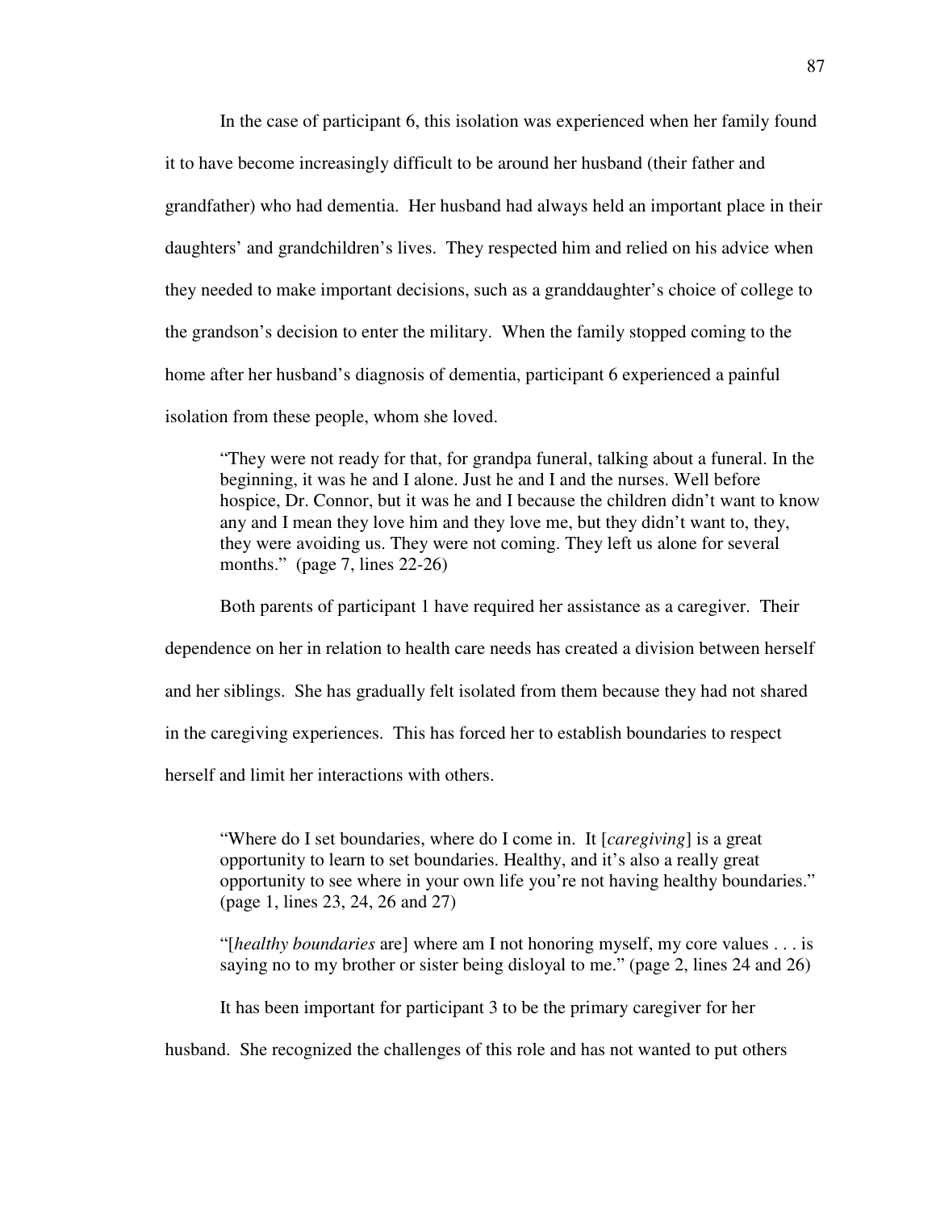In the case of participant 6, this isolation was experienced when her family found it to have become increasingly difficult to be around her husband (their father and grandfather) who had dementia. Her husband had always held an important place in their daughters' and grandchildren's lives. They respected him and relied on his advice when they needed to make important decisions, such as a granddaughter's choice of college to the grandson's decision to enter the military. When the family stopped coming to the home after her husband's diagnosis of dementia, participant 6 experienced a painful isolation from these people, whom she loved.

> "They were not ready for that, for grandpa funeral, talking about a funeral. In the beginning, it was he and I alone. Just he and I and the nurses. Well before hospice, Dr. Connor, but it was he and I because the children didn't want to know any and I mean they love him and they love me, but they didn't want to, they, they were avoiding us. They were not coming. They left us alone for several months." (page 7, lines 22-26)

Both parents of participant 1 have required her assistance as a caregiver. Their dependence on her in relation to health care needs has created a division between herself and her siblings. She has gradually felt isolated from them because they had not shared in the caregiving experiences. This has forced her to establish boundaries to respect herself and limit her interactions with others.

> "Where do I set boundaries, where do I come in. It [*caregiving*] is a great opportunity to learn to set boundaries. Healthy, and it's also a really great opportunity to see where in your own life you're not having healthy boundaries." (page 1, lines 23, 24, 26 and 27)

> "[*healthy boundaries* are] where am I not honoring myself, my core values . . . is saying no to my brother or sister being disloyal to me." (page 2, lines 24 and 26)

It has been important for participant 3 to be the primary caregiver for her husband. She recognized the challenges of this role and has not wanted to put others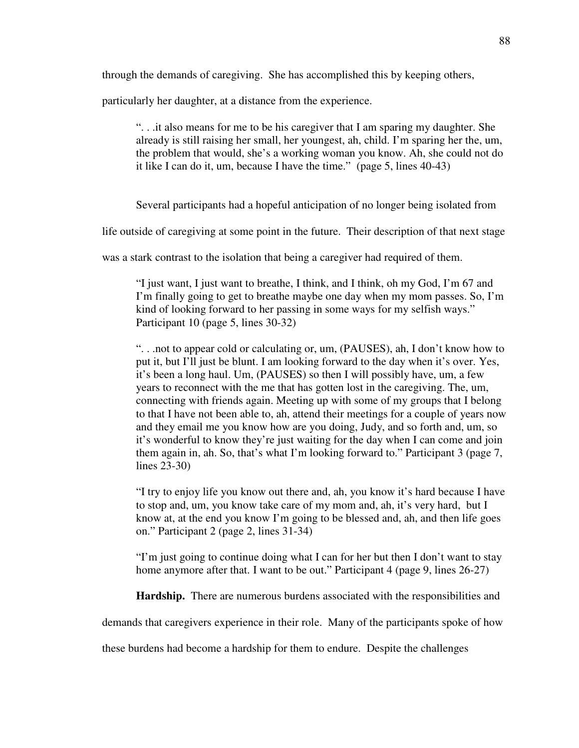through the demands of caregiving. She has accomplished this by keeping others, particularly her daughter, at a distance from the experience.

> ". . .it also means for me to be his caregiver that I am sparing my daughter. She already is still raising her small, her youngest, ah, child. I'm sparing her the, um, the problem that would, she's a working woman you know. Ah, she could not do it like I can do it, um, because I have the time." (page 5, lines 40-43)

Several participants had a hopeful anticipation of no longer being isolated from life outside of caregiving at some point in the future. Their description of that next stage was a stark contrast to the isolation that being a caregiver had required of them.

> "I just want, I just want to breathe, I think, and I think, oh my God, I'm 67 and I'm finally going to get to breathe maybe one day when my mom passes. So, I'm kind of looking forward to her passing in some ways for my selfish ways." Participant 10 (page 5, lines 30-32)

> ". . .not to appear cold or calculating or, um, (PAUSES), ah, I don't know how to put it, but I'll just be blunt. I am looking forward to the day when it's over. Yes, it's been a long haul. Um, (PAUSES) so then I will possibly have, um, a few years to reconnect with the me that has gotten lost in the caregiving. The, um, connecting with friends again. Meeting up with some of my groups that I belong to that I have not been able to, ah, attend their meetings for a couple of years now and they email me you know how are you doing, Judy, and so forth and, um, so it's wonderful to know they're just waiting for the day when I can come and join them again in, ah. So, that's what I'm looking forward to." Participant 3 (page 7, lines 23-30)

> "I try to enjoy life you know out there and, ah, you know it's hard because I have to stop and, um, you know take care of my mom and, ah, it's very hard, but I know at, at the end you know I'm going to be blessed and, ah, and then life goes on." Participant 2 (page 2, lines 31-34)

> "I'm just going to continue doing what I can for her but then I don't want to stay home anymore after that. I want to be out." Participant 4 (page 9, lines 26-27)

**Hardship.** There are numerous burdens associated with the responsibilities and demands that caregivers experience in their role. Many of the participants spoke of how these burdens had become a hardship for them to endure. Despite the challenges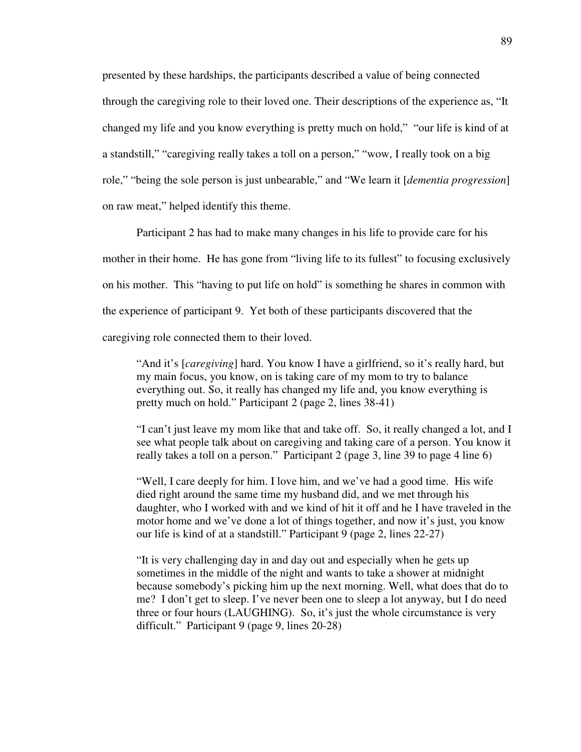presented by these hardships, the participants described a value of being connected through the caregiving role to their loved one. Their descriptions of the experience as, "It changed my life and you know everything is pretty much on hold," "our life is kind of at a standstill," "caregiving really takes a toll on a person," "wow, I really took on a big role," "being the sole person is just unbearable," and "We learn it [*dementia progression*] on raw meat," helped identify this theme.

Participant 2 has had to make many changes in his life to provide care for his mother in their home. He has gone from "living life to its fullest" to focusing exclusively on his mother. This "having to put life on hold" is something he shares in common with the experience of participant 9. Yet both of these participants discovered that the caregiving role connected them to their loved.

> "And it's [*caregiving*] hard. You know I have a girlfriend, so it's really hard, but my main focus, you know, on is taking care of my mom to try to balance everything out. So, it really has changed my life and, you know everything is pretty much on hold." Participant 2 (page 2, lines 38-41)

> "I can't just leave my mom like that and take off. So, it really changed a lot, and I see what people talk about on caregiving and taking care of a person. You know it really takes a toll on a person." Participant 2 (page 3, line 39 to page 4 line 6)

> "Well, I care deeply for him. I love him, and we've had a good time. His wife died right around the same time my husband did, and we met through his daughter, who I worked with and we kind of hit it off and he I have traveled in the motor home and we've done a lot of things together, and now it's just, you know our life is kind of at a standstill." Participant 9 (page 2, lines 22-27)

> "It is very challenging day in and day out and especially when he gets up sometimes in the middle of the night and wants to take a shower at midnight because somebody's picking him up the next morning. Well, what does that do to me? I don't get to sleep. I've never been one to sleep a lot anyway, but I do need three or four hours (LAUGHING). So, it's just the whole circumstance is very difficult." Participant 9 (page 9, lines 20-28)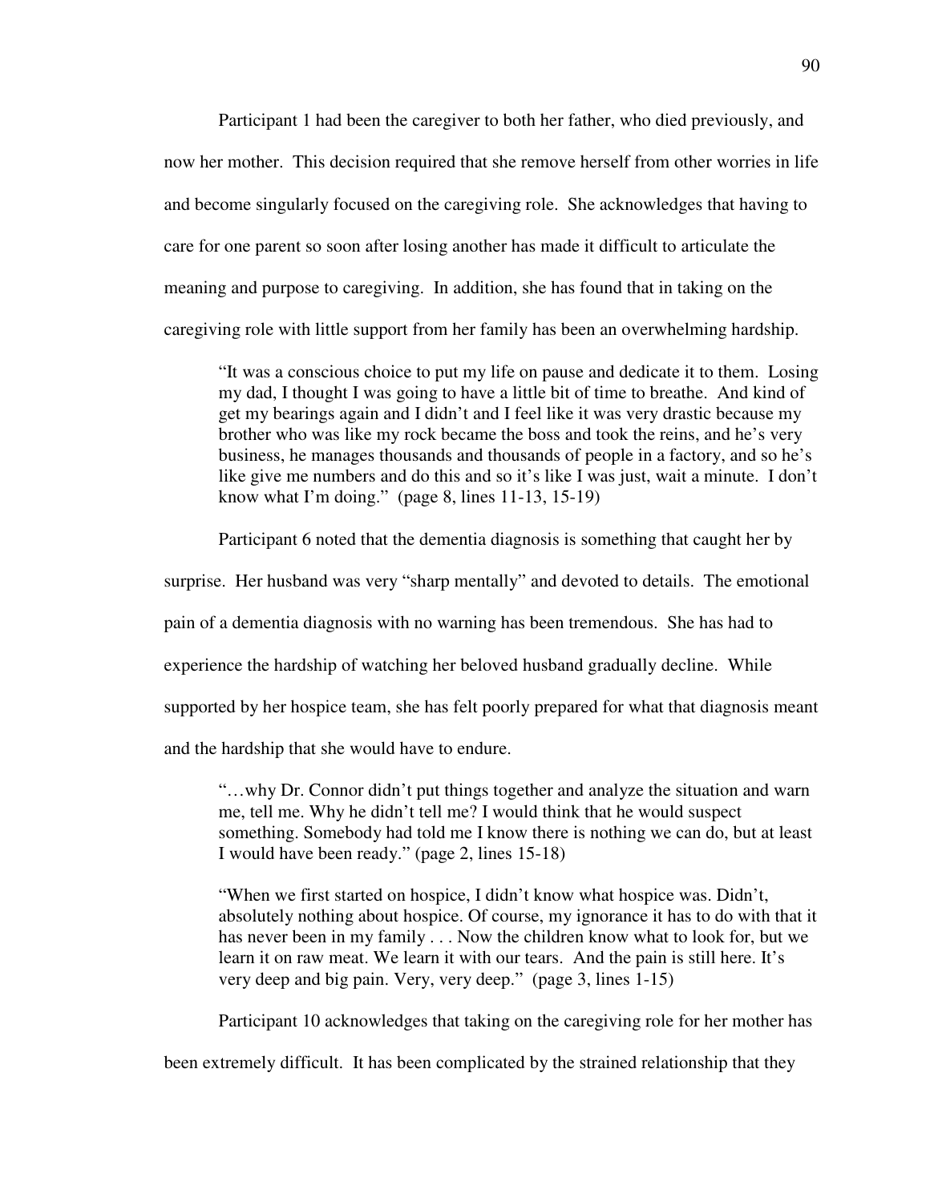Participant 1 had been the caregiver to both her father, who died previously, and now her mother. This decision required that she remove herself from other worries in life and become singularly focused on the caregiving role. She acknowledges that having to care for one parent so soon after losing another has made it difficult to articulate the meaning and purpose to caregiving. In addition, she has found that in taking on the caregiving role with little support from her family has been an overwhelming hardship.

> "It was a conscious choice to put my life on pause and dedicate it to them. Losing my dad, I thought I was going to have a little bit of time to breathe. And kind of get my bearings again and I didn't and I feel like it was very drastic because my brother who was like my rock became the boss and took the reins, and he's very business, he manages thousands and thousands of people in a factory, and so he's like give me numbers and do this and so it's like I was just, wait a minute. I don't know what I'm doing." (page 8, lines 11-13, 15-19)

Participant 6 noted that the dementia diagnosis is something that caught her by surprise. Her husband was very "sharp mentally" and devoted to details. The emotional pain of a dementia diagnosis with no warning has been tremendous. She has had to experience the hardship of watching her beloved husband gradually decline. While supported by her hospice team, she has felt poorly prepared for what that diagnosis meant and the hardship that she would have to endure.

> "…why Dr. Connor didn't put things together and analyze the situation and warn me, tell me. Why he didn't tell me? I would think that he would suspect something. Somebody had told me I know there is nothing we can do, but at least I would have been ready." (page 2, lines 15-18)

> "When we first started on hospice, I didn't know what hospice was. Didn't, absolutely nothing about hospice. Of course, my ignorance it has to do with that it has never been in my family . . . Now the children know what to look for, but we learn it on raw meat. We learn it with our tears. And the pain is still here. It's very deep and big pain. Very, very deep." (page 3, lines 1-15)

Participant 10 acknowledges that taking on the caregiving role for her mother has been extremely difficult. It has been complicated by the strained relationship that they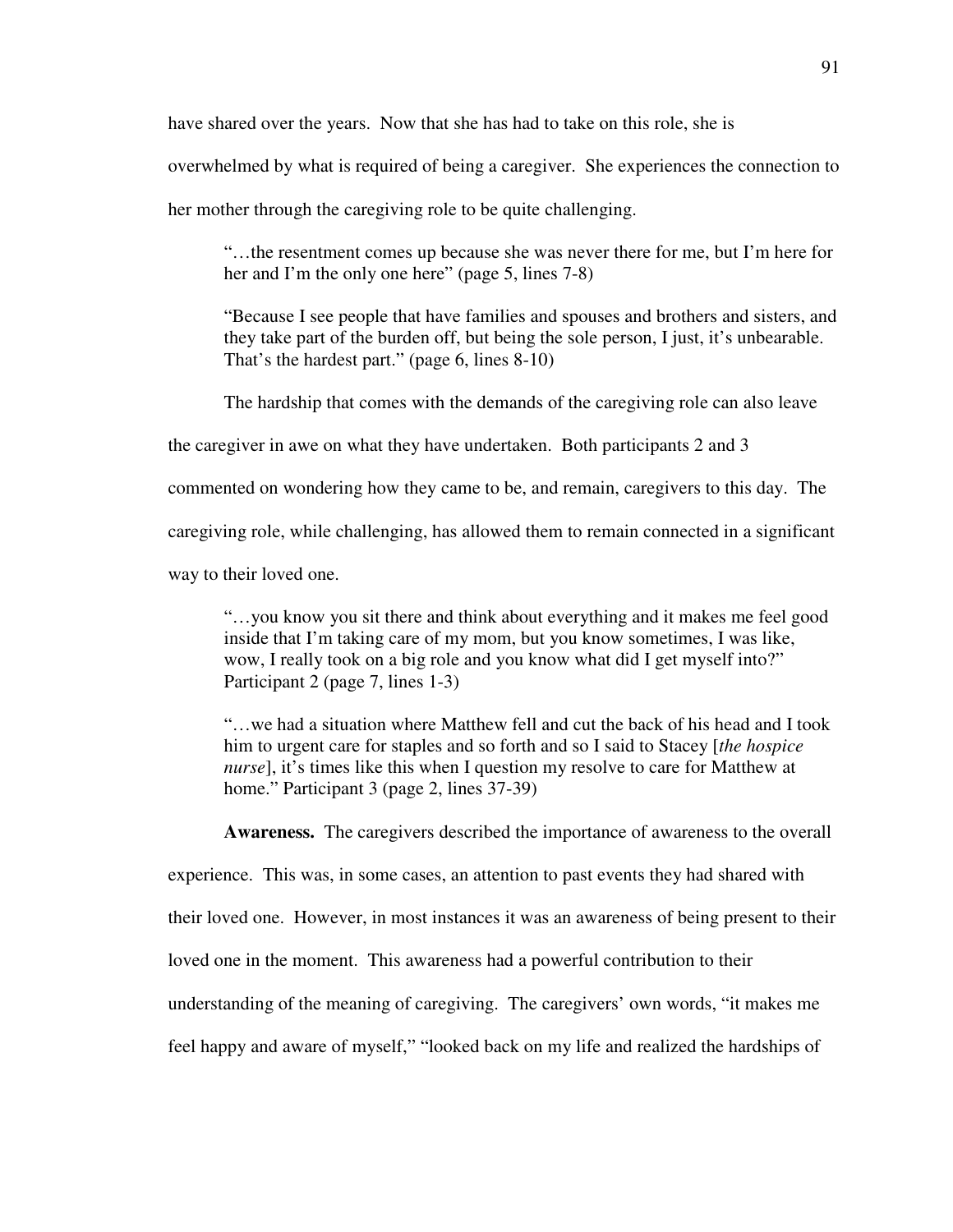have shared over the years. Now that she has had to take on this role, she is overwhelmed by what is required of being a caregiver. She experiences the connection to her mother through the caregiving role to be quite challenging.

> "…the resentment comes up because she was never there for me, but I'm here for her and I'm the only one here" (page 5, lines 7-8)

> "Because I see people that have families and spouses and brothers and sisters, and they take part of the burden off, but being the sole person, I just, it's unbearable. That's the hardest part." (page 6, lines 8-10)

The hardship that comes with the demands of the caregiving role can also leave the caregiver in awe on what they have undertaken. Both participants 2 and 3 commented on wondering how they came to be, and remain, caregivers to this day. The caregiving role, while challenging, has allowed them to remain connected in a significant way to their loved one.

> "…you know you sit there and think about everything and it makes me feel good inside that I'm taking care of my mom, but you know sometimes, I was like, wow, I really took on a big role and you know what did I get myself into?" Participant 2 (page 7, lines 1-3)

> "…we had a situation where Matthew fell and cut the back of his head and I took him to urgent care for staples and so forth and so I said to Stacey [*the hospice nurse*], it's times like this when I question my resolve to care for Matthew at home." Participant 3 (page 2, lines 37-39)

**Awareness.** The caregivers described the importance of awareness to the overall experience. This was, in some cases, an attention to past events they had shared with their loved one. However, in most instances it was an awareness of being present to their loved one in the moment. This awareness had a powerful contribution to their understanding of the meaning of caregiving. The caregivers' own words, "it makes me feel happy and aware of myself," "looked back on my life and realized the hardships of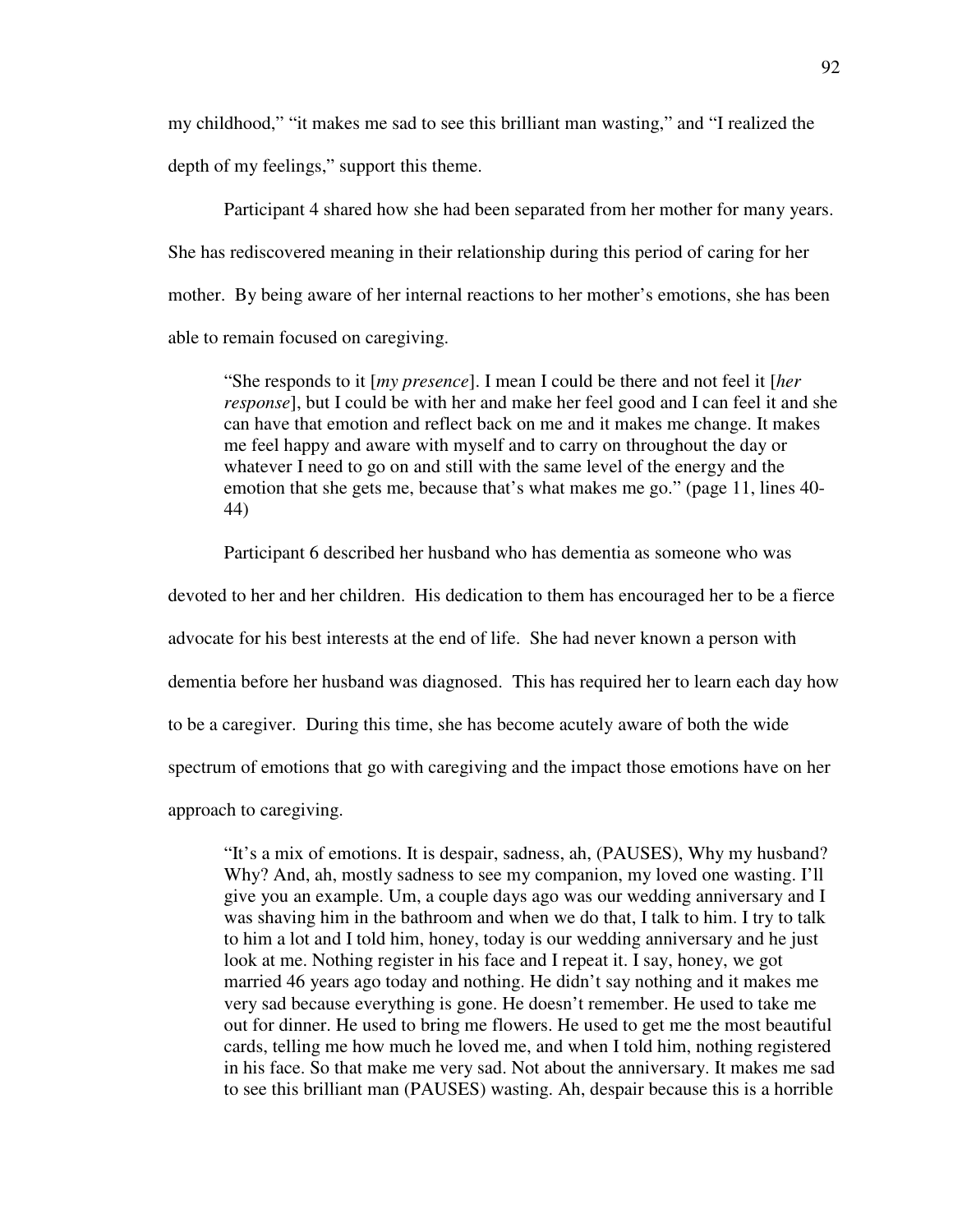my childhood," "it makes me sad to see this brilliant man wasting," and "I realized the depth of my feelings," support this theme.

Participant 4 shared how she had been separated from her mother for many years. She has rediscovered meaning in their relationship during this period of caring for her mother. By being aware of her internal reactions to her mother's emotions, she has been able to remain focused on caregiving.

> "She responds to it [*my presence*]. I mean I could be there and not feel it [*her response*], but I could be with her and make her feel good and I can feel it and she can have that emotion and reflect back on me and it makes me change. It makes me feel happy and aware with myself and to carry on throughout the day or whatever I need to go on and still with the same level of the energy and the emotion that she gets me, because that's what makes me go." (page 11, lines 40-44)

Participant 6 described her husband who has dementia as someone who was devoted to her and her children. His dedication to them has encouraged her to be a fierce advocate for his best interests at the end of life. She had never known a person with dementia before her husband was diagnosed. This has required her to learn each day how to be a caregiver. During this time, she has become acutely aware of both the wide spectrum of emotions that go with caregiving and the impact those emotions have on her approach to caregiving.

> "It's a mix of emotions. It is despair, sadness, ah, (PAUSES), Why my husband? Why? And, ah, mostly sadness to see my companion, my loved one wasting. I'll give you an example. Um, a couple days ago was our wedding anniversary and I was shaving him in the bathroom and when we do that, I talk to him. I try to talk to him a lot and I told him, honey, today is our wedding anniversary and he just look at me. Nothing register in his face and I repeat it. I say, honey, we got married 46 years ago today and nothing. He didn't say nothing and it makes me very sad because everything is gone. He doesn't remember. He used to take me out for dinner. He used to bring me flowers. He used to get me the most beautiful cards, telling me how much he loved me, and when I told him, nothing registered in his face. So that make me very sad. Not about the anniversary. It makes me sad to see this brilliant man (PAUSES) wasting. Ah, despair because this is a horrible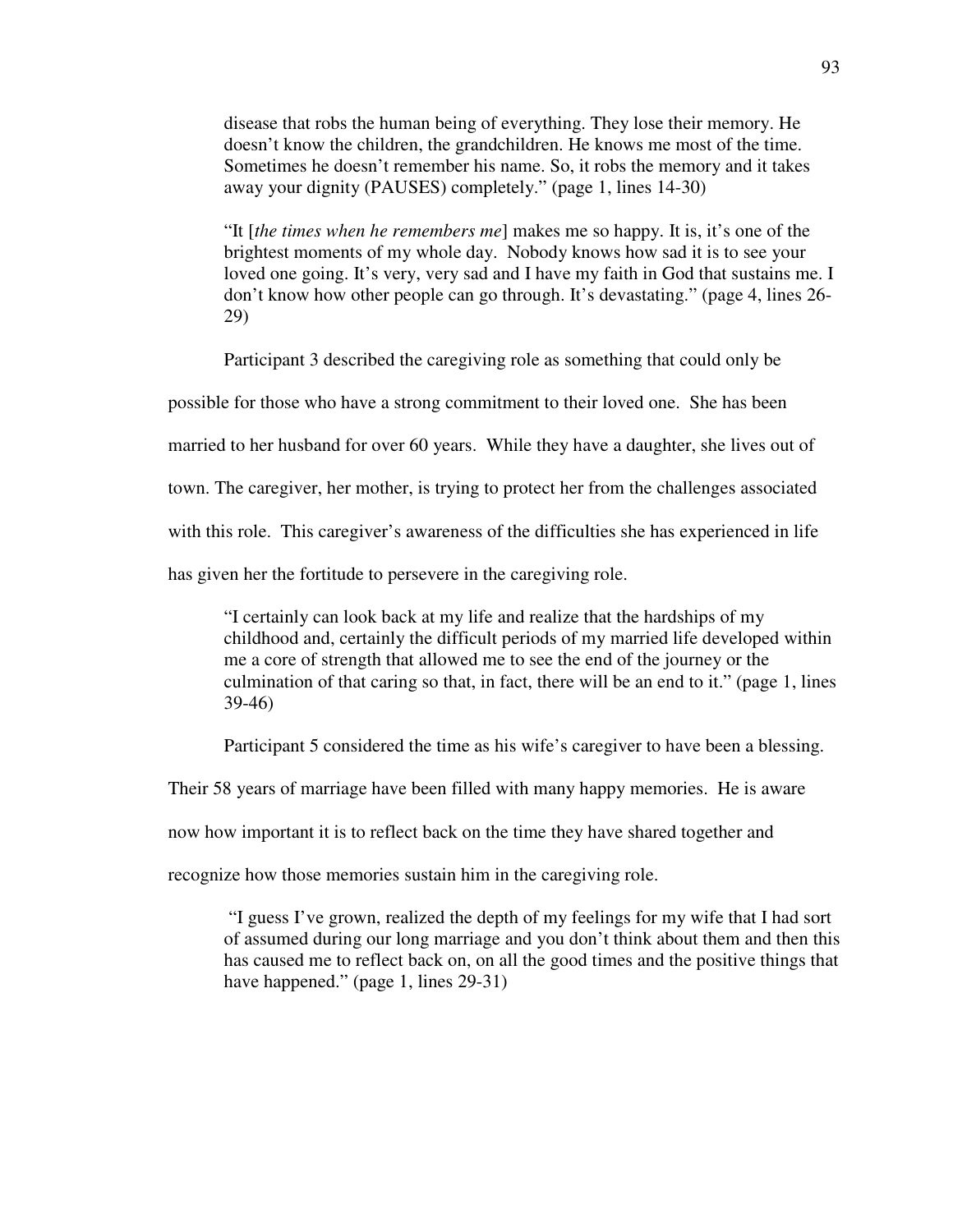> disease that robs the human being of everything. They lose their memory. He doesn't know the children, the grandchildren. He knows me most of the time. Sometimes he doesn't remember his name. So, it robs the memory and it takes away your dignity (PAUSES) completely." (page 1, lines 14-30)

> "It [*the times when he remembers me*] makes me so happy. It is, it's one of the brightest moments of my whole day. Nobody knows how sad it is to see your loved one going. It's very, very sad and I have my faith in God that sustains me. I don't know how other people can go through. It's devastating." (page 4, lines 26-29)

Participant 3 described the caregiving role as something that could only be possible for those who have a strong commitment to their loved one. She has been married to her husband for over 60 years. While they have a daughter, she lives out of town. The caregiver, her mother, is trying to protect her from the challenges associated with this role. This caregiver's awareness of the difficulties she has experienced in life has given her the fortitude to persevere in the caregiving role.

> "I certainly can look back at my life and realize that the hardships of my childhood and, certainly the difficult periods of my married life developed within me a core of strength that allowed me to see the end of the journey or the culmination of that caring so that, in fact, there will be an end to it." (page 1, lines 39-46)

Participant 5 considered the time as his wife's caregiver to have been a blessing. Their 58 years of marriage have been filled with many happy memories. He is aware now how important it is to reflect back on the time they have shared together and recognize how those memories sustain him in the caregiving role.

> "I guess I've grown, realized the depth of my feelings for my wife that I had sort of assumed during our long marriage and you don't think about them and then this has caused me to reflect back on, on all the good times and the positive things that have happened." (page 1, lines 29-31)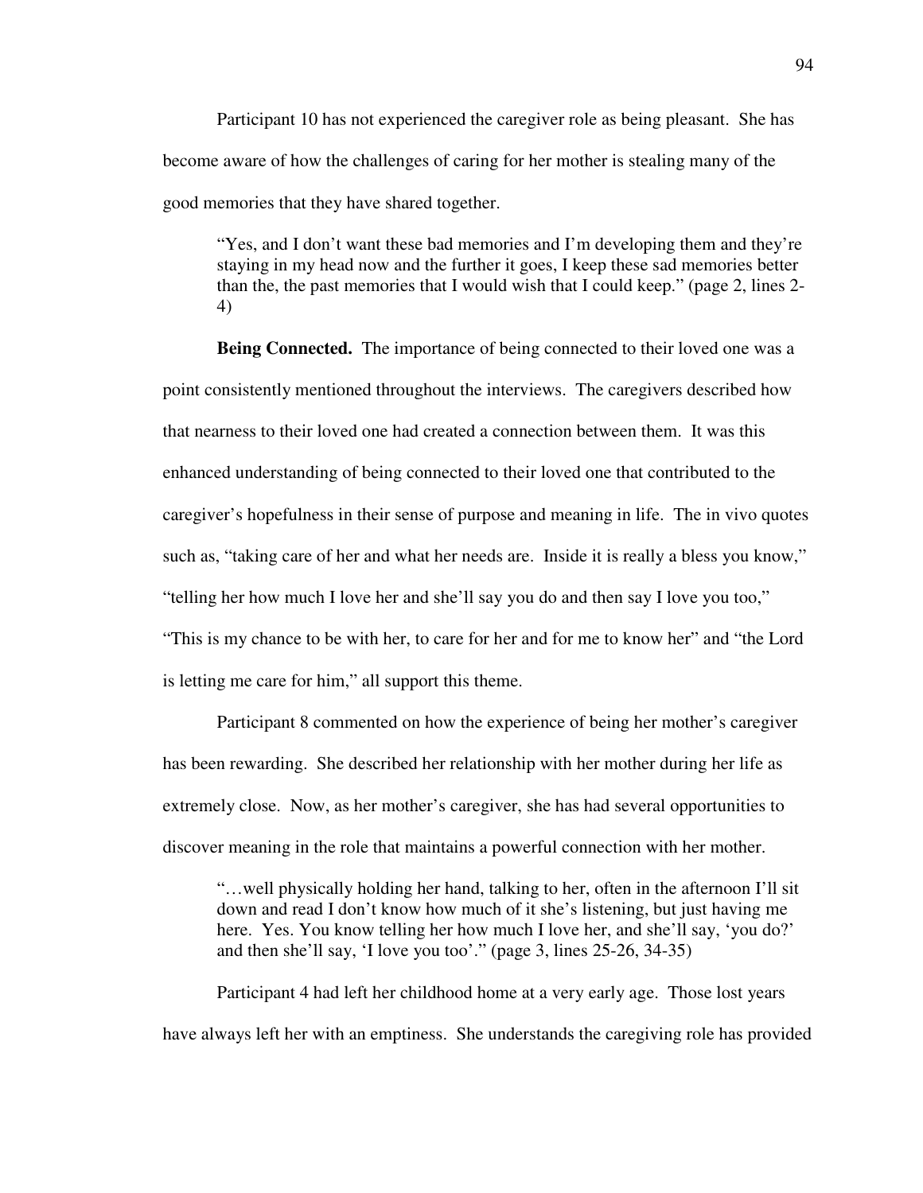Participant 10 has not experienced the caregiver role as being pleasant. She has become aware of how the challenges of caring for her mother is stealing many of the good memories that they have shared together.

> "Yes, and I don't want these bad memories and I'm developing them and they're staying in my head now and the further it goes, I keep these sad memories better than the, the past memories that I would wish that I could keep." (page 2, lines 2-4)

**Being Connected.** The importance of being connected to their loved one was a point consistently mentioned throughout the interviews. The caregivers described how that nearness to their loved one had created a connection between them. It was this enhanced understanding of being connected to their loved one that contributed to the caregiver's hopefulness in their sense of purpose and meaning in life. The in vivo quotes such as, "taking care of her and what her needs are. Inside it is really a bless you know," "telling her how much I love her and she'll say you do and then say I love you too," "This is my chance to be with her, to care for her and for me to know her" and "the Lord is letting me care for him," all support this theme.

Participant 8 commented on how the experience of being her mother's caregiver has been rewarding. She described her relationship with her mother during her life as extremely close. Now, as her mother's caregiver, she has had several opportunities to discover meaning in the role that maintains a powerful connection with her mother.

> "…well physically holding her hand, talking to her, often in the afternoon I'll sit down and read I don't know how much of it she's listening, but just having me here. Yes. You know telling her how much I love her, and she'll say, 'you do?' and then she'll say, 'I love you too'." (page 3, lines 25-26, 34-35)

Participant 4 had left her childhood home at a very early age. Those lost years have always left her with an emptiness. She understands the caregiving role has provided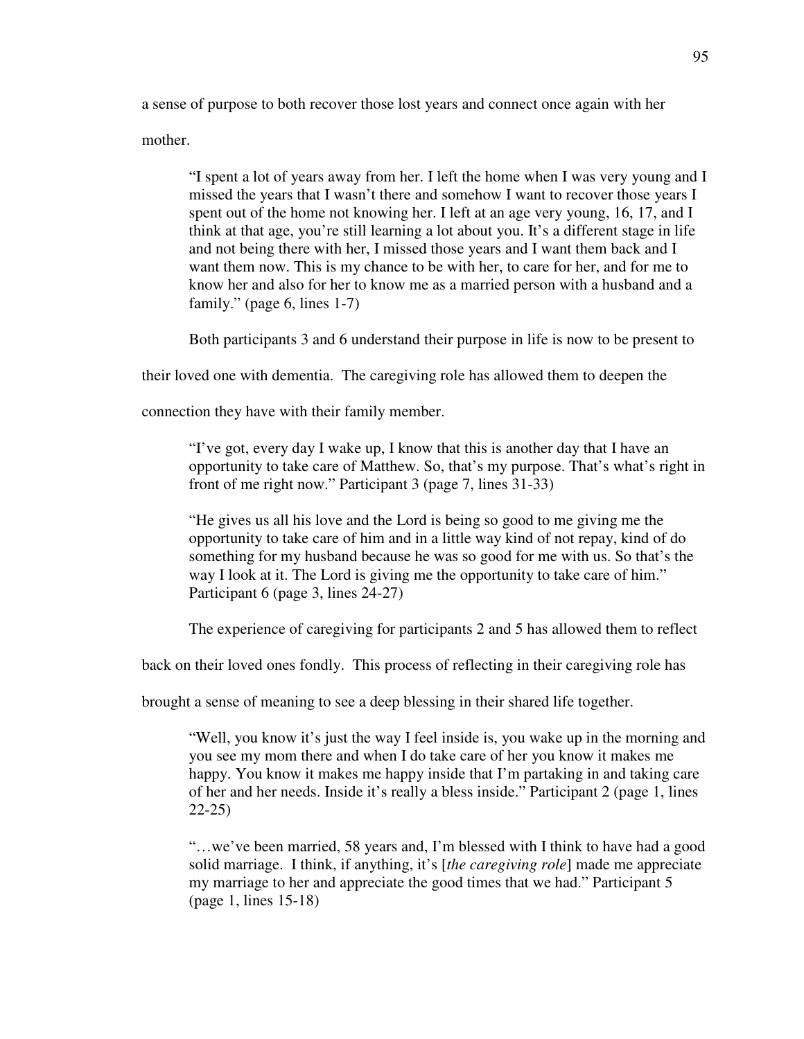a sense of purpose to both recover those lost years and connect once again with her mother.

> "I spent a lot of years away from her. I left the home when I was very young and I missed the years that I wasn't there and somehow I want to recover those years I spent out of the home not knowing her. I left at an age very young, 16, 17, and I think at that age, you're still learning a lot about you. It's a different stage in life and not being there with her, I missed those years and I want them back and I want them now. This is my chance to be with her, to care for her, and for me to know her and also for her to know me as a married person with a husband and a family." (page 6, lines 1-7)

Both participants 3 and 6 understand their purpose in life is now to be present to their loved one with dementia. The caregiving role has allowed them to deepen the connection they have with their family member.

> "I've got, every day I wake up, I know that this is another day that I have an opportunity to take care of Matthew. So, that's my purpose. That's what's right in front of me right now." Participant 3 (page 7, lines 31-33)

> "He gives us all his love and the Lord is being so good to me giving me the opportunity to take care of him and in a little way kind of not repay, kind of do something for my husband because he was so good for me with us. So that's the way I look at it. The Lord is giving me the opportunity to take care of him." Participant 6 (page 3, lines 24-27)

The experience of caregiving for participants 2 and 5 has allowed them to reflect back on their loved ones fondly. This process of reflecting in their caregiving role has brought a sense of meaning to see a deep blessing in their shared life together.

> "Well, you know it's just the way I feel inside is, you wake up in the morning and you see my mom there and when I do take care of her you know it makes me happy. You know it makes me happy inside that I'm partaking in and taking care of her and her needs. Inside it's really a bless inside." Participant 2 (page 1, lines 22-25)

> "…we've been married, 58 years and, I'm blessed with I think to have had a good solid marriage. I think, if anything, it's [*the caregiving role*] made me appreciate my marriage to her and appreciate the good times that we had." Participant 5 (page 1, lines 15-18)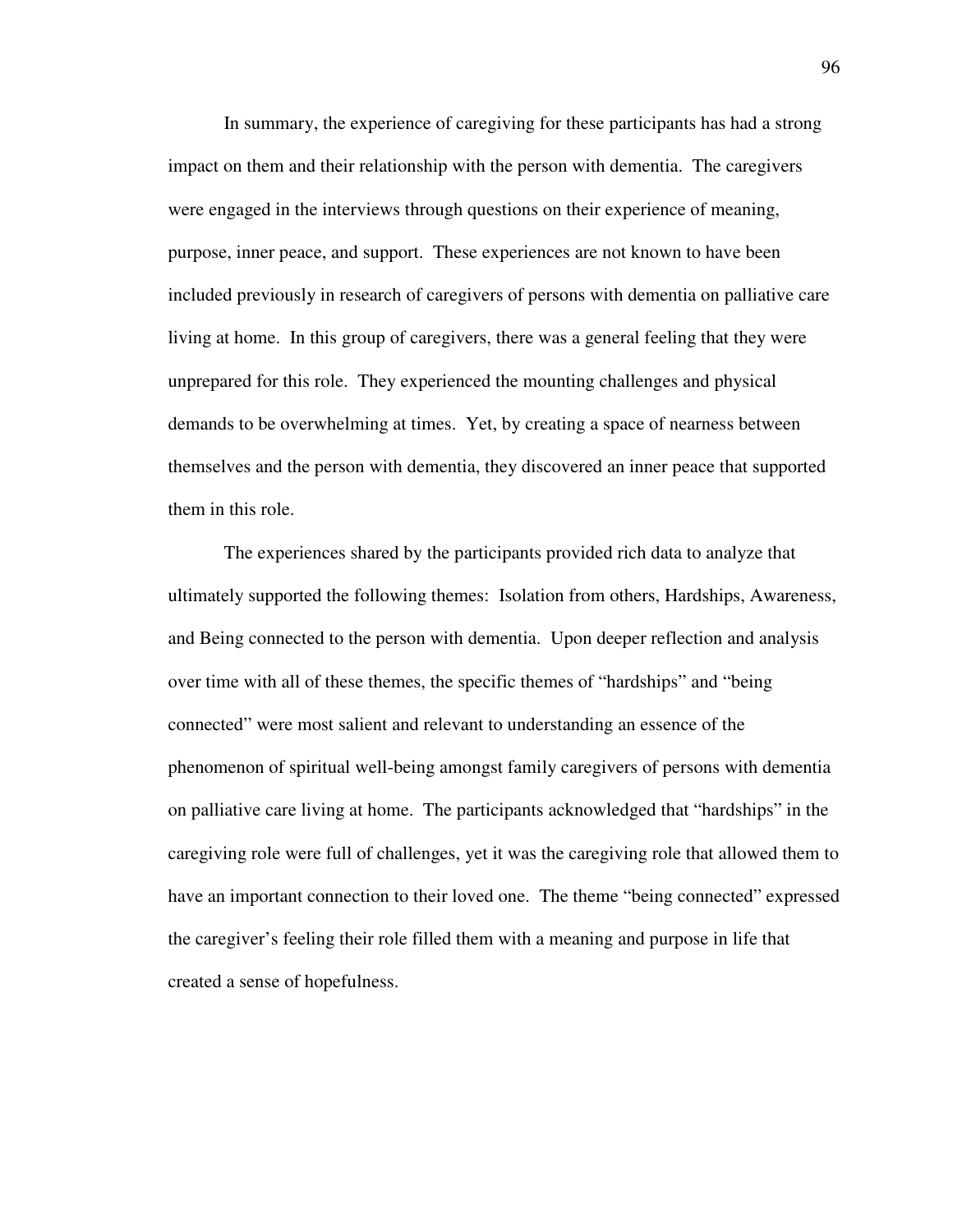In summary, the experience of caregiving for these participants has had a strong impact on them and their relationship with the person with dementia. The caregivers were engaged in the interviews through questions on their experience of meaning, purpose, inner peace, and support. These experiences are not known to have been included previously in research of caregivers of persons with dementia on palliative care living at home. In this group of caregivers, there was a general feeling that they were unprepared for this role. They experienced the mounting challenges and physical demands to be overwhelming at times. Yet, by creating a space of nearness between themselves and the person with dementia, they discovered an inner peace that supported them in this role.

The experiences shared by the participants provided rich data to analyze that ultimately supported the following themes: Isolation from others, Hardships, Awareness, and Being connected to the person with dementia. Upon deeper reflection and analysis over time with all of these themes, the specific themes of "hardships" and "being connected" were most salient and relevant to understanding an essence of the phenomenon of spiritual well-being amongst family caregivers of persons with dementia on palliative care living at home. The participants acknowledged that "hardships" in the caregiving role were full of challenges, yet it was the caregiving role that allowed them to have an important connection to their loved one. The theme "being connected" expressed the caregiver's feeling their role filled them with a meaning and purpose in life that created a sense of hopefulness.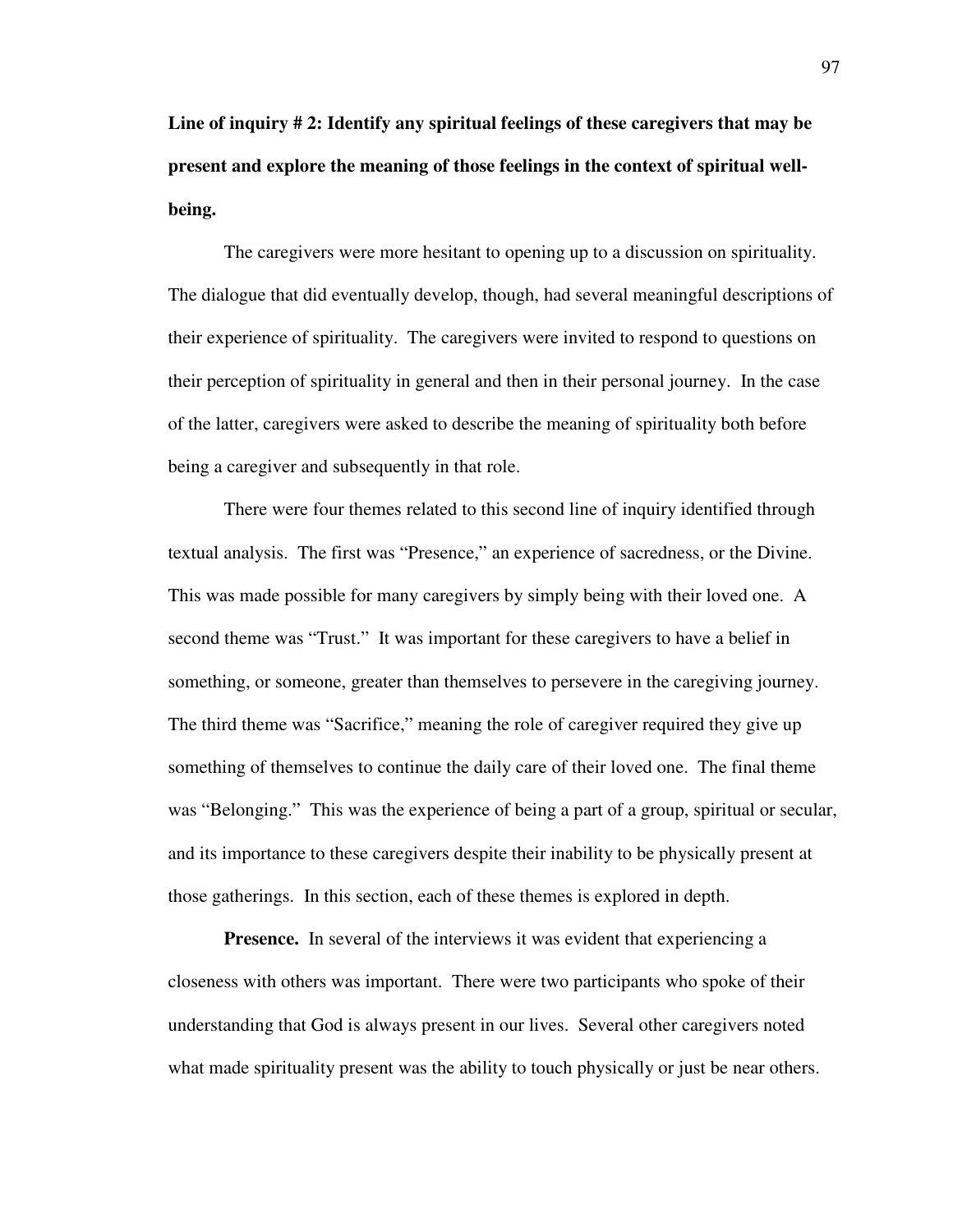**Line of inquiry # 2: Identify any spiritual feelings of these caregivers that may be present and explore the meaning of those feelings in the context of spiritual well-being.**

The caregivers were more hesitant to opening up to a discussion on spirituality. The dialogue that did eventually develop, though, had several meaningful descriptions of their experience of spirituality. The caregivers were invited to respond to questions on their perception of spirituality in general and then in their personal journey. In the case of the latter, caregivers were asked to describe the meaning of spirituality both before being a caregiver and subsequently in that role.

There were four themes related to this second line of inquiry identified through textual analysis. The first was "Presence," an experience of sacredness, or the Divine. This was made possible for many caregivers by simply being with their loved one. A second theme was "Trust." It was important for these caregivers to have a belief in something, or someone, greater than themselves to persevere in the caregiving journey. The third theme was "Sacrifice," meaning the role of caregiver required they give up something of themselves to continue the daily care of their loved one. The final theme was "Belonging." This was the experience of being a part of a group, spiritual or secular, and its importance to these caregivers despite their inability to be physically present at those gatherings. In this section, each of these themes is explored in depth.

**Presence.** In several of the interviews it was evident that experiencing a closeness with others was important. There were two participants who spoke of their understanding that God is always present in our lives. Several other caregivers noted what made spirituality present was the ability to touch physically or just be near others.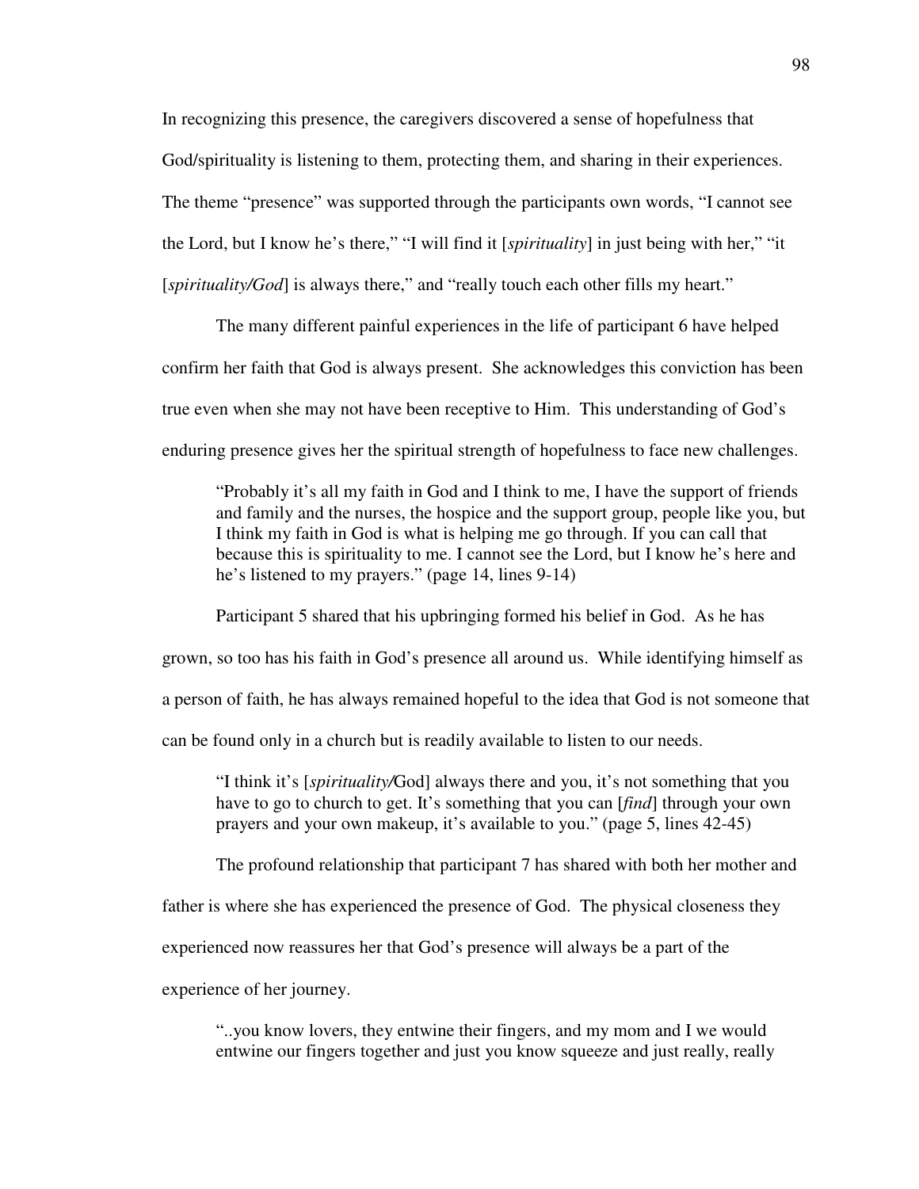In recognizing this presence, the caregivers discovered a sense of hopefulness that God/spirituality is listening to them, protecting them, and sharing in their experiences. The theme "presence" was supported through the participants own words, "I cannot see the Lord, but I know he's there," "I will find it [*spirituality*] in just being with her," "it [*spirituality/God*] is always there," and "really touch each other fills my heart."

The many different painful experiences in the life of participant 6 have helped confirm her faith that God is always present. She acknowledges this conviction has been true even when she may not have been receptive to Him. This understanding of God's enduring presence gives her the spiritual strength of hopefulness to face new challenges.

> "Probably it's all my faith in God and I think to me, I have the support of friends and family and the nurses, the hospice and the support group, people like you, but I think my faith in God is what is helping me go through. If you can call that because this is spirituality to me. I cannot see the Lord, but I know he's here and he's listened to my prayers." (page 14, lines 9-14)

Participant 5 shared that his upbringing formed his belief in God. As he has grown, so too has his faith in God's presence all around us. While identifying himself as a person of faith, he has always remained hopeful to the idea that God is not someone that can be found only in a church but is readily available to listen to our needs.

> "I think it's [*spirituality/*God] always there and you, it's not something that you have to go to church to get. It's something that you can [*find*] through your own prayers and your own makeup, it's available to you." (page 5, lines 42-45)

The profound relationship that participant 7 has shared with both her mother and father is where she has experienced the presence of God. The physical closeness they experienced now reassures her that God's presence will always be a part of the experience of her journey.

> "..you know lovers, they entwine their fingers, and my mom and I we would entwine our fingers together and just you know squeeze and just really, really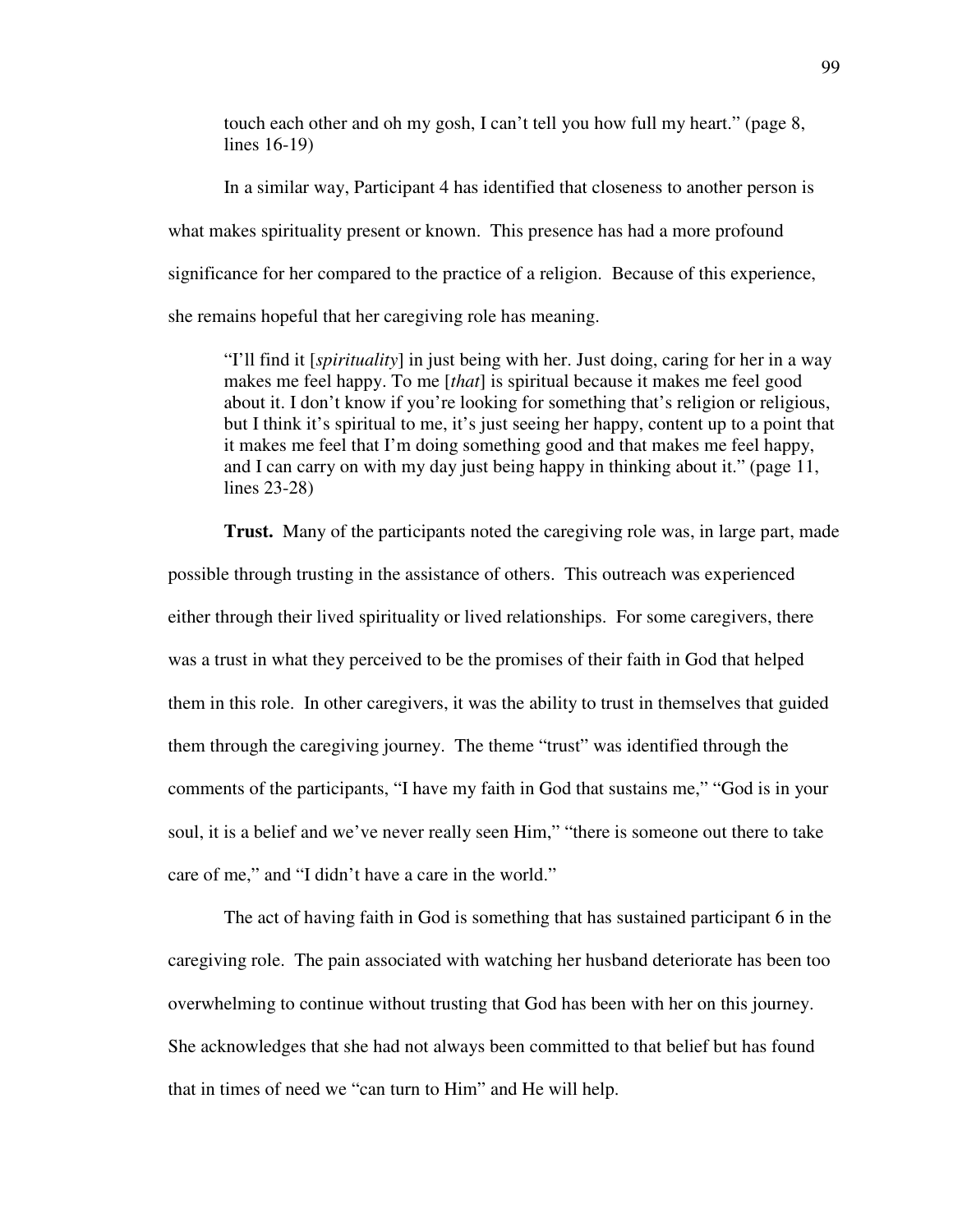touch each other and oh my gosh, I can't tell you how full my heart." (page 8, lines 16-19)

In a similar way, Participant 4 has identified that closeness to another person is what makes spirituality present or known. This presence has had a more profound significance for her compared to the practice of a religion. Because of this experience, she remains hopeful that her caregiving role has meaning.

> "I'll find it [*spirituality*] in just being with her. Just doing, caring for her in a way makes me feel happy. To me [*that*] is spiritual because it makes me feel good about it. I don't know if you're looking for something that's religion or religious, but I think it's spiritual to me, it's just seeing her happy, content up to a point that it makes me feel that I'm doing something good and that makes me feel happy, and I can carry on with my day just being happy in thinking about it." (page 11, lines 23-28)

**Trust.** Many of the participants noted the caregiving role was, in large part, made possible through trusting in the assistance of others. This outreach was experienced either through their lived spirituality or lived relationships. For some caregivers, there was a trust in what they perceived to be the promises of their faith in God that helped them in this role. In other caregivers, it was the ability to trust in themselves that guided them through the caregiving journey. The theme "trust" was identified through the comments of the participants, "I have my faith in God that sustains me," "God is in your soul, it is a belief and we've never really seen Him," "there is someone out there to take care of me," and "I didn't have a care in the world."

The act of having faith in God is something that has sustained participant 6 in the caregiving role. The pain associated with watching her husband deteriorate has been too overwhelming to continue without trusting that God has been with her on this journey. She acknowledges that she had not always been committed to that belief but has found that in times of need we "can turn to Him" and He will help.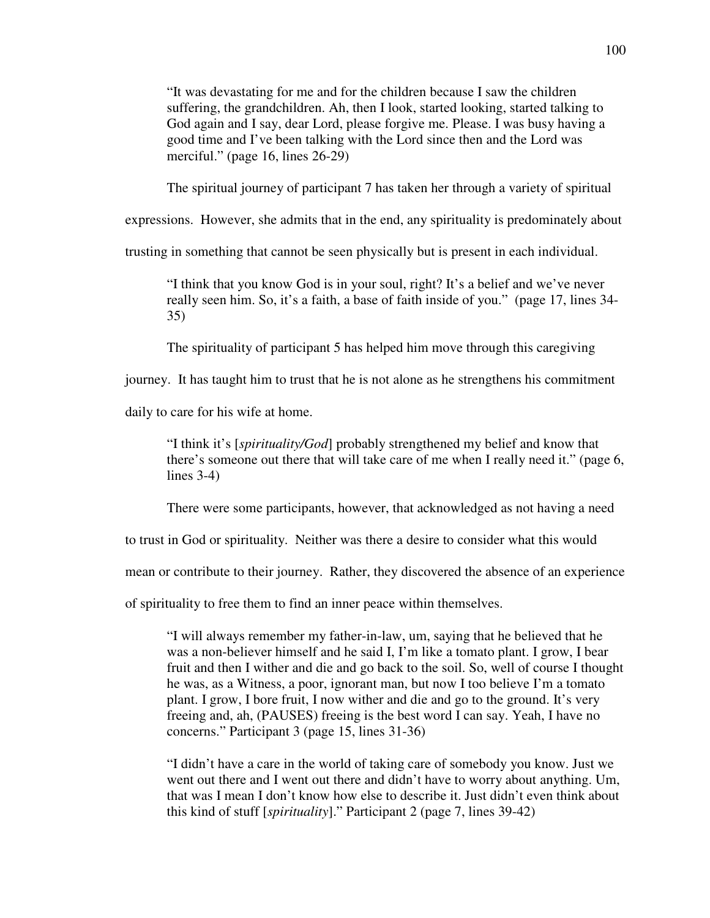> "It was devastating for me and for the children because I saw the children suffering, the grandchildren. Ah, then I look, started looking, started talking to God again and I say, dear Lord, please forgive me. Please. I was busy having a good time and I've been talking with the Lord since then and the Lord was merciful." (page 16, lines 26-29)

The spiritual journey of participant 7 has taken her through a variety of spiritual expressions. However, she admits that in the end, any spirituality is predominately about trusting in something that cannot be seen physically but is present in each individual.

> "I think that you know God is in your soul, right? It's a belief and we've never really seen him. So, it's a faith, a base of faith inside of you." (page 17, lines 34-35)

The spirituality of participant 5 has helped him move through this caregiving journey. It has taught him to trust that he is not alone as he strengthens his commitment daily to care for his wife at home.

> "I think it's [*spirituality/God*] probably strengthened my belief and know that there's someone out there that will take care of me when I really need it." (page 6, lines 3-4)

There were some participants, however, that acknowledged as not having a need to trust in God or spirituality. Neither was there a desire to consider what this would mean or contribute to their journey. Rather, they discovered the absence of an experience of spirituality to free them to find an inner peace within themselves.

> "I will always remember my father-in-law, um, saying that he believed that he was a non-believer himself and he said I, I'm like a tomato plant. I grow, I bear fruit and then I wither and die and go back to the soil. So, well of course I thought he was, as a Witness, a poor, ignorant man, but now I too believe I'm a tomato plant. I grow, I bore fruit, I now wither and die and go to the ground. It's very freeing and, ah, (PAUSES) freeing is the best word I can say. Yeah, I have no concerns." Participant 3 (page 15, lines 31-36)

> "I didn't have a care in the world of taking care of somebody you know. Just we went out there and I went out there and didn't have to worry about anything. Um, that was I mean I don't know how else to describe it. Just didn't even think about this kind of stuff [*spirituality*]." Participant 2 (page 7, lines 39-42)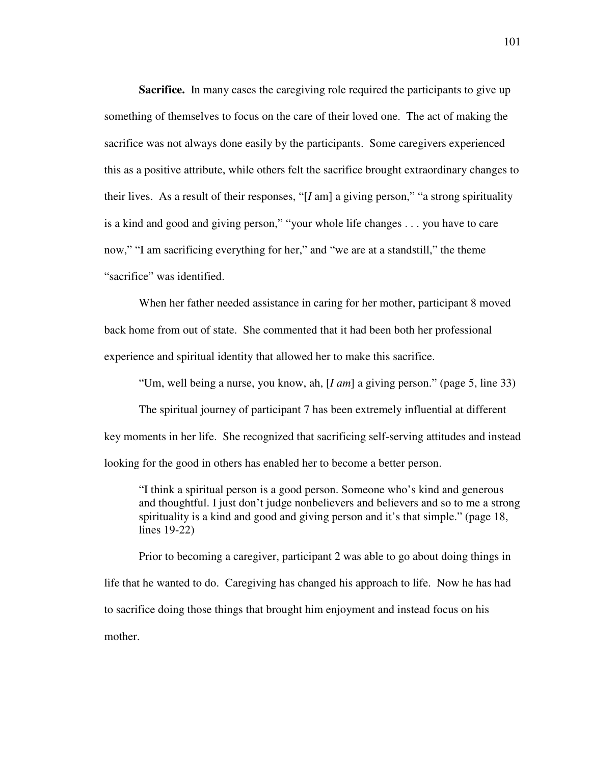**Sacrifice.** In many cases the caregiving role required the participants to give up something of themselves to focus on the care of their loved one. The act of making the sacrifice was not always done easily by the participants. Some caregivers experienced this as a positive attribute, while others felt the sacrifice brought extraordinary changes to their lives. As a result of their responses, "[*I* am] a giving person," "a strong spirituality is a kind and good and giving person," "your whole life changes . . . you have to care now," "I am sacrificing everything for her," and "we are at a standstill," the theme "sacrifice" was identified.

When her father needed assistance in caring for her mother, participant 8 moved back home from out of state. She commented that it had been both her professional experience and spiritual identity that allowed her to make this sacrifice.

"Um, well being a nurse, you know, ah, [*I am*] a giving person." (page 5, line 33)

The spiritual journey of participant 7 has been extremely influential at different key moments in her life. She recognized that sacrificing self-serving attitudes and instead looking for the good in others has enabled her to become a better person.

> "I think a spiritual person is a good person. Someone who's kind and generous and thoughtful. I just don't judge nonbelievers and believers and so to me a strong spirituality is a kind and good and giving person and it's that simple." (page 18, lines 19-22)

Prior to becoming a caregiver, participant 2 was able to go about doing things in life that he wanted to do. Caregiving has changed his approach to life. Now he has had to sacrifice doing those things that brought him enjoyment and instead focus on his mother.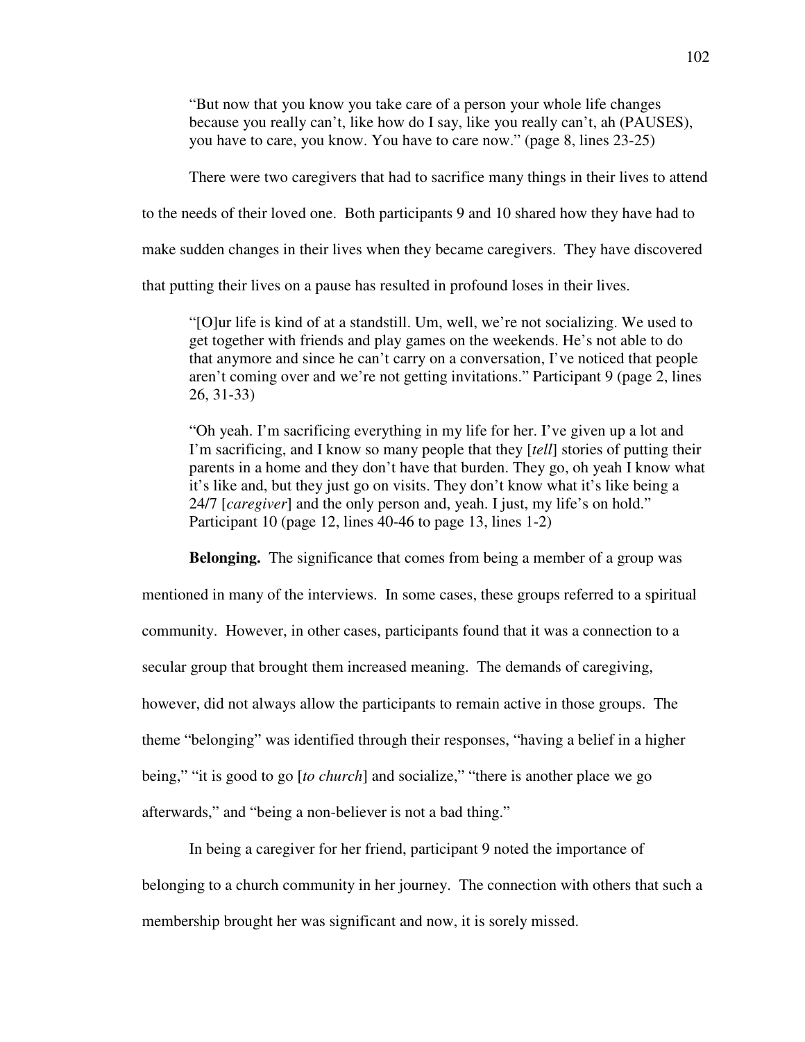> "But now that you know you take care of a person your whole life changes because you really can't, like how do I say, like you really can't, ah (PAUSES), you have to care, you know. You have to care now." (page 8, lines 23-25)

There were two caregivers that had to sacrifice many things in their lives to attend to the needs of their loved one. Both participants 9 and 10 shared how they have had to make sudden changes in their lives when they became caregivers. They have discovered that putting their lives on a pause has resulted in profound loses in their lives.

> "[O]ur life is kind of at a standstill. Um, well, we're not socializing. We used to get together with friends and play games on the weekends. He's not able to do that anymore and since he can't carry on a conversation, I've noticed that people aren't coming over and we're not getting invitations." Participant 9 (page 2, lines 26, 31-33)

> "Oh yeah. I'm sacrificing everything in my life for her. I've given up a lot and I'm sacrificing, and I know so many people that they [*tell*] stories of putting their parents in a home and they don't have that burden. They go, oh yeah I know what it's like and, but they just go on visits. They don't know what it's like being a 24/7 [*caregiver*] and the only person and, yeah. I just, my life's on hold." Participant 10 (page 12, lines 40-46 to page 13, lines 1-2)

**Belonging.** The significance that comes from being a member of a group was mentioned in many of the interviews. In some cases, these groups referred to a spiritual community. However, in other cases, participants found that it was a connection to a secular group that brought them increased meaning. The demands of caregiving, however, did not always allow the participants to remain active in those groups. The theme "belonging" was identified through their responses, "having a belief in a higher being," "it is good to go [*to church*] and socialize," "there is another place we go afterwards," and "being a non-believer is not a bad thing."

In being a caregiver for her friend, participant 9 noted the importance of belonging to a church community in her journey. The connection with others that such a membership brought her was significant and now, it is sorely missed.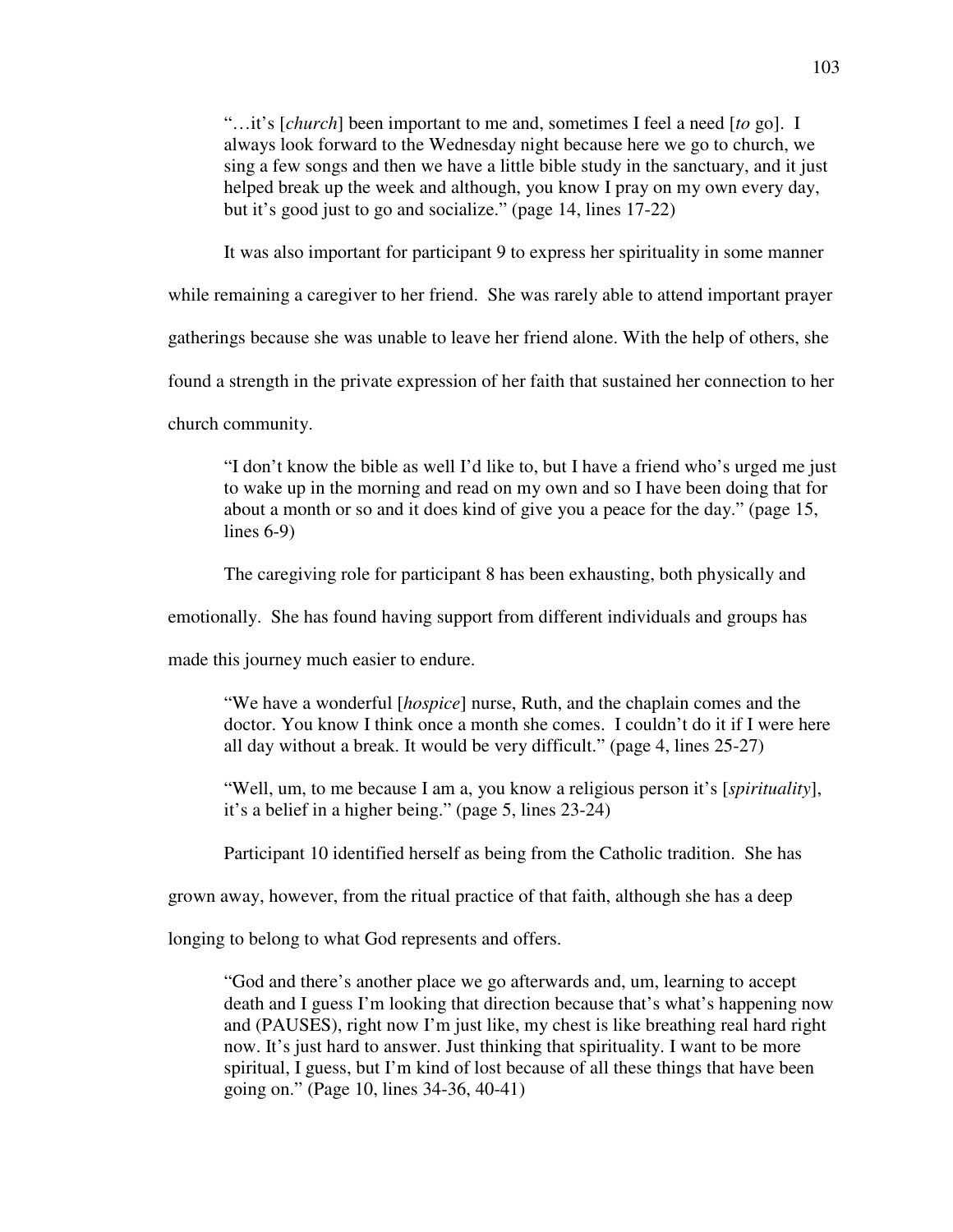> "…it's [*church*] been important to me and, sometimes I feel a need [*to* go]. I always look forward to the Wednesday night because here we go to church, we sing a few songs and then we have a little bible study in the sanctuary, and it just helped break up the week and although, you know I pray on my own every day, but it's good just to go and socialize." (page 14, lines 17-22)

It was also important for participant 9 to express her spirituality in some manner while remaining a caregiver to her friend. She was rarely able to attend important prayer gatherings because she was unable to leave her friend alone. With the help of others, she found a strength in the private expression of her faith that sustained her connection to her church community.

> "I don't know the bible as well I'd like to, but I have a friend who's urged me just to wake up in the morning and read on my own and so I have been doing that for about a month or so and it does kind of give you a peace for the day." (page 15, lines 6-9)

The caregiving role for participant 8 has been exhausting, both physically and emotionally. She has found having support from different individuals and groups has made this journey much easier to endure.

> "We have a wonderful [*hospice*] nurse, Ruth, and the chaplain comes and the doctor. You know I think once a month she comes. I couldn't do it if I were here all day without a break. It would be very difficult." (page 4, lines 25-27)

> "Well, um, to me because I am a, you know a religious person it's [*spirituality*], it's a belief in a higher being." (page 5, lines 23-24)

Participant 10 identified herself as being from the Catholic tradition. She has grown away, however, from the ritual practice of that faith, although she has a deep longing to belong to what God represents and offers.

> "God and there's another place we go afterwards and, um, learning to accept death and I guess I'm looking that direction because that's what's happening now and (PAUSES), right now I'm just like, my chest is like breathing real hard right now. It's just hard to answer. Just thinking that spirituality. I want to be more spiritual, I guess, but I'm kind of lost because of all these things that have been going on." (Page 10, lines 34-36, 40-41)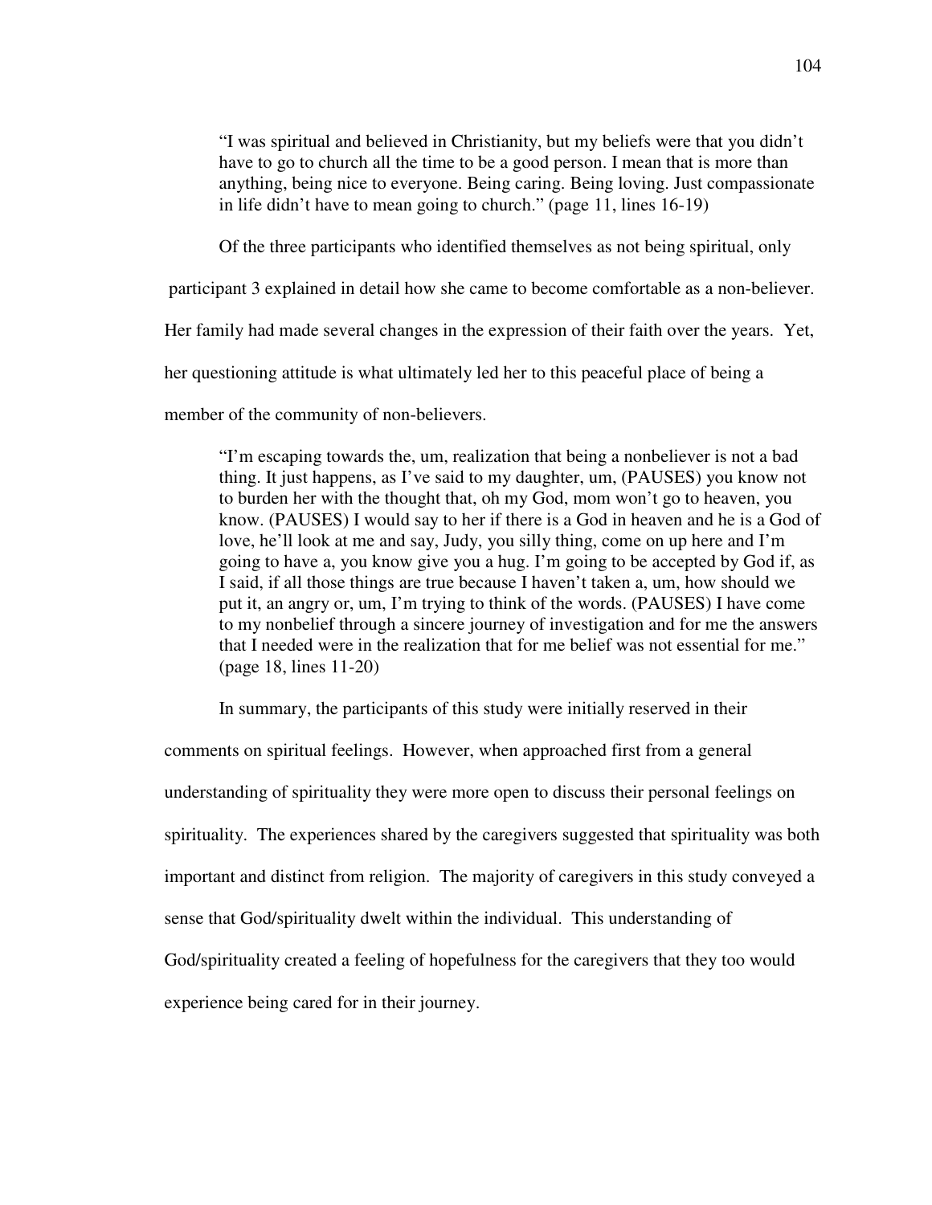> "I was spiritual and believed in Christianity, but my beliefs were that you didn't have to go to church all the time to be a good person. I mean that is more than anything, being nice to everyone. Being caring. Being loving. Just compassionate in life didn't have to mean going to church." (page 11, lines 16-19)

Of the three participants who identified themselves as not being spiritual, only participant 3 explained in detail how she came to become comfortable as a non-believer. Her family had made several changes in the expression of their faith over the years. Yet, her questioning attitude is what ultimately led her to this peaceful place of being a member of the community of non-believers.

> "I'm escaping towards the, um, realization that being a nonbeliever is not a bad thing. It just happens, as I've said to my daughter, um, (PAUSES) you know not to burden her with the thought that, oh my God, mom won't go to heaven, you know. (PAUSES) I would say to her if there is a God in heaven and he is a God of love, he'll look at me and say, Judy, you silly thing, come on up here and I'm going to have a, you know give you a hug. I'm going to be accepted by God if, as I said, if all those things are true because I haven't taken a, um, how should we put it, an angry or, um, I'm trying to think of the words. (PAUSES) I have come to my nonbelief through a sincere journey of investigation and for me the answers that I needed were in the realization that for me belief was not essential for me." (page 18, lines 11-20)

In summary, the participants of this study were initially reserved in their comments on spiritual feelings. However, when approached first from a general understanding of spirituality they were more open to discuss their personal feelings on spirituality. The experiences shared by the caregivers suggested that spirituality was both important and distinct from religion. The majority of caregivers in this study conveyed a sense that God/spirituality dwelt within the individual. This understanding of God/spirituality created a feeling of hopefulness for the caregivers that they too would experience being cared for in their journey.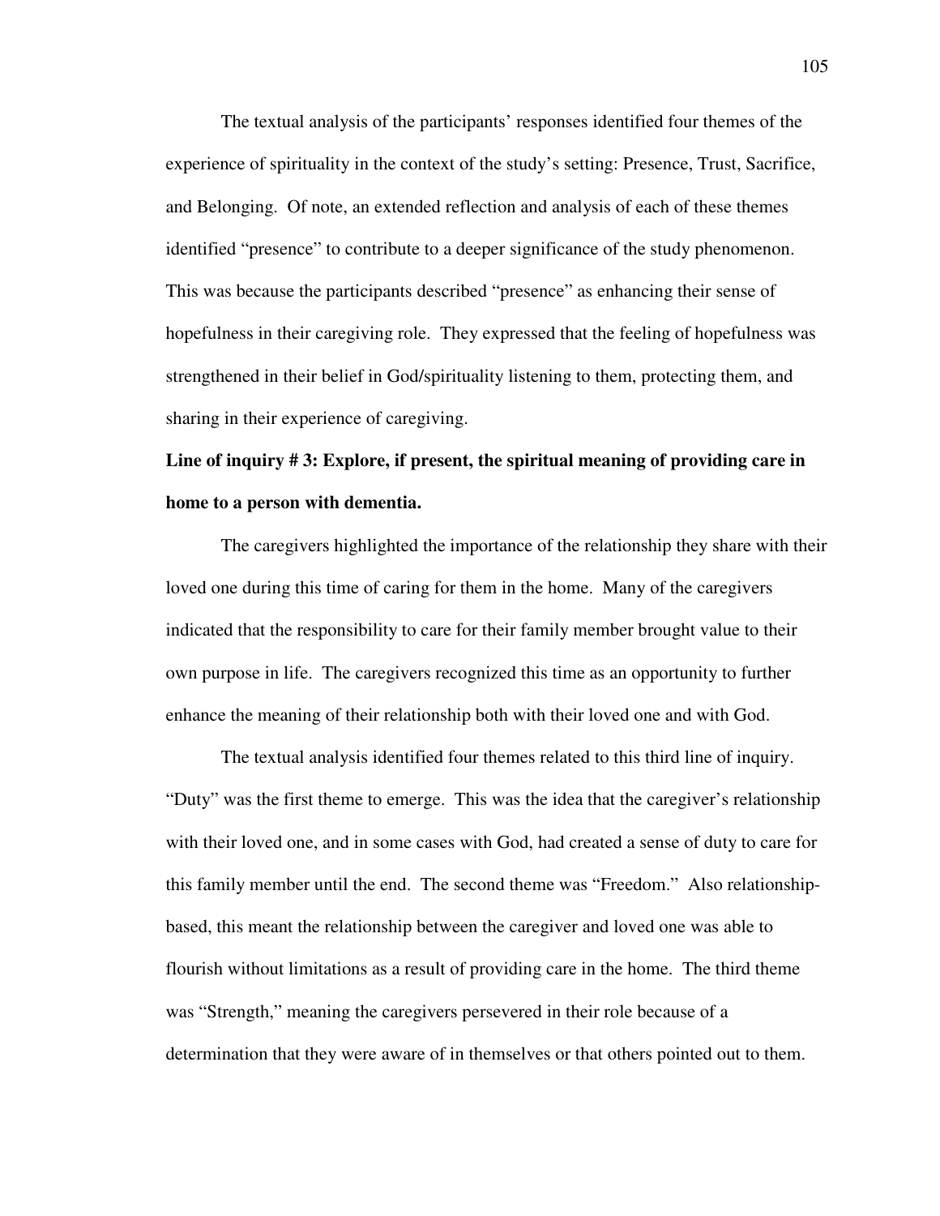The textual analysis of the participants' responses identified four themes of the experience of spirituality in the context of the study's setting: Presence, Trust, Sacrifice, and Belonging. Of note, an extended reflection and analysis of each of these themes identified "presence" to contribute to a deeper significance of the study phenomenon. This was because the participants described "presence" as enhancing their sense of hopefulness in their caregiving role. They expressed that the feeling of hopefulness was strengthened in their belief in God/spirituality listening to them, protecting them, and sharing in their experience of caregiving.

**Line of inquiry # 3: Explore, if present, the spiritual meaning of providing care in home to a person with dementia.**

The caregivers highlighted the importance of the relationship they share with their loved one during this time of caring for them in the home. Many of the caregivers indicated that the responsibility to care for their family member brought value to their own purpose in life. The caregivers recognized this time as an opportunity to further enhance the meaning of their relationship both with their loved one and with God.

The textual analysis identified four themes related to this third line of inquiry. "Duty" was the first theme to emerge. This was the idea that the caregiver's relationship with their loved one, and in some cases with God, had created a sense of duty to care for this family member until the end. The second theme was "Freedom." Also relationship-based, this meant the relationship between the caregiver and loved one was able to flourish without limitations as a result of providing care in the home. The third theme was "Strength," meaning the caregivers persevered in their role because of a determination that they were aware of in themselves or that others pointed out to them.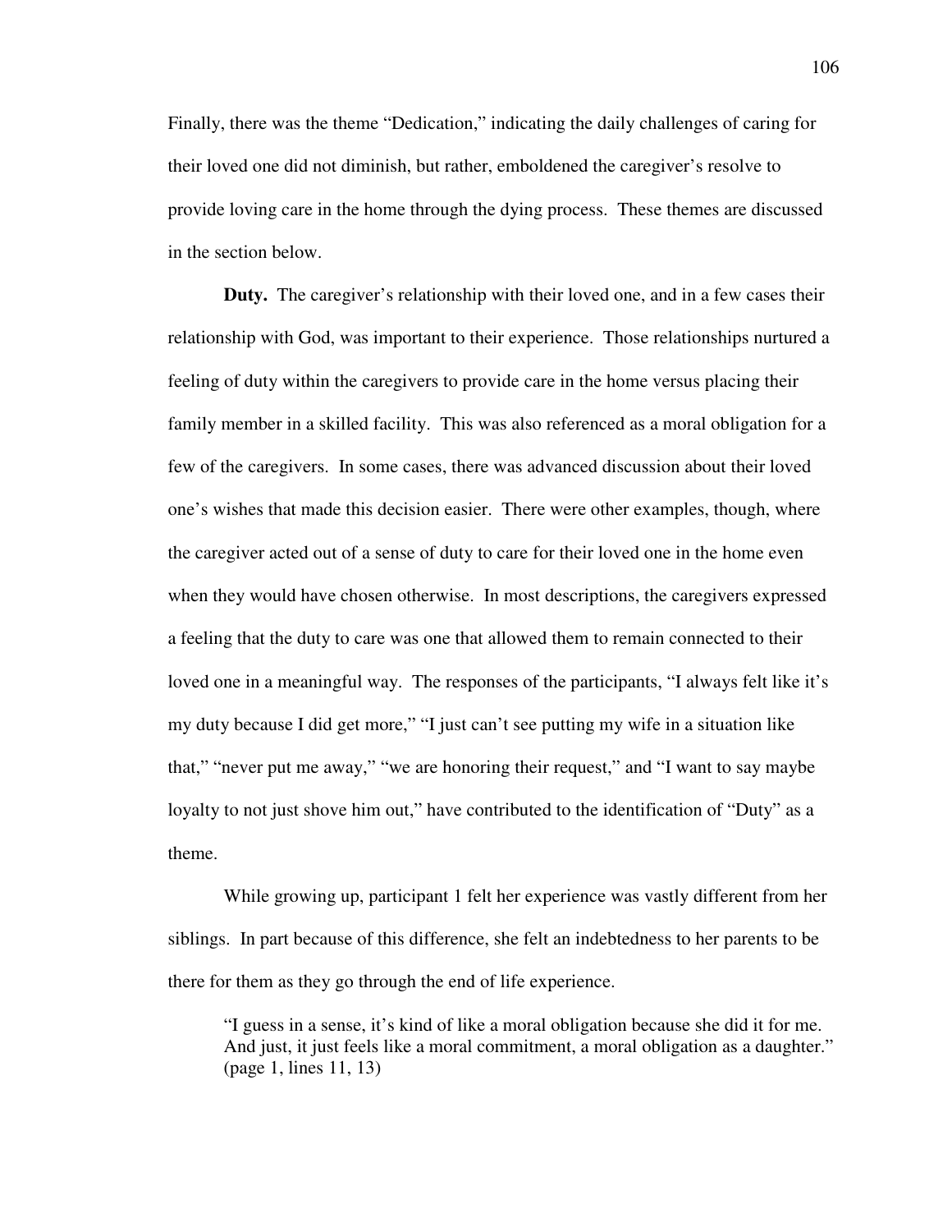Finally, there was the theme "Dedication," indicating the daily challenges of caring for their loved one did not diminish, but rather, emboldened the caregiver's resolve to provide loving care in the home through the dying process. These themes are discussed in the section below.

**Duty.** The caregiver's relationship with their loved one, and in a few cases their relationship with God, was important to their experience. Those relationships nurtured a feeling of duty within the caregivers to provide care in the home versus placing their family member in a skilled facility. This was also referenced as a moral obligation for a few of the caregivers. In some cases, there was advanced discussion about their loved one's wishes that made this decision easier. There were other examples, though, where the caregiver acted out of a sense of duty to care for their loved one in the home even when they would have chosen otherwise. In most descriptions, the caregivers expressed a feeling that the duty to care was one that allowed them to remain connected to their loved one in a meaningful way. The responses of the participants, "I always felt like it's my duty because I did get more," "I just can't see putting my wife in a situation like that," "never put me away," "we are honoring their request," and "I want to say maybe loyalty to not just shove him out," have contributed to the identification of "Duty" as a theme.

While growing up, participant 1 felt her experience was vastly different from her siblings. In part because of this difference, she felt an indebtedness to her parents to be there for them as they go through the end of life experience.

> "I guess in a sense, it's kind of like a moral obligation because she did it for me. And just, it just feels like a moral commitment, a moral obligation as a daughter." (page 1, lines 11, 13)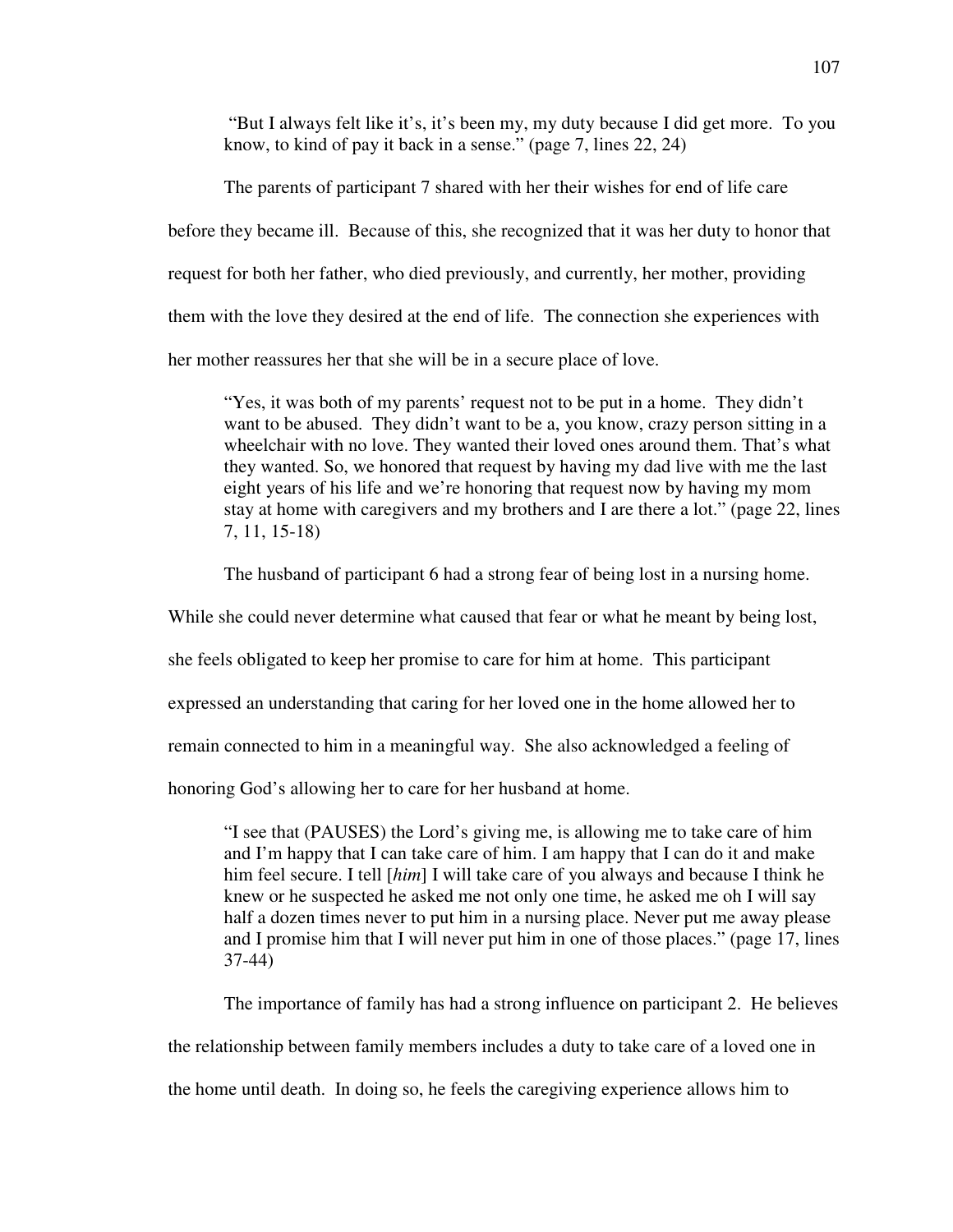> "But I always felt like it's, it's been my, my duty because I did get more. To you know, to kind of pay it back in a sense." (page 7, lines 22, 24)

The parents of participant 7 shared with her their wishes for end of life care before they became ill. Because of this, she recognized that it was her duty to honor that request for both her father, who died previously, and currently, her mother, providing them with the love they desired at the end of life. The connection she experiences with her mother reassures her that she will be in a secure place of love.

> "Yes, it was both of my parents' request not to be put in a home. They didn't want to be abused. They didn't want to be a, you know, crazy person sitting in a wheelchair with no love. They wanted their loved ones around them. That's what they wanted. So, we honored that request by having my dad live with me the last eight years of his life and we're honoring that request now by having my mom stay at home with caregivers and my brothers and I are there a lot." (page 22, lines 7, 11, 15-18)

The husband of participant 6 had a strong fear of being lost in a nursing home. While she could never determine what caused that fear or what he meant by being lost, she feels obligated to keep her promise to care for him at home. This participant expressed an understanding that caring for her loved one in the home allowed her to remain connected to him in a meaningful way. She also acknowledged a feeling of honoring God's allowing her to care for her husband at home.

> "I see that (PAUSES) the Lord's giving me, is allowing me to take care of him and I'm happy that I can take care of him. I am happy that I can do it and make him feel secure. I tell [*him*] I will take care of you always and because I think he knew or he suspected he asked me not only one time, he asked me oh I will say half a dozen times never to put him in a nursing place. Never put me away please and I promise him that I will never put him in one of those places." (page 17, lines 37-44)

The importance of family has had a strong influence on participant 2. He believes the relationship between family members includes a duty to take care of a loved one in the home until death. In doing so, he feels the caregiving experience allows him to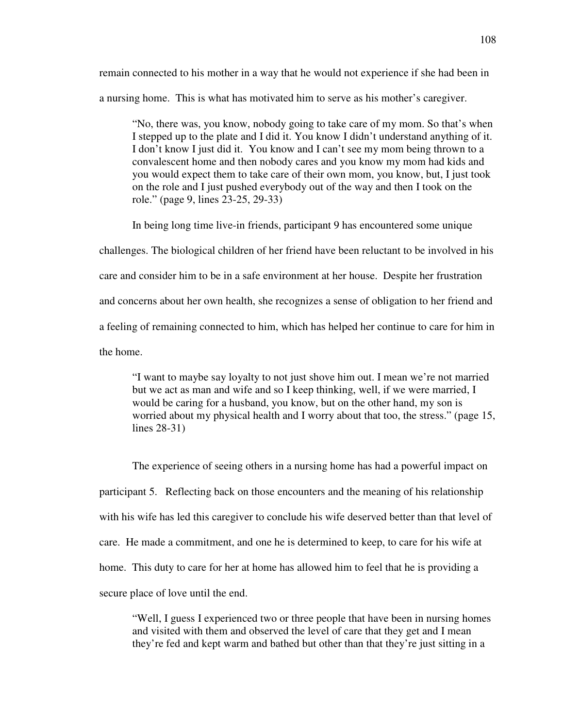remain connected to his mother in a way that he would not experience if she had been in a nursing home. This is what has motivated him to serve as his mother's caregiver.

> "No, there was, you know, nobody going to take care of my mom. So that's when I stepped up to the plate and I did it. You know I didn't understand anything of it. I don't know I just did it. You know and I can't see my mom being thrown to a convalescent home and then nobody cares and you know my mom had kids and you would expect them to take care of their own mom, you know, but, I just took on the role and I just pushed everybody out of the way and then I took on the role." (page 9, lines 23-25, 29-33)

In being long time live-in friends, participant 9 has encountered some unique challenges. The biological children of her friend have been reluctant to be involved in his care and consider him to be in a safe environment at her house. Despite her frustration and concerns about her own health, she recognizes a sense of obligation to her friend and a feeling of remaining connected to him, which has helped her continue to care for him in the home.

> "I want to maybe say loyalty to not just shove him out. I mean we're not married but we act as man and wife and so I keep thinking, well, if we were married, I would be caring for a husband, you know, but on the other hand, my son is worried about my physical health and I worry about that too, the stress." (page 15, lines 28-31)

The experience of seeing others in a nursing home has had a powerful impact on participant 5. Reflecting back on those encounters and the meaning of his relationship with his wife has led this caregiver to conclude his wife deserved better than that level of care. He made a commitment, and one he is determined to keep, to care for his wife at home. This duty to care for her at home has allowed him to feel that he is providing a secure place of love until the end.

> "Well, I guess I experienced two or three people that have been in nursing homes and visited with them and observed the level of care that they get and I mean they're fed and kept warm and bathed but other than that they're just sitting in a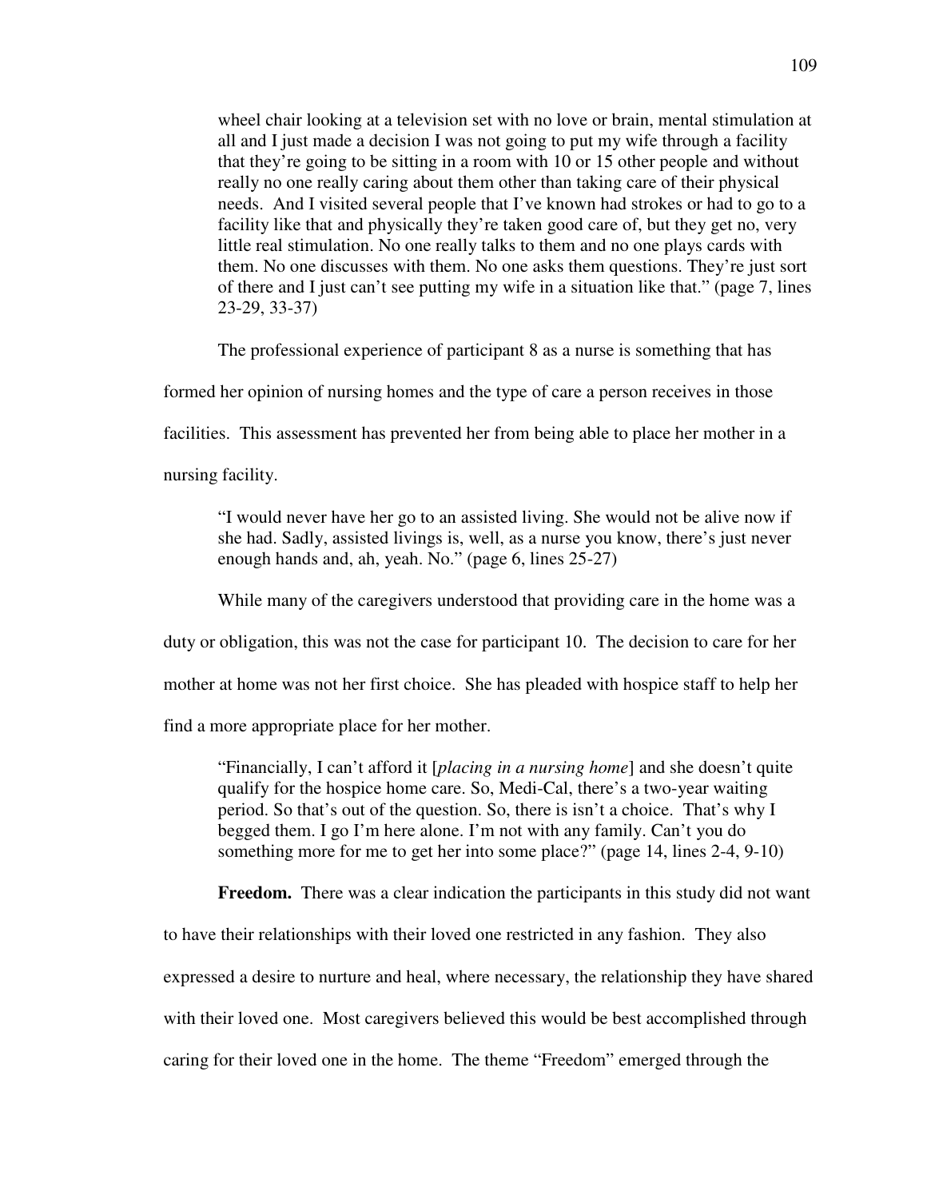> wheel chair looking at a television set with no love or brain, mental stimulation at all and I just made a decision I was not going to put my wife through a facility that they're going to be sitting in a room with 10 or 15 other people and without really no one really caring about them other than taking care of their physical needs. And I visited several people that I've known had strokes or had to go to a facility like that and physically they're taken good care of, but they get no, very little real stimulation. No one really talks to them and no one plays cards with them. No one discusses with them. No one asks them questions. They're just sort of there and I just can't see putting my wife in a situation like that." (page 7, lines 23-29, 33-37)

The professional experience of participant 8 as a nurse is something that has formed her opinion of nursing homes and the type of care a person receives in those facilities. This assessment has prevented her from being able to place her mother in a nursing facility.

> "I would never have her go to an assisted living. She would not be alive now if she had. Sadly, assisted livings is, well, as a nurse you know, there's just never enough hands and, ah, yeah. No." (page 6, lines 25-27)

While many of the caregivers understood that providing care in the home was a duty or obligation, this was not the case for participant 10. The decision to care for her mother at home was not her first choice. She has pleaded with hospice staff to help her find a more appropriate place for her mother.

> "Financially, I can't afford it [*placing in a nursing home*] and she doesn't quite qualify for the hospice home care. So, Medi-Cal, there's a two-year waiting period. So that's out of the question. So, there is isn't a choice. That's why I begged them. I go I'm here alone. I'm not with any family. Can't you do something more for me to get her into some place?" (page 14, lines 2-4, 9-10)

**Freedom.** There was a clear indication the participants in this study did not want to have their relationships with their loved one restricted in any fashion. They also expressed a desire to nurture and heal, where necessary, the relationship they have shared with their loved one. Most caregivers believed this would be best accomplished through caring for their loved one in the home. The theme "Freedom" emerged through the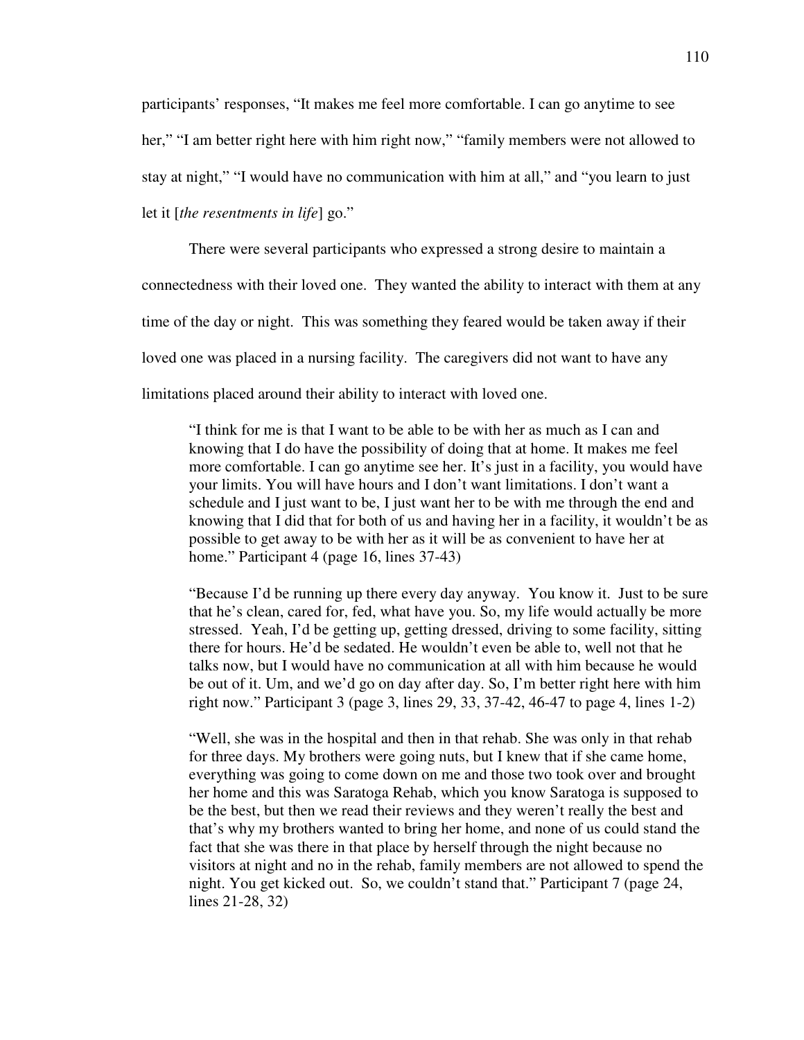participants' responses, "It makes me feel more comfortable. I can go anytime to see her," "I am better right here with him right now," "family members were not allowed to stay at night," "I would have no communication with him at all," and "you learn to just let it [*the resentments in life*] go."

There were several participants who expressed a strong desire to maintain a connectedness with their loved one. They wanted the ability to interact with them at any time of the day or night. This was something they feared would be taken away if their loved one was placed in a nursing facility. The caregivers did not want to have any limitations placed around their ability to interact with loved one.

> "I think for me is that I want to be able to be with her as much as I can and knowing that I do have the possibility of doing that at home. It makes me feel more comfortable. I can go anytime see her. It's just in a facility, you would have your limits. You will have hours and I don't want limitations. I don't want a schedule and I just want to be, I just want her to be with me through the end and knowing that I did that for both of us and having her in a facility, it wouldn't be as possible to get away to be with her as it will be as convenient to have her at home." Participant 4 (page 16, lines 37-43)

> "Because I'd be running up there every day anyway. You know it. Just to be sure that he's clean, cared for, fed, what have you. So, my life would actually be more stressed. Yeah, I'd be getting up, getting dressed, driving to some facility, sitting there for hours. He'd be sedated. He wouldn't even be able to, well not that he talks now, but I would have no communication at all with him because he would be out of it. Um, and we'd go on day after day. So, I'm better right here with him right now." Participant 3 (page 3, lines 29, 33, 37-42, 46-47 to page 4, lines 1-2)

> "Well, she was in the hospital and then in that rehab. She was only in that rehab for three days. My brothers were going nuts, but I knew that if she came home, everything was going to come down on me and those two took over and brought her home and this was Saratoga Rehab, which you know Saratoga is supposed to be the best, but then we read their reviews and they weren't really the best and that's why my brothers wanted to bring her home, and none of us could stand the fact that she was there in that place by herself through the night because no visitors at night and no in the rehab, family members are not allowed to spend the night. You get kicked out. So, we couldn't stand that." Participant 7 (page 24, lines 21-28, 32)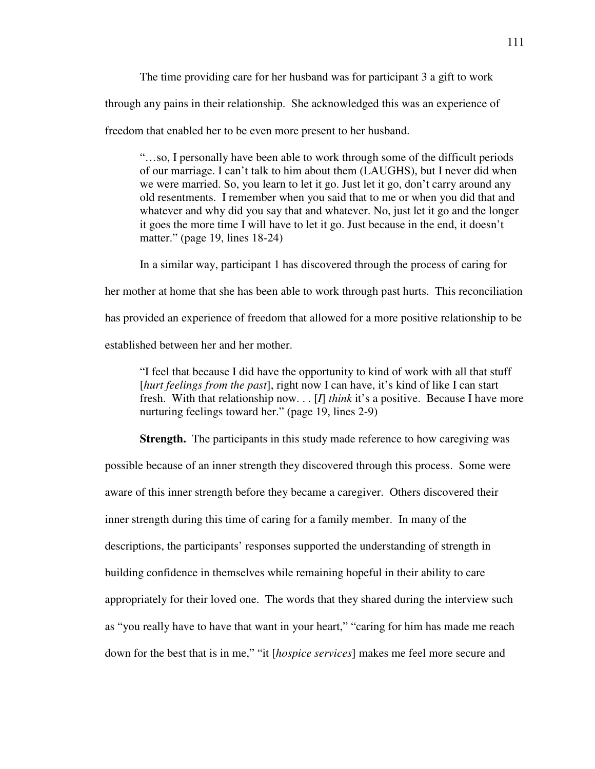The time providing care for her husband was for participant 3 a gift to work through any pains in their relationship. She acknowledged this was an experience of freedom that enabled her to be even more present to her husband.

> "…so, I personally have been able to work through some of the difficult periods of our marriage. I can't talk to him about them (LAUGHS), but I never did when we were married. So, you learn to let it go. Just let it go, don't carry around any old resentments. I remember when you said that to me or when you did that and whatever and why did you say that and whatever. No, just let it go and the longer it goes the more time I will have to let it go. Just because in the end, it doesn't matter." (page 19, lines 18-24)

In a similar way, participant 1 has discovered through the process of caring for her mother at home that she has been able to work through past hurts. This reconciliation has provided an experience of freedom that allowed for a more positive relationship to be established between her and her mother.

> "I feel that because I did have the opportunity to kind of work with all that stuff [*hurt feelings from the past*], right now I can have, it's kind of like I can start fresh. With that relationship now. . . [*I*] *think* it's a positive. Because I have more nurturing feelings toward her." (page 19, lines 2-9)

**Strength.** The participants in this study made reference to how caregiving was possible because of an inner strength they discovered through this process. Some were aware of this inner strength before they became a caregiver. Others discovered their inner strength during this time of caring for a family member. In many of the descriptions, the participants' responses supported the understanding of strength in building confidence in themselves while remaining hopeful in their ability to care appropriately for their loved one. The words that they shared during the interview such as "you really have to have that want in your heart," "caring for him has made me reach down for the best that is in me," "it [*hospice services*] makes me feel more secure and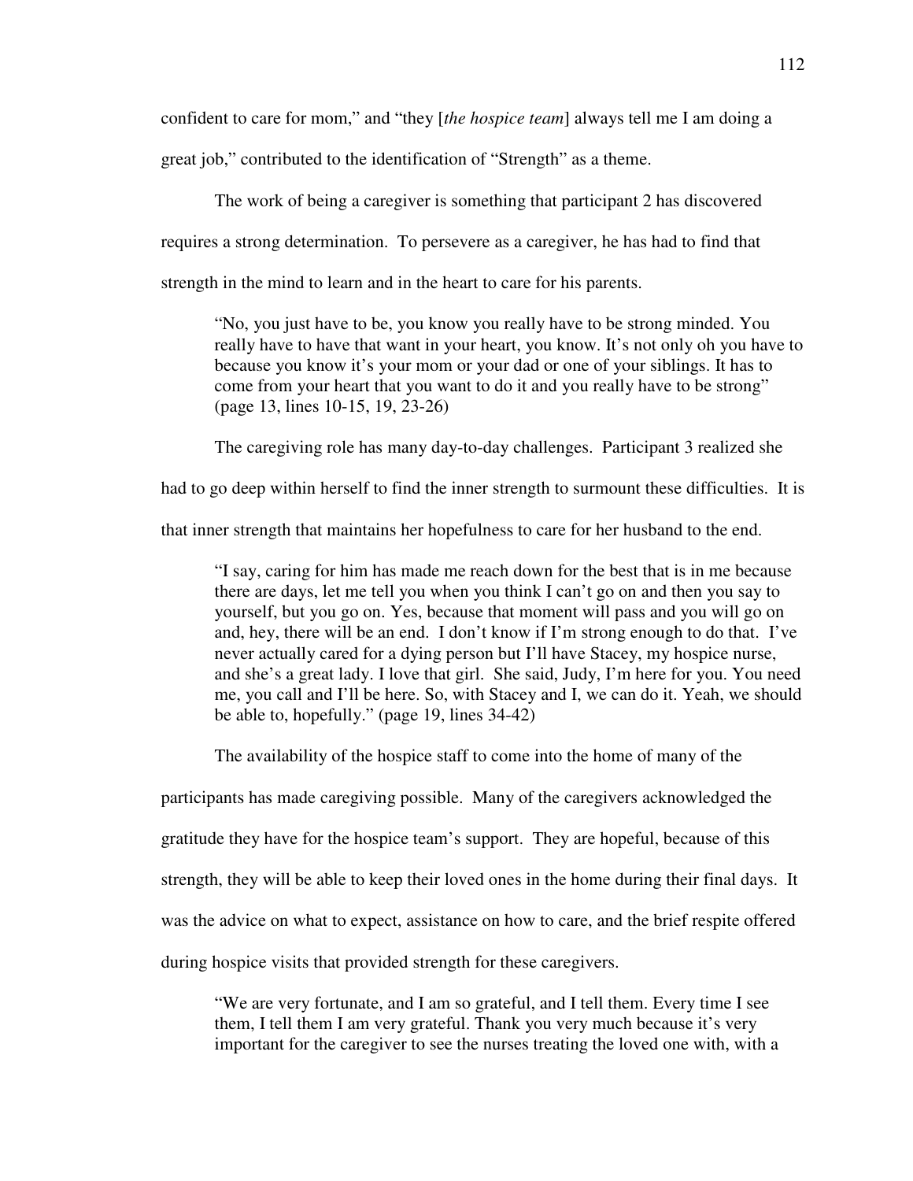confident to care for mom," and "they [*the hospice team*] always tell me I am doing a great job," contributed to the identification of "Strength" as a theme.

The work of being a caregiver is something that participant 2 has discovered requires a strong determination. To persevere as a caregiver, he has had to find that strength in the mind to learn and in the heart to care for his parents.

> "No, you just have to be, you know you really have to be strong minded. You really have to have that want in your heart, you know. It's not only oh you have to because you know it's your mom or your dad or one of your siblings. It has to come from your heart that you want to do it and you really have to be strong" (page 13, lines 10-15, 19, 23-26)

The caregiving role has many day-to-day challenges. Participant 3 realized she had to go deep within herself to find the inner strength to surmount these difficulties. It is that inner strength that maintains her hopefulness to care for her husband to the end.

> "I say, caring for him has made me reach down for the best that is in me because there are days, let me tell you when you think I can't go on and then you say to yourself, but you go on. Yes, because that moment will pass and you will go on and, hey, there will be an end. I don't know if I'm strong enough to do that. I've never actually cared for a dying person but I'll have Stacey, my hospice nurse, and she's a great lady. I love that girl. She said, Judy, I'm here for you. You need me, you call and I'll be here. So, with Stacey and I, we can do it. Yeah, we should be able to, hopefully." (page 19, lines 34-42)

The availability of the hospice staff to come into the home of many of the participants has made caregiving possible. Many of the caregivers acknowledged the gratitude they have for the hospice team's support. They are hopeful, because of this strength, they will be able to keep their loved ones in the home during their final days. It was the advice on what to expect, assistance on how to care, and the brief respite offered during hospice visits that provided strength for these caregivers.

> "We are very fortunate, and I am so grateful, and I tell them. Every time I see them, I tell them I am very grateful. Thank you very much because it's very important for the caregiver to see the nurses treating the loved one with, with a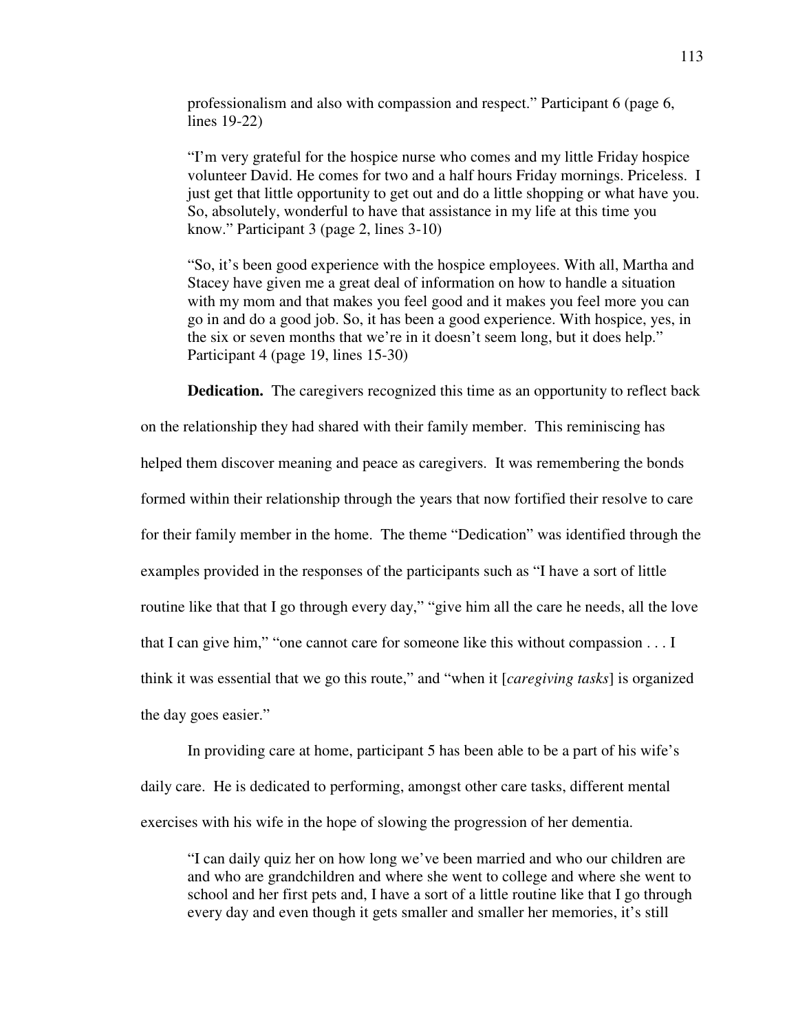professionalism and also with compassion and respect." Participant 6 (page 6, lines 19-22)

> "I'm very grateful for the hospice nurse who comes and my little Friday hospice volunteer David. He comes for two and a half hours Friday mornings. Priceless. I just get that little opportunity to get out and do a little shopping or what have you. So, absolutely, wonderful to have that assistance in my life at this time you know." Participant 3 (page 2, lines 3-10)

> "So, it's been good experience with the hospice employees. With all, Martha and Stacey have given me a great deal of information on how to handle a situation with my mom and that makes you feel good and it makes you feel more you can go in and do a good job. So, it has been a good experience. With hospice, yes, in the six or seven months that we're in it doesn't seem long, but it does help." Participant 4 (page 19, lines 15-30)

**Dedication.** The caregivers recognized this time as an opportunity to reflect back on the relationship they had shared with their family member. This reminiscing has helped them discover meaning and peace as caregivers. It was remembering the bonds formed within their relationship through the years that now fortified their resolve to care for their family member in the home. The theme "Dedication" was identified through the examples provided in the responses of the participants such as "I have a sort of little routine like that that I go through every day," "give him all the care he needs, all the love that I can give him," "one cannot care for someone like this without compassion . . . I think it was essential that we go this route," and "when it [*caregiving tasks*] is organized the day goes easier."

In providing care at home, participant 5 has been able to be a part of his wife's daily care. He is dedicated to performing, amongst other care tasks, different mental exercises with his wife in the hope of slowing the progression of her dementia.

> "I can daily quiz her on how long we've been married and who our children are and who are grandchildren and where she went to college and where she went to school and her first pets and, I have a sort of a little routine like that I go through every day and even though it gets smaller and smaller her memories, it's still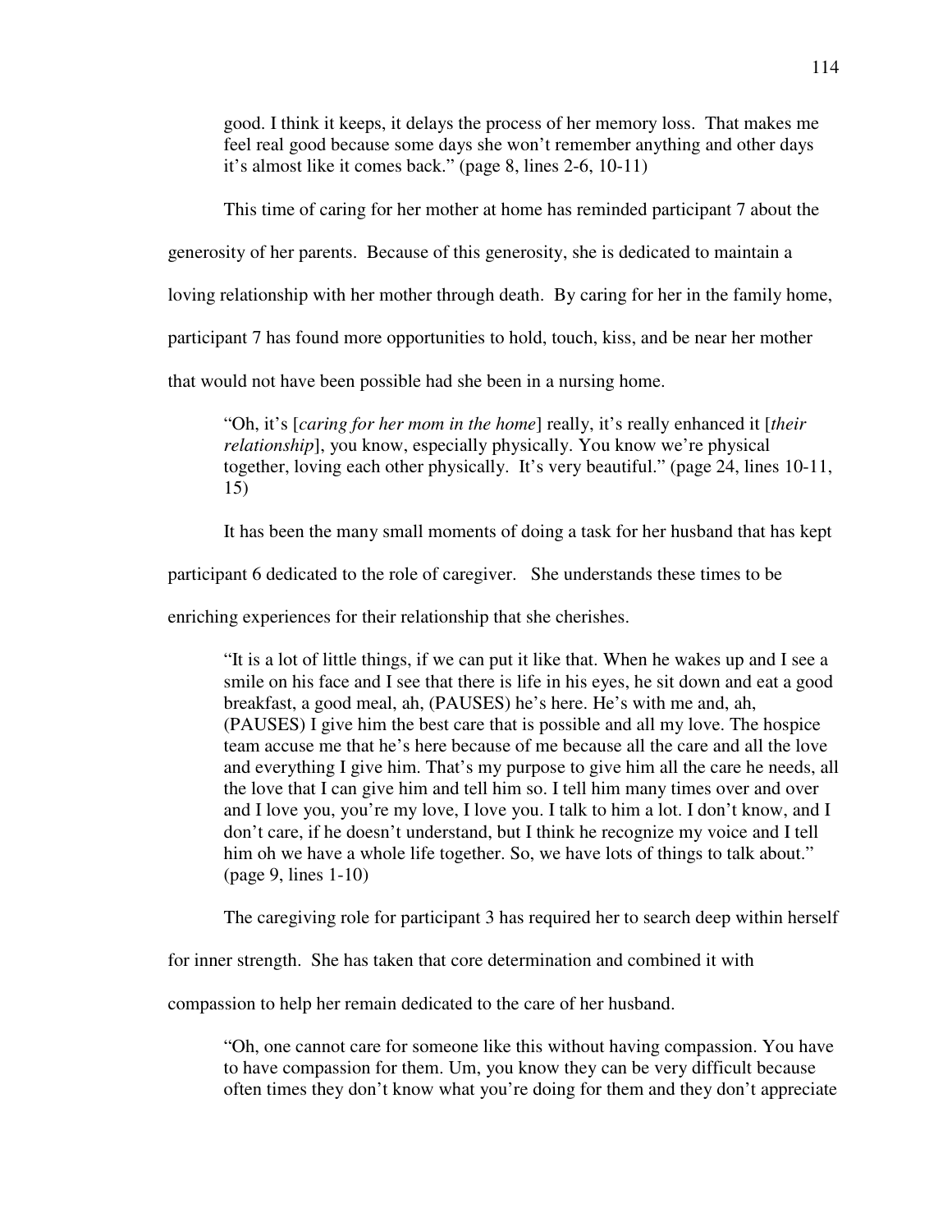> good. I think it keeps, it delays the process of her memory loss. That makes me feel real good because some days she won't remember anything and other days it's almost like it comes back." (page 8, lines 2-6, 10-11)

This time of caring for her mother at home has reminded participant 7 about the generosity of her parents. Because of this generosity, she is dedicated to maintain a loving relationship with her mother through death. By caring for her in the family home, participant 7 has found more opportunities to hold, touch, kiss, and be near her mother that would not have been possible had she been in a nursing home.

> "Oh, it's [*caring for her mom in the home*] really, it's really enhanced it [*their relationship*], you know, especially physically. You know we're physical together, loving each other physically. It's very beautiful." (page 24, lines 10-11, 15)

It has been the many small moments of doing a task for her husband that has kept participant 6 dedicated to the role of caregiver. She understands these times to be enriching experiences for their relationship that she cherishes.

> "It is a lot of little things, if we can put it like that. When he wakes up and I see a smile on his face and I see that there is life in his eyes, he sit down and eat a good breakfast, a good meal, ah, (PAUSES) he's here. He's with me and, ah, (PAUSES) I give him the best care that is possible and all my love. The hospice team accuse me that he's here because of me because all the care and all the love and everything I give him. That's my purpose to give him all the care he needs, all the love that I can give him and tell him so. I tell him many times over and over and I love you, you're my love, I love you. I talk to him a lot. I don't know, and I don't care, if he doesn't understand, but I think he recognize my voice and I tell him oh we have a whole life together. So, we have lots of things to talk about." (page 9, lines 1-10)

The caregiving role for participant 3 has required her to search deep within herself for inner strength. She has taken that core determination and combined it with compassion to help her remain dedicated to the care of her husband.

> "Oh, one cannot care for someone like this without having compassion. You have to have compassion for them. Um, you know they can be very difficult because often times they don't know what you're doing for them and they don't appreciate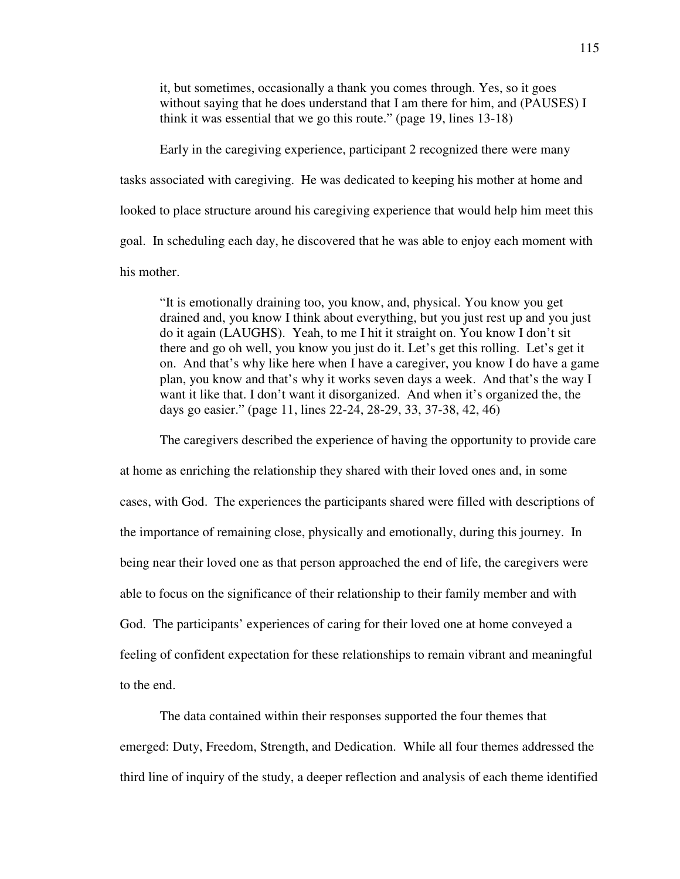> it, but sometimes, occasionally a thank you comes through. Yes, so it goes without saying that he does understand that I am there for him, and (PAUSES) I think it was essential that we go this route." (page 19, lines 13-18)

Early in the caregiving experience, participant 2 recognized there were many tasks associated with caregiving. He was dedicated to keeping his mother at home and looked to place structure around his caregiving experience that would help him meet this goal. In scheduling each day, he discovered that he was able to enjoy each moment with his mother.

> "It is emotionally draining too, you know, and, physical. You know you get drained and, you know I think about everything, but you just rest up and you just do it again (LAUGHS). Yeah, to me I hit it straight on. You know I don't sit there and go oh well, you know you just do it. Let's get this rolling. Let's get it on. And that's why like here when I have a caregiver, you know I do have a game plan, you know and that's why it works seven days a week. And that's the way I want it like that. I don't want it disorganized. And when it's organized the, the days go easier." (page 11, lines 22-24, 28-29, 33, 37-38, 42, 46)

The caregivers described the experience of having the opportunity to provide care at home as enriching the relationship they shared with their loved ones and, in some cases, with God. The experiences the participants shared were filled with descriptions of the importance of remaining close, physically and emotionally, during this journey. In being near their loved one as that person approached the end of life, the caregivers were able to focus on the significance of their relationship to their family member and with God. The participants' experiences of caring for their loved one at home conveyed a feeling of confident expectation for these relationships to remain vibrant and meaningful to the end.

The data contained within their responses supported the four themes that emerged: Duty, Freedom, Strength, and Dedication. While all four themes addressed the third line of inquiry of the study, a deeper reflection and analysis of each theme identified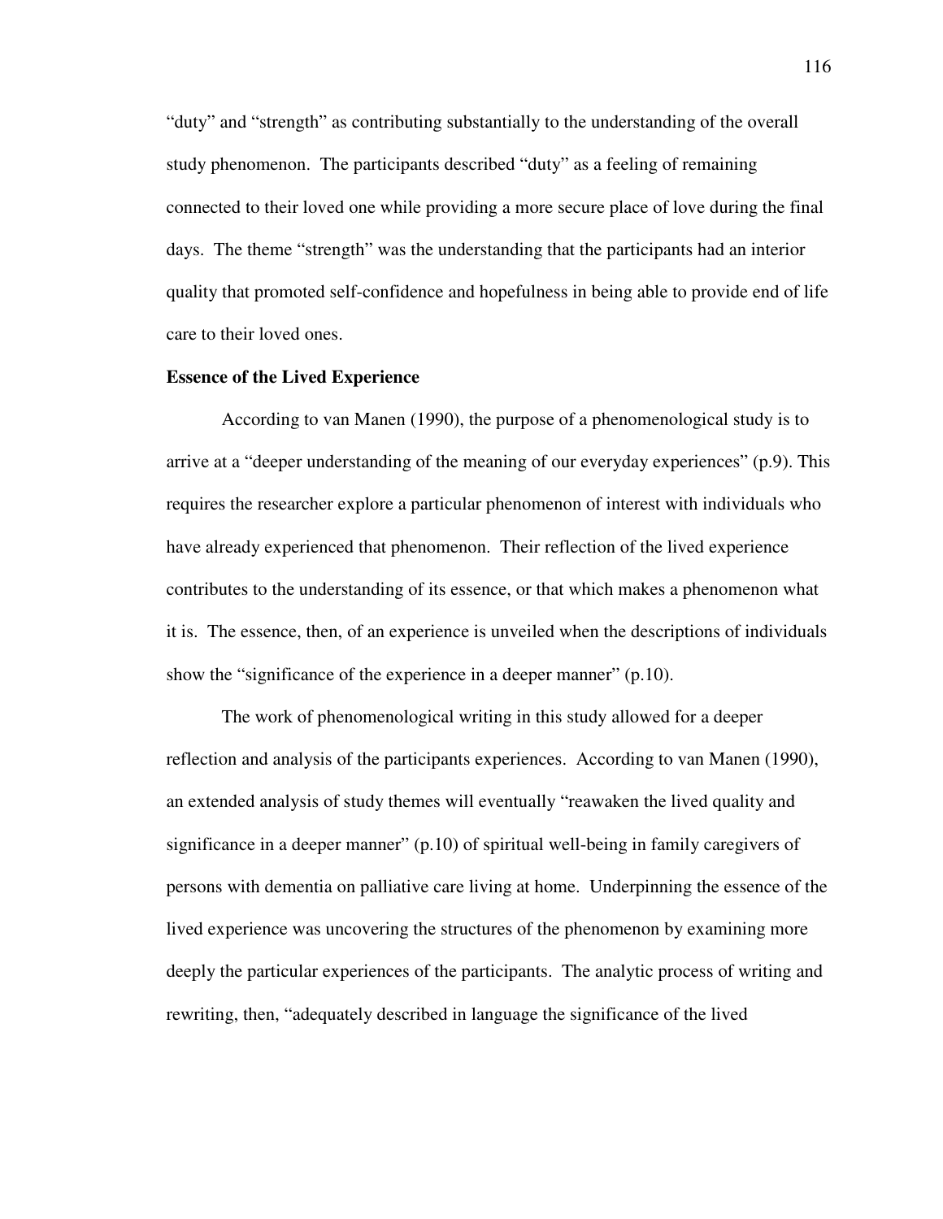“duty” and “strength” as contributing substantially to the understanding of the overall study phenomenon. The participants described “duty” as a feeling of remaining connected to their loved one while providing a more secure place of love during the final days. The theme “strength” was the understanding that the participants had an interior quality that promoted self-confidence and hopefulness in being able to provide end of life care to their loved ones.

**Essence of the Lived Experience**

According to van Manen (1990), the purpose of a phenomenological study is to arrive at a “deeper understanding of the meaning of our everyday experiences” (p.9). This requires the researcher explore a particular phenomenon of interest with individuals who have already experienced that phenomenon. Their reflection of the lived experience contributes to the understanding of its essence, or that which makes a phenomenon what it is. The essence, then, of an experience is unveiled when the descriptions of individuals show the “significance of the experience in a deeper manner” (p.10).

The work of phenomenological writing in this study allowed for a deeper reflection and analysis of the participants experiences. According to van Manen (1990), an extended analysis of study themes will eventually “reawaken the lived quality and significance in a deeper manner” (p.10) of spiritual well-being in family caregivers of persons with dementia on palliative care living at home. Underpinning the essence of the lived experience was uncovering the structures of the phenomenon by examining more deeply the particular experiences of the participants. The analytic process of writing and rewriting, then, “adequately described in language the significance of the lived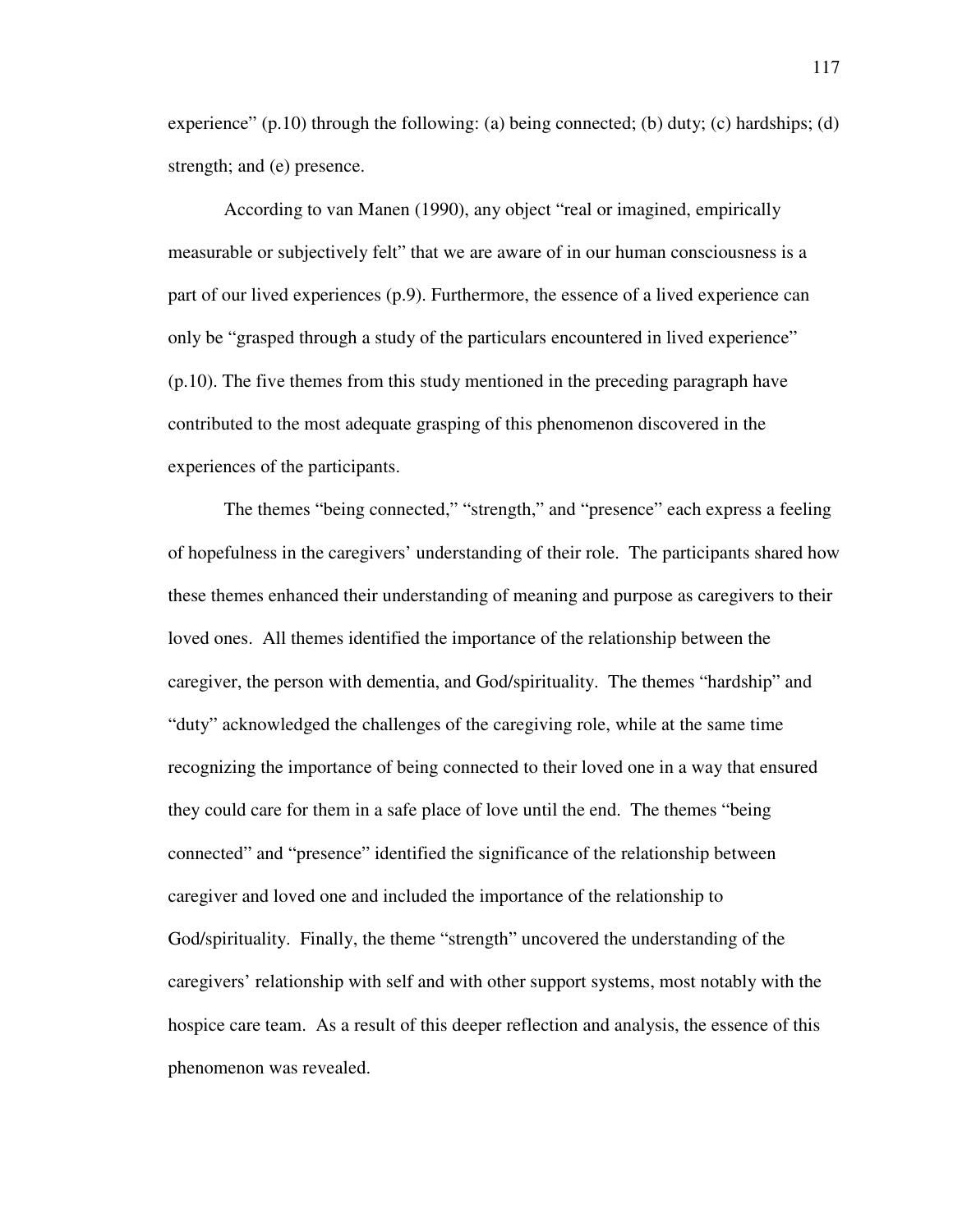experience" (p.10) through the following: (a) being connected; (b) duty; (c) hardships; (d) strength; and (e) presence.

According to van Manen (1990), any object "real or imagined, empirically measurable or subjectively felt" that we are aware of in our human consciousness is a part of our lived experiences (p.9). Furthermore, the essence of a lived experience can only be "grasped through a study of the particulars encountered in lived experience" (p.10). The five themes from this study mentioned in the preceding paragraph have contributed to the most adequate grasping of this phenomenon discovered in the experiences of the participants.

The themes "being connected," "strength," and "presence" each express a feeling of hopefulness in the caregivers' understanding of their role. The participants shared how these themes enhanced their understanding of meaning and purpose as caregivers to their loved ones. All themes identified the importance of the relationship between the caregiver, the person with dementia, and God/spirituality. The themes "hardship" and "duty" acknowledged the challenges of the caregiving role, while at the same time recognizing the importance of being connected to their loved one in a way that ensured they could care for them in a safe place of love until the end. The themes "being connected" and "presence" identified the significance of the relationship between caregiver and loved one and included the importance of the relationship to God/spirituality. Finally, the theme "strength" uncovered the understanding of the caregivers' relationship with self and with other support systems, most notably with the hospice care team. As a result of this deeper reflection and analysis, the essence of this phenomenon was revealed.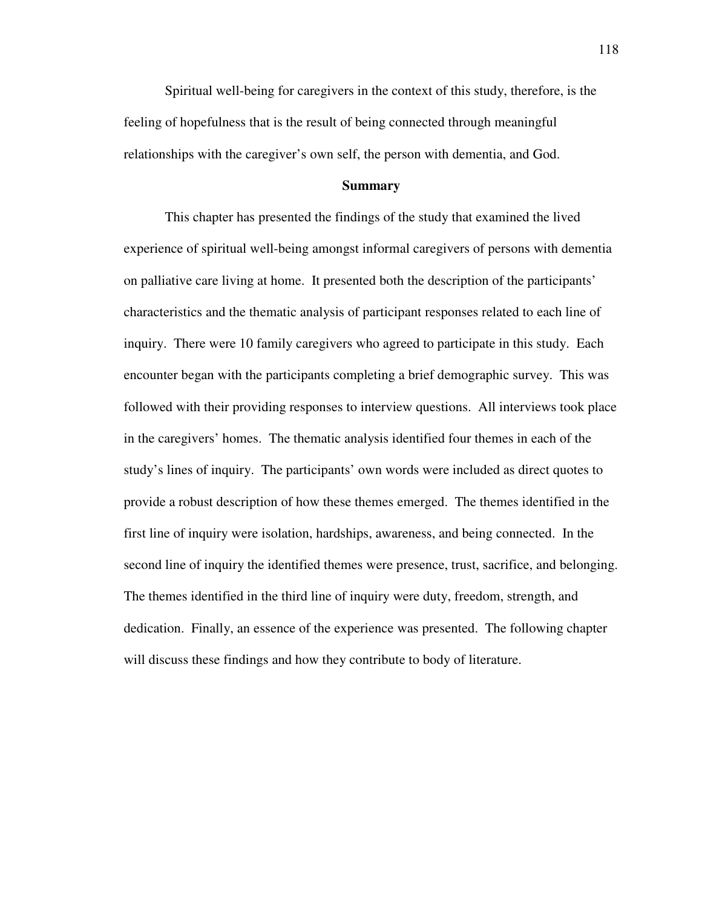Spiritual well-being for caregivers in the context of this study, therefore, is the feeling of hopefulness that is the result of being connected through meaningful relationships with the caregiver's own self, the person with dementia, and God.

## Summary

This chapter has presented the findings of the study that examined the lived experience of spiritual well-being amongst informal caregivers of persons with dementia on palliative care living at home. It presented both the description of the participants' characteristics and the thematic analysis of participant responses related to each line of inquiry. There were 10 family caregivers who agreed to participate in this study. Each encounter began with the participants completing a brief demographic survey. This was followed with their providing responses to interview questions. All interviews took place in the caregivers' homes. The thematic analysis identified four themes in each of the study's lines of inquiry. The participants' own words were included as direct quotes to provide a robust description of how these themes emerged. The themes identified in the first line of inquiry were isolation, hardships, awareness, and being connected. In the second line of inquiry the identified themes were presence, trust, sacrifice, and belonging. The themes identified in the third line of inquiry were duty, freedom, strength, and dedication. Finally, an essence of the experience was presented. The following chapter will discuss these findings and how they contribute to body of literature.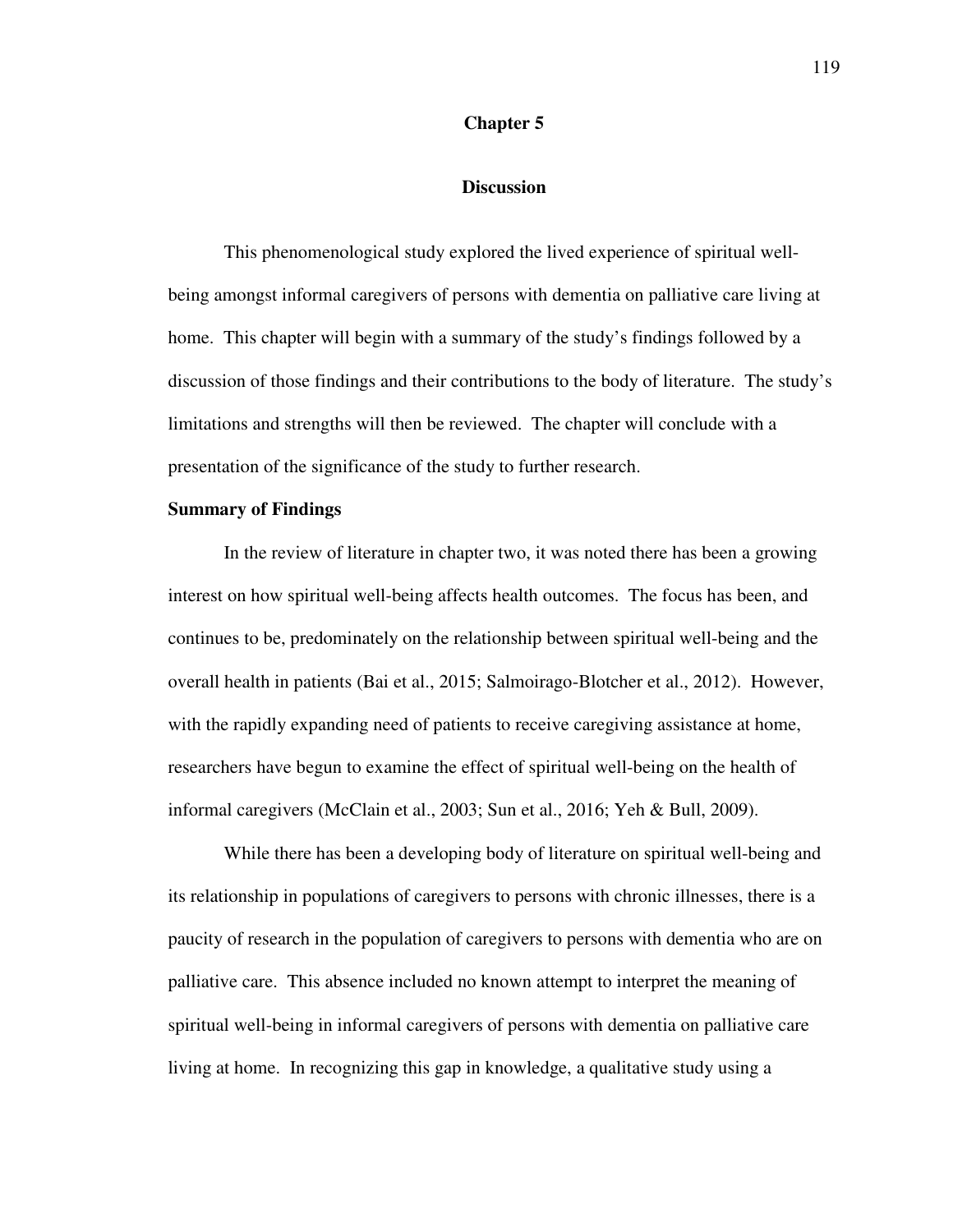# Chapter 5

## Discussion

This phenomenological study explored the lived experience of spiritual well-being amongst informal caregivers of persons with dementia on palliative care living at home. This chapter will begin with a summary of the study's findings followed by a discussion of those findings and their contributions to the body of literature. The study's limitations and strengths will then be reviewed. The chapter will conclude with a presentation of the significance of the study to further research.

### Summary of Findings

In the review of literature in chapter two, it was noted there has been a growing interest on how spiritual well-being affects health outcomes. The focus has been, and continues to be, predominately on the relationship between spiritual well-being and the overall health in patients (Bai et al., 2015; Salmoirago-Blotcher et al., 2012). However, with the rapidly expanding need of patients to receive caregiving assistance at home, researchers have begun to examine the effect of spiritual well-being on the health of informal caregivers (McClain et al., 2003; Sun et al., 2016; Yeh & Bull, 2009).

While there has been a developing body of literature on spiritual well-being and its relationship in populations of caregivers to persons with chronic illnesses, there is a paucity of research in the population of caregivers to persons with dementia who are on palliative care. This absence included no known attempt to interpret the meaning of spiritual well-being in informal caregivers of persons with dementia on palliative care living at home. In recognizing this gap in knowledge, a qualitative study using a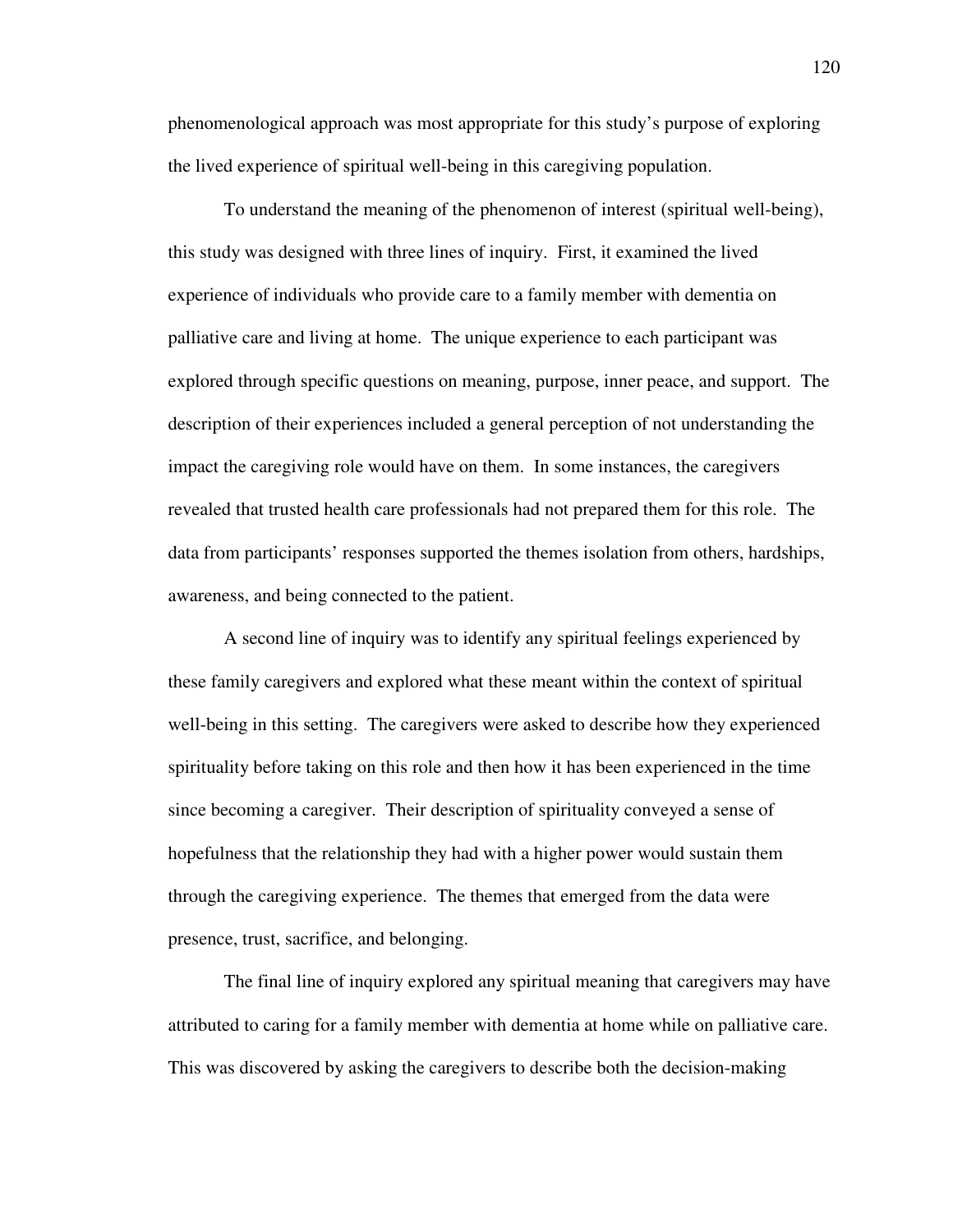phenomenological approach was most appropriate for this study's purpose of exploring the lived experience of spiritual well-being in this caregiving population.

To understand the meaning of the phenomenon of interest (spiritual well-being), this study was designed with three lines of inquiry. First, it examined the lived experience of individuals who provide care to a family member with dementia on palliative care and living at home. The unique experience to each participant was explored through specific questions on meaning, purpose, inner peace, and support. The description of their experiences included a general perception of not understanding the impact the caregiving role would have on them. In some instances, the caregivers revealed that trusted health care professionals had not prepared them for this role. The data from participants' responses supported the themes isolation from others, hardships, awareness, and being connected to the patient.

A second line of inquiry was to identify any spiritual feelings experienced by these family caregivers and explored what these meant within the context of spiritual well-being in this setting. The caregivers were asked to describe how they experienced spirituality before taking on this role and then how it has been experienced in the time since becoming a caregiver. Their description of spirituality conveyed a sense of hopefulness that the relationship they had with a higher power would sustain them through the caregiving experience. The themes that emerged from the data were presence, trust, sacrifice, and belonging.

The final line of inquiry explored any spiritual meaning that caregivers may have attributed to caring for a family member with dementia at home while on palliative care. This was discovered by asking the caregivers to describe both the decision-making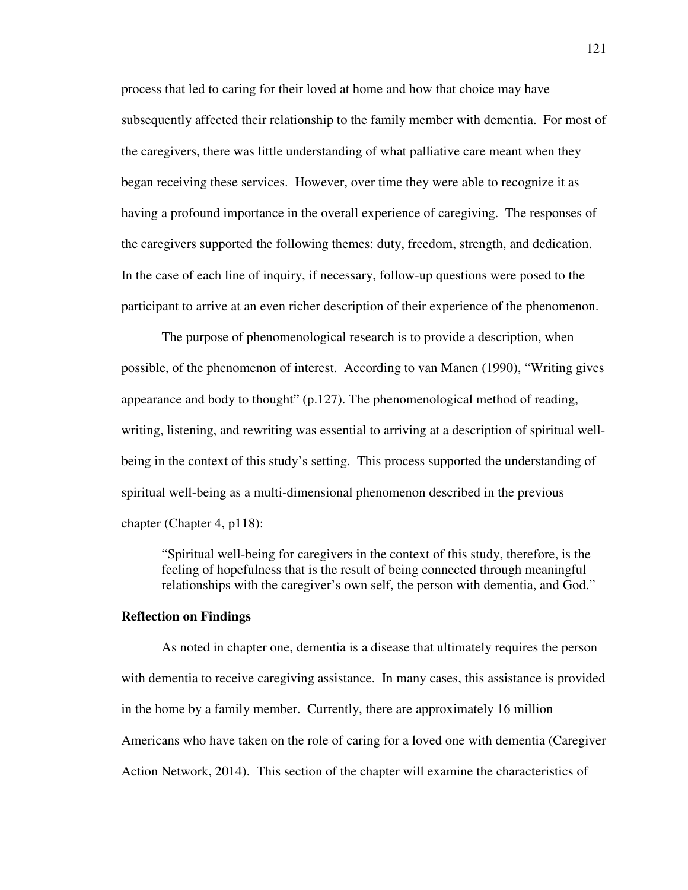process that led to caring for their loved at home and how that choice may have subsequently affected their relationship to the family member with dementia. For most of the caregivers, there was little understanding of what palliative care meant when they began receiving these services. However, over time they were able to recognize it as having a profound importance in the overall experience of caregiving. The responses of the caregivers supported the following themes: duty, freedom, strength, and dedication. In the case of each line of inquiry, if necessary, follow-up questions were posed to the participant to arrive at an even richer description of their experience of the phenomenon.

The purpose of phenomenological research is to provide a description, when possible, of the phenomenon of interest. According to van Manen (1990), "Writing gives appearance and body to thought" (p.127). The phenomenological method of reading, writing, listening, and rewriting was essential to arriving at a description of spiritual well-being in the context of this study's setting. This process supported the understanding of spiritual well-being as a multi-dimensional phenomenon described in the previous chapter (Chapter 4, p118):

> "Spiritual well-being for caregivers in the context of this study, therefore, is the feeling of hopefulness that is the result of being connected through meaningful relationships with the caregiver's own self, the person with dementia, and God."

**Reflection on Findings**

As noted in chapter one, dementia is a disease that ultimately requires the person with dementia to receive caregiving assistance. In many cases, this assistance is provided in the home by a family member. Currently, there are approximately 16 million Americans who have taken on the role of caring for a loved one with dementia (Caregiver Action Network, 2014). This section of the chapter will examine the characteristics of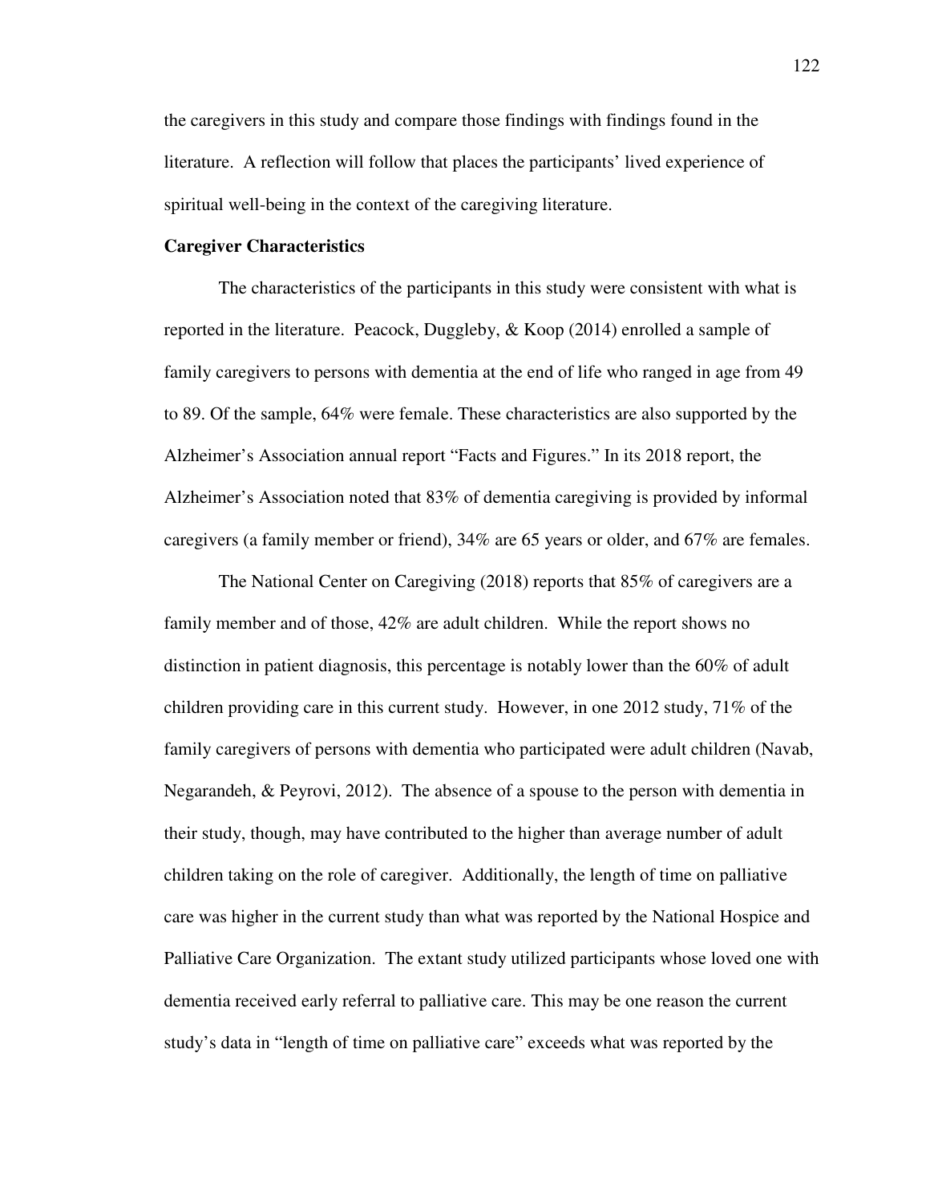the caregivers in this study and compare those findings with findings found in the literature. A reflection will follow that places the participants' lived experience of spiritual well-being in the context of the caregiving literature.

**Caregiver Characteristics**

The characteristics of the participants in this study were consistent with what is reported in the literature. Peacock, Duggleby, & Koop (2014) enrolled a sample of family caregivers to persons with dementia at the end of life who ranged in age from 49 to 89. Of the sample, 64% were female. These characteristics are also supported by the Alzheimer's Association annual report "Facts and Figures." In its 2018 report, the Alzheimer's Association noted that 83% of dementia caregiving is provided by informal caregivers (a family member or friend), 34% are 65 years or older, and 67% are females.

The National Center on Caregiving (2018) reports that 85% of caregivers are a family member and of those, 42% are adult children. While the report shows no distinction in patient diagnosis, this percentage is notably lower than the 60% of adult children providing care in this current study. However, in one 2012 study, 71% of the family caregivers of persons with dementia who participated were adult children (Navab, Negarandeh, & Peyrovi, 2012). The absence of a spouse to the person with dementia in their study, though, may have contributed to the higher than average number of adult children taking on the role of caregiver. Additionally, the length of time on palliative care was higher in the current study than what was reported by the National Hospice and Palliative Care Organization. The extant study utilized participants whose loved one with dementia received early referral to palliative care. This may be one reason the current study's data in "length of time on palliative care" exceeds what was reported by the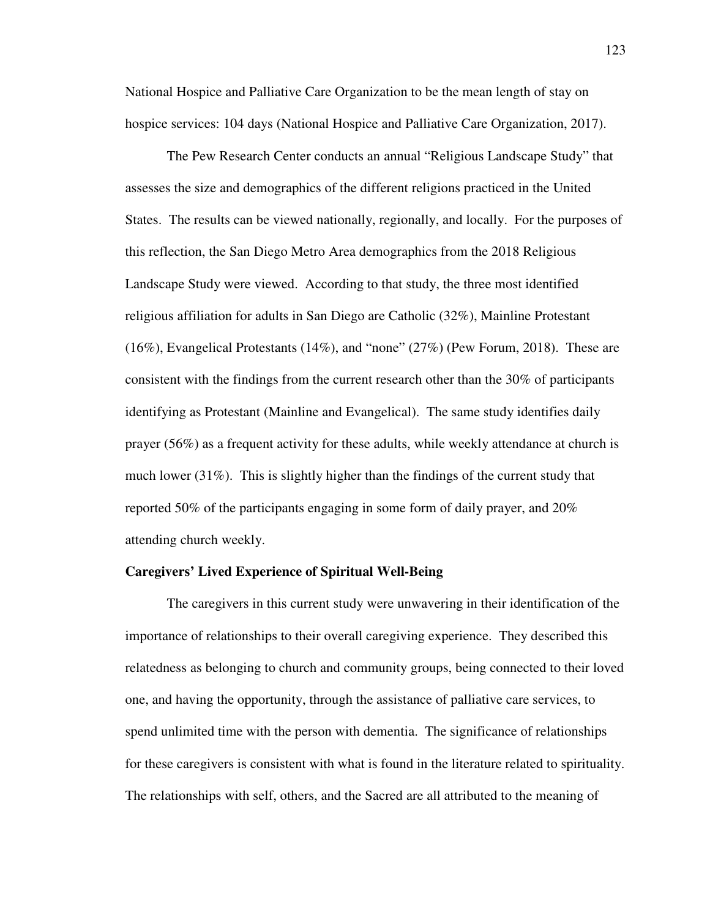National Hospice and Palliative Care Organization to be the mean length of stay on hospice services: 104 days (National Hospice and Palliative Care Organization, 2017).

The Pew Research Center conducts an annual "Religious Landscape Study" that assesses the size and demographics of the different religions practiced in the United States. The results can be viewed nationally, regionally, and locally. For the purposes of this reflection, the San Diego Metro Area demographics from the 2018 Religious Landscape Study were viewed. According to that study, the three most identified religious affiliation for adults in San Diego are Catholic (32%), Mainline Protestant (16%), Evangelical Protestants (14%), and "none" (27%) (Pew Forum, 2018). These are consistent with the findings from the current research other than the 30% of participants identifying as Protestant (Mainline and Evangelical). The same study identifies daily prayer (56%) as a frequent activity for these adults, while weekly attendance at church is much lower (31%). This is slightly higher than the findings of the current study that reported 50% of the participants engaging in some form of daily prayer, and 20% attending church weekly.

**Caregivers' Lived Experience of Spiritual Well-Being**

The caregivers in this current study were unwavering in their identification of the importance of relationships to their overall caregiving experience. They described this relatedness as belonging to church and community groups, being connected to their loved one, and having the opportunity, through the assistance of palliative care services, to spend unlimited time with the person with dementia. The significance of relationships for these caregivers is consistent with what is found in the literature related to spirituality. The relationships with self, others, and the Sacred are all attributed to the meaning of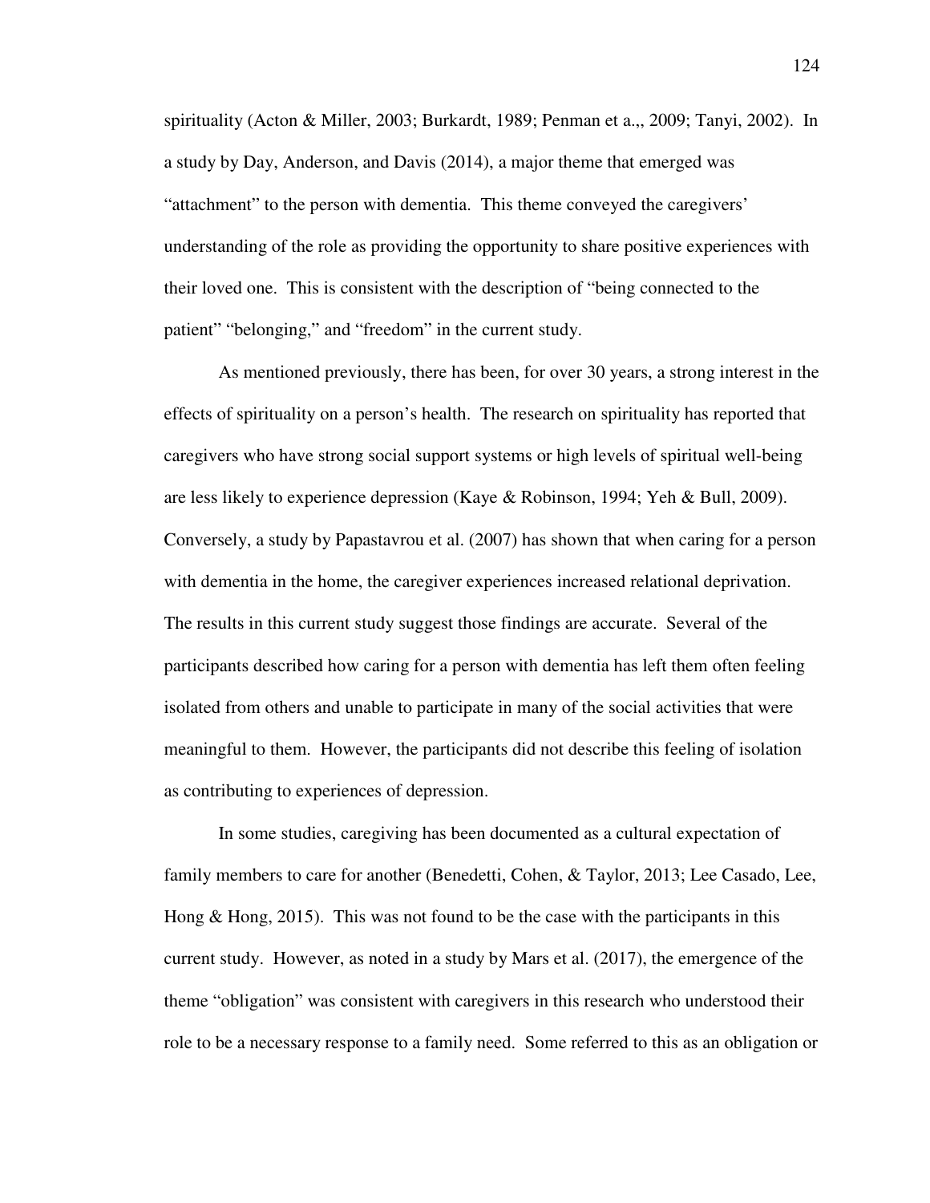spirituality (Acton & Miller, 2003; Burkardt, 1989; Penman et a.,, 2009; Tanyi, 2002). In a study by Day, Anderson, and Davis (2014), a major theme that emerged was "attachment" to the person with dementia. This theme conveyed the caregivers' understanding of the role as providing the opportunity to share positive experiences with their loved one. This is consistent with the description of "being connected to the patient" "belonging," and "freedom" in the current study.

As mentioned previously, there has been, for over 30 years, a strong interest in the effects of spirituality on a person's health. The research on spirituality has reported that caregivers who have strong social support systems or high levels of spiritual well-being are less likely to experience depression (Kaye & Robinson, 1994; Yeh & Bull, 2009). Conversely, a study by Papastavrou et al. (2007) has shown that when caring for a person with dementia in the home, the caregiver experiences increased relational deprivation. The results in this current study suggest those findings are accurate. Several of the participants described how caring for a person with dementia has left them often feeling isolated from others and unable to participate in many of the social activities that were meaningful to them. However, the participants did not describe this feeling of isolation as contributing to experiences of depression.

In some studies, caregiving has been documented as a cultural expectation of family members to care for another (Benedetti, Cohen, & Taylor, 2013; Lee Casado, Lee, Hong & Hong, 2015). This was not found to be the case with the participants in this current study. However, as noted in a study by Mars et al. (2017), the emergence of the theme "obligation" was consistent with caregivers in this research who understood their role to be a necessary response to a family need. Some referred to this as an obligation or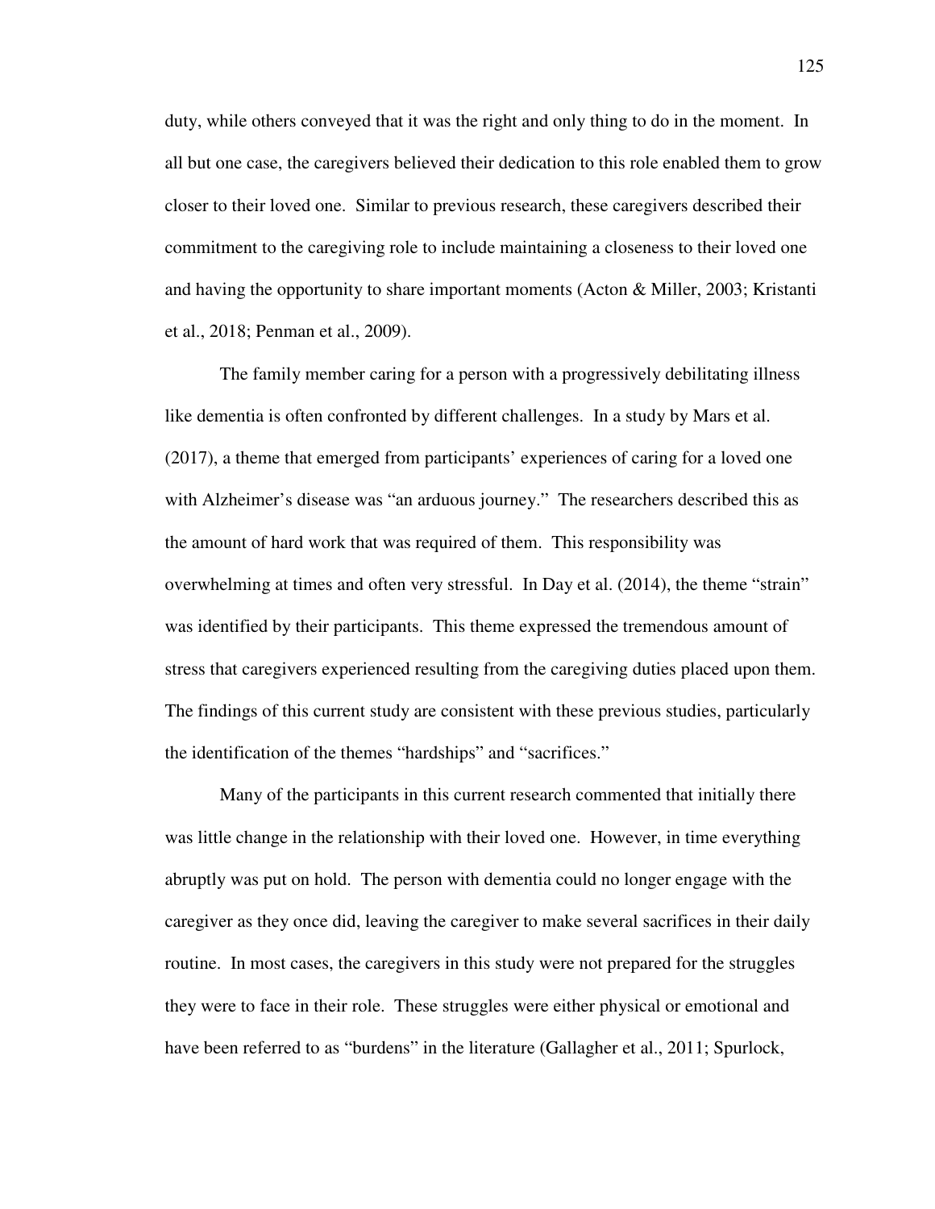duty, while others conveyed that it was the right and only thing to do in the moment. In all but one case, the caregivers believed their dedication to this role enabled them to grow closer to their loved one. Similar to previous research, these caregivers described their commitment to the caregiving role to include maintaining a closeness to their loved one and having the opportunity to share important moments (Acton & Miller, 2003; Kristanti et al., 2018; Penman et al., 2009).

The family member caring for a person with a progressively debilitating illness like dementia is often confronted by different challenges. In a study by Mars et al. (2017), a theme that emerged from participants' experiences of caring for a loved one with Alzheimer's disease was "an arduous journey." The researchers described this as the amount of hard work that was required of them. This responsibility was overwhelming at times and often very stressful. In Day et al. (2014), the theme "strain" was identified by their participants. This theme expressed the tremendous amount of stress that caregivers experienced resulting from the caregiving duties placed upon them. The findings of this current study are consistent with these previous studies, particularly the identification of the themes "hardships" and "sacrifices."

Many of the participants in this current research commented that initially there was little change in the relationship with their loved one. However, in time everything abruptly was put on hold. The person with dementia could no longer engage with the caregiver as they once did, leaving the caregiver to make several sacrifices in their daily routine. In most cases, the caregivers in this study were not prepared for the struggles they were to face in their role. These struggles were either physical or emotional and have been referred to as "burdens" in the literature (Gallagher et al., 2011; Spurlock,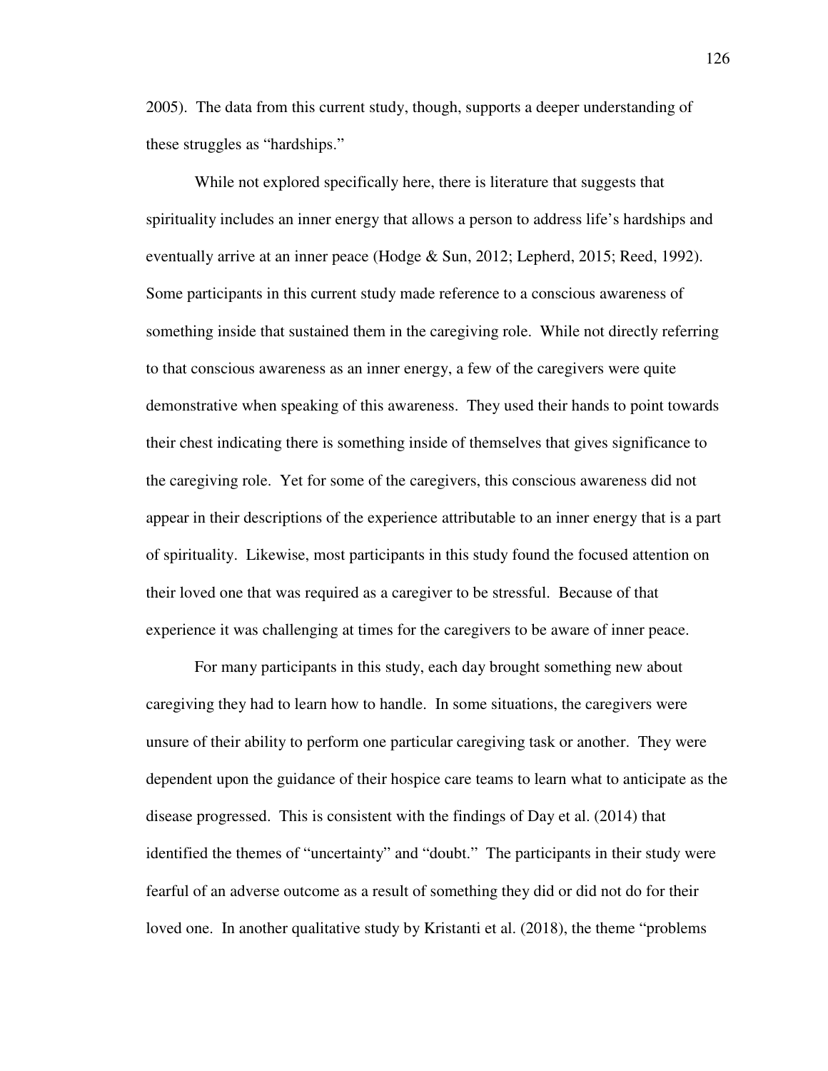2005). The data from this current study, though, supports a deeper understanding of these struggles as "hardships."

While not explored specifically here, there is literature that suggests that spirituality includes an inner energy that allows a person to address life's hardships and eventually arrive at an inner peace (Hodge & Sun, 2012; Lepherd, 2015; Reed, 1992). Some participants in this current study made reference to a conscious awareness of something inside that sustained them in the caregiving role. While not directly referring to that conscious awareness as an inner energy, a few of the caregivers were quite demonstrative when speaking of this awareness. They used their hands to point towards their chest indicating there is something inside of themselves that gives significance to the caregiving role. Yet for some of the caregivers, this conscious awareness did not appear in their descriptions of the experience attributable to an inner energy that is a part of spirituality. Likewise, most participants in this study found the focused attention on their loved one that was required as a caregiver to be stressful. Because of that experience it was challenging at times for the caregivers to be aware of inner peace.

For many participants in this study, each day brought something new about caregiving they had to learn how to handle. In some situations, the caregivers were unsure of their ability to perform one particular caregiving task or another. They were dependent upon the guidance of their hospice care teams to learn what to anticipate as the disease progressed. This is consistent with the findings of Day et al. (2014) that identified the themes of "uncertainty" and "doubt." The participants in their study were fearful of an adverse outcome as a result of something they did or did not do for their loved one. In another qualitative study by Kristanti et al. (2018), the theme "problems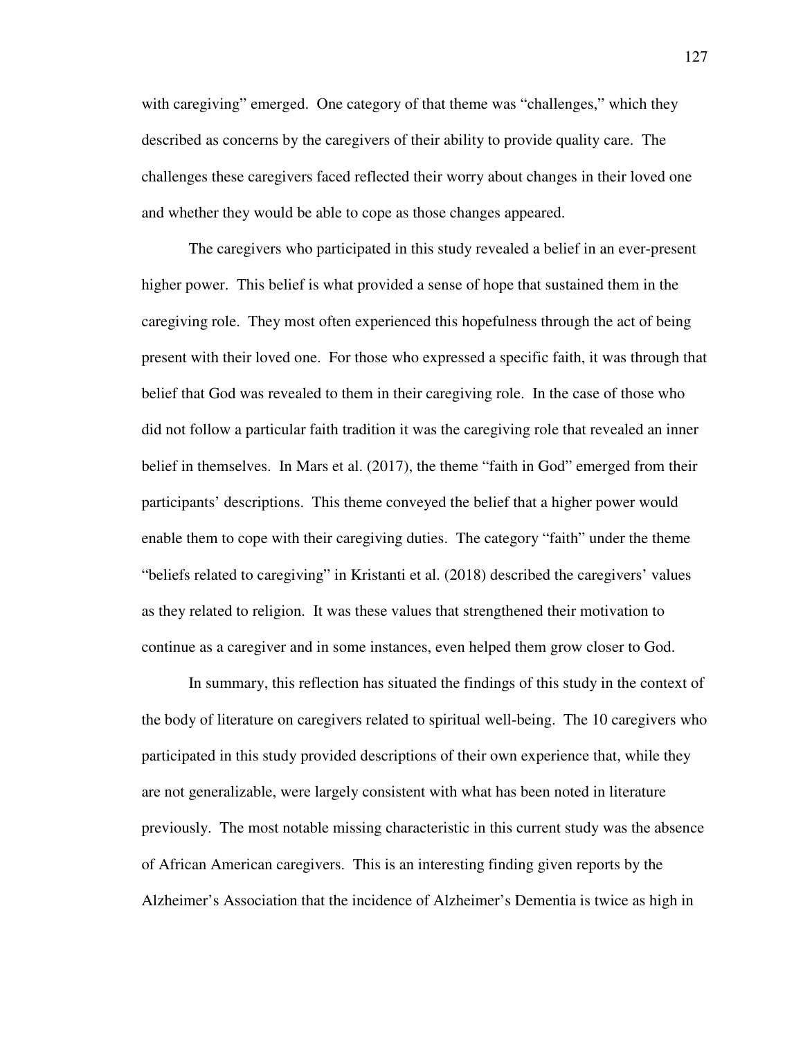with caregiving" emerged. One category of that theme was "challenges," which they described as concerns by the caregivers of their ability to provide quality care. The challenges these caregivers faced reflected their worry about changes in their loved one and whether they would be able to cope as those changes appeared.

The caregivers who participated in this study revealed a belief in an ever-present higher power. This belief is what provided a sense of hope that sustained them in the caregiving role. They most often experienced this hopefulness through the act of being present with their loved one. For those who expressed a specific faith, it was through that belief that God was revealed to them in their caregiving role. In the case of those who did not follow a particular faith tradition it was the caregiving role that revealed an inner belief in themselves. In Mars et al. (2017), the theme "faith in God" emerged from their participants' descriptions. This theme conveyed the belief that a higher power would enable them to cope with their caregiving duties. The category "faith" under the theme "beliefs related to caregiving" in Kristanti et al. (2018) described the caregivers' values as they related to religion. It was these values that strengthened their motivation to continue as a caregiver and in some instances, even helped them grow closer to God.

In summary, this reflection has situated the findings of this study in the context of the body of literature on caregivers related to spiritual well-being. The 10 caregivers who participated in this study provided descriptions of their own experience that, while they are not generalizable, were largely consistent with what has been noted in literature previously. The most notable missing characteristic in this current study was the absence of African American caregivers. This is an interesting finding given reports by the Alzheimer's Association that the incidence of Alzheimer's Dementia is twice as high in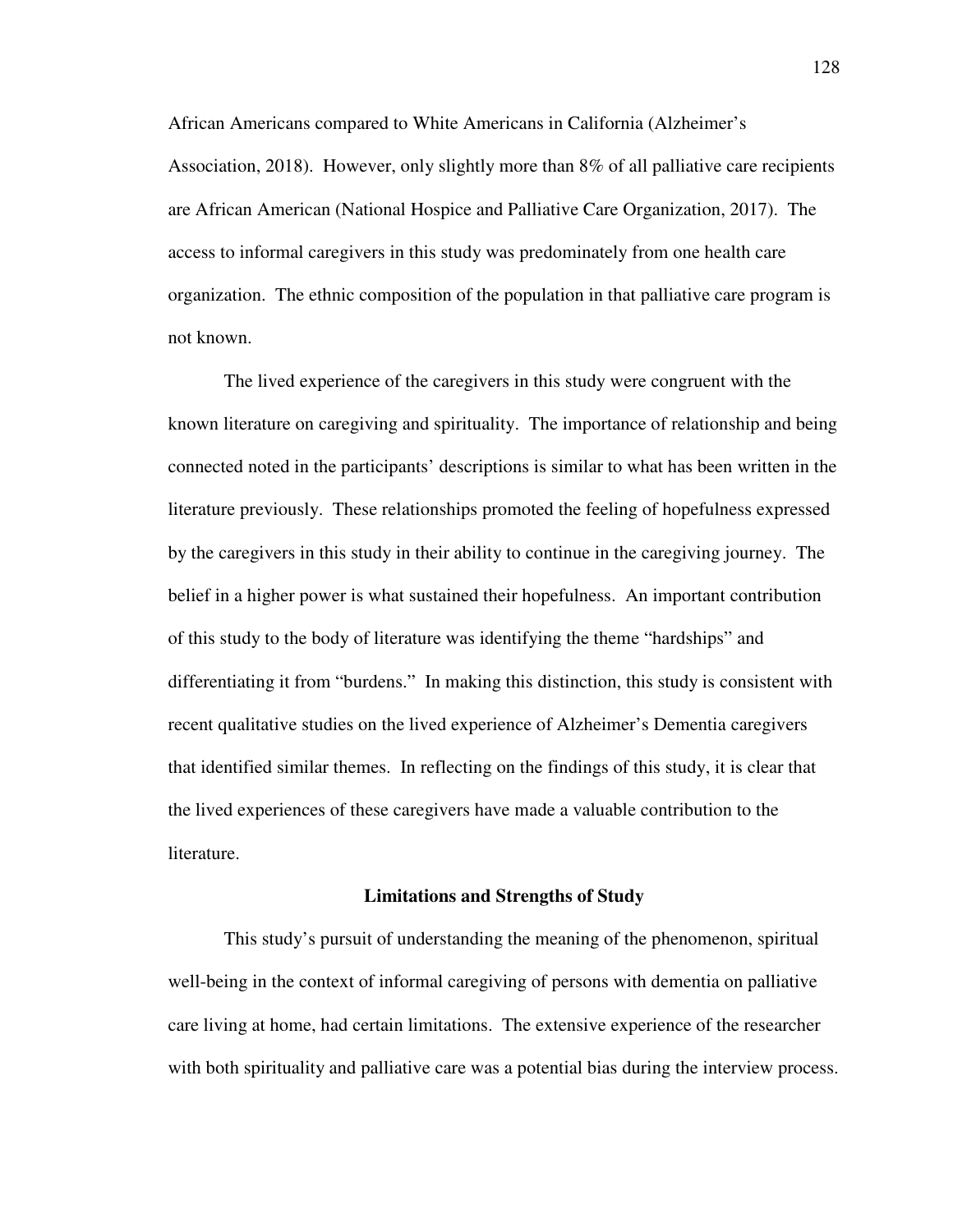African Americans compared to White Americans in California (Alzheimer's Association, 2018). However, only slightly more than 8% of all palliative care recipients are African American (National Hospice and Palliative Care Organization, 2017). The access to informal caregivers in this study was predominately from one health care organization. The ethnic composition of the population in that palliative care program is not known.

The lived experience of the caregivers in this study were congruent with the known literature on caregiving and spirituality. The importance of relationship and being connected noted in the participants' descriptions is similar to what has been written in the literature previously. These relationships promoted the feeling of hopefulness expressed by the caregivers in this study in their ability to continue in the caregiving journey. The belief in a higher power is what sustained their hopefulness. An important contribution of this study to the body of literature was identifying the theme "hardships" and differentiating it from "burdens." In making this distinction, this study is consistent with recent qualitative studies on the lived experience of Alzheimer's Dementia caregivers that identified similar themes. In reflecting on the findings of this study, it is clear that the lived experiences of these caregivers have made a valuable contribution to the literature.

## Limitations and Strengths of Study

This study's pursuit of understanding the meaning of the phenomenon, spiritual well-being in the context of informal caregiving of persons with dementia on palliative care living at home, had certain limitations. The extensive experience of the researcher with both spirituality and palliative care was a potential bias during the interview process.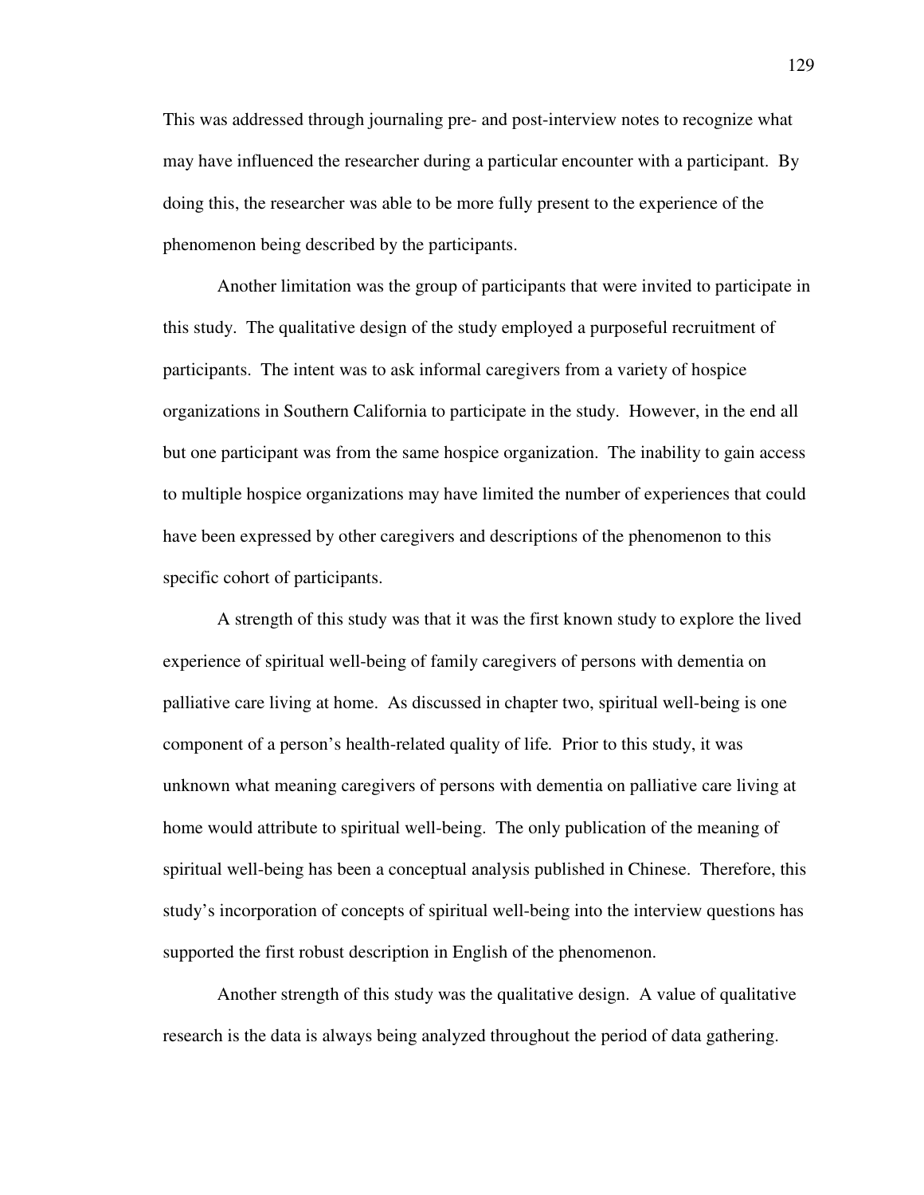This was addressed through journaling pre- and post-interview notes to recognize what may have influenced the researcher during a particular encounter with a participant. By doing this, the researcher was able to be more fully present to the experience of the phenomenon being described by the participants.

Another limitation was the group of participants that were invited to participate in this study. The qualitative design of the study employed a purposeful recruitment of participants. The intent was to ask informal caregivers from a variety of hospice organizations in Southern California to participate in the study. However, in the end all but one participant was from the same hospice organization. The inability to gain access to multiple hospice organizations may have limited the number of experiences that could have been expressed by other caregivers and descriptions of the phenomenon to this specific cohort of participants.

A strength of this study was that it was the first known study to explore the lived experience of spiritual well-being of family caregivers of persons with dementia on palliative care living at home. As discussed in chapter two, spiritual well-being is one component of a person's health-related quality of life. Prior to this study, it was unknown what meaning caregivers of persons with dementia on palliative care living at home would attribute to spiritual well-being. The only publication of the meaning of spiritual well-being has been a conceptual analysis published in Chinese. Therefore, this study's incorporation of concepts of spiritual well-being into the interview questions has supported the first robust description in English of the phenomenon.

Another strength of this study was the qualitative design. A value of qualitative research is the data is always being analyzed throughout the period of data gathering.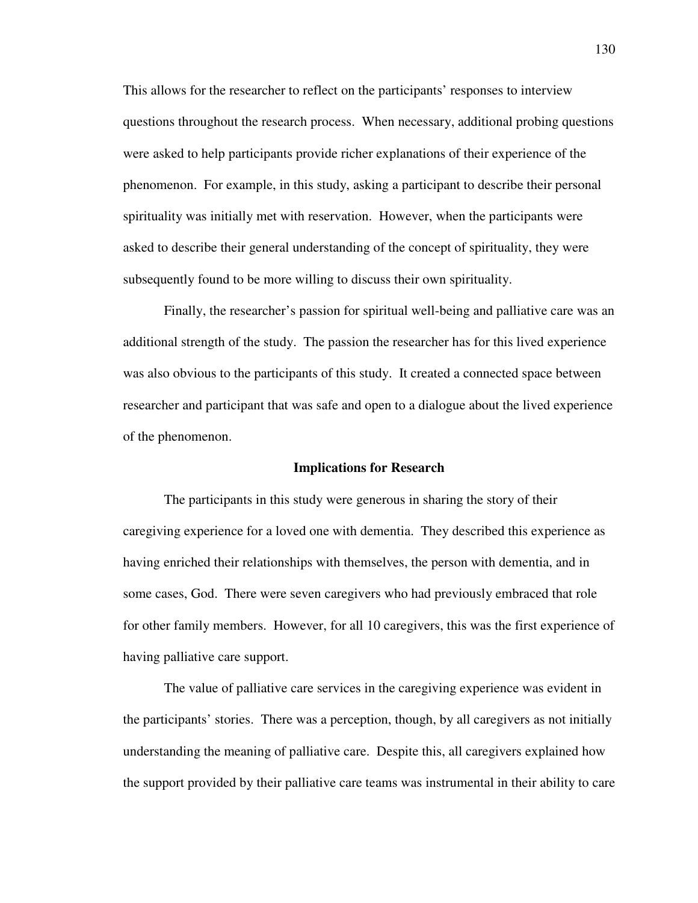This allows for the researcher to reflect on the participants' responses to interview questions throughout the research process. When necessary, additional probing questions were asked to help participants provide richer explanations of their experience of the phenomenon. For example, in this study, asking a participant to describe their personal spirituality was initially met with reservation. However, when the participants were asked to describe their general understanding of the concept of spirituality, they were subsequently found to be more willing to discuss their own spirituality.

Finally, the researcher's passion for spiritual well-being and palliative care was an additional strength of the study. The passion the researcher has for this lived experience was also obvious to the participants of this study. It created a connected space between researcher and participant that was safe and open to a dialogue about the lived experience of the phenomenon.

## Implications for Research

The participants in this study were generous in sharing the story of their caregiving experience for a loved one with dementia. They described this experience as having enriched their relationships with themselves, the person with dementia, and in some cases, God. There were seven caregivers who had previously embraced that role for other family members. However, for all 10 caregivers, this was the first experience of having palliative care support.

The value of palliative care services in the caregiving experience was evident in the participants' stories. There was a perception, though, by all caregivers as not initially understanding the meaning of palliative care. Despite this, all caregivers explained how the support provided by their palliative care teams was instrumental in their ability to care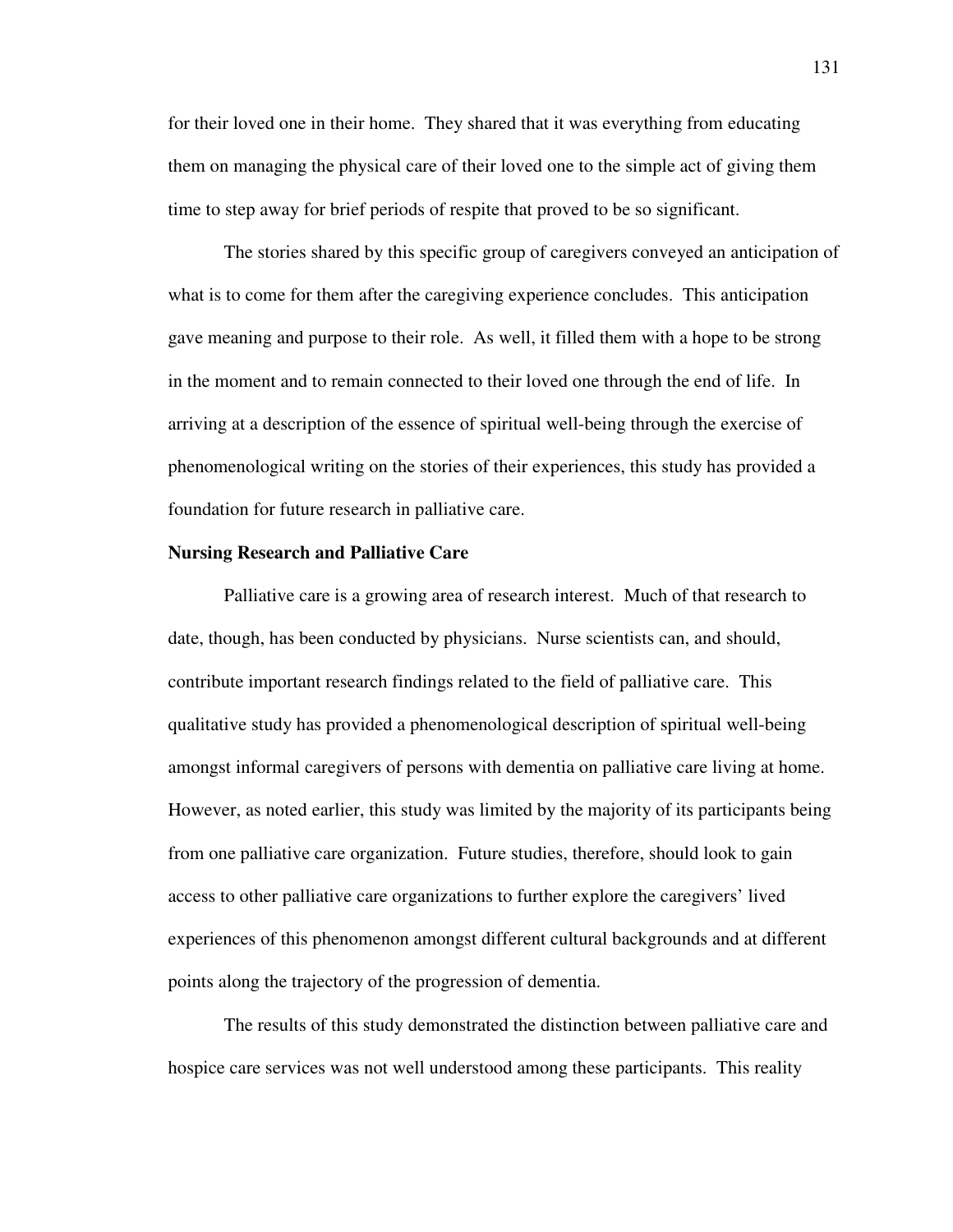for their loved one in their home. They shared that it was everything from educating them on managing the physical care of their loved one to the simple act of giving them time to step away for brief periods of respite that proved to be so significant.

The stories shared by this specific group of caregivers conveyed an anticipation of what is to come for them after the caregiving experience concludes. This anticipation gave meaning and purpose to their role. As well, it filled them with a hope to be strong in the moment and to remain connected to their loved one through the end of life. In arriving at a description of the essence of spiritual well-being through the exercise of phenomenological writing on the stories of their experiences, this study has provided a foundation for future research in palliative care.

**Nursing Research and Palliative Care**

Palliative care is a growing area of research interest. Much of that research to date, though, has been conducted by physicians. Nurse scientists can, and should, contribute important research findings related to the field of palliative care. This qualitative study has provided a phenomenological description of spiritual well-being amongst informal caregivers of persons with dementia on palliative care living at home. However, as noted earlier, this study was limited by the majority of its participants being from one palliative care organization. Future studies, therefore, should look to gain access to other palliative care organizations to further explore the caregivers' lived experiences of this phenomenon amongst different cultural backgrounds and at different points along the trajectory of the progression of dementia.

The results of this study demonstrated the distinction between palliative care and hospice care services was not well understood among these participants. This reality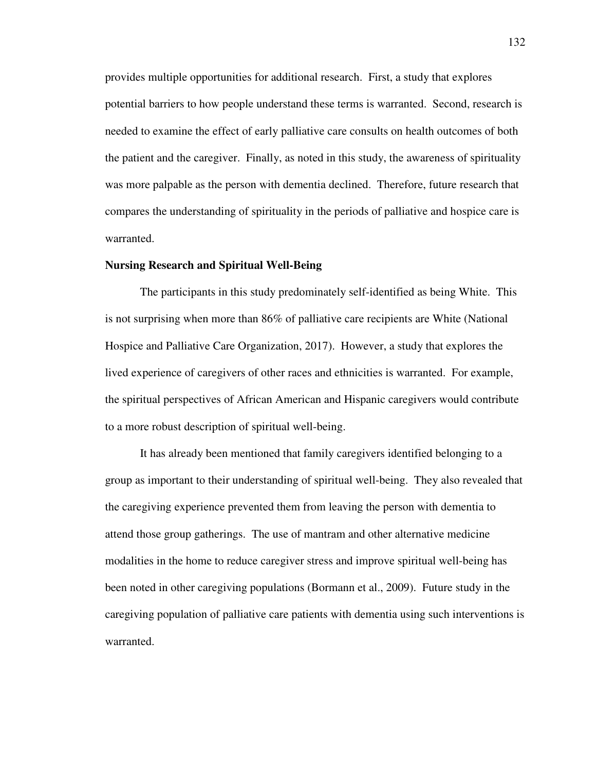provides multiple opportunities for additional research. First, a study that explores potential barriers to how people understand these terms is warranted. Second, research is needed to examine the effect of early palliative care consults on health outcomes of both the patient and the caregiver. Finally, as noted in this study, the awareness of spirituality was more palpable as the person with dementia declined. Therefore, future research that compares the understanding of spirituality in the periods of palliative and hospice care is warranted.

**Nursing Research and Spiritual Well-Being**

The participants in this study predominately self-identified as being White. This is not surprising when more than 86% of palliative care recipients are White (National Hospice and Palliative Care Organization, 2017). However, a study that explores the lived experience of caregivers of other races and ethnicities is warranted. For example, the spiritual perspectives of African American and Hispanic caregivers would contribute to a more robust description of spiritual well-being.

It has already been mentioned that family caregivers identified belonging to a group as important to their understanding of spiritual well-being. They also revealed that the caregiving experience prevented them from leaving the person with dementia to attend those group gatherings. The use of mantram and other alternative medicine modalities in the home to reduce caregiver stress and improve spiritual well-being has been noted in other caregiving populations (Bormann et al., 2009). Future study in the caregiving population of palliative care patients with dementia using such interventions is warranted.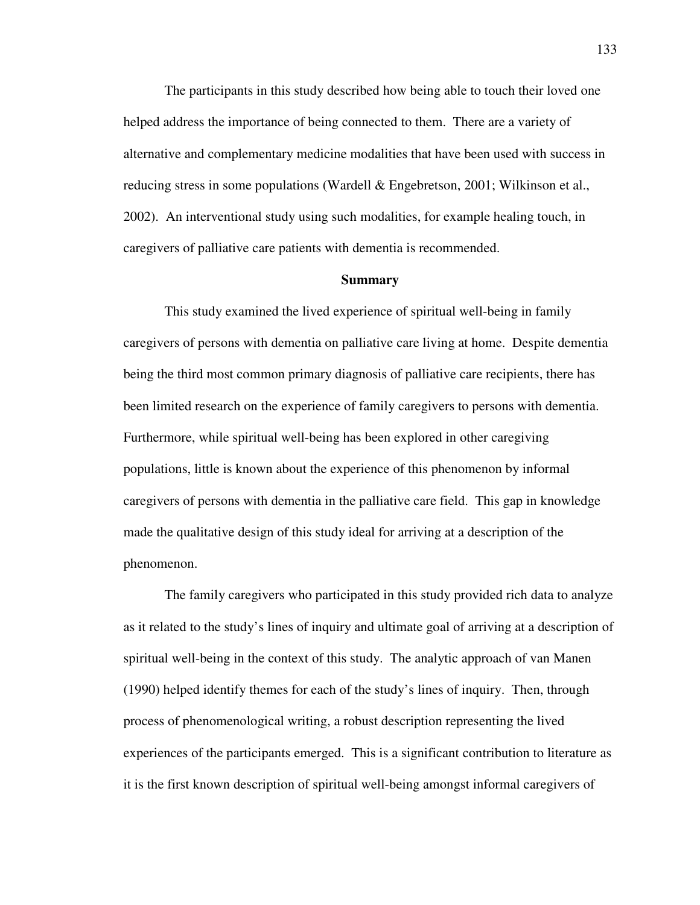The participants in this study described how being able to touch their loved one helped address the importance of being connected to them. There are a variety of alternative and complementary medicine modalities that have been used with success in reducing stress in some populations (Wardell & Engebretson, 2001; Wilkinson et al., 2002). An interventional study using such modalities, for example healing touch, in caregivers of palliative care patients with dementia is recommended.

## Summary

This study examined the lived experience of spiritual well-being in family caregivers of persons with dementia on palliative care living at home. Despite dementia being the third most common primary diagnosis of palliative care recipients, there has been limited research on the experience of family caregivers to persons with dementia. Furthermore, while spiritual well-being has been explored in other caregiving populations, little is known about the experience of this phenomenon by informal caregivers of persons with dementia in the palliative care field. This gap in knowledge made the qualitative design of this study ideal for arriving at a description of the phenomenon.

The family caregivers who participated in this study provided rich data to analyze as it related to the study's lines of inquiry and ultimate goal of arriving at a description of spiritual well-being in the context of this study. The analytic approach of van Manen (1990) helped identify themes for each of the study's lines of inquiry. Then, through process of phenomenological writing, a robust description representing the lived experiences of the participants emerged. This is a significant contribution to literature as it is the first known description of spiritual well-being amongst informal caregivers of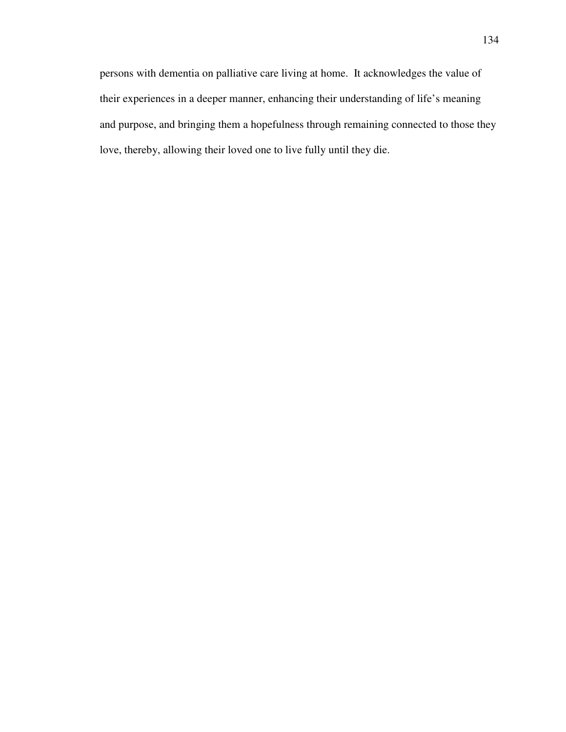persons with dementia on palliative care living at home. It acknowledges the value of their experiences in a deeper manner, enhancing their understanding of life's meaning and purpose, and bringing them a hopefulness through remaining connected to those they love, thereby, allowing their loved one to live fully until they die.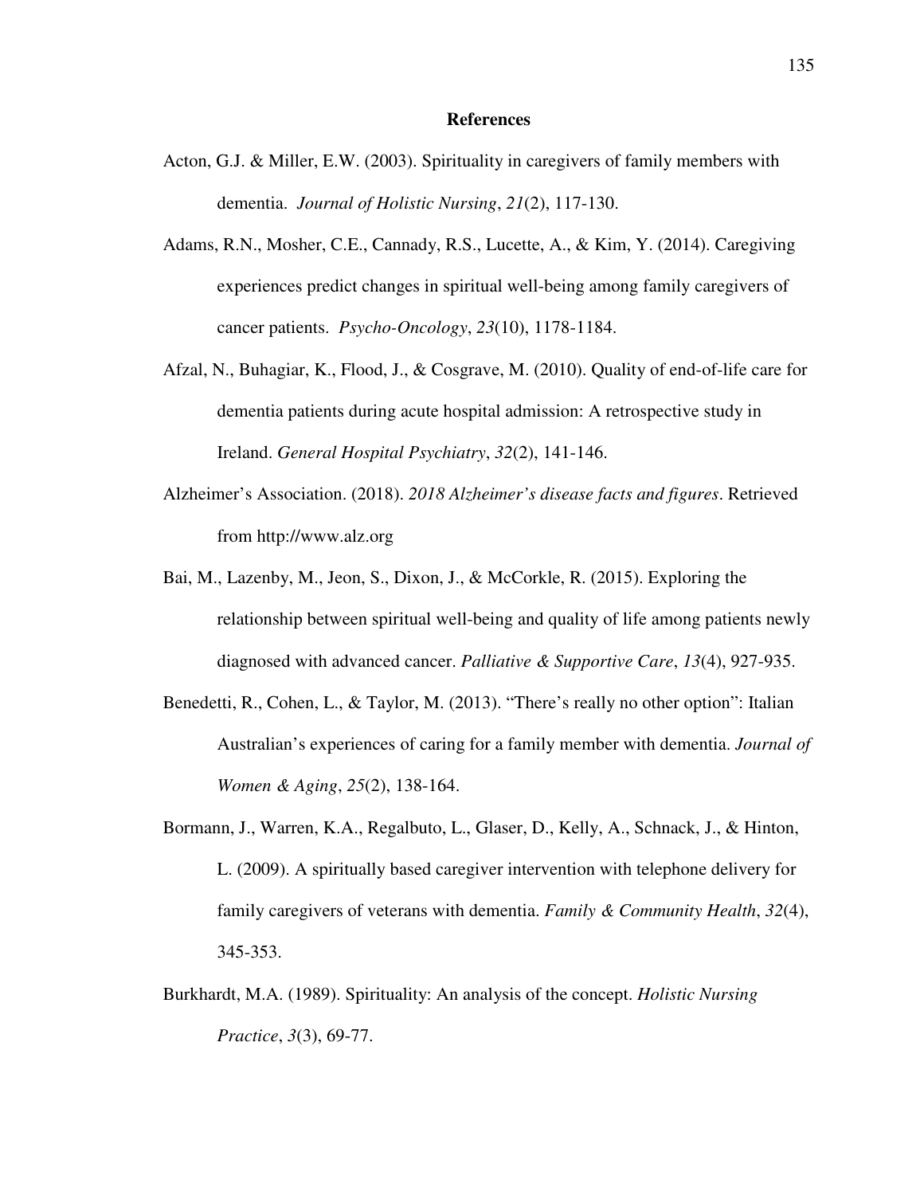# References

Acton, G.J. & Miller, E.W. (2003). Spirituality in caregivers of family members with dementia. *Journal of Holistic Nursing*, *21*(2), 117-130.

Adams, R.N., Mosher, C.E., Cannady, R.S., Lucette, A., & Kim, Y. (2014). Caregiving experiences predict changes in spiritual well-being among family caregivers of cancer patients. *Psycho-Oncology*, *23*(10), 1178-1184.

Afzal, N., Buhagiar, K., Flood, J., & Cosgrave, M. (2010). Quality of end-of-life care for dementia patients during acute hospital admission: A retrospective study in Ireland. *General Hospital Psychiatry*, *32*(2), 141-146.

Alzheimer's Association. (2018). *2018 Alzheimer's disease facts and figures*. Retrieved from http://www.alz.org

Bai, M., Lazenby, M., Jeon, S., Dixon, J., & McCorkle, R. (2015). Exploring the relationship between spiritual well-being and quality of life among patients newly diagnosed with advanced cancer. *Palliative & Supportive Care*, *13*(4), 927-935.

Benedetti, R., Cohen, L., & Taylor, M. (2013). "There's really no other option": Italian Australian's experiences of caring for a family member with dementia. *Journal of Women & Aging*, *25*(2), 138-164.

Bormann, J., Warren, K.A., Regalbuto, L., Glaser, D., Kelly, A., Schnack, J., & Hinton, L. (2009). A spiritually based caregiver intervention with telephone delivery for family caregivers of veterans with dementia. *Family & Community Health*, *32*(4), 345-353.

Burkhardt, M.A. (1989). Spirituality: An analysis of the concept. *Holistic Nursing Practice*, *3*(3), 69-77.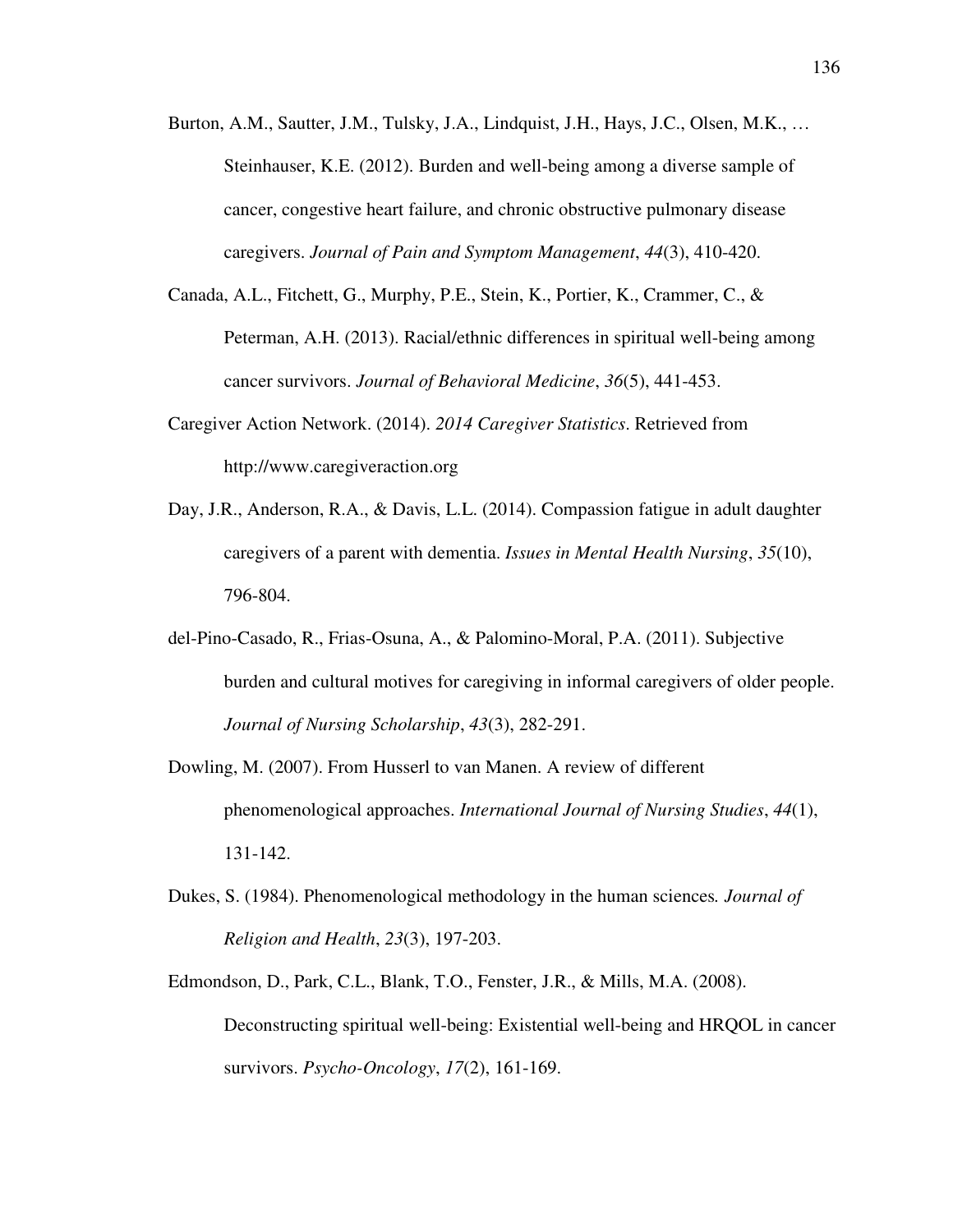Burton, A.M., Sautter, J.M., Tulsky, J.A., Lindquist, J.H., Hays, J.C., Olsen, M.K., … Steinhauser, K.E. (2012). Burden and well-being among a diverse sample of cancer, congestive heart failure, and chronic obstructive pulmonary disease caregivers. *Journal of Pain and Symptom Management*, *44*(3), 410-420.

Canada, A.L., Fitchett, G., Murphy, P.E., Stein, K., Portier, K., Crammer, C., & Peterman, A.H. (2013). Racial/ethnic differences in spiritual well-being among cancer survivors. *Journal of Behavioral Medicine*, *36*(5), 441-453.

Caregiver Action Network. (2014). *2014 Caregiver Statistics*. Retrieved from http://www.caregiveraction.org

Day, J.R., Anderson, R.A., & Davis, L.L. (2014). Compassion fatigue in adult daughter caregivers of a parent with dementia. *Issues in Mental Health Nursing*, *35*(10), 796-804.

del-Pino-Casado, R., Frias-Osuna, A., & Palomino-Moral, P.A. (2011). Subjective burden and cultural motives for caregiving in informal caregivers of older people. *Journal of Nursing Scholarship*, *43*(3), 282-291.

Dowling, M. (2007). From Husserl to van Manen. A review of different phenomenological approaches. *International Journal of Nursing Studies*, *44*(1), 131-142.

Dukes, S. (1984). Phenomenological methodology in the human sciences*. Journal of Religion and Health*, *23*(3), 197-203.

Edmondson, D., Park, C.L., Blank, T.O., Fenster, J.R., & Mills, M.A. (2008). Deconstructing spiritual well-being: Existential well-being and HRQOL in cancer survivors. *Psycho-Oncology*, *17*(2), 161-169.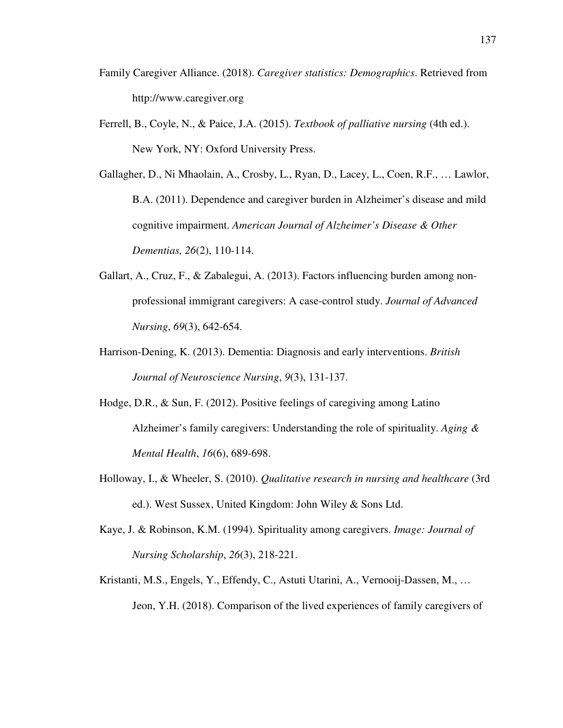Family Caregiver Alliance. (2018). *Caregiver statistics: Demographics*. Retrieved from http://www.caregiver.org

Ferrell, B., Coyle, N., & Paice, J.A. (2015). *Textbook of palliative nursing* (4th ed.). New York, NY: Oxford University Press.

Gallagher, D., Ni Mhaolain, A., Crosby, L., Ryan, D., Lacey, L., Coen, R.F., … Lawlor, B.A. (2011). Dependence and caregiver burden in Alzheimer's disease and mild cognitive impairment. *American Journal of Alzheimer's Disease & Other Dementias, 26*(2), 110-114.

Gallart, A., Cruz, F., & Zabalegui, A. (2013). Factors influencing burden among non-professional immigrant caregivers: A case-control study. *Journal of Advanced Nursing*, *69*(3), 642-654.

Harrison-Dening, K. (2013). Dementia: Diagnosis and early interventions. *British Journal of Neuroscience Nursing*, *9*(3), 131-137.

Hodge, D.R., & Sun, F. (2012). Positive feelings of caregiving among Latino Alzheimer's family caregivers: Understanding the role of spirituality. *Aging & Mental Health*, *16*(6), 689-698.

Holloway, I., & Wheeler, S. (2010). *Qualitative research in nursing and healthcare* (3rd ed.). West Sussex, United Kingdom: John Wiley & Sons Ltd.

Kaye, J. & Robinson, K.M. (1994). Spirituality among caregivers. *Image: Journal of Nursing Scholarship*, *26*(3), 218-221.

Kristanti, M.S., Engels, Y., Effendy, C., Astuti Utarini, A., Vernooij-Dassen, M., … Jeon, Y.H. (2018). Comparison of the lived experiences of family caregivers of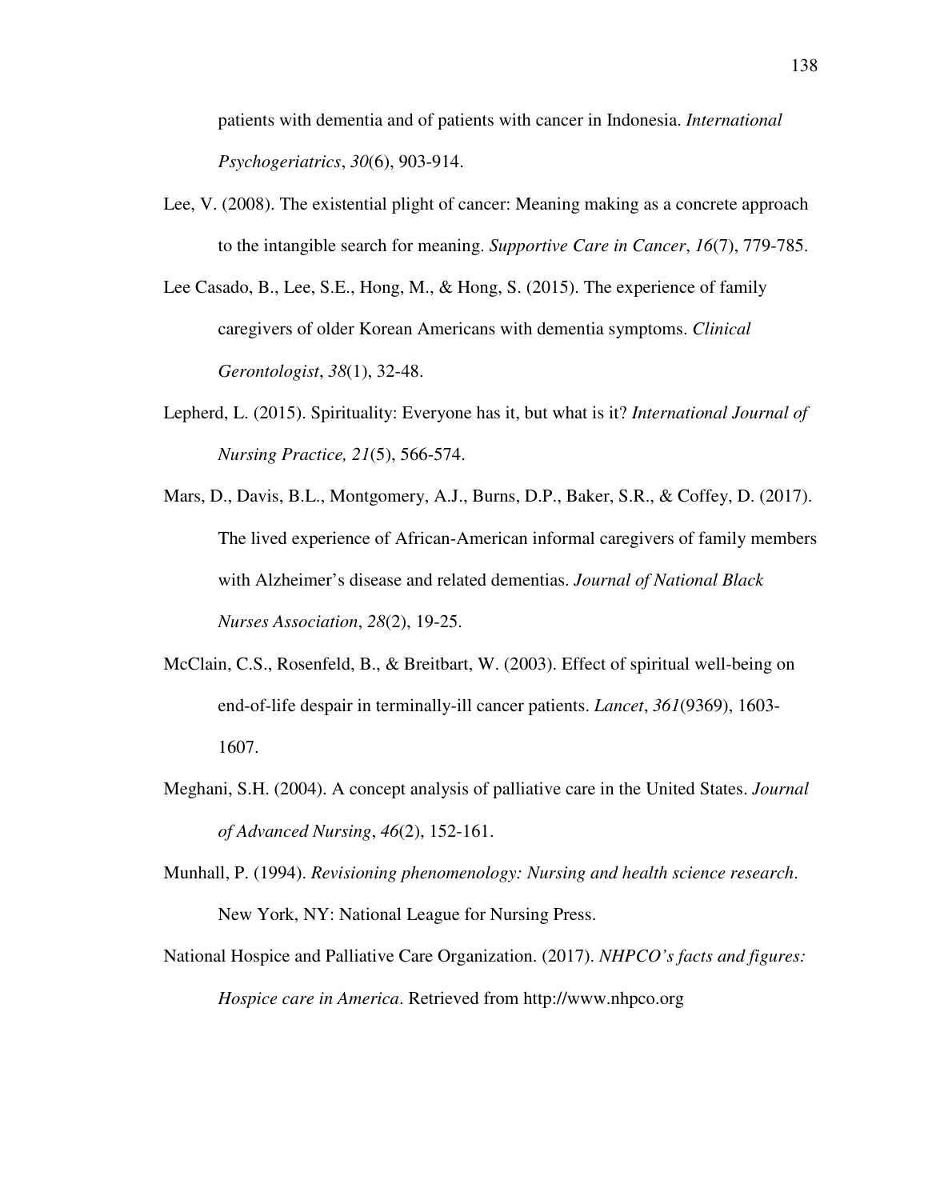patients with dementia and of patients with cancer in Indonesia. *International Psychogeriatrics*, *30*(6), 903-914.

Lee, V. (2008). The existential plight of cancer: Meaning making as a concrete approach to the intangible search for meaning. *Supportive Care in Cancer*, *16*(7), 779-785.

Lee Casado, B., Lee, S.E., Hong, M., & Hong, S. (2015). The experience of family caregivers of older Korean Americans with dementia symptoms. *Clinical Gerontologist*, *38*(1), 32-48.

Lepherd, L. (2015). Spirituality: Everyone has it, but what is it? *International Journal of Nursing Practice, 21*(5), 566-574.

Mars, D., Davis, B.L., Montgomery, A.J., Burns, D.P., Baker, S.R., & Coffey, D. (2017). The lived experience of African-American informal caregivers of family members with Alzheimer's disease and related dementias. *Journal of National Black Nurses Association*, *28*(2), 19-25.

McClain, C.S., Rosenfeld, B., & Breitbart, W. (2003). Effect of spiritual well-being on end-of-life despair in terminally-ill cancer patients. *Lancet*, *361*(9369), 1603-1607.

Meghani, S.H. (2004). A concept analysis of palliative care in the United States. *Journal of Advanced Nursing*, *46*(2), 152-161.

Munhall, P. (1994). *Revisioning phenomenology: Nursing and health science research*. New York, NY: National League for Nursing Press.

National Hospice and Palliative Care Organization. (2017). *NHPCO's facts and figures: Hospice care in America*. Retrieved from http://www.nhpco.org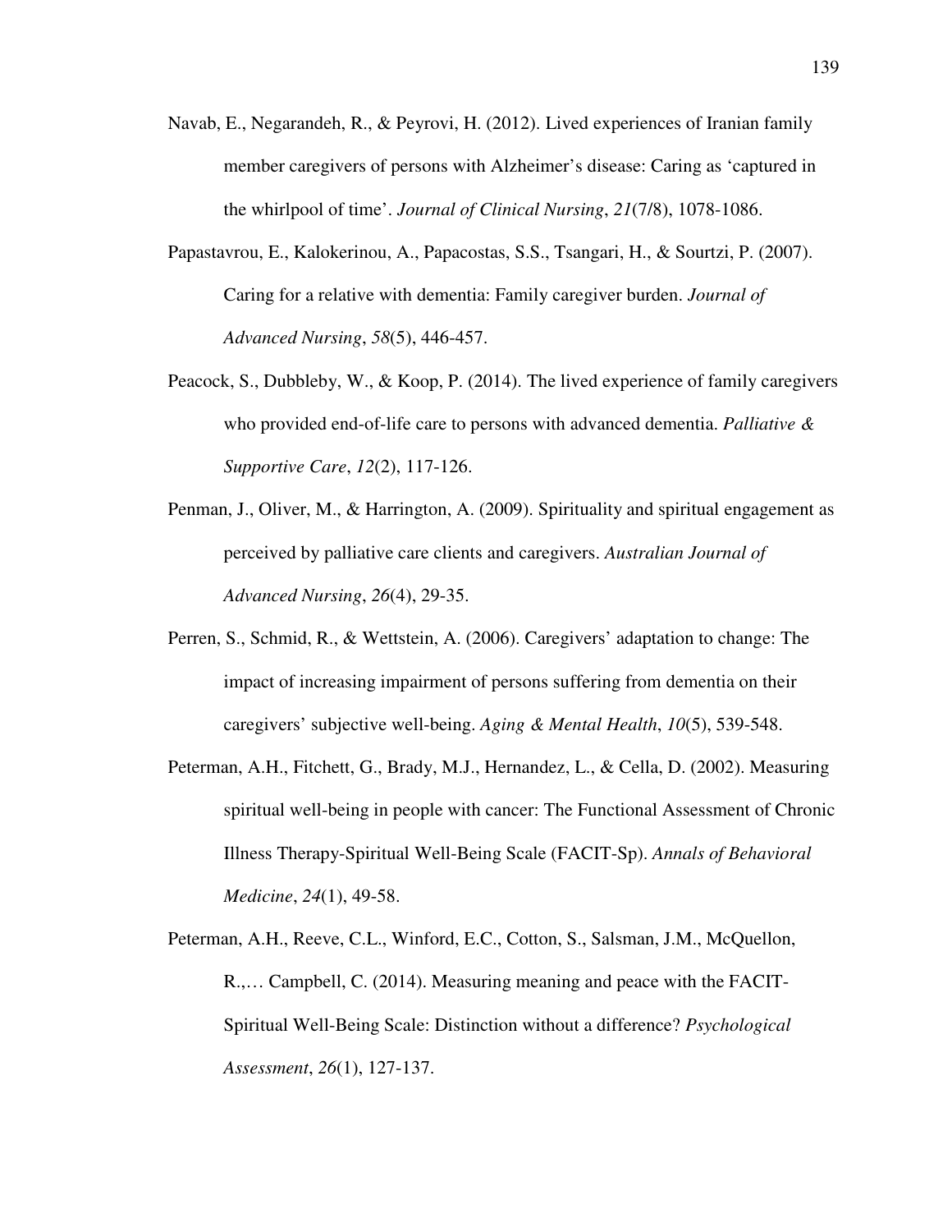Navab, E., Negarandeh, R., & Peyrovi, H. (2012). Lived experiences of Iranian family member caregivers of persons with Alzheimer's disease: Caring as 'captured in the whirlpool of time'. *Journal of Clinical Nursing*, *21*(7/8), 1078-1086.

Papastavrou, E., Kalokerinou, A., Papacostas, S.S., Tsangari, H., & Sourtzi, P. (2007). Caring for a relative with dementia: Family caregiver burden. *Journal of Advanced Nursing*, *58*(5), 446-457.

Peacock, S., Dubbleby, W., & Koop, P. (2014). The lived experience of family caregivers who provided end-of-life care to persons with advanced dementia. *Palliative & Supportive Care*, *12*(2), 117-126.

Penman, J., Oliver, M., & Harrington, A. (2009). Spirituality and spiritual engagement as perceived by palliative care clients and caregivers. *Australian Journal of Advanced Nursing*, *26*(4), 29-35.

Perren, S., Schmid, R., & Wettstein, A. (2006). Caregivers' adaptation to change: The impact of increasing impairment of persons suffering from dementia on their caregivers' subjective well-being. *Aging & Mental Health*, *10*(5), 539-548.

Peterman, A.H., Fitchett, G., Brady, M.J., Hernandez, L., & Cella, D. (2002). Measuring spiritual well-being in people with cancer: The Functional Assessment of Chronic Illness Therapy-Spiritual Well-Being Scale (FACIT-Sp). *Annals of Behavioral Medicine*, *24*(1), 49-58.

Peterman, A.H., Reeve, C.L., Winford, E.C., Cotton, S., Salsman, J.M., McQuellon, R.,… Campbell, C. (2014). Measuring meaning and peace with the FACIT-Spiritual Well-Being Scale: Distinction without a difference? *Psychological Assessment*, *26*(1), 127-137.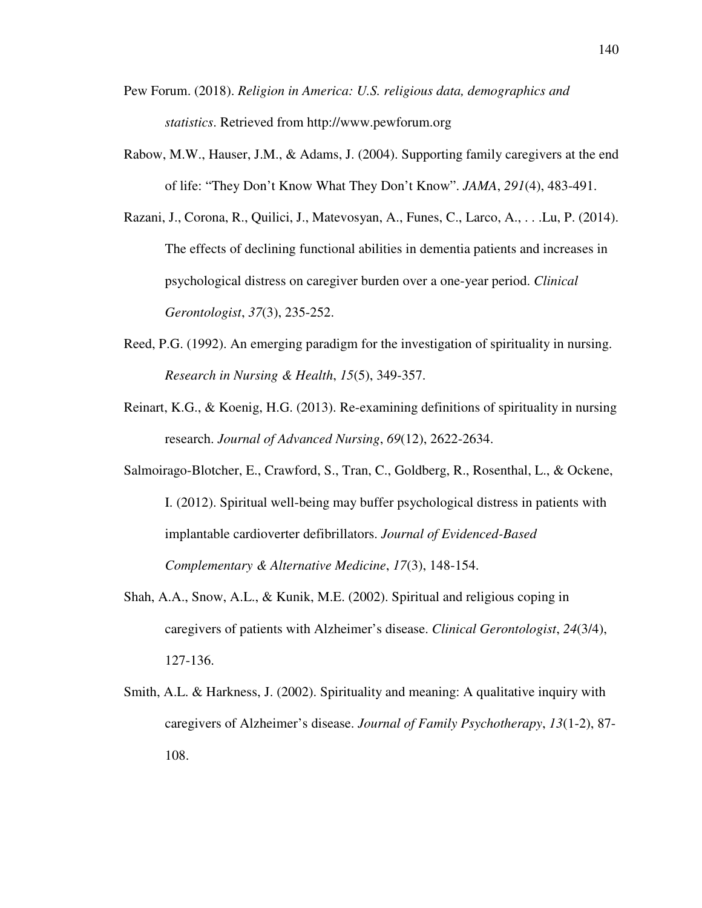Pew Forum. (2018). *Religion in America: U.S. religious data, demographics and statistics*. Retrieved from http://www.pewforum.org

Rabow, M.W., Hauser, J.M., & Adams, J. (2004). Supporting family caregivers at the end of life: "They Don't Know What They Don't Know". *JAMA*, *291*(4), 483-491.

Razani, J., Corona, R., Quilici, J., Matevosyan, A., Funes, C., Larco, A., . . .Lu, P. (2014). The effects of declining functional abilities in dementia patients and increases in psychological distress on caregiver burden over a one-year period. *Clinical Gerontologist*, *37*(3), 235-252.

Reed, P.G. (1992). An emerging paradigm for the investigation of spirituality in nursing. *Research in Nursing & Health*, *15*(5), 349-357.

Reinart, K.G., & Koenig, H.G. (2013). Re-examining definitions of spirituality in nursing research. *Journal of Advanced Nursing*, *69*(12), 2622-2634.

Salmoirago-Blotcher, E., Crawford, S., Tran, C., Goldberg, R., Rosenthal, L., & Ockene, I. (2012). Spiritual well-being may buffer psychological distress in patients with implantable cardioverter defibrillators. *Journal of Evidenced-Based Complementary & Alternative Medicine*, *17*(3), 148-154.

Shah, A.A., Snow, A.L., & Kunik, M.E. (2002). Spiritual and religious coping in caregivers of patients with Alzheimer's disease. *Clinical Gerontologist*, *24*(3/4), 127-136.

Smith, A.L. & Harkness, J. (2002). Spirituality and meaning: A qualitative inquiry with caregivers of Alzheimer's disease. *Journal of Family Psychotherapy*, *13*(1-2), 87-108.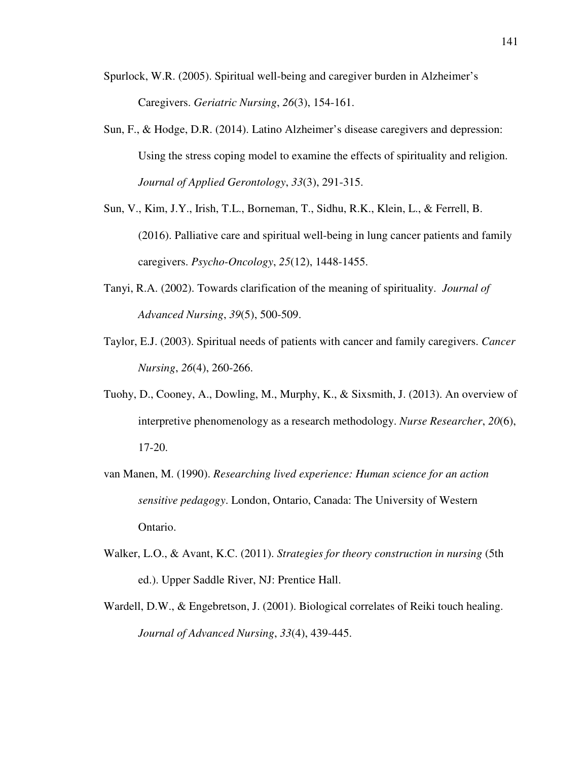Spurlock, W.R. (2005). Spiritual well-being and caregiver burden in Alzheimer's Caregivers. *Geriatric Nursing*, *26*(3), 154-161.

Sun, F., & Hodge, D.R. (2014). Latino Alzheimer's disease caregivers and depression: Using the stress coping model to examine the effects of spirituality and religion. *Journal of Applied Gerontology*, *33*(3), 291-315.

Sun, V., Kim, J.Y., Irish, T.L., Borneman, T., Sidhu, R.K., Klein, L., & Ferrell, B. (2016). Palliative care and spiritual well-being in lung cancer patients and family caregivers. *Psycho-Oncology*, *25*(12), 1448-1455.

Tanyi, R.A. (2002). Towards clarification of the meaning of spirituality. *Journal of Advanced Nursing*, *39*(5), 500-509.

Taylor, E.J. (2003). Spiritual needs of patients with cancer and family caregivers. *Cancer Nursing*, *26*(4), 260-266.

Tuohy, D., Cooney, A., Dowling, M., Murphy, K., & Sixsmith, J. (2013). An overview of interpretive phenomenology as a research methodology. *Nurse Researcher*, *20*(6), 17-20.

van Manen, M. (1990). *Researching lived experience: Human science for an action sensitive pedagogy*. London, Ontario, Canada: The University of Western Ontario.

Walker, L.O., & Avant, K.C. (2011). *Strategies for theory construction in nursing* (5th ed.). Upper Saddle River, NJ: Prentice Hall.

Wardell, D.W., & Engebretson, J. (2001). Biological correlates of Reiki touch healing. *Journal of Advanced Nursing*, *33*(4), 439-445.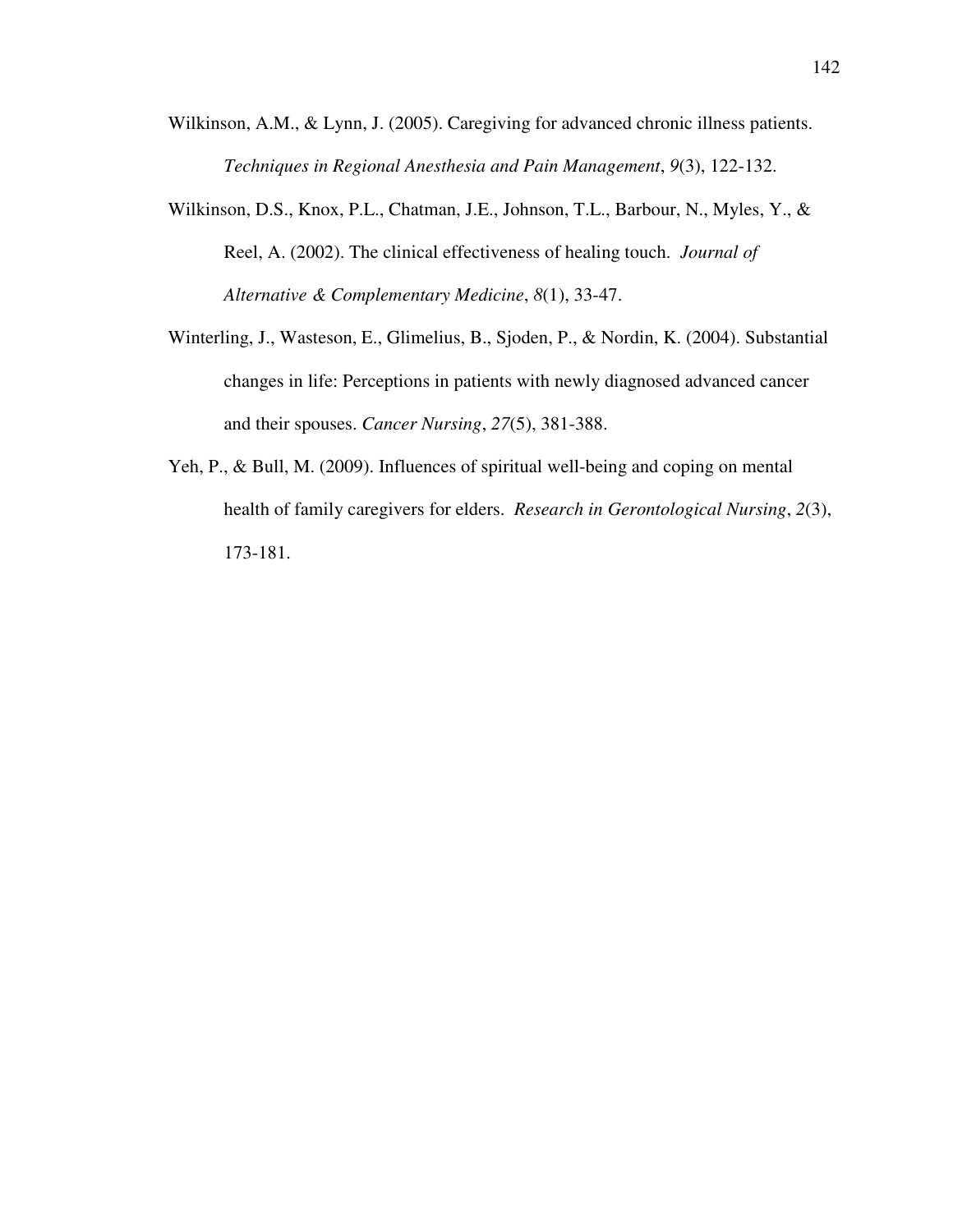Wilkinson, A.M., & Lynn, J. (2005). Caregiving for advanced chronic illness patients. *Techniques in Regional Anesthesia and Pain Management*, *9*(3), 122-132.

Wilkinson, D.S., Knox, P.L., Chatman, J.E., Johnson, T.L., Barbour, N., Myles, Y., & Reel, A. (2002). The clinical effectiveness of healing touch. *Journal of Alternative & Complementary Medicine*, *8*(1), 33-47.

Winterling, J., Wasteson, E., Glimelius, B., Sjoden, P., & Nordin, K. (2004). Substantial changes in life: Perceptions in patients with newly diagnosed advanced cancer and their spouses. *Cancer Nursing*, *27*(5), 381-388.

Yeh, P., & Bull, M. (2009). Influences of spiritual well-being and coping on mental health of family caregivers for elders. *Research in Gerontological Nursing*, *2*(3), 173-181.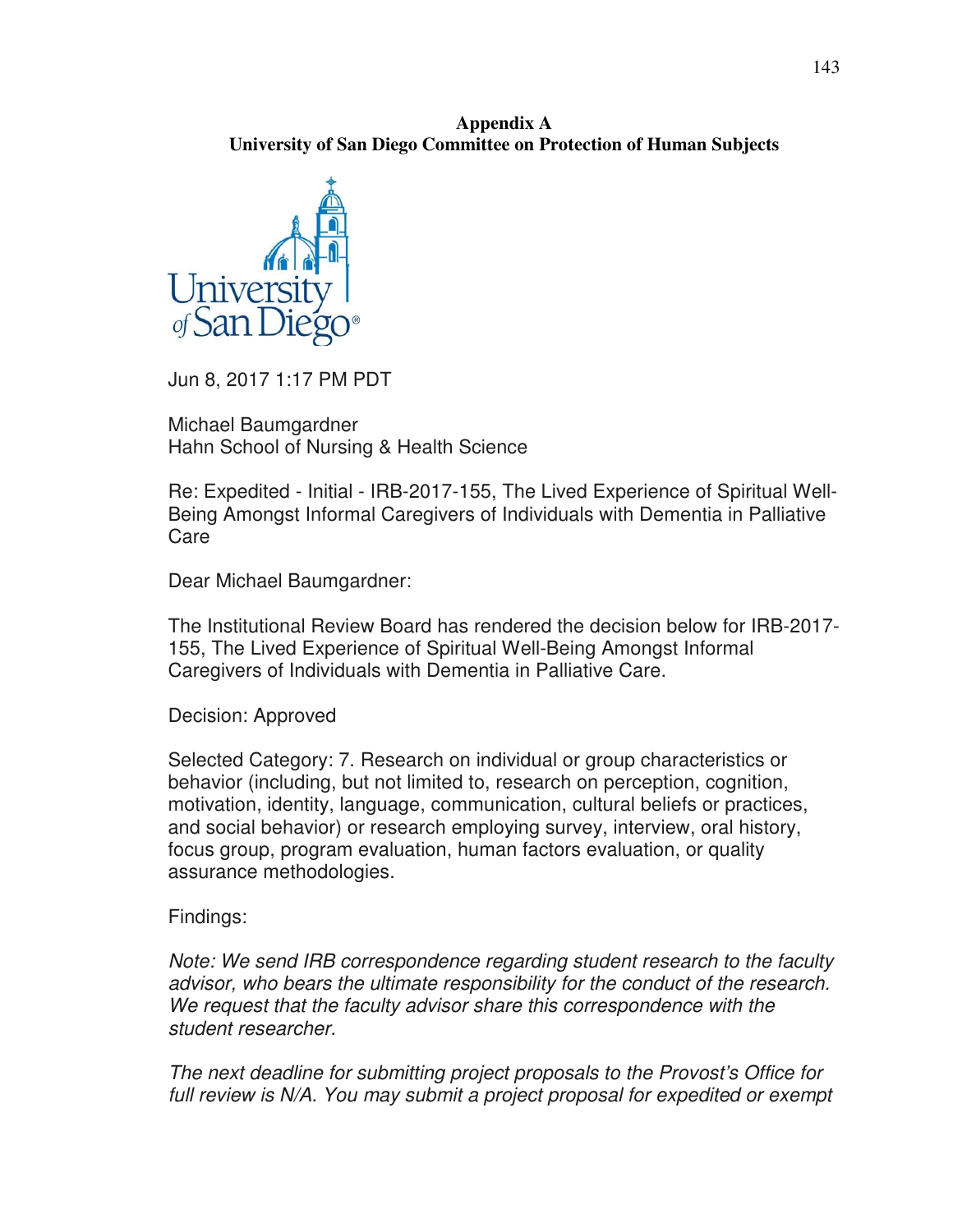**Appendix A**
**University of San Diego Committee on Protection of Human Subjects**

Jun 8, 2017 1:17 PM PDT

Michael Baumgardner
Hahn School of Nursing & Health Science

Re: Expedited - Initial - IRB-2017-155, The Lived Experience of Spiritual Well-Being Amongst Informal Caregivers of Individuals with Dementia in Palliative Care

Dear Michael Baumgardner:

The Institutional Review Board has rendered the decision below for IRB-2017-155, The Lived Experience of Spiritual Well-Being Amongst Informal Caregivers of Individuals with Dementia in Palliative Care.

Decision: Approved

Selected Category: 7. Research on individual or group characteristics or behavior (including, but not limited to, research on perception, cognition, motivation, identity, language, communication, cultural beliefs or practices, and social behavior) or research employing survey, interview, oral history, focus group, program evaluation, human factors evaluation, or quality assurance methodologies.

Findings:

*Note: We send IRB correspondence regarding student research to the faculty advisor, who bears the ultimate responsibility for the conduct of the research. We request that the faculty advisor share this correspondence with the student researcher.*

*The next deadline for submitting project proposals to the Provost's Office for full review is N/A. You may submit a project proposal for expedited or exempt*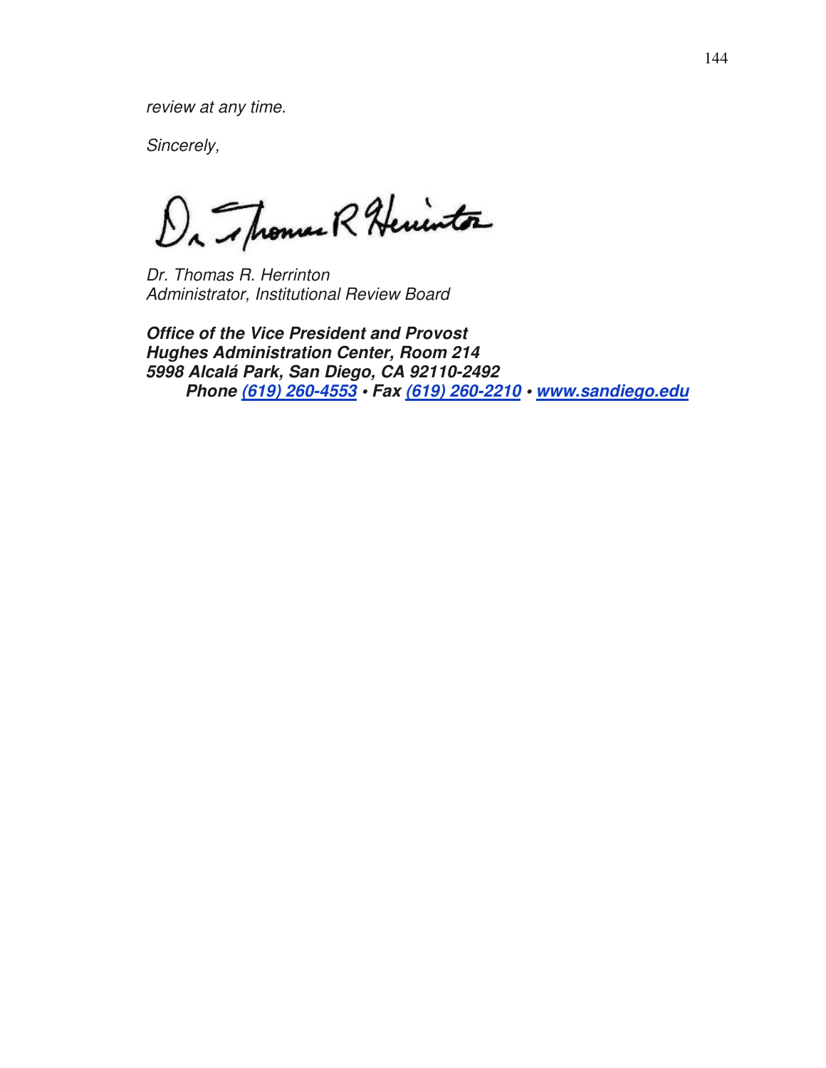*review at any time.*

*Sincerely,*

*Dr. Thomas R. Herrinton*
*Administrator, Institutional Review Board*

***Office of the Vice President and Provost***
***Hughes Administration Center, Room 214***
***5998 Alcalá Park, San Diego, CA 92110-2492***
***Phone (619) 260-4553 • Fax (619) 260-2210 • www.sandiego.edu***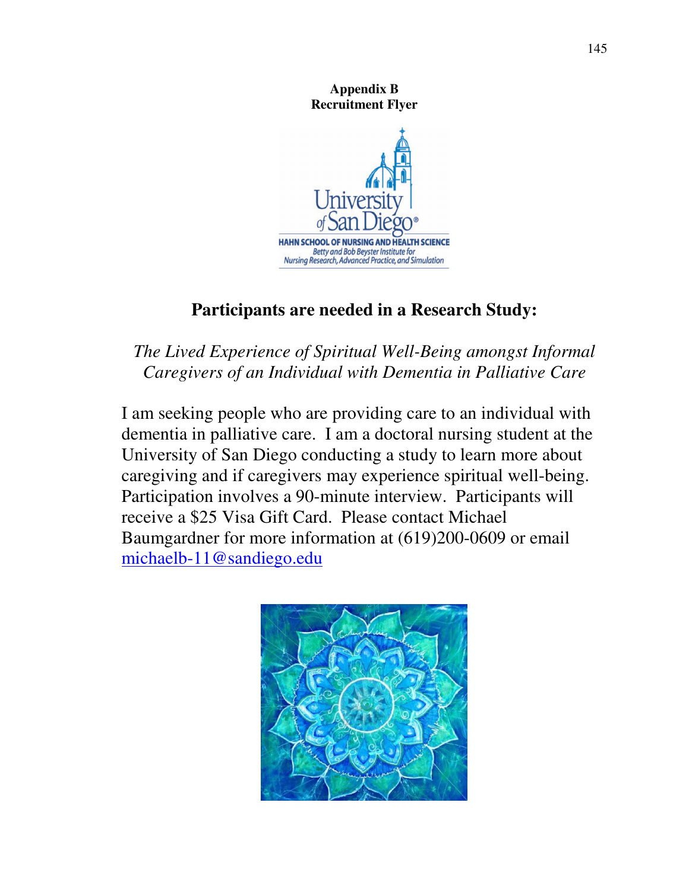**Appendix B**
**Recruitment Flyer**

## Participants are needed in a Research Study:

*The Lived Experience of Spiritual Well-Being amongst Informal Caregivers of an Individual with Dementia in Palliative Care*

I am seeking people who are providing care to an individual with dementia in palliative care. I am a doctoral nursing student at the University of San Diego conducting a study to learn more about caregiving and if caregivers may experience spiritual well-being. Participation involves a 90-minute interview. Participants will receive a $25 Visa Gift Card. Please contact Michael Baumgardner for more information at (619)200-0609 or email michaelb-11@sandiego.edu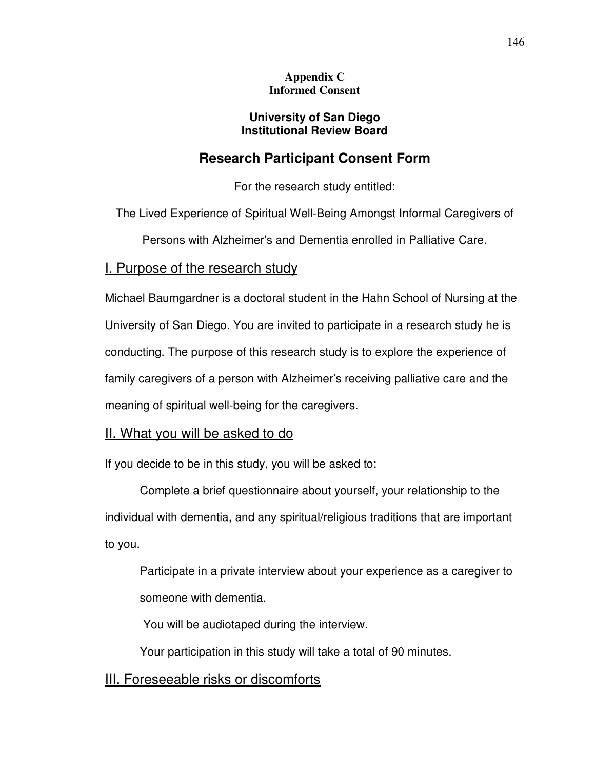**Appendix C**
**Informed Consent**

**University of San Diego**
**Institutional Review Board**

## Research Participant Consent Form

For the research study entitled:

The Lived Experience of Spiritual Well-Being Amongst Informal Caregivers of Persons with Alzheimer's and Dementia enrolled in Palliative Care.

### I. Purpose of the research study

Michael Baumgardner is a doctoral student in the Hahn School of Nursing at the University of San Diego. You are invited to participate in a research study he is conducting. The purpose of this research study is to explore the experience of family caregivers of a person with Alzheimer's receiving palliative care and the meaning of spiritual well-being for the caregivers.

### II. What you will be asked to do

If you decide to be in this study, you will be asked to:

Complete a brief questionnaire about yourself, your relationship to the individual with dementia, and any spiritual/religious traditions that are important to you.

Participate in a private interview about your experience as a caregiver to someone with dementia.

You will be audiotaped during the interview.

Your participation in this study will take a total of 90 minutes.

### III. Foreseeable risks or discomforts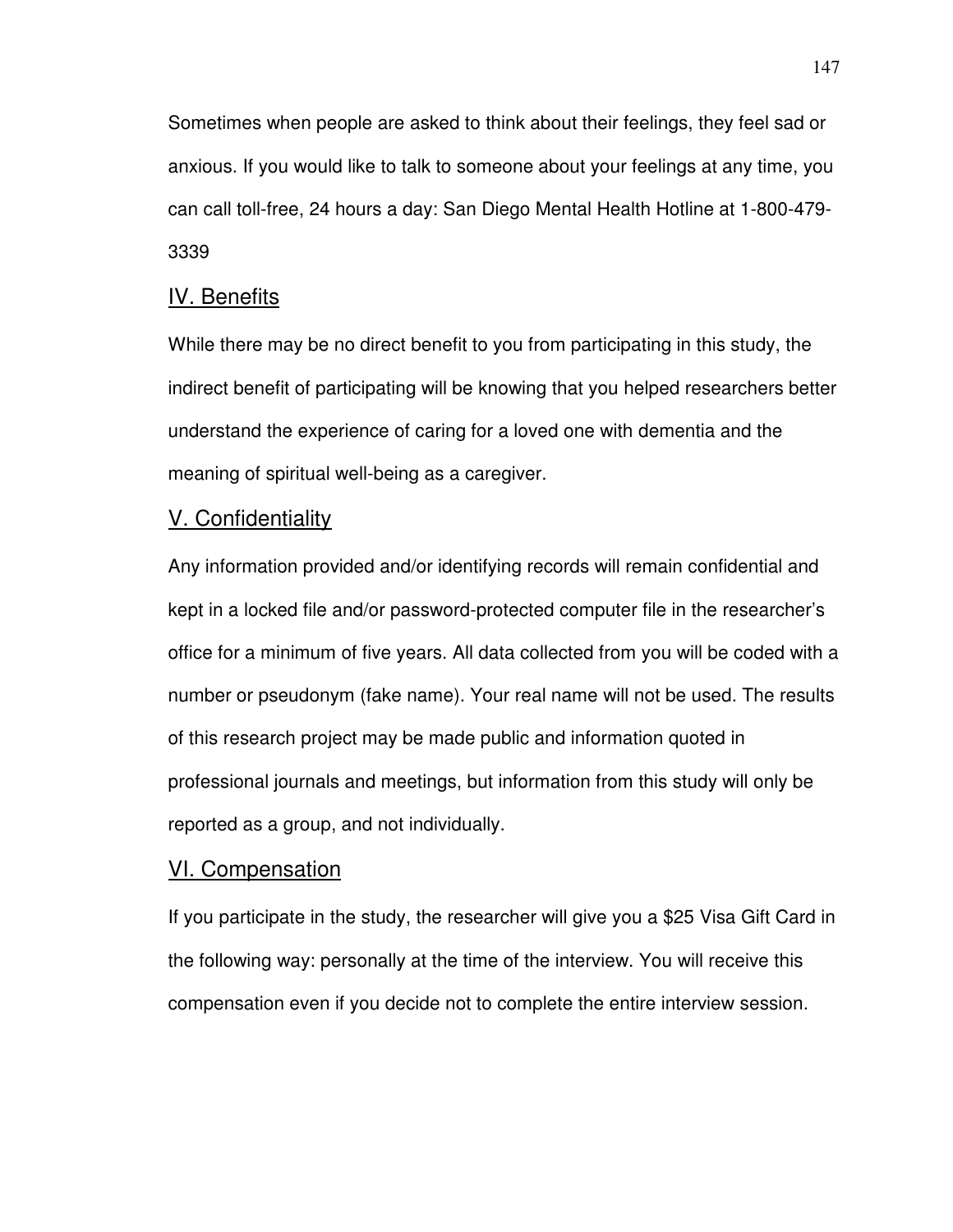Sometimes when people are asked to think about their feelings, they feel sad or anxious. If you would like to talk to someone about your feelings at any time, you can call toll-free, 24 hours a day: San Diego Mental Health Hotline at 1-800-479-3339

## IV. Benefits

While there may be no direct benefit to you from participating in this study, the indirect benefit of participating will be knowing that you helped researchers better understand the experience of caring for a loved one with dementia and the meaning of spiritual well-being as a caregiver.

## V. Confidentiality

Any information provided and/or identifying records will remain confidential and kept in a locked file and/or password-protected computer file in the researcher's office for a minimum of five years. All data collected from you will be coded with a number or pseudonym (fake name). Your real name will not be used. The results of this research project may be made public and information quoted in professional journals and meetings, but information from this study will only be reported as a group, and not individually.

## VI. Compensation

If you participate in the study, the researcher will give you a $25 Visa Gift Card in the following way: personally at the time of the interview. You will receive this compensation even if you decide not to complete the entire interview session.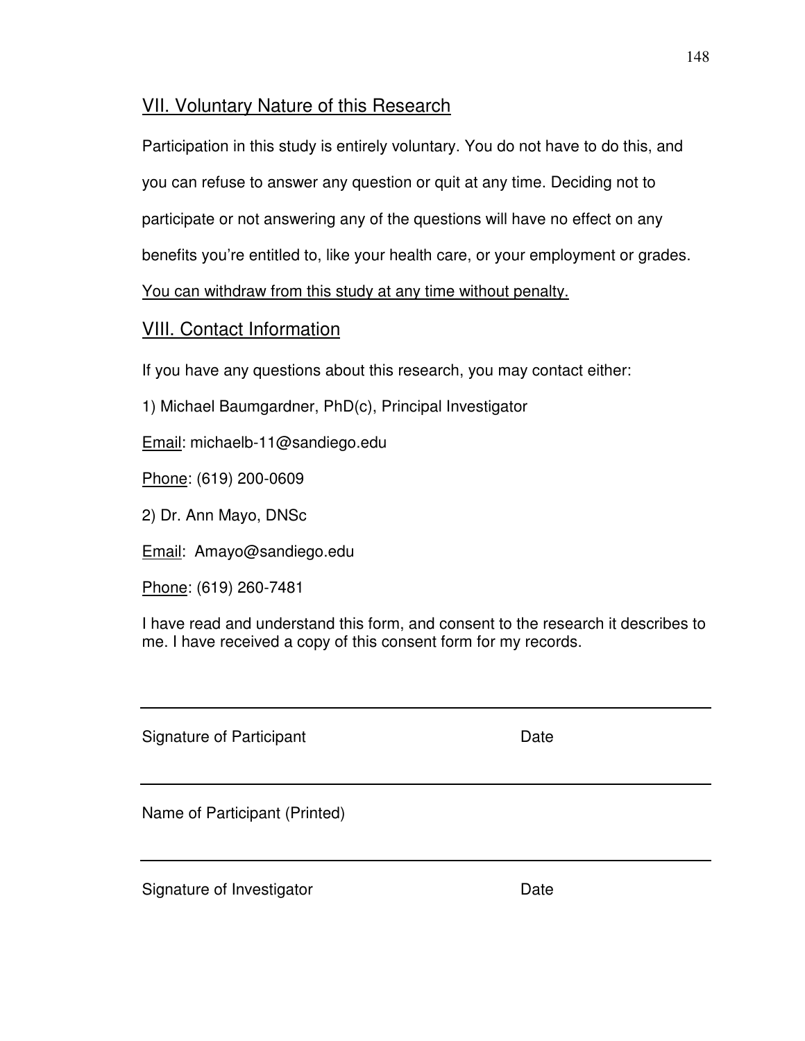## VII. Voluntary Nature of this Research

Participation in this study is entirely voluntary. You do not have to do this, and you can refuse to answer any question or quit at any time. Deciding not to participate or not answering any of the questions will have no effect on any benefits you're entitled to, like your health care, or your employment or grades. You can withdraw from this study at any time without penalty.

## VIII. Contact Information

If you have any questions about this research, you may contact either:

1) Michael Baumgardner, PhD(c), Principal Investigator

Email: michaelb-11@sandiego.edu

Phone: (619) 200-0609

2) Dr. Ann Mayo, DNSc

Email: Amayo@sandiego.edu

Phone: (619) 260-7481

I have read and understand this form, and consent to the research it describes to me. I have received a copy of this consent form for my records.

\_\_\_\_\_\_\_\_\_\_\_\_\_\_\_\_\_\_\_\_\_\_\_\_\_\_\_\_\_\_\_\_\_\_\_\_\_\_\_\_\_\_\_\_\_\_\_\_\_\_\_\_\_\_\_\_\_\_

Signature of Participant                                        Date

\_\_\_\_\_\_\_\_\_\_\_\_\_\_\_\_\_\_\_\_\_\_\_\_\_\_\_\_\_\_\_\_\_\_\_\_\_\_\_\_\_\_\_\_\_\_\_\_\_\_\_\_\_\_\_\_\_\_

Name of Participant (Printed)

\_\_\_\_\_\_\_\_\_\_\_\_\_\_\_\_\_\_\_\_\_\_\_\_\_\_\_\_\_\_\_\_\_\_\_\_\_\_\_\_\_\_\_\_\_\_\_\_\_\_\_\_\_\_\_\_\_\_

Signature of Investigator                                        Date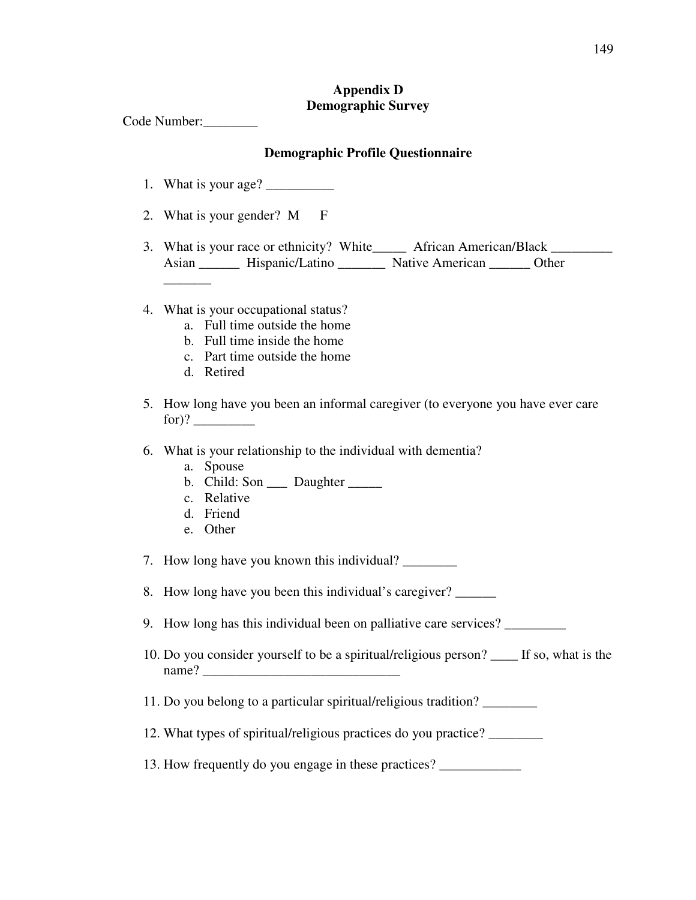# Appendix D
# Demographic Survey

Code Number:________

## Demographic Profile Questionnaire

1. What is your age? __________

2. What is your gender? M F

3. What is your race or ethnicity? White_____ African American/Black _________ Asian ______ Hispanic/Latino _______ Native American ______ Other _______

4. What is your occupational status?
   a. Full time outside the home
   b. Full time inside the home
   c. Part time outside the home
   d. Retired

5. How long have you been an informal caregiver (to everyone you have ever care for)? _________

6. What is your relationship to the individual with dementia?
   a. Spouse
   b. Child: Son ___ Daughter _____
   c. Relative
   d. Friend
   e. Other

7. How long have you known this individual? ________

8. How long have you been this individual's caregiver? ______

9. How long has this individual been on palliative care services? _________

10. Do you consider yourself to be a spiritual/religious person? ____ If so, what is the name? _____________________________

11. Do you belong to a particular spiritual/religious tradition? ________

12. What types of spiritual/religious practices do you practice? ________

13. How frequently do you engage in these practices? ____________